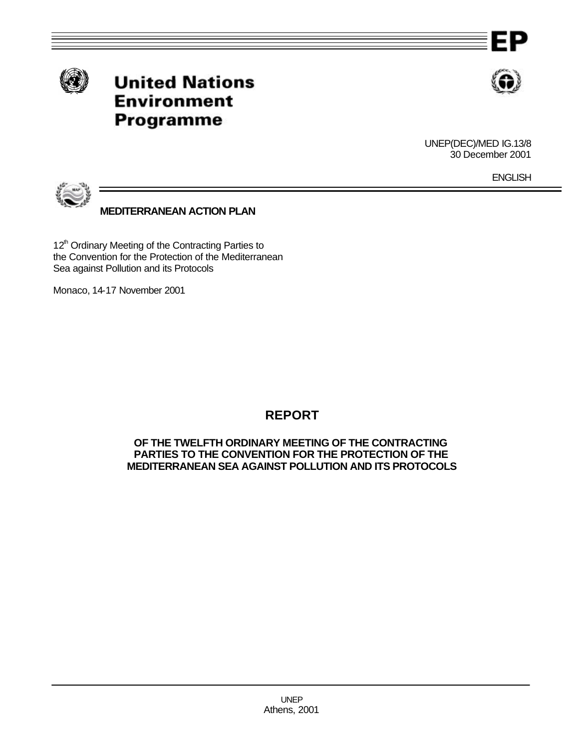EP

**United Nations Environment Programme**

UNEP(DEC)/MED IG.13/8
30 December 2001

ENGLISH

**MEDITERRANEAN ACTION PLAN**

12th Ordinary Meeting of the Contracting Parties to the Convention for the Protection of the Mediterranean Sea against Pollution and its Protocols

Monaco, 14-17 November 2001

# REPORT

## OF THE TWELFTH ORDINARY MEETING OF THE CONTRACTING PARTIES TO THE CONVENTION FOR THE PROTECTION OF THE MEDITERRANEAN SEA AGAINST POLLUTION AND ITS PROTOCOLS

UNEP
Athens, 2001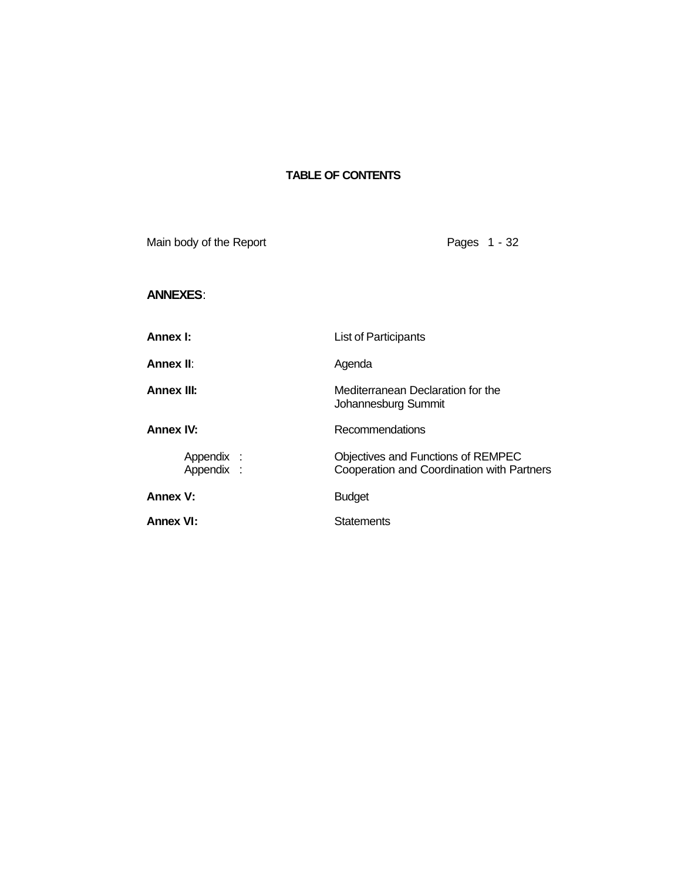# TABLE OF CONTENTS

Main body of the Report Pages 1 - 32

**ANNEXES**:

| | |
|---|---|
| **Annex I:** | List of Participants |
| **Annex II**: | Agenda |
| **Annex III:** | Mediterranean Declaration for the Johannesburg Summit |
| **Annex IV:** | Recommendations |
| Appendix : | Objectives and Functions of REMPEC |
| Appendix : | Cooperation and Coordination with Partners |
| **Annex V:** | Budget |
| **Annex VI:** | Statements |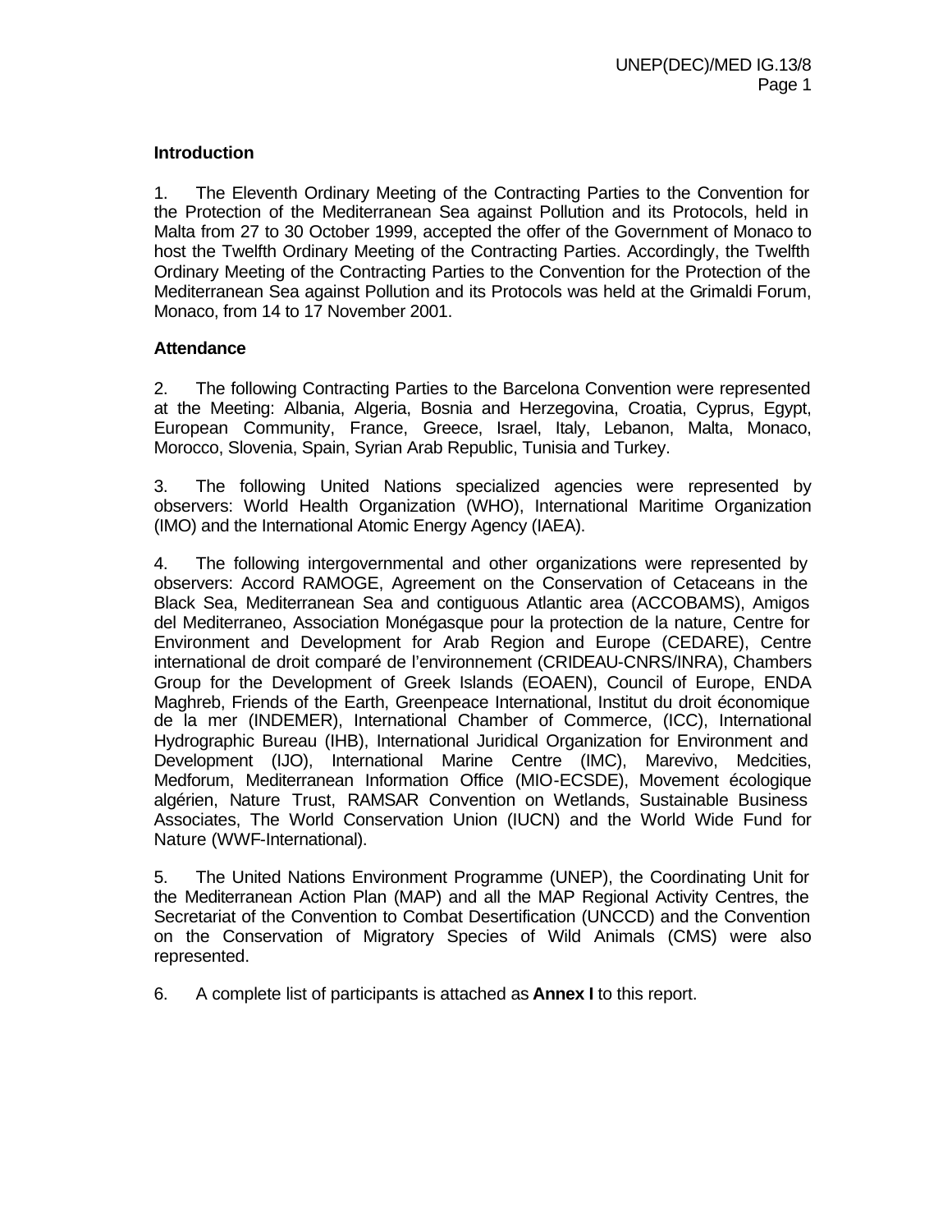## Introduction

1. The Eleventh Ordinary Meeting of the Contracting Parties to the Convention for the Protection of the Mediterranean Sea against Pollution and its Protocols, held in Malta from 27 to 30 October 1999, accepted the offer of the Government of Monaco to host the Twelfth Ordinary Meeting of the Contracting Parties. Accordingly, the Twelfth Ordinary Meeting of the Contracting Parties to the Convention for the Protection of the Mediterranean Sea against Pollution and its Protocols was held at the Grimaldi Forum, Monaco, from 14 to 17 November 2001.

## Attendance

2. The following Contracting Parties to the Barcelona Convention were represented at the Meeting: Albania, Algeria, Bosnia and Herzegovina, Croatia, Cyprus, Egypt, European Community, France, Greece, Israel, Italy, Lebanon, Malta, Monaco, Morocco, Slovenia, Spain, Syrian Arab Republic, Tunisia and Turkey.

3. The following United Nations specialized agencies were represented by observers: World Health Organization (WHO), International Maritime Organization (IMO) and the International Atomic Energy Agency (IAEA).

4. The following intergovernmental and other organizations were represented by observers: Accord RAMOGE, Agreement on the Conservation of Cetaceans in the Black Sea, Mediterranean Sea and contiguous Atlantic area (ACCOBAMS), Amigos del Mediterraneo, Association Monégasque pour la protection de la nature, Centre for Environment and Development for Arab Region and Europe (CEDARE), Centre international de droit comparé de l'environnement (CRIDEAU-CNRS/INRA), Chambers Group for the Development of Greek Islands (EOAEN), Council of Europe, ENDA Maghreb, Friends of the Earth, Greenpeace International, Institut du droit économique de la mer (INDEMER), International Chamber of Commerce, (ICC), International Hydrographic Bureau (IHB), International Juridical Organization for Environment and Development (IJO), International Marine Centre (IMC), Marevivo, Medcities, Medforum, Mediterranean Information Office (MIO-ECSDE), Movement écologique algérien, Nature Trust, RAMSAR Convention on Wetlands, Sustainable Business Associates, The World Conservation Union (IUCN) and the World Wide Fund for Nature (WWF-International).

5. The United Nations Environment Programme (UNEP), the Coordinating Unit for the Mediterranean Action Plan (MAP) and all the MAP Regional Activity Centres, the Secretariat of the Convention to Combat Desertification (UNCCD) and the Convention on the Conservation of Migratory Species of Wild Animals (CMS) were also represented.

6. A complete list of participants is attached as **Annex I** to this report.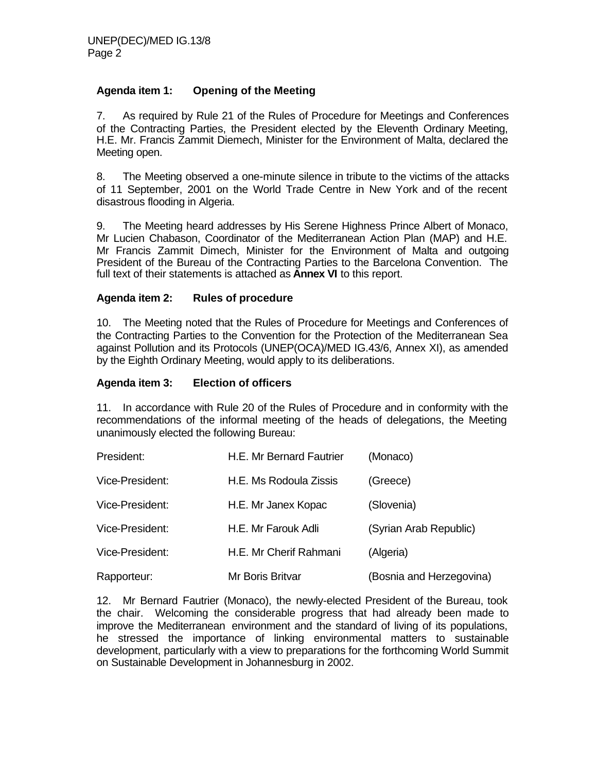**Agenda item 1: Opening of the Meeting**

7. As required by Rule 21 of the Rules of Procedure for Meetings and Conferences of the Contracting Parties, the President elected by the Eleventh Ordinary Meeting, H.E. Mr. Francis Zammit Diemech, Minister for the Environment of Malta, declared the Meeting open.

8. The Meeting observed a one-minute silence in tribute to the victims of the attacks of 11 September, 2001 on the World Trade Centre in New York and of the recent disastrous flooding in Algeria.

9. The Meeting heard addresses by His Serene Highness Prince Albert of Monaco, Mr Lucien Chabason, Coordinator of the Mediterranean Action Plan (MAP) and H.E. Mr Francis Zammit Dimech, Minister for the Environment of Malta and outgoing President of the Bureau of the Contracting Parties to the Barcelona Convention. The full text of their statements is attached as **Annex VI** to this report.

**Agenda item 2: Rules of procedure**

10. The Meeting noted that the Rules of Procedure for Meetings and Conferences of the Contracting Parties to the Convention for the Protection of the Mediterranean Sea against Pollution and its Protocols (UNEP(OCA)/MED IG.43/6, Annex XI), as amended by the Eighth Ordinary Meeting, would apply to its deliberations.

**Agenda item 3: Election of officers**

11. In accordance with Rule 20 of the Rules of Procedure and in conformity with the recommendations of the informal meeting of the heads of delegations, the Meeting unanimously elected the following Bureau:

| | | |
|---|---|---|
| President: | H.E. Mr Bernard Fautrier | (Monaco) |
| Vice-President: | H.E. Ms Rodoula Zissis | (Greece) |
| Vice-President: | H.E. Mr Janex Kopac | (Slovenia) |
| Vice-President: | H.E. Mr Farouk Adli | (Syrian Arab Republic) |
| Vice-President: | H.E. Mr Cherif Rahmani | (Algeria) |
| Rapporteur: | Mr Boris Britvar | (Bosnia and Herzegovina) |

12. Mr Bernard Fautrier (Monaco), the newly-elected President of the Bureau, took the chair. Welcoming the considerable progress that had already been made to improve the Mediterranean environment and the standard of living of its populations, he stressed the importance of linking environmental matters to sustainable development, particularly with a view to preparations for the forthcoming World Summit on Sustainable Development in Johannesburg in 2002.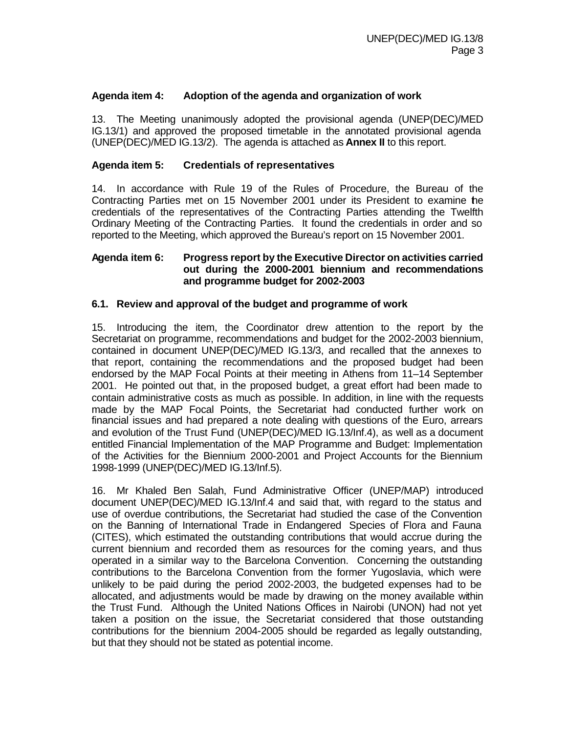**Agenda item 4: Adoption of the agenda and organization of work**

13. The Meeting unanimously adopted the provisional agenda (UNEP(DEC)/MED IG.13/1) and approved the proposed timetable in the annotated provisional agenda (UNEP(DEC)/MED IG.13/2). The agenda is attached as **Annex II** to this report.

**Agenda item 5: Credentials of representatives**

14. In accordance with Rule 19 of the Rules of Procedure, the Bureau of the Contracting Parties met on 15 November 2001 under its President to examine the credentials of the representatives of the Contracting Parties attending the Twelfth Ordinary Meeting of the Contracting Parties. It found the credentials in order and so reported to the Meeting, which approved the Bureau's report on 15 November 2001.

**Agenda item 6: Progress report by the Executive Director on activities carried out during the 2000-2001 biennium and recommendations and programme budget for 2002-2003**

**6.1. Review and approval of the budget and programme of work**

15. Introducing the item, the Coordinator drew attention to the report by the Secretariat on programme, recommendations and budget for the 2002-2003 biennium, contained in document UNEP(DEC)/MED IG.13/3, and recalled that the annexes to that report, containing the recommendations and the proposed budget had been endorsed by the MAP Focal Points at their meeting in Athens from 11–14 September 2001. He pointed out that, in the proposed budget, a great effort had been made to contain administrative costs as much as possible. In addition, in line with the requests made by the MAP Focal Points, the Secretariat had conducted further work on financial issues and had prepared a note dealing with questions of the Euro, arrears and evolution of the Trust Fund (UNEP(DEC)/MED IG.13/Inf.4), as well as a document entitled Financial Implementation of the MAP Programme and Budget: Implementation of the Activities for the Biennium 2000-2001 and Project Accounts for the Biennium 1998-1999 (UNEP(DEC)/MED IG.13/Inf.5).

16. Mr Khaled Ben Salah, Fund Administrative Officer (UNEP/MAP) introduced document UNEP(DEC)/MED IG.13/Inf.4 and said that, with regard to the status and use of overdue contributions, the Secretariat had studied the case of the Convention on the Banning of International Trade in Endangered Species of Flora and Fauna (CITES), which estimated the outstanding contributions that would accrue during the current biennium and recorded them as resources for the coming years, and thus operated in a similar way to the Barcelona Convention. Concerning the outstanding contributions to the Barcelona Convention from the former Yugoslavia, which were unlikely to be paid during the period 2002-2003, the budgeted expenses had to be allocated, and adjustments would be made by drawing on the money available within the Trust Fund. Although the United Nations Offices in Nairobi (UNON) had not yet taken a position on the issue, the Secretariat considered that those outstanding contributions for the biennium 2004-2005 should be regarded as legally outstanding, but that they should not be stated as potential income.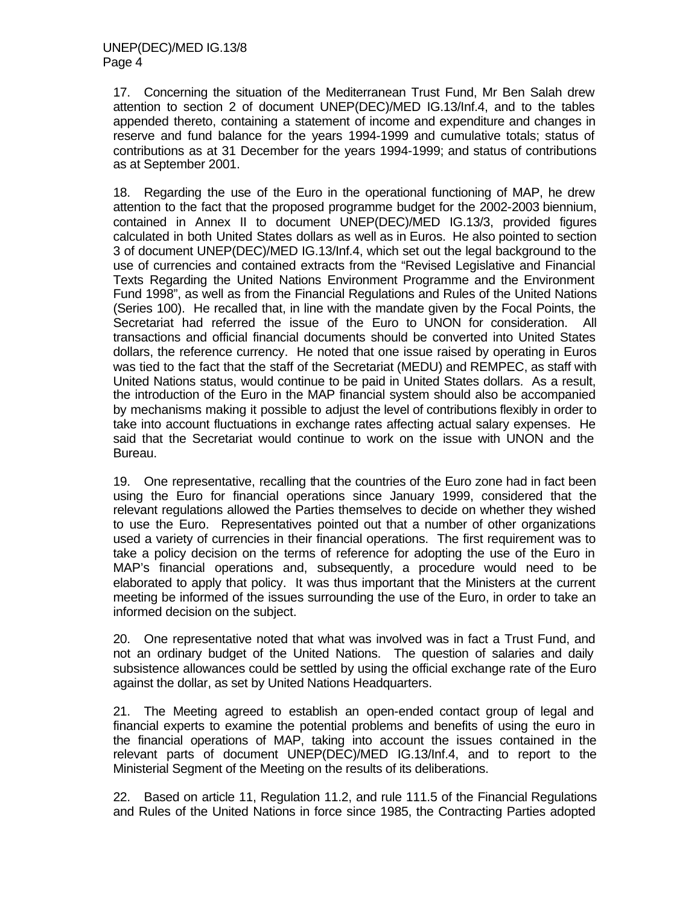17. Concerning the situation of the Mediterranean Trust Fund, Mr Ben Salah drew attention to section 2 of document UNEP(DEC)/MED IG.13/Inf.4, and to the tables appended thereto, containing a statement of income and expenditure and changes in reserve and fund balance for the years 1994-1999 and cumulative totals; status of contributions as at 31 December for the years 1994-1999; and status of contributions as at September 2001.

18. Regarding the use of the Euro in the operational functioning of MAP, he drew attention to the fact that the proposed programme budget for the 2002-2003 biennium, contained in Annex II to document UNEP(DEC)/MED IG.13/3, provided figures calculated in both United States dollars as well as in Euros. He also pointed to section 3 of document UNEP(DEC)/MED IG.13/Inf.4, which set out the legal background to the use of currencies and contained extracts from the "Revised Legislative and Financial Texts Regarding the United Nations Environment Programme and the Environment Fund 1998", as well as from the Financial Regulations and Rules of the United Nations (Series 100). He recalled that, in line with the mandate given by the Focal Points, the Secretariat had referred the issue of the Euro to UNON for consideration. All transactions and official financial documents should be converted into United States dollars, the reference currency. He noted that one issue raised by operating in Euros was tied to the fact that the staff of the Secretariat (MEDU) and REMPEC, as staff with United Nations status, would continue to be paid in United States dollars. As a result, the introduction of the Euro in the MAP financial system should also be accompanied by mechanisms making it possible to adjust the level of contributions flexibly in order to take into account fluctuations in exchange rates affecting actual salary expenses. He said that the Secretariat would continue to work on the issue with UNON and the Bureau.

19. One representative, recalling that the countries of the Euro zone had in fact been using the Euro for financial operations since January 1999, considered that the relevant regulations allowed the Parties themselves to decide on whether they wished to use the Euro. Representatives pointed out that a number of other organizations used a variety of currencies in their financial operations. The first requirement was to take a policy decision on the terms of reference for adopting the use of the Euro in MAP's financial operations and, subsequently, a procedure would need to be elaborated to apply that policy. It was thus important that the Ministers at the current meeting be informed of the issues surrounding the use of the Euro, in order to take an informed decision on the subject.

20. One representative noted that what was involved was in fact a Trust Fund, and not an ordinary budget of the United Nations. The question of salaries and daily subsistence allowances could be settled by using the official exchange rate of the Euro against the dollar, as set by United Nations Headquarters.

21. The Meeting agreed to establish an open-ended contact group of legal and financial experts to examine the potential problems and benefits of using the euro in the financial operations of MAP, taking into account the issues contained in the relevant parts of document UNEP(DEC)/MED IG.13/Inf.4, and to report to the Ministerial Segment of the Meeting on the results of its deliberations.

22. Based on article 11, Regulation 11.2, and rule 111.5 of the Financial Regulations and Rules of the United Nations in force since 1985, the Contracting Parties adopted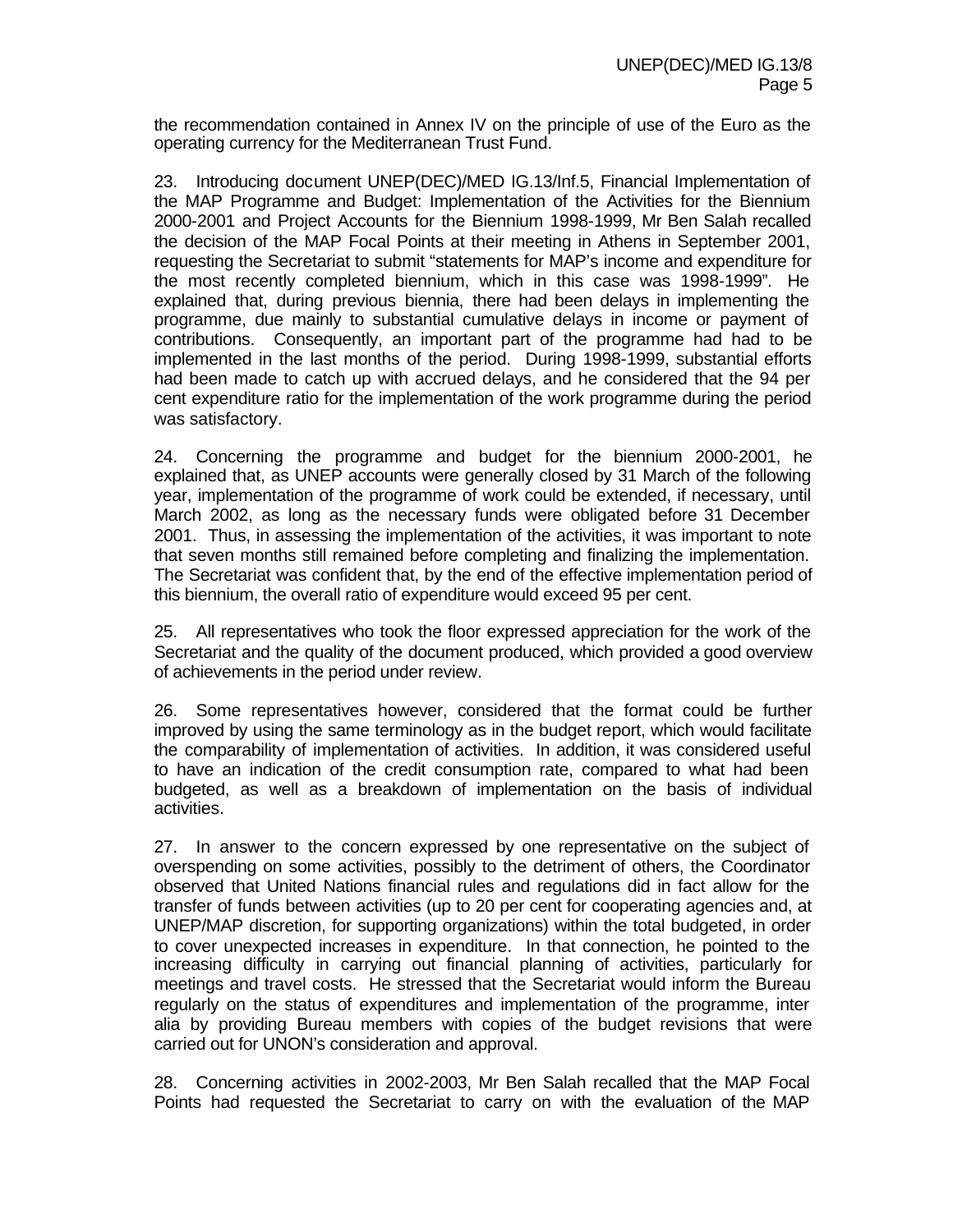the recommendation contained in Annex IV on the principle of use of the Euro as the operating currency for the Mediterranean Trust Fund.

23. Introducing document UNEP(DEC)/MED IG.13/Inf.5, Financial Implementation of the MAP Programme and Budget: Implementation of the Activities for the Biennium 2000-2001 and Project Accounts for the Biennium 1998-1999, Mr Ben Salah recalled the decision of the MAP Focal Points at their meeting in Athens in September 2001, requesting the Secretariat to submit "statements for MAP's income and expenditure for the most recently completed biennium, which in this case was 1998-1999". He explained that, during previous biennia, there had been delays in implementing the programme, due mainly to substantial cumulative delays in income or payment of contributions. Consequently, an important part of the programme had had to be implemented in the last months of the period. During 1998-1999, substantial efforts had been made to catch up with accrued delays, and he considered that the 94 per cent expenditure ratio for the implementation of the work programme during the period was satisfactory.

24. Concerning the programme and budget for the biennium 2000-2001, he explained that, as UNEP accounts were generally closed by 31 March of the following year, implementation of the programme of work could be extended, if necessary, until March 2002, as long as the necessary funds were obligated before 31 December 2001. Thus, in assessing the implementation of the activities, it was important to note that seven months still remained before completing and finalizing the implementation. The Secretariat was confident that, by the end of the effective implementation period of this biennium, the overall ratio of expenditure would exceed 95 per cent.

25. All representatives who took the floor expressed appreciation for the work of the Secretariat and the quality of the document produced, which provided a good overview of achievements in the period under review.

26. Some representatives however, considered that the format could be further improved by using the same terminology as in the budget report, which would facilitate the comparability of implementation of activities. In addition, it was considered useful to have an indication of the credit consumption rate, compared to what had been budgeted, as well as a breakdown of implementation on the basis of individual activities.

27. In answer to the concern expressed by one representative on the subject of overspending on some activities, possibly to the detriment of others, the Coordinator observed that United Nations financial rules and regulations did in fact allow for the transfer of funds between activities (up to 20 per cent for cooperating agencies and, at UNEP/MAP discretion, for supporting organizations) within the total budgeted, in order to cover unexpected increases in expenditure. In that connection, he pointed to the increasing difficulty in carrying out financial planning of activities, particularly for meetings and travel costs. He stressed that the Secretariat would inform the Bureau regularly on the status of expenditures and implementation of the programme, inter alia by providing Bureau members with copies of the budget revisions that were carried out for UNON's consideration and approval.

28. Concerning activities in 2002-2003, Mr Ben Salah recalled that the MAP Focal Points had requested the Secretariat to carry on with the evaluation of the MAP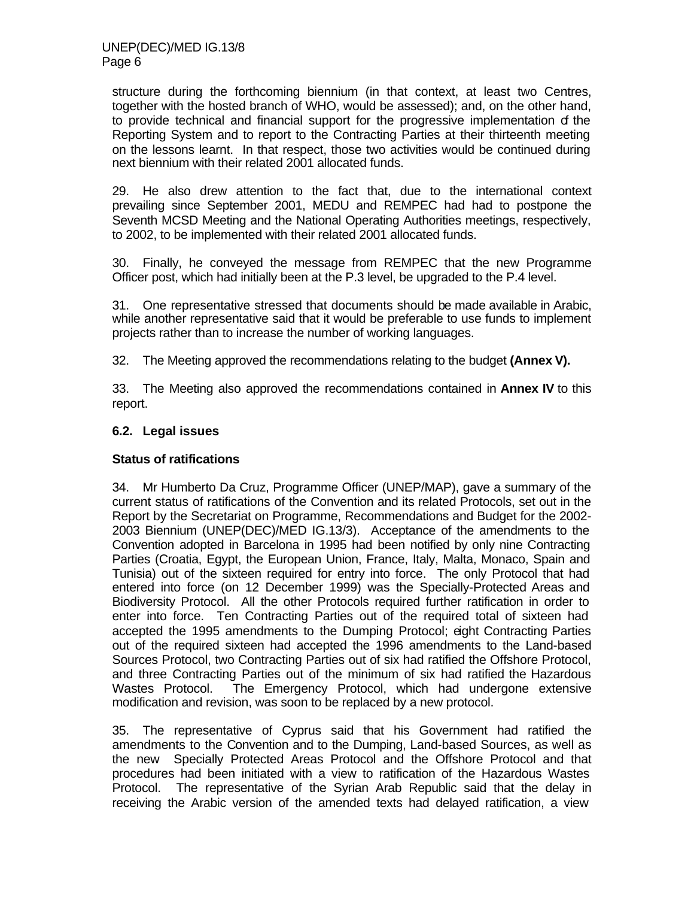structure during the forthcoming biennium (in that context, at least two Centres, together with the hosted branch of WHO, would be assessed); and, on the other hand, to provide technical and financial support for the progressive implementation of the Reporting System and to report to the Contracting Parties at their thirteenth meeting on the lessons learnt. In that respect, those two activities would be continued during next biennium with their related 2001 allocated funds.

29. He also drew attention to the fact that, due to the international context prevailing since September 2001, MEDU and REMPEC had had to postpone the Seventh MCSD Meeting and the National Operating Authorities meetings, respectively, to 2002, to be implemented with their related 2001 allocated funds.

30. Finally, he conveyed the message from REMPEC that the new Programme Officer post, which had initially been at the P.3 level, be upgraded to the P.4 level.

31. One representative stressed that documents should be made available in Arabic, while another representative said that it would be preferable to use funds to implement projects rather than to increase the number of working languages.

32. The Meeting approved the recommendations relating to the budget **(Annex V).**

33. The Meeting also approved the recommendations contained in **Annex IV** to this report.

### 6.2. Legal issues

**Status of ratifications**

34. Mr Humberto Da Cruz, Programme Officer (UNEP/MAP), gave a summary of the current status of ratifications of the Convention and its related Protocols, set out in the Report by the Secretariat on Programme, Recommendations and Budget for the 2002-2003 Biennium (UNEP(DEC)/MED IG.13/3). Acceptance of the amendments to the Convention adopted in Barcelona in 1995 had been notified by only nine Contracting Parties (Croatia, Egypt, the European Union, France, Italy, Malta, Monaco, Spain and Tunisia) out of the sixteen required for entry into force. The only Protocol that had entered into force (on 12 December 1999) was the Specially-Protected Areas and Biodiversity Protocol. All the other Protocols required further ratification in order to enter into force. Ten Contracting Parties out of the required total of sixteen had accepted the 1995 amendments to the Dumping Protocol; eight Contracting Parties out of the required sixteen had accepted the 1996 amendments to the Land-based Sources Protocol, two Contracting Parties out of six had ratified the Offshore Protocol, and three Contracting Parties out of the minimum of six had ratified the Hazardous Wastes Protocol. The Emergency Protocol, which had undergone extensive modification and revision, was soon to be replaced by a new protocol.

35. The representative of Cyprus said that his Government had ratified the amendments to the Convention and to the Dumping, Land-based Sources, as well as the new Specially Protected Areas Protocol and the Offshore Protocol and that procedures had been initiated with a view to ratification of the Hazardous Wastes Protocol. The representative of the Syrian Arab Republic said that the delay in receiving the Arabic version of the amended texts had delayed ratification, a view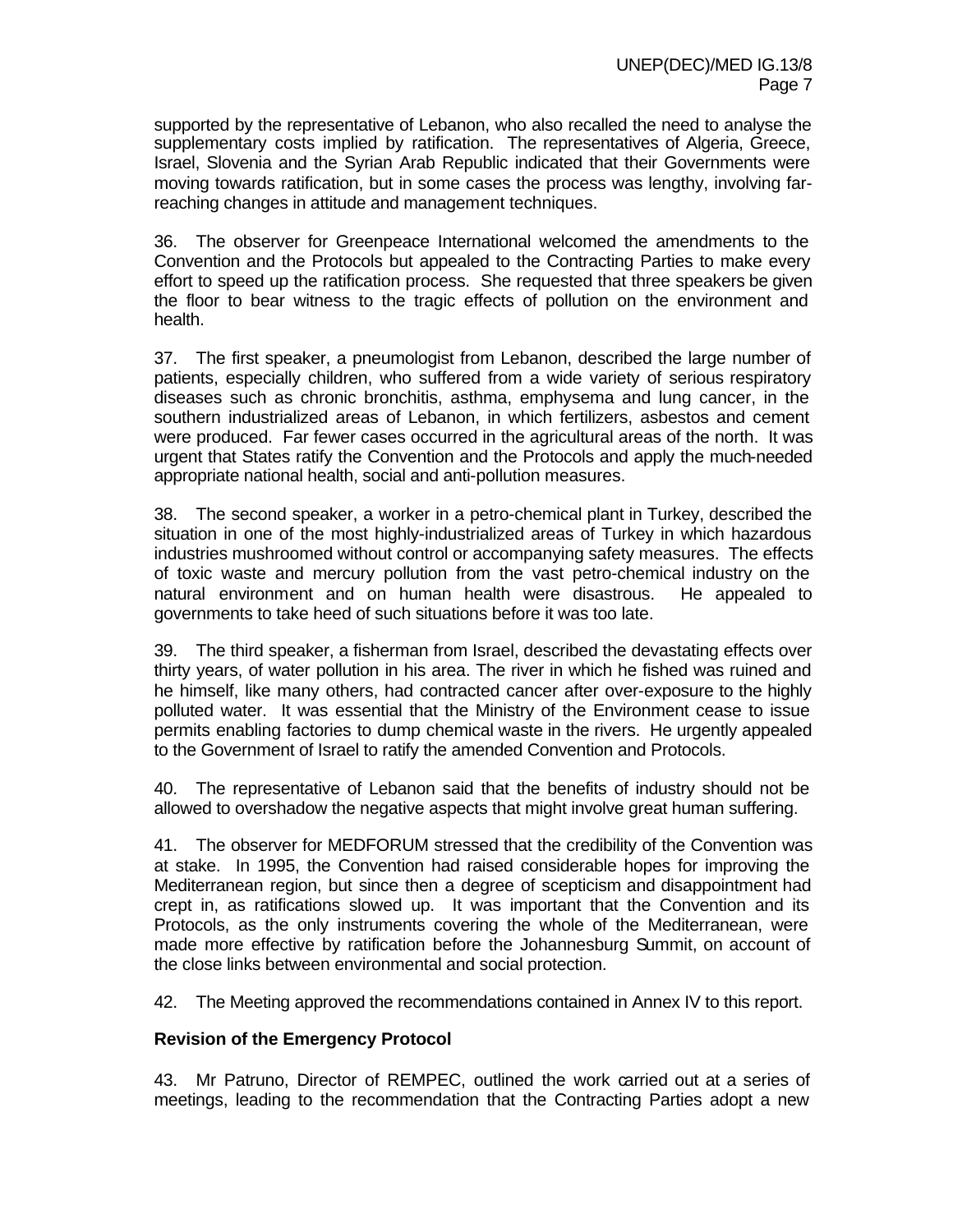supported by the representative of Lebanon, who also recalled the need to analyse the supplementary costs implied by ratification. The representatives of Algeria, Greece, Israel, Slovenia and the Syrian Arab Republic indicated that their Governments were moving towards ratification, but in some cases the process was lengthy, involving far-reaching changes in attitude and management techniques.

36. The observer for Greenpeace International welcomed the amendments to the Convention and the Protocols but appealed to the Contracting Parties to make every effort to speed up the ratification process. She requested that three speakers be given the floor to bear witness to the tragic effects of pollution on the environment and health.

37. The first speaker, a pneumologist from Lebanon, described the large number of patients, especially children, who suffered from a wide variety of serious respiratory diseases such as chronic bronchitis, asthma, emphysema and lung cancer, in the southern industrialized areas of Lebanon, in which fertilizers, asbestos and cement were produced. Far fewer cases occurred in the agricultural areas of the north. It was urgent that States ratify the Convention and the Protocols and apply the much-needed appropriate national health, social and anti-pollution measures.

38. The second speaker, a worker in a petro-chemical plant in Turkey, described the situation in one of the most highly-industrialized areas of Turkey in which hazardous industries mushroomed without control or accompanying safety measures. The effects of toxic waste and mercury pollution from the vast petro-chemical industry on the natural environment and on human health were disastrous. He appealed to governments to take heed of such situations before it was too late.

39. The third speaker, a fisherman from Israel, described the devastating effects over thirty years, of water pollution in his area. The river in which he fished was ruined and he himself, like many others, had contracted cancer after over-exposure to the highly polluted water. It was essential that the Ministry of the Environment cease to issue permits enabling factories to dump chemical waste in the rivers. He urgently appealed to the Government of Israel to ratify the amended Convention and Protocols.

40. The representative of Lebanon said that the benefits of industry should not be allowed to overshadow the negative aspects that might involve great human suffering.

41. The observer for MEDFORUM stressed that the credibility of the Convention was at stake. In 1995, the Convention had raised considerable hopes for improving the Mediterranean region, but since then a degree of scepticism and disappointment had crept in, as ratifications slowed up. It was important that the Convention and its Protocols, as the only instruments covering the whole of the Mediterranean, were made more effective by ratification before the Johannesburg Summit, on account of the close links between environmental and social protection.

42. The Meeting approved the recommendations contained in Annex IV to this report.

**Revision of the Emergency Protocol**

43. Mr Patruno, Director of REMPEC, outlined the work carried out at a series of meetings, leading to the recommendation that the Contracting Parties adopt a new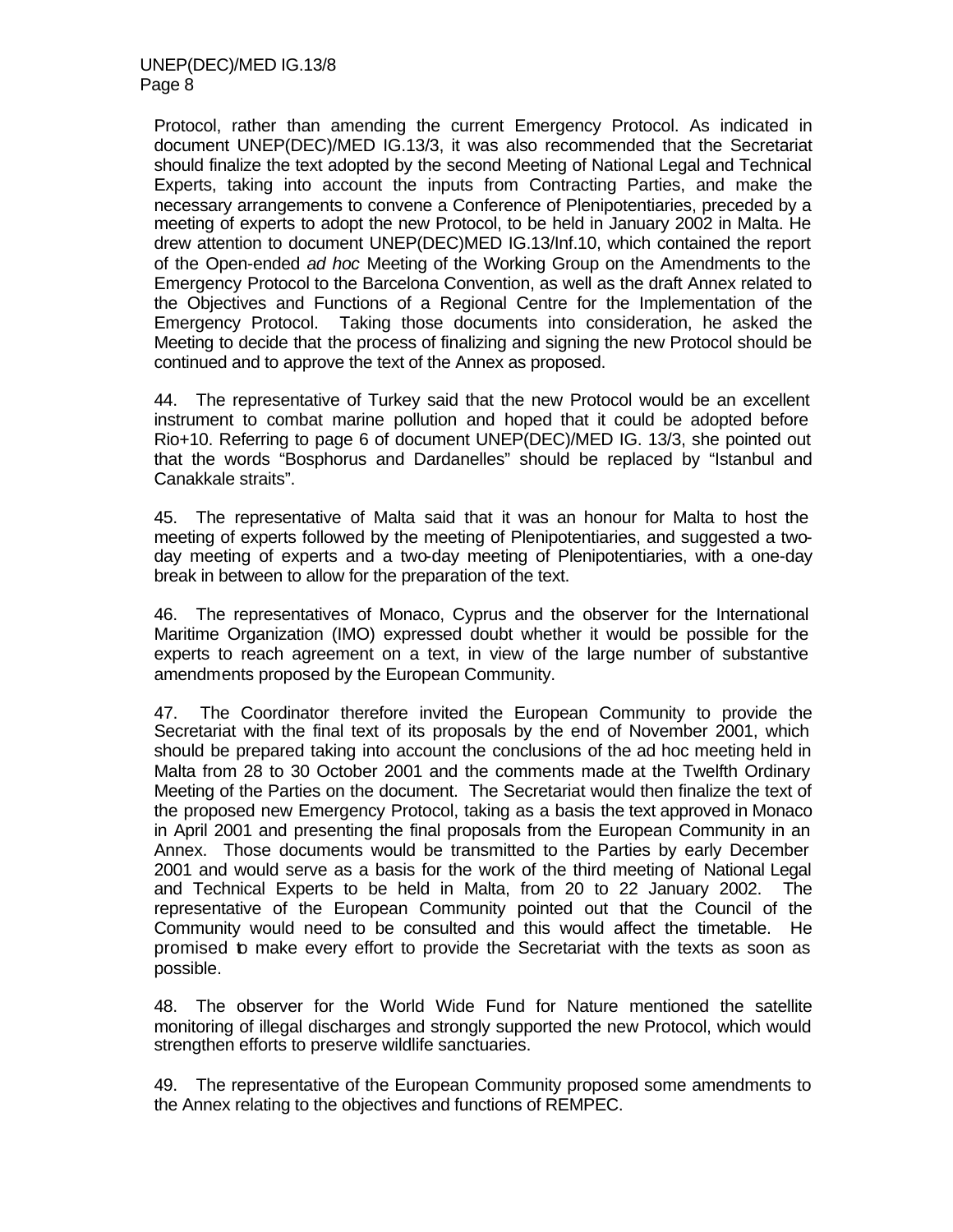Protocol, rather than amending the current Emergency Protocol. As indicated in document UNEP(DEC)/MED IG.13/3, it was also recommended that the Secretariat should finalize the text adopted by the second Meeting of National Legal and Technical Experts, taking into account the inputs from Contracting Parties, and make the necessary arrangements to convene a Conference of Plenipotentiaries, preceded by a meeting of experts to adopt the new Protocol, to be held in January 2002 in Malta. He drew attention to document UNEP(DEC)MED IG.13/Inf.10, which contained the report of the Open-ended *ad hoc* Meeting of the Working Group on the Amendments to the Emergency Protocol to the Barcelona Convention, as well as the draft Annex related to the Objectives and Functions of a Regional Centre for the Implementation of the Emergency Protocol. Taking those documents into consideration, he asked the Meeting to decide that the process of finalizing and signing the new Protocol should be continued and to approve the text of the Annex as proposed.

44. The representative of Turkey said that the new Protocol would be an excellent instrument to combat marine pollution and hoped that it could be adopted before Rio+10. Referring to page 6 of document UNEP(DEC)/MED IG. 13/3, she pointed out that the words "Bosphorus and Dardanelles" should be replaced by "Istanbul and Canakkale straits".

45. The representative of Malta said that it was an honour for Malta to host the meeting of experts followed by the meeting of Plenipotentiaries, and suggested a two-day meeting of experts and a two-day meeting of Plenipotentiaries, with a one-day break in between to allow for the preparation of the text.

46. The representatives of Monaco, Cyprus and the observer for the International Maritime Organization (IMO) expressed doubt whether it would be possible for the experts to reach agreement on a text, in view of the large number of substantive amendments proposed by the European Community.

47. The Coordinator therefore invited the European Community to provide the Secretariat with the final text of its proposals by the end of November 2001, which should be prepared taking into account the conclusions of the ad hoc meeting held in Malta from 28 to 30 October 2001 and the comments made at the Twelfth Ordinary Meeting of the Parties on the document. The Secretariat would then finalize the text of the proposed new Emergency Protocol, taking as a basis the text approved in Monaco in April 2001 and presenting the final proposals from the European Community in an Annex. Those documents would be transmitted to the Parties by early December 2001 and would serve as a basis for the work of the third meeting of National Legal and Technical Experts to be held in Malta, from 20 to 22 January 2002. The representative of the European Community pointed out that the Council of the Community would need to be consulted and this would affect the timetable. He promised to make every effort to provide the Secretariat with the texts as soon as possible.

48. The observer for the World Wide Fund for Nature mentioned the satellite monitoring of illegal discharges and strongly supported the new Protocol, which would strengthen efforts to preserve wildlife sanctuaries.

49. The representative of the European Community proposed some amendments to the Annex relating to the objectives and functions of REMPEC.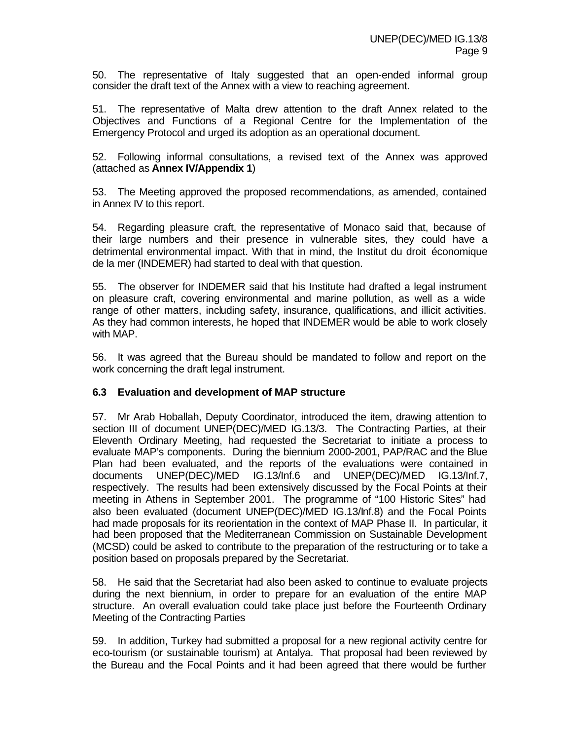50. The representative of Italy suggested that an open-ended informal group consider the draft text of the Annex with a view to reaching agreement.

51. The representative of Malta drew attention to the draft Annex related to the Objectives and Functions of a Regional Centre for the Implementation of the Emergency Protocol and urged its adoption as an operational document.

52. Following informal consultations, a revised text of the Annex was approved (attached as **Annex IV/Appendix 1**)

53. The Meeting approved the proposed recommendations, as amended, contained in Annex IV to this report.

54. Regarding pleasure craft, the representative of Monaco said that, because of their large numbers and their presence in vulnerable sites, they could have a detrimental environmental impact. With that in mind, the Institut du droit économique de la mer (INDEMER) had started to deal with that question.

55. The observer for INDEMER said that his Institute had drafted a legal instrument on pleasure craft, covering environmental and marine pollution, as well as a wide range of other matters, including safety, insurance, qualifications, and illicit activities. As they had common interests, he hoped that INDEMER would be able to work closely with MAP.

56. It was agreed that the Bureau should be mandated to follow and report on the work concerning the draft legal instrument.

### 6.3 Evaluation and development of MAP structure

57. Mr Arab Hoballah, Deputy Coordinator, introduced the item, drawing attention to section III of document UNEP(DEC)/MED IG.13/3. The Contracting Parties, at their Eleventh Ordinary Meeting, had requested the Secretariat to initiate a process to evaluate MAP's components. During the biennium 2000-2001, PAP/RAC and the Blue Plan had been evaluated, and the reports of the evaluations were contained in documents UNEP(DEC)/MED IG.13/Inf.6 and UNEP(DEC)/MED IG.13/Inf.7, respectively. The results had been extensively discussed by the Focal Points at their meeting in Athens in September 2001. The programme of "100 Historic Sites" had also been evaluated (document UNEP(DEC)/MED IG.13/Inf.8) and the Focal Points had made proposals for its reorientation in the context of MAP Phase II. In particular, it had been proposed that the Mediterranean Commission on Sustainable Development (MCSD) could be asked to contribute to the preparation of the restructuring or to take a position based on proposals prepared by the Secretariat.

58. He said that the Secretariat had also been asked to continue to evaluate projects during the next biennium, in order to prepare for an evaluation of the entire MAP structure. An overall evaluation could take place just before the Fourteenth Ordinary Meeting of the Contracting Parties

59. In addition, Turkey had submitted a proposal for a new regional activity centre for eco-tourism (or sustainable tourism) at Antalya. That proposal had been reviewed by the Bureau and the Focal Points and it had been agreed that there would be further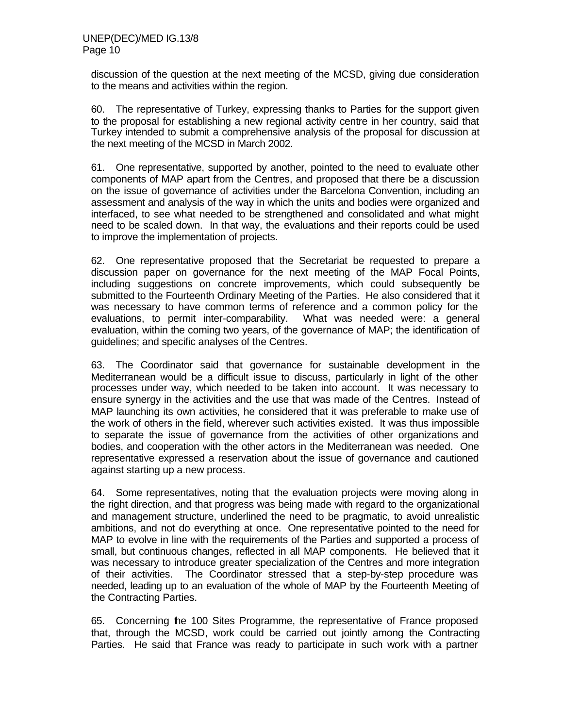discussion of the question at the next meeting of the MCSD, giving due consideration to the means and activities within the region.

60. The representative of Turkey, expressing thanks to Parties for the support given to the proposal for establishing a new regional activity centre in her country, said that Turkey intended to submit a comprehensive analysis of the proposal for discussion at the next meeting of the MCSD in March 2002.

61. One representative, supported by another, pointed to the need to evaluate other components of MAP apart from the Centres, and proposed that there be a discussion on the issue of governance of activities under the Barcelona Convention, including an assessment and analysis of the way in which the units and bodies were organized and interfaced, to see what needed to be strengthened and consolidated and what might need to be scaled down. In that way, the evaluations and their reports could be used to improve the implementation of projects.

62. One representative proposed that the Secretariat be requested to prepare a discussion paper on governance for the next meeting of the MAP Focal Points, including suggestions on concrete improvements, which could subsequently be submitted to the Fourteenth Ordinary Meeting of the Parties. He also considered that it was necessary to have common terms of reference and a common policy for the evaluations, to permit inter-comparability. What was needed were: a general evaluation, within the coming two years, of the governance of MAP; the identification of guidelines; and specific analyses of the Centres.

63. The Coordinator said that governance for sustainable development in the Mediterranean would be a difficult issue to discuss, particularly in light of the other processes under way, which needed to be taken into account. It was necessary to ensure synergy in the activities and the use that was made of the Centres. Instead of MAP launching its own activities, he considered that it was preferable to make use of the work of others in the field, wherever such activities existed. It was thus impossible to separate the issue of governance from the activities of other organizations and bodies, and cooperation with the other actors in the Mediterranean was needed. One representative expressed a reservation about the issue of governance and cautioned against starting up a new process.

64. Some representatives, noting that the evaluation projects were moving along in the right direction, and that progress was being made with regard to the organizational and management structure, underlined the need to be pragmatic, to avoid unrealistic ambitions, and not do everything at once. One representative pointed to the need for MAP to evolve in line with the requirements of the Parties and supported a process of small, but continuous changes, reflected in all MAP components. He believed that it was necessary to introduce greater specialization of the Centres and more integration of their activities. The Coordinator stressed that a step-by-step procedure was needed, leading up to an evaluation of the whole of MAP by the Fourteenth Meeting of the Contracting Parties.

65. Concerning the 100 Sites Programme, the representative of France proposed that, through the MCSD, work could be carried out jointly among the Contracting Parties. He said that France was ready to participate in such work with a partner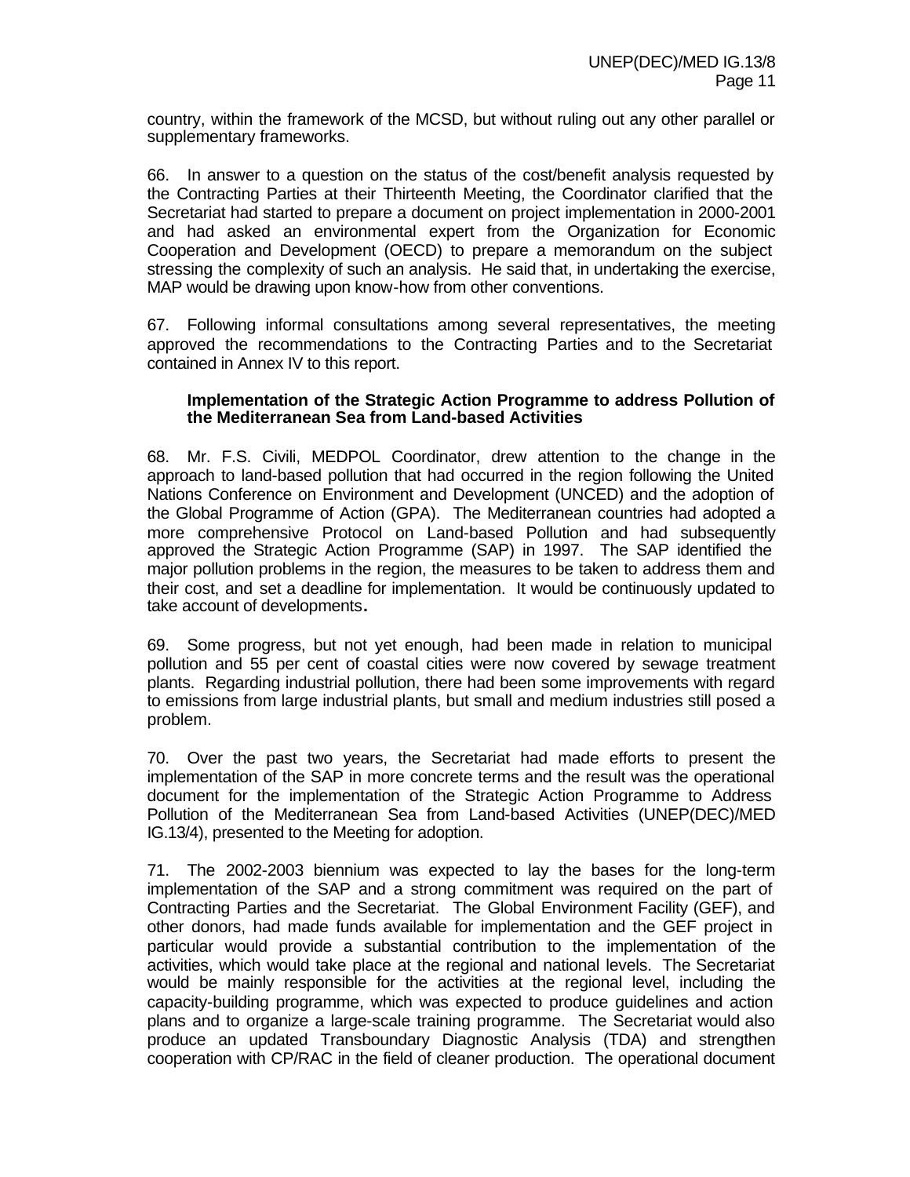country, within the framework of the MCSD, but without ruling out any other parallel or supplementary frameworks.

66. In answer to a question on the status of the cost/benefit analysis requested by the Contracting Parties at their Thirteenth Meeting, the Coordinator clarified that the Secretariat had started to prepare a document on project implementation in 2000-2001 and had asked an environmental expert from the Organization for Economic Cooperation and Development (OECD) to prepare a memorandum on the subject stressing the complexity of such an analysis. He said that, in undertaking the exercise, MAP would be drawing upon know-how from other conventions.

67. Following informal consultations among several representatives, the meeting approved the recommendations to the Contracting Parties and to the Secretariat contained in Annex IV to this report.

**Implementation of the Strategic Action Programme to address Pollution of the Mediterranean Sea from Land-based Activities**

68. Mr. F.S. Civili, MEDPOL Coordinator, drew attention to the change in the approach to land-based pollution that had occurred in the region following the United Nations Conference on Environment and Development (UNCED) and the adoption of the Global Programme of Action (GPA). The Mediterranean countries had adopted a more comprehensive Protocol on Land-based Pollution and had subsequently approved the Strategic Action Programme (SAP) in 1997. The SAP identified the major pollution problems in the region, the measures to be taken to address them and their cost, and set a deadline for implementation. It would be continuously updated to take account of developments.

69. Some progress, but not yet enough, had been made in relation to municipal pollution and 55 per cent of coastal cities were now covered by sewage treatment plants. Regarding industrial pollution, there had been some improvements with regard to emissions from large industrial plants, but small and medium industries still posed a problem.

70. Over the past two years, the Secretariat had made efforts to present the implementation of the SAP in more concrete terms and the result was the operational document for the implementation of the Strategic Action Programme to Address Pollution of the Mediterranean Sea from Land-based Activities (UNEP(DEC)/MED IG.13/4), presented to the Meeting for adoption.

71. The 2002-2003 biennium was expected to lay the bases for the long-term implementation of the SAP and a strong commitment was required on the part of Contracting Parties and the Secretariat. The Global Environment Facility (GEF), and other donors, had made funds available for implementation and the GEF project in particular would provide a substantial contribution to the implementation of the activities, which would take place at the regional and national levels. The Secretariat would be mainly responsible for the activities at the regional level, including the capacity-building programme, which was expected to produce guidelines and action plans and to organize a large-scale training programme. The Secretariat would also produce an updated Transboundary Diagnostic Analysis (TDA) and strengthen cooperation with CP/RAC in the field of cleaner production. The operational document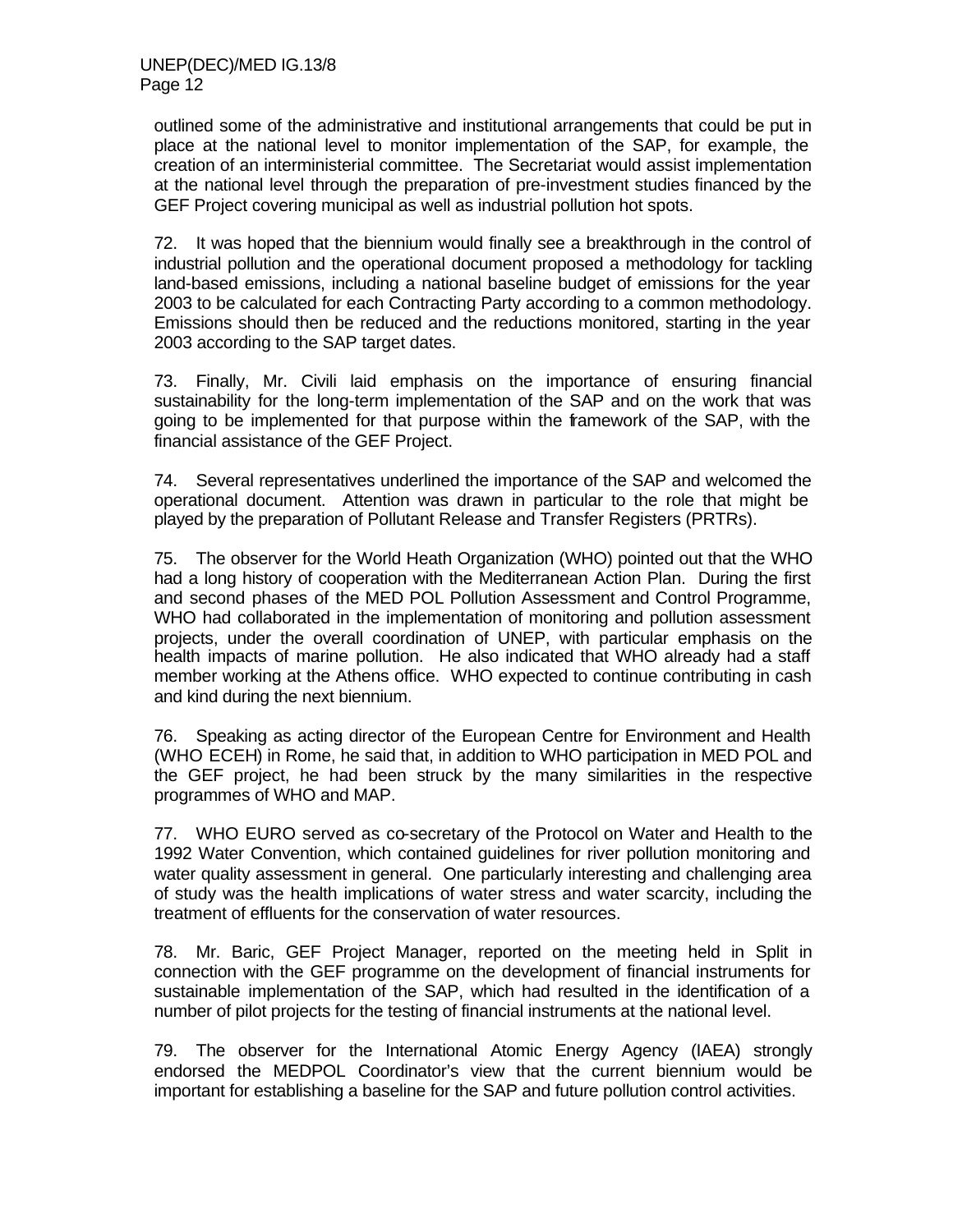outlined some of the administrative and institutional arrangements that could be put in place at the national level to monitor implementation of the SAP, for example, the creation of an interministerial committee. The Secretariat would assist implementation at the national level through the preparation of pre-investment studies financed by the GEF Project covering municipal as well as industrial pollution hot spots.

72. It was hoped that the biennium would finally see a breakthrough in the control of industrial pollution and the operational document proposed a methodology for tackling land-based emissions, including a national baseline budget of emissions for the year 2003 to be calculated for each Contracting Party according to a common methodology. Emissions should then be reduced and the reductions monitored, starting in the year 2003 according to the SAP target dates.

73. Finally, Mr. Civili laid emphasis on the importance of ensuring financial sustainability for the long-term implementation of the SAP and on the work that was going to be implemented for that purpose within the framework of the SAP, with the financial assistance of the GEF Project.

74. Several representatives underlined the importance of the SAP and welcomed the operational document. Attention was drawn in particular to the role that might be played by the preparation of Pollutant Release and Transfer Registers (PRTRs).

75. The observer for the World Heath Organization (WHO) pointed out that the WHO had a long history of cooperation with the Mediterranean Action Plan. During the first and second phases of the MED POL Pollution Assessment and Control Programme, WHO had collaborated in the implementation of monitoring and pollution assessment projects, under the overall coordination of UNEP, with particular emphasis on the health impacts of marine pollution. He also indicated that WHO already had a staff member working at the Athens office. WHO expected to continue contributing in cash and kind during the next biennium.

76. Speaking as acting director of the European Centre for Environment and Health (WHO ECEH) in Rome, he said that, in addition to WHO participation in MED POL and the GEF project, he had been struck by the many similarities in the respective programmes of WHO and MAP.

77. WHO EURO served as co-secretary of the Protocol on Water and Health to the 1992 Water Convention, which contained guidelines for river pollution monitoring and water quality assessment in general. One particularly interesting and challenging area of study was the health implications of water stress and water scarcity, including the treatment of effluents for the conservation of water resources.

78. Mr. Baric, GEF Project Manager, reported on the meeting held in Split in connection with the GEF programme on the development of financial instruments for sustainable implementation of the SAP, which had resulted in the identification of a number of pilot projects for the testing of financial instruments at the national level.

79. The observer for the International Atomic Energy Agency (IAEA) strongly endorsed the MEDPOL Coordinator's view that the current biennium would be important for establishing a baseline for the SAP and future pollution control activities.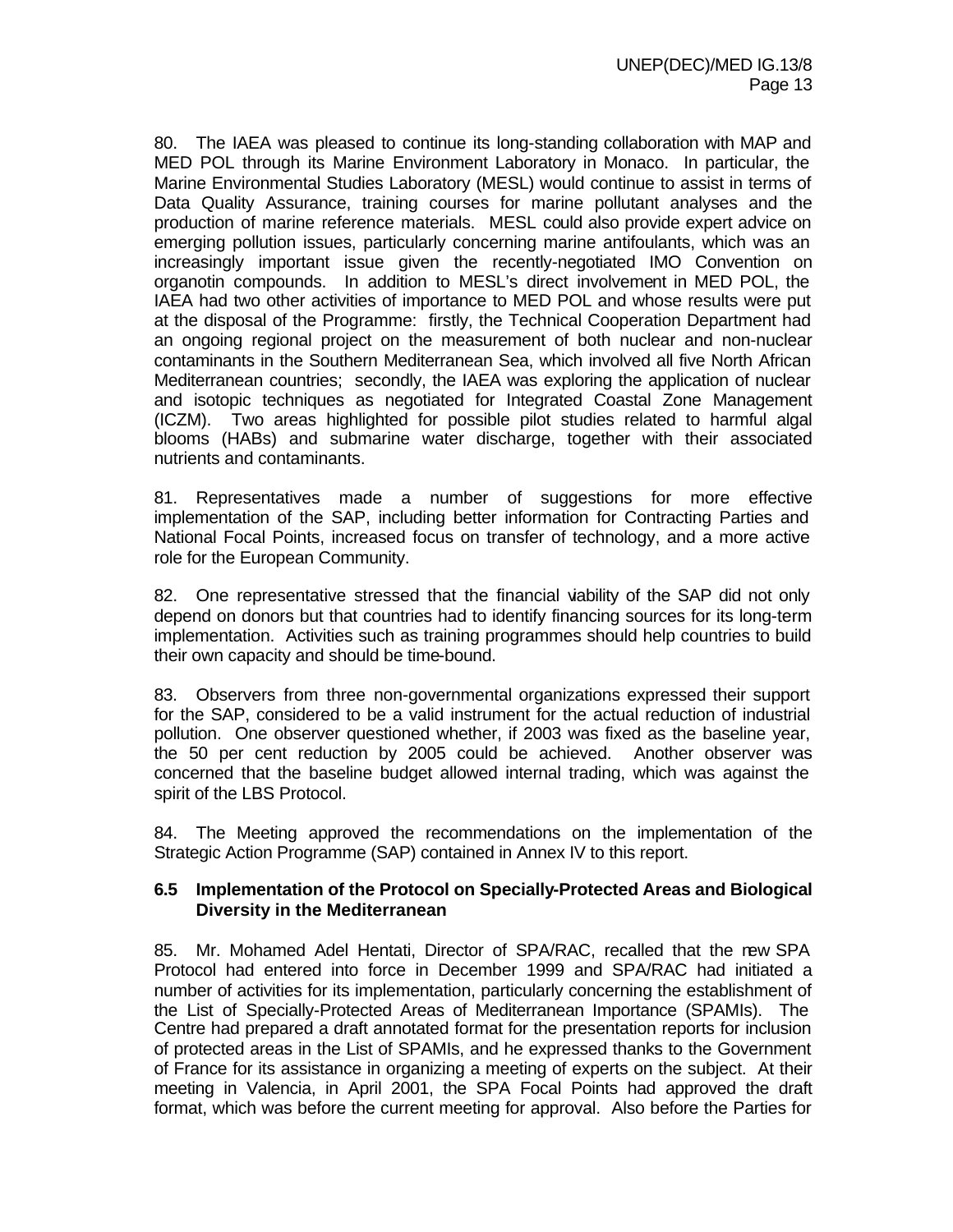80. The IAEA was pleased to continue its long-standing collaboration with MAP and MED POL through its Marine Environment Laboratory in Monaco. In particular, the Marine Environmental Studies Laboratory (MESL) would continue to assist in terms of Data Quality Assurance, training courses for marine pollutant analyses and the production of marine reference materials. MESL could also provide expert advice on emerging pollution issues, particularly concerning marine antifoulants, which was an increasingly important issue given the recently-negotiated IMO Convention on organotin compounds. In addition to MESL's direct involvement in MED POL, the IAEA had two other activities of importance to MED POL and whose results were put at the disposal of the Programme: firstly, the Technical Cooperation Department had an ongoing regional project on the measurement of both nuclear and non-nuclear contaminants in the Southern Mediterranean Sea, which involved all five North African Mediterranean countries; secondly, the IAEA was exploring the application of nuclear and isotopic techniques as negotiated for Integrated Coastal Zone Management (ICZM). Two areas highlighted for possible pilot studies related to harmful algal blooms (HABs) and submarine water discharge, together with their associated nutrients and contaminants.

81. Representatives made a number of suggestions for more effective implementation of the SAP, including better information for Contracting Parties and National Focal Points, increased focus on transfer of technology, and a more active role for the European Community.

82. One representative stressed that the financial viability of the SAP did not only depend on donors but that countries had to identify financing sources for its long-term implementation. Activities such as training programmes should help countries to build their own capacity and should be time-bound.

83. Observers from three non-governmental organizations expressed their support for the SAP, considered to be a valid instrument for the actual reduction of industrial pollution. One observer questioned whether, if 2003 was fixed as the baseline year, the 50 per cent reduction by 2005 could be achieved. Another observer was concerned that the baseline budget allowed internal trading, which was against the spirit of the LBS Protocol.

84. The Meeting approved the recommendations on the implementation of the Strategic Action Programme (SAP) contained in Annex IV to this report.

### 6.5 Implementation of the Protocol on Specially-Protected Areas and Biological Diversity in the Mediterranean

85. Mr. Mohamed Adel Hentati, Director of SPA/RAC, recalled that the new SPA Protocol had entered into force in December 1999 and SPA/RAC had initiated a number of activities for its implementation, particularly concerning the establishment of the List of Specially-Protected Areas of Mediterranean Importance (SPAMIs). The Centre had prepared a draft annotated format for the presentation reports for inclusion of protected areas in the List of SPAMIs, and he expressed thanks to the Government of France for its assistance in organizing a meeting of experts on the subject. At their meeting in Valencia, in April 2001, the SPA Focal Points had approved the draft format, which was before the current meeting for approval. Also before the Parties for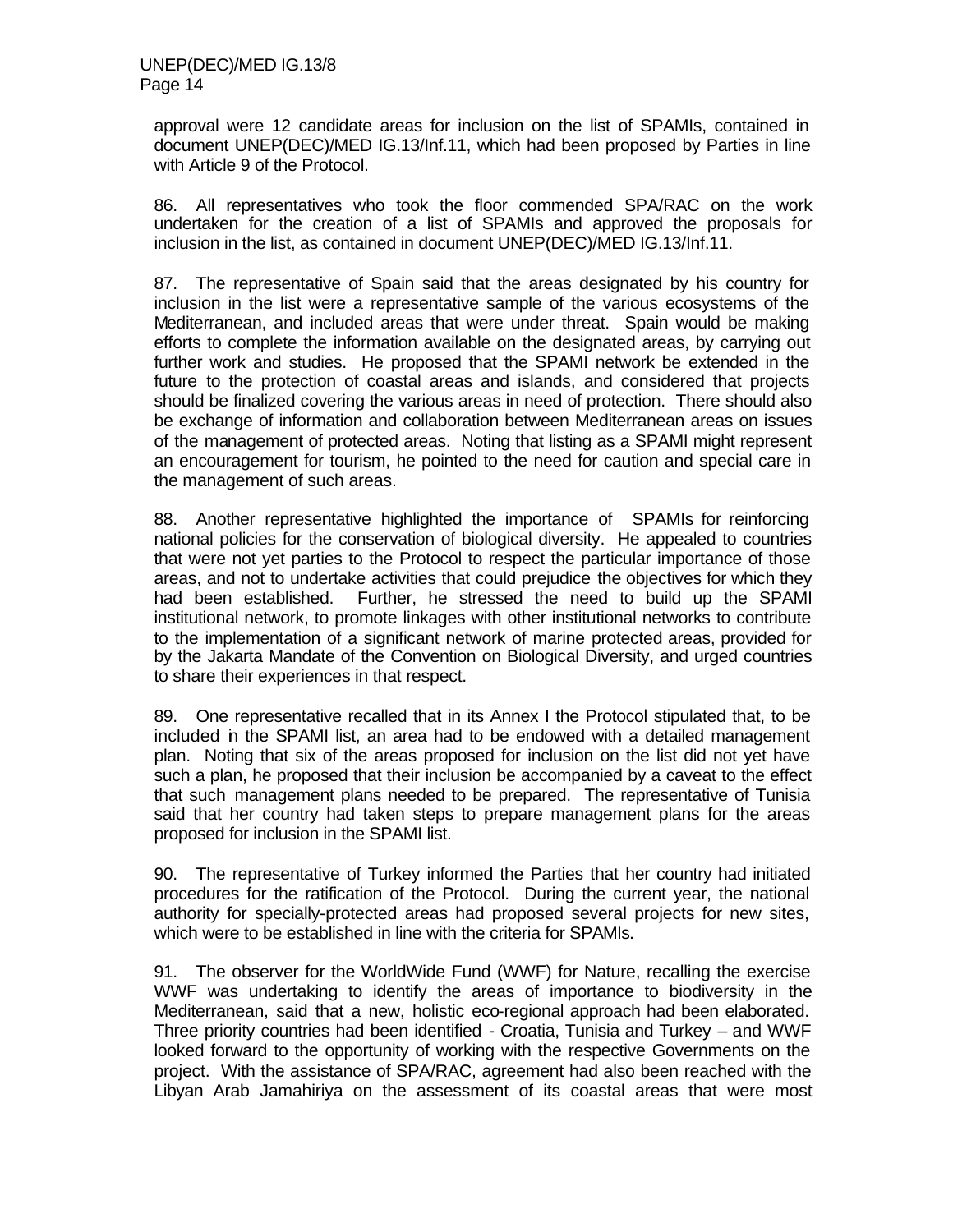approval were 12 candidate areas for inclusion on the list of SPAMIs, contained in document UNEP(DEC)/MED IG.13/Inf.11, which had been proposed by Parties in line with Article 9 of the Protocol.

86. All representatives who took the floor commended SPA/RAC on the work undertaken for the creation of a list of SPAMIs and approved the proposals for inclusion in the list, as contained in document UNEP(DEC)/MED IG.13/Inf.11.

87. The representative of Spain said that the areas designated by his country for inclusion in the list were a representative sample of the various ecosystems of the Mediterranean, and included areas that were under threat. Spain would be making efforts to complete the information available on the designated areas, by carrying out further work and studies. He proposed that the SPAMI network be extended in the future to the protection of coastal areas and islands, and considered that projects should be finalized covering the various areas in need of protection. There should also be exchange of information and collaboration between Mediterranean areas on issues of the management of protected areas. Noting that listing as a SPAMI might represent an encouragement for tourism, he pointed to the need for caution and special care in the management of such areas.

88. Another representative highlighted the importance of SPAMIs for reinforcing national policies for the conservation of biological diversity. He appealed to countries that were not yet parties to the Protocol to respect the particular importance of those areas, and not to undertake activities that could prejudice the objectives for which they had been established. Further, he stressed the need to build up the SPAMI institutional network, to promote linkages with other institutional networks to contribute to the implementation of a significant network of marine protected areas, provided for by the Jakarta Mandate of the Convention on Biological Diversity, and urged countries to share their experiences in that respect.

89. One representative recalled that in its Annex I the Protocol stipulated that, to be included in the SPAMI list, an area had to be endowed with a detailed management plan. Noting that six of the areas proposed for inclusion on the list did not yet have such a plan, he proposed that their inclusion be accompanied by a caveat to the effect that such management plans needed to be prepared. The representative of Tunisia said that her country had taken steps to prepare management plans for the areas proposed for inclusion in the SPAMI list.

90. The representative of Turkey informed the Parties that her country had initiated procedures for the ratification of the Protocol. During the current year, the national authority for specially-protected areas had proposed several projects for new sites, which were to be established in line with the criteria for SPAMIs.

91. The observer for the WorldWide Fund (WWF) for Nature, recalling the exercise WWF was undertaking to identify the areas of importance to biodiversity in the Mediterranean, said that a new, holistic eco-regional approach had been elaborated. Three priority countries had been identified - Croatia, Tunisia and Turkey – and WWF looked forward to the opportunity of working with the respective Governments on the project. With the assistance of SPA/RAC, agreement had also been reached with the Libyan Arab Jamahiriya on the assessment of its coastal areas that were most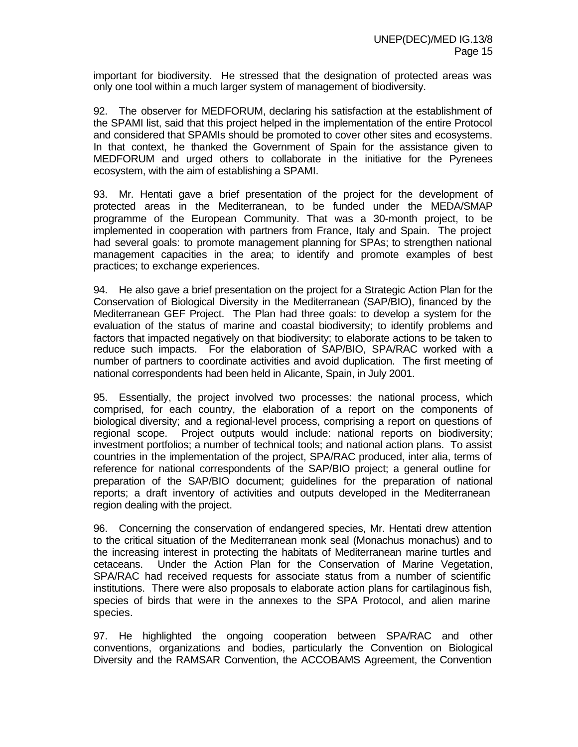important for biodiversity. He stressed that the designation of protected areas was only one tool within a much larger system of management of biodiversity.

92. The observer for MEDFORUM, declaring his satisfaction at the establishment of the SPAMI list, said that this project helped in the implementation of the entire Protocol and considered that SPAMIs should be promoted to cover other sites and ecosystems. In that context, he thanked the Government of Spain for the assistance given to MEDFORUM and urged others to collaborate in the initiative for the Pyrenees ecosystem, with the aim of establishing a SPAMI.

93. Mr. Hentati gave a brief presentation of the project for the development of protected areas in the Mediterranean, to be funded under the MEDA/SMAP programme of the European Community. That was a 30-month project, to be implemented in cooperation with partners from France, Italy and Spain. The project had several goals: to promote management planning for SPAs; to strengthen national management capacities in the area; to identify and promote examples of best practices; to exchange experiences.

94. He also gave a brief presentation on the project for a Strategic Action Plan for the Conservation of Biological Diversity in the Mediterranean (SAP/BIO), financed by the Mediterranean GEF Project. The Plan had three goals: to develop a system for the evaluation of the status of marine and coastal biodiversity; to identify problems and factors that impacted negatively on that biodiversity; to elaborate actions to be taken to reduce such impacts. For the elaboration of SAP/BIO, SPA/RAC worked with a number of partners to coordinate activities and avoid duplication. The first meeting of national correspondents had been held in Alicante, Spain, in July 2001.

95. Essentially, the project involved two processes: the national process, which comprised, for each country, the elaboration of a report on the components of biological diversity; and a regional-level process, comprising a report on questions of regional scope. Project outputs would include: national reports on biodiversity; investment portfolios; a number of technical tools; and national action plans. To assist countries in the implementation of the project, SPA/RAC produced, inter alia, terms of reference for national correspondents of the SAP/BIO project; a general outline for preparation of the SAP/BIO document; guidelines for the preparation of national reports; a draft inventory of activities and outputs developed in the Mediterranean region dealing with the project.

96. Concerning the conservation of endangered species, Mr. Hentati drew attention to the critical situation of the Mediterranean monk seal (Monachus monachus) and to the increasing interest in protecting the habitats of Mediterranean marine turtles and cetaceans. Under the Action Plan for the Conservation of Marine Vegetation, SPA/RAC had received requests for associate status from a number of scientific institutions. There were also proposals to elaborate action plans for cartilaginous fish, species of birds that were in the annexes to the SPA Protocol, and alien marine species.

97. He highlighted the ongoing cooperation between SPA/RAC and other conventions, organizations and bodies, particularly the Convention on Biological Diversity and the RAMSAR Convention, the ACCOBAMS Agreement, the Convention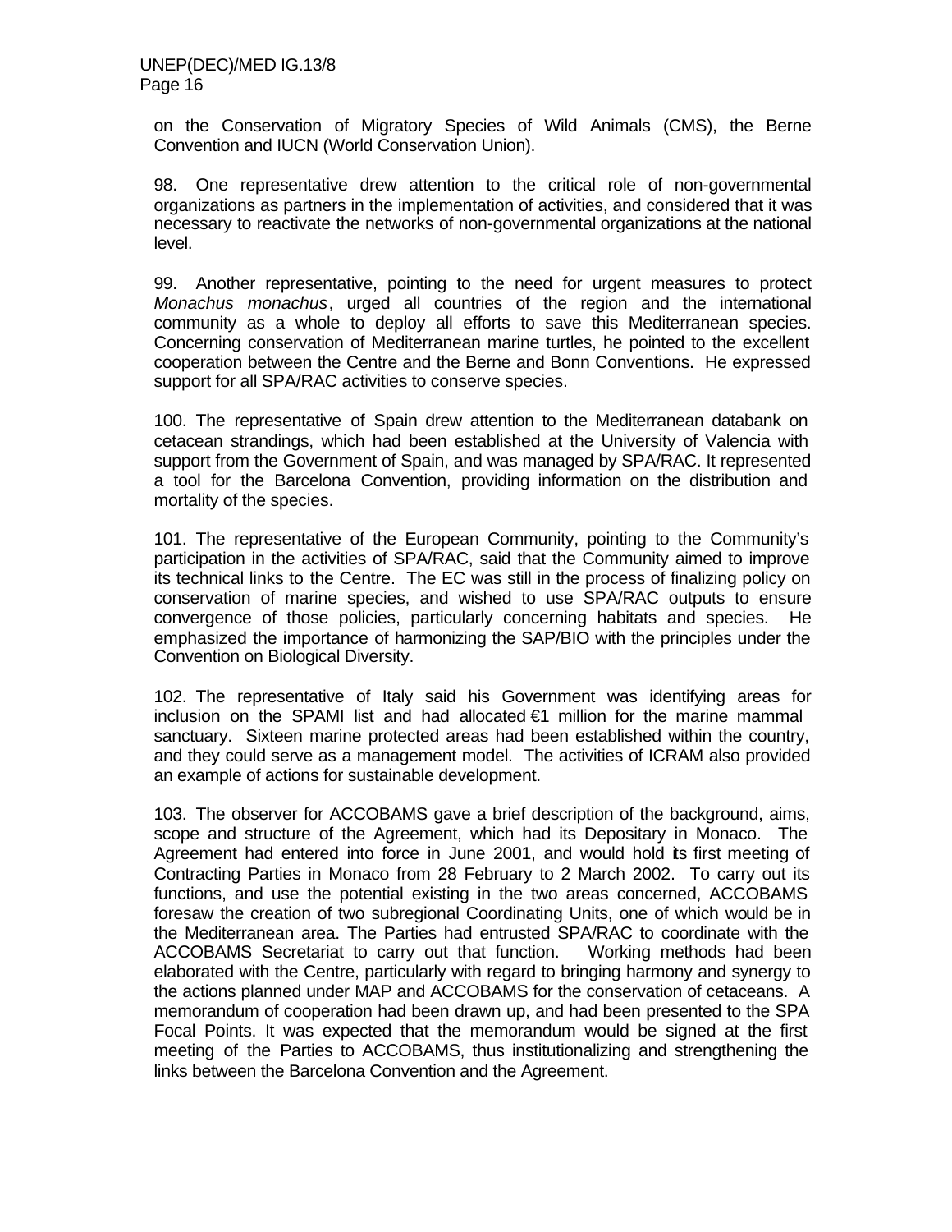on the Conservation of Migratory Species of Wild Animals (CMS), the Berne Convention and IUCN (World Conservation Union).

98. One representative drew attention to the critical role of non-governmental organizations as partners in the implementation of activities, and considered that it was necessary to reactivate the networks of non-governmental organizations at the national level.

99. Another representative, pointing to the need for urgent measures to protect *Monachus monachus*, urged all countries of the region and the international community as a whole to deploy all efforts to save this Mediterranean species. Concerning conservation of Mediterranean marine turtles, he pointed to the excellent cooperation between the Centre and the Berne and Bonn Conventions. He expressed support for all SPA/RAC activities to conserve species.

100. The representative of Spain drew attention to the Mediterranean databank on cetacean strandings, which had been established at the University of Valencia with support from the Government of Spain, and was managed by SPA/RAC. It represented a tool for the Barcelona Convention, providing information on the distribution and mortality of the species.

101. The representative of the European Community, pointing to the Community's participation in the activities of SPA/RAC, said that the Community aimed to improve its technical links to the Centre. The EC was still in the process of finalizing policy on conservation of marine species, and wished to use SPA/RAC outputs to ensure convergence of those policies, particularly concerning habitats and species. He emphasized the importance of harmonizing the SAP/BIO with the principles under the Convention on Biological Diversity.

102. The representative of Italy said his Government was identifying areas for inclusion on the SPAMI list and had allocated €1 million for the marine mammal sanctuary. Sixteen marine protected areas had been established within the country, and they could serve as a management model. The activities of ICRAM also provided an example of actions for sustainable development.

103. The observer for ACCOBAMS gave a brief description of the background, aims, scope and structure of the Agreement, which had its Depositary in Monaco. The Agreement had entered into force in June 2001, and would hold its first meeting of Contracting Parties in Monaco from 28 February to 2 March 2002. To carry out its functions, and use the potential existing in the two areas concerned, ACCOBAMS foresaw the creation of two subregional Coordinating Units, one of which would be in the Mediterranean area. The Parties had entrusted SPA/RAC to coordinate with the ACCOBAMS Secretariat to carry out that function. Working methods had been elaborated with the Centre, particularly with regard to bringing harmony and synergy to the actions planned under MAP and ACCOBAMS for the conservation of cetaceans. A memorandum of cooperation had been drawn up, and had been presented to the SPA Focal Points. It was expected that the memorandum would be signed at the first meeting of the Parties to ACCOBAMS, thus institutionalizing and strengthening the links between the Barcelona Convention and the Agreement.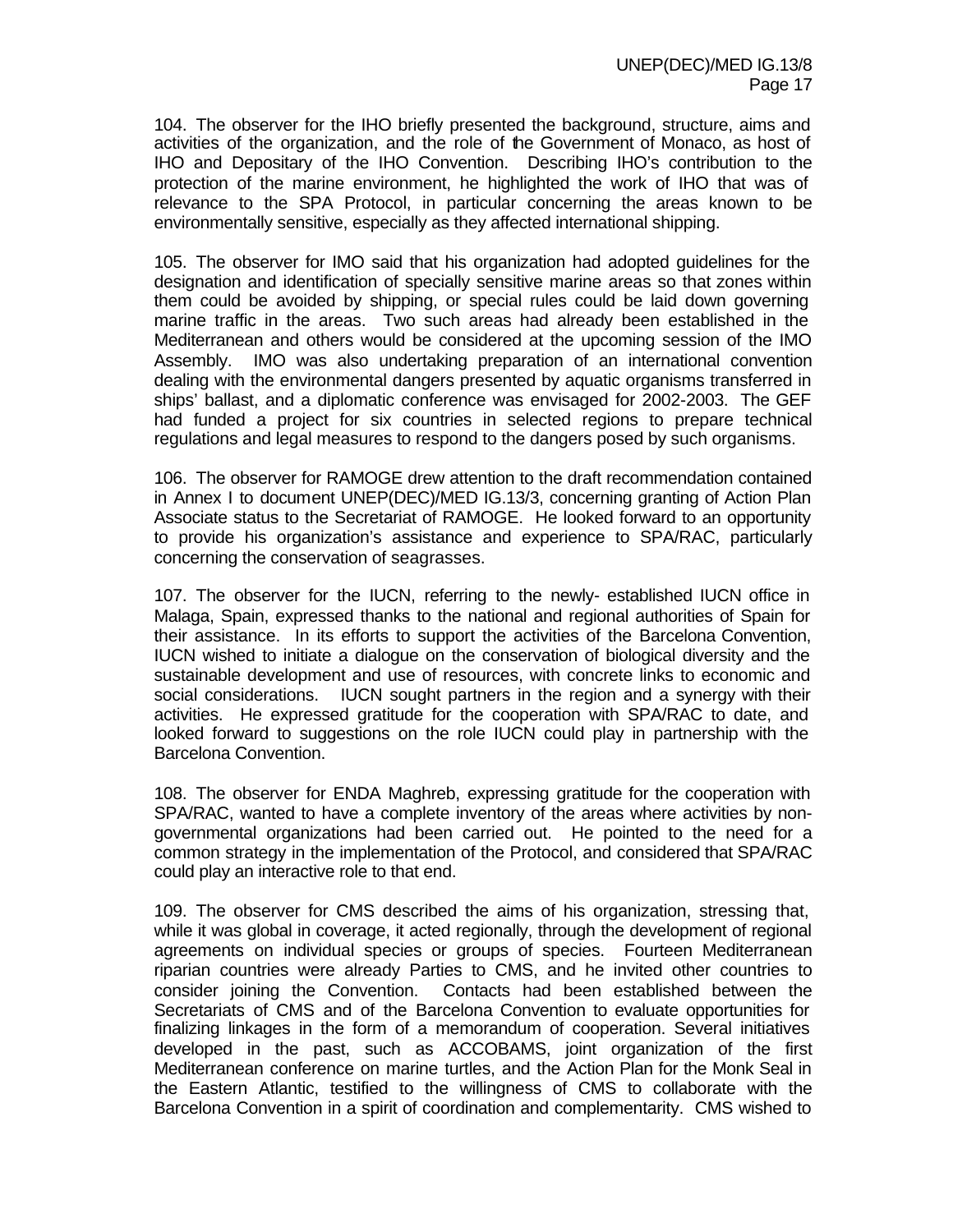104. The observer for the IHO briefly presented the background, structure, aims and activities of the organization, and the role of the Government of Monaco, as host of IHO and Depositary of the IHO Convention. Describing IHO's contribution to the protection of the marine environment, he highlighted the work of IHO that was of relevance to the SPA Protocol, in particular concerning the areas known to be environmentally sensitive, especially as they affected international shipping.

105. The observer for IMO said that his organization had adopted guidelines for the designation and identification of specially sensitive marine areas so that zones within them could be avoided by shipping, or special rules could be laid down governing marine traffic in the areas. Two such areas had already been established in the Mediterranean and others would be considered at the upcoming session of the IMO Assembly. IMO was also undertaking preparation of an international convention dealing with the environmental dangers presented by aquatic organisms transferred in ships' ballast, and a diplomatic conference was envisaged for 2002-2003. The GEF had funded a project for six countries in selected regions to prepare technical regulations and legal measures to respond to the dangers posed by such organisms.

106. The observer for RAMOGE drew attention to the draft recommendation contained in Annex I to document UNEP(DEC)/MED IG.13/3, concerning granting of Action Plan Associate status to the Secretariat of RAMOGE. He looked forward to an opportunity to provide his organization's assistance and experience to SPA/RAC, particularly concerning the conservation of seagrasses.

107. The observer for the IUCN, referring to the newly- established IUCN office in Malaga, Spain, expressed thanks to the national and regional authorities of Spain for their assistance. In its efforts to support the activities of the Barcelona Convention, IUCN wished to initiate a dialogue on the conservation of biological diversity and the sustainable development and use of resources, with concrete links to economic and social considerations. IUCN sought partners in the region and a synergy with their activities. He expressed gratitude for the cooperation with SPA/RAC to date, and looked forward to suggestions on the role IUCN could play in partnership with the Barcelona Convention.

108. The observer for ENDA Maghreb, expressing gratitude for the cooperation with SPA/RAC, wanted to have a complete inventory of the areas where activities by non-governmental organizations had been carried out. He pointed to the need for a common strategy in the implementation of the Protocol, and considered that SPA/RAC could play an interactive role to that end.

109. The observer for CMS described the aims of his organization, stressing that, while it was global in coverage, it acted regionally, through the development of regional agreements on individual species or groups of species. Fourteen Mediterranean riparian countries were already Parties to CMS, and he invited other countries to consider joining the Convention. Contacts had been established between the Secretariats of CMS and of the Barcelona Convention to evaluate opportunities for finalizing linkages in the form of a memorandum of cooperation. Several initiatives developed in the past, such as ACCOBAMS, joint organization of the first Mediterranean conference on marine turtles, and the Action Plan for the Monk Seal in the Eastern Atlantic, testified to the willingness of CMS to collaborate with the Barcelona Convention in a spirit of coordination and complementarity. CMS wished to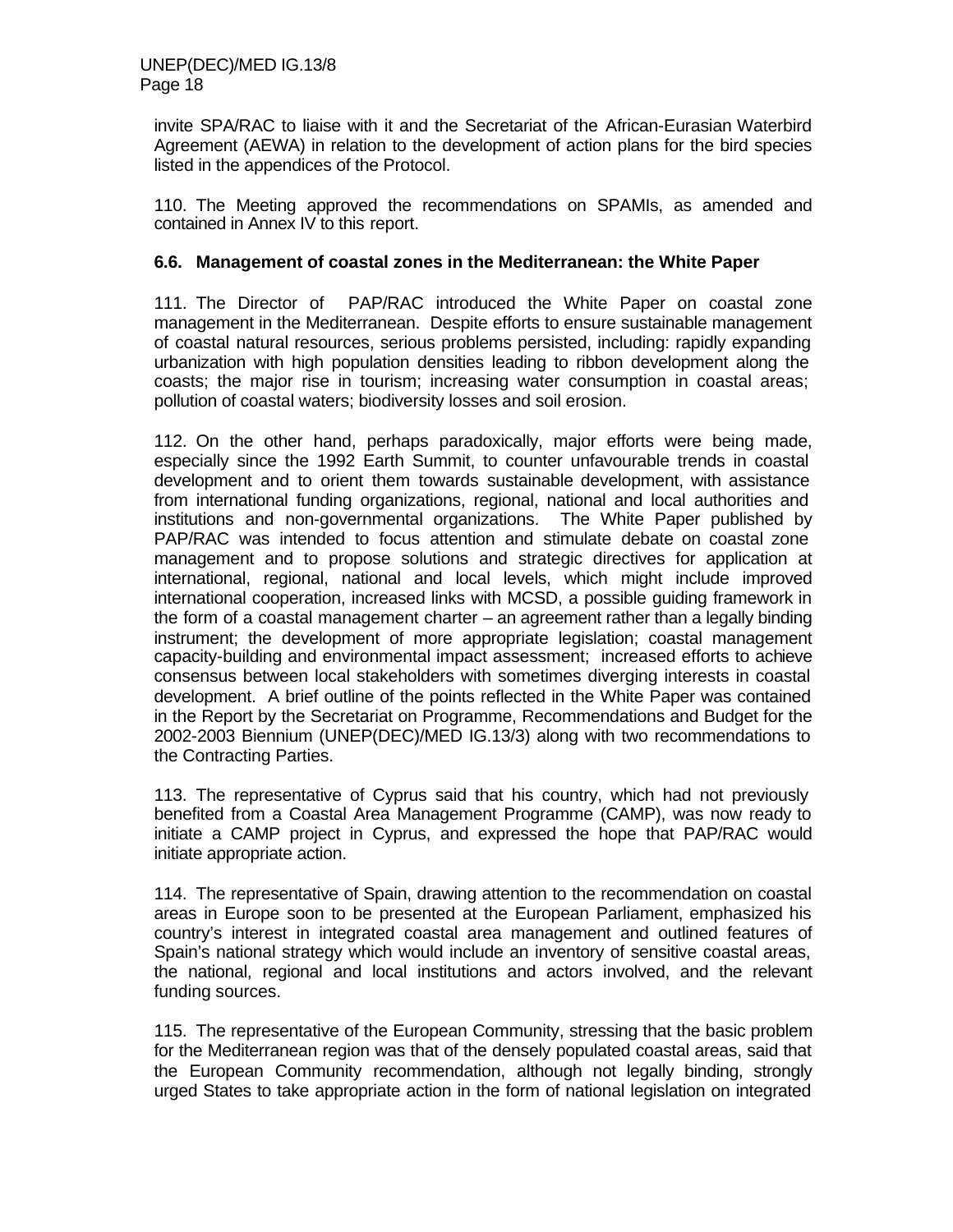invite SPA/RAC to liaise with it and the Secretariat of the African-Eurasian Waterbird Agreement (AEWA) in relation to the development of action plans for the bird species listed in the appendices of the Protocol.

110. The Meeting approved the recommendations on SPAMIs, as amended and contained in Annex IV to this report.

### 6.6. Management of coastal zones in the Mediterranean: the White Paper

111. The Director of PAP/RAC introduced the White Paper on coastal zone management in the Mediterranean. Despite efforts to ensure sustainable management of coastal natural resources, serious problems persisted, including: rapidly expanding urbanization with high population densities leading to ribbon development along the coasts; the major rise in tourism; increasing water consumption in coastal areas; pollution of coastal waters; biodiversity losses and soil erosion.

112. On the other hand, perhaps paradoxically, major efforts were being made, especially since the 1992 Earth Summit, to counter unfavourable trends in coastal development and to orient them towards sustainable development, with assistance from international funding organizations, regional, national and local authorities and institutions and non-governmental organizations. The White Paper published by PAP/RAC was intended to focus attention and stimulate debate on coastal zone management and to propose solutions and strategic directives for application at international, regional, national and local levels, which might include improved international cooperation, increased links with MCSD, a possible guiding framework in the form of a coastal management charter – an agreement rather than a legally binding instrument; the development of more appropriate legislation; coastal management capacity-building and environmental impact assessment; increased efforts to achieve consensus between local stakeholders with sometimes diverging interests in coastal development. A brief outline of the points reflected in the White Paper was contained in the Report by the Secretariat on Programme, Recommendations and Budget for the 2002-2003 Biennium (UNEP(DEC)/MED IG.13/3) along with two recommendations to the Contracting Parties.

113. The representative of Cyprus said that his country, which had not previously benefited from a Coastal Area Management Programme (CAMP), was now ready to initiate a CAMP project in Cyprus, and expressed the hope that PAP/RAC would initiate appropriate action.

114. The representative of Spain, drawing attention to the recommendation on coastal areas in Europe soon to be presented at the European Parliament, emphasized his country's interest in integrated coastal area management and outlined features of Spain's national strategy which would include an inventory of sensitive coastal areas, the national, regional and local institutions and actors involved, and the relevant funding sources.

115. The representative of the European Community, stressing that the basic problem for the Mediterranean region was that of the densely populated coastal areas, said that the European Community recommendation, although not legally binding, strongly urged States to take appropriate action in the form of national legislation on integrated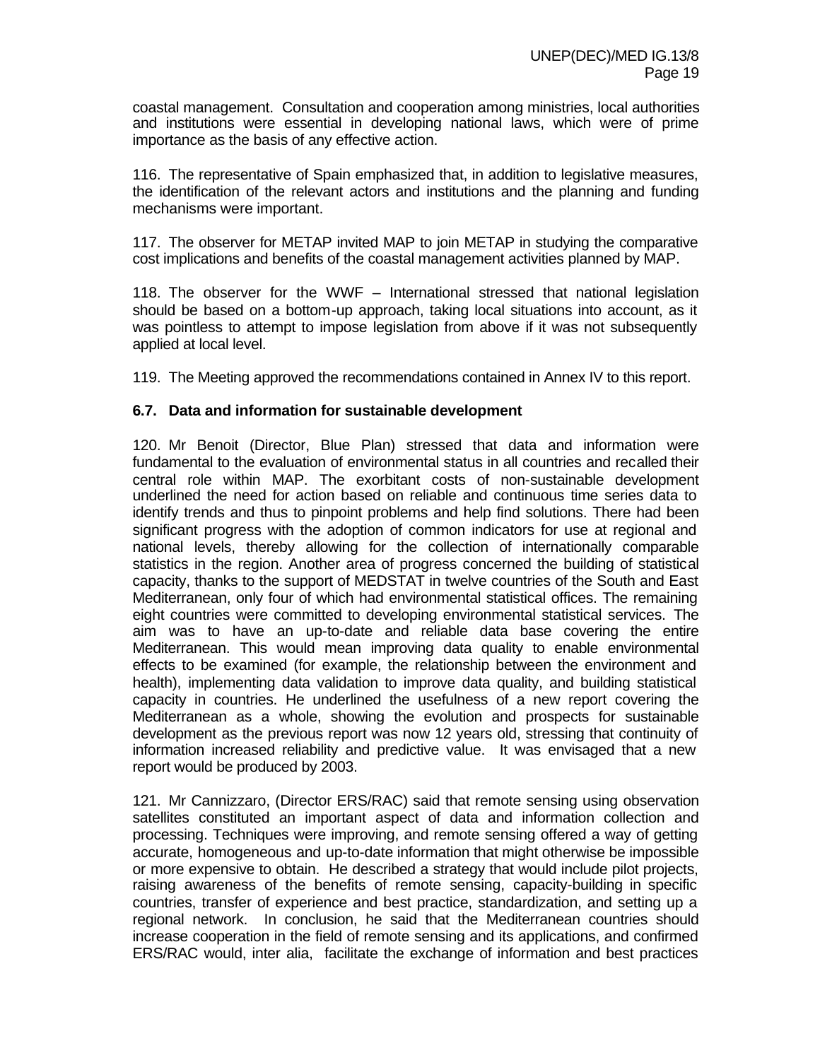coastal management. Consultation and cooperation among ministries, local authorities and institutions were essential in developing national laws, which were of prime importance as the basis of any effective action.

116. The representative of Spain emphasized that, in addition to legislative measures, the identification of the relevant actors and institutions and the planning and funding mechanisms were important.

117. The observer for METAP invited MAP to join METAP in studying the comparative cost implications and benefits of the coastal management activities planned by MAP.

118. The observer for the WWF – International stressed that national legislation should be based on a bottom-up approach, taking local situations into account, as it was pointless to attempt to impose legislation from above if it was not subsequently applied at local level.

119. The Meeting approved the recommendations contained in Annex IV to this report.

### 6.7. Data and information for sustainable development

120. Mr Benoit (Director, Blue Plan) stressed that data and information were fundamental to the evaluation of environmental status in all countries and recalled their central role within MAP. The exorbitant costs of non-sustainable development underlined the need for action based on reliable and continuous time series data to identify trends and thus to pinpoint problems and help find solutions. There had been significant progress with the adoption of common indicators for use at regional and national levels, thereby allowing for the collection of internationally comparable statistics in the region. Another area of progress concerned the building of statistical capacity, thanks to the support of MEDSTAT in twelve countries of the South and East Mediterranean, only four of which had environmental statistical offices. The remaining eight countries were committed to developing environmental statistical services. The aim was to have an up-to-date and reliable data base covering the entire Mediterranean. This would mean improving data quality to enable environmental effects to be examined (for example, the relationship between the environment and health), implementing data validation to improve data quality, and building statistical capacity in countries. He underlined the usefulness of a new report covering the Mediterranean as a whole, showing the evolution and prospects for sustainable development as the previous report was now 12 years old, stressing that continuity of information increased reliability and predictive value. It was envisaged that a new report would be produced by 2003.

121. Mr Cannizzaro, (Director ERS/RAC) said that remote sensing using observation satellites constituted an important aspect of data and information collection and processing. Techniques were improving, and remote sensing offered a way of getting accurate, homogeneous and up-to-date information that might otherwise be impossible or more expensive to obtain. He described a strategy that would include pilot projects, raising awareness of the benefits of remote sensing, capacity-building in specific countries, transfer of experience and best practice, standardization, and setting up a regional network. In conclusion, he said that the Mediterranean countries should increase cooperation in the field of remote sensing and its applications, and confirmed ERS/RAC would, inter alia, facilitate the exchange of information and best practices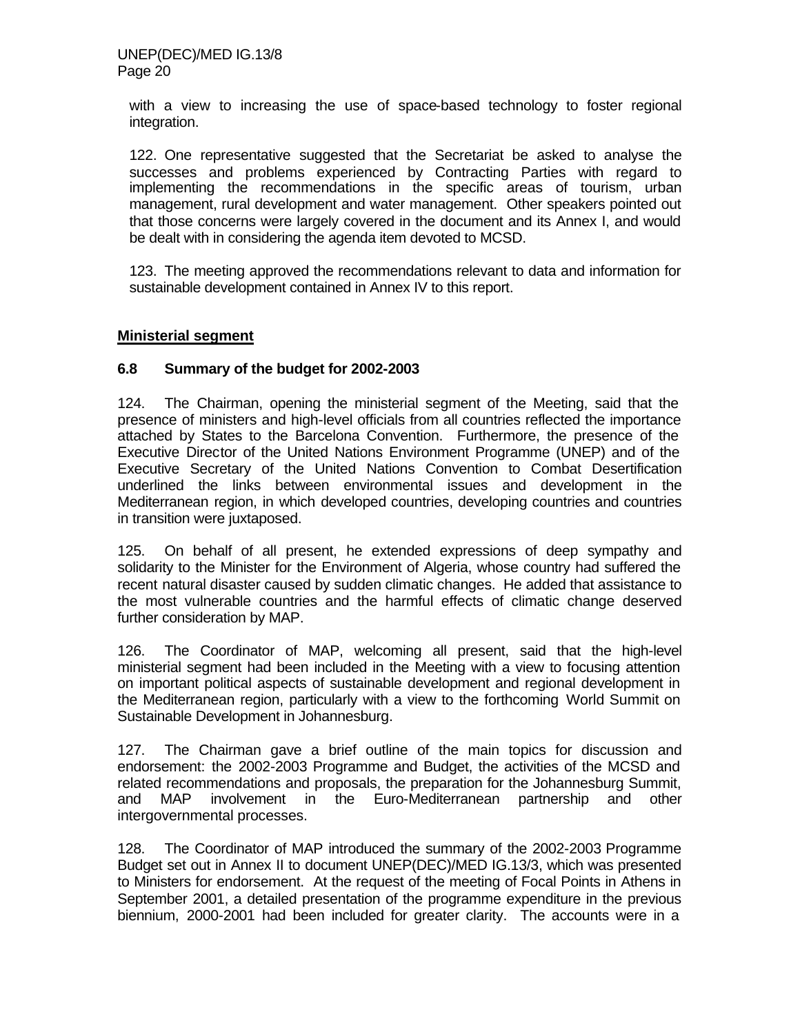with a view to increasing the use of space-based technology to foster regional integration.

122. One representative suggested that the Secretariat be asked to analyse the successes and problems experienced by Contracting Parties with regard to implementing the recommendations in the specific areas of tourism, urban management, rural development and water management. Other speakers pointed out that those concerns were largely covered in the document and its Annex I, and would be dealt with in considering the agenda item devoted to MCSD.

123. The meeting approved the recommendations relevant to data and information for sustainable development contained in Annex IV to this report.

**Ministerial segment**

### 6.8 Summary of the budget for 2002-2003

124. The Chairman, opening the ministerial segment of the Meeting, said that the presence of ministers and high-level officials from all countries reflected the importance attached by States to the Barcelona Convention. Furthermore, the presence of the Executive Director of the United Nations Environment Programme (UNEP) and of the Executive Secretary of the United Nations Convention to Combat Desertification underlined the links between environmental issues and development in the Mediterranean region, in which developed countries, developing countries and countries in transition were juxtaposed.

125. On behalf of all present, he extended expressions of deep sympathy and solidarity to the Minister for the Environment of Algeria, whose country had suffered the recent natural disaster caused by sudden climatic changes. He added that assistance to the most vulnerable countries and the harmful effects of climatic change deserved further consideration by MAP.

126. The Coordinator of MAP, welcoming all present, said that the high-level ministerial segment had been included in the Meeting with a view to focusing attention on important political aspects of sustainable development and regional development in the Mediterranean region, particularly with a view to the forthcoming World Summit on Sustainable Development in Johannesburg.

127. The Chairman gave a brief outline of the main topics for discussion and endorsement: the 2002-2003 Programme and Budget, the activities of the MCSD and related recommendations and proposals, the preparation for the Johannesburg Summit, and MAP involvement in the Euro-Mediterranean partnership and other intergovernmental processes.

128. The Coordinator of MAP introduced the summary of the 2002-2003 Programme Budget set out in Annex II to document UNEP(DEC)/MED IG.13/3, which was presented to Ministers for endorsement. At the request of the meeting of Focal Points in Athens in September 2001, a detailed presentation of the programme expenditure in the previous biennium, 2000-2001 had been included for greater clarity. The accounts were in a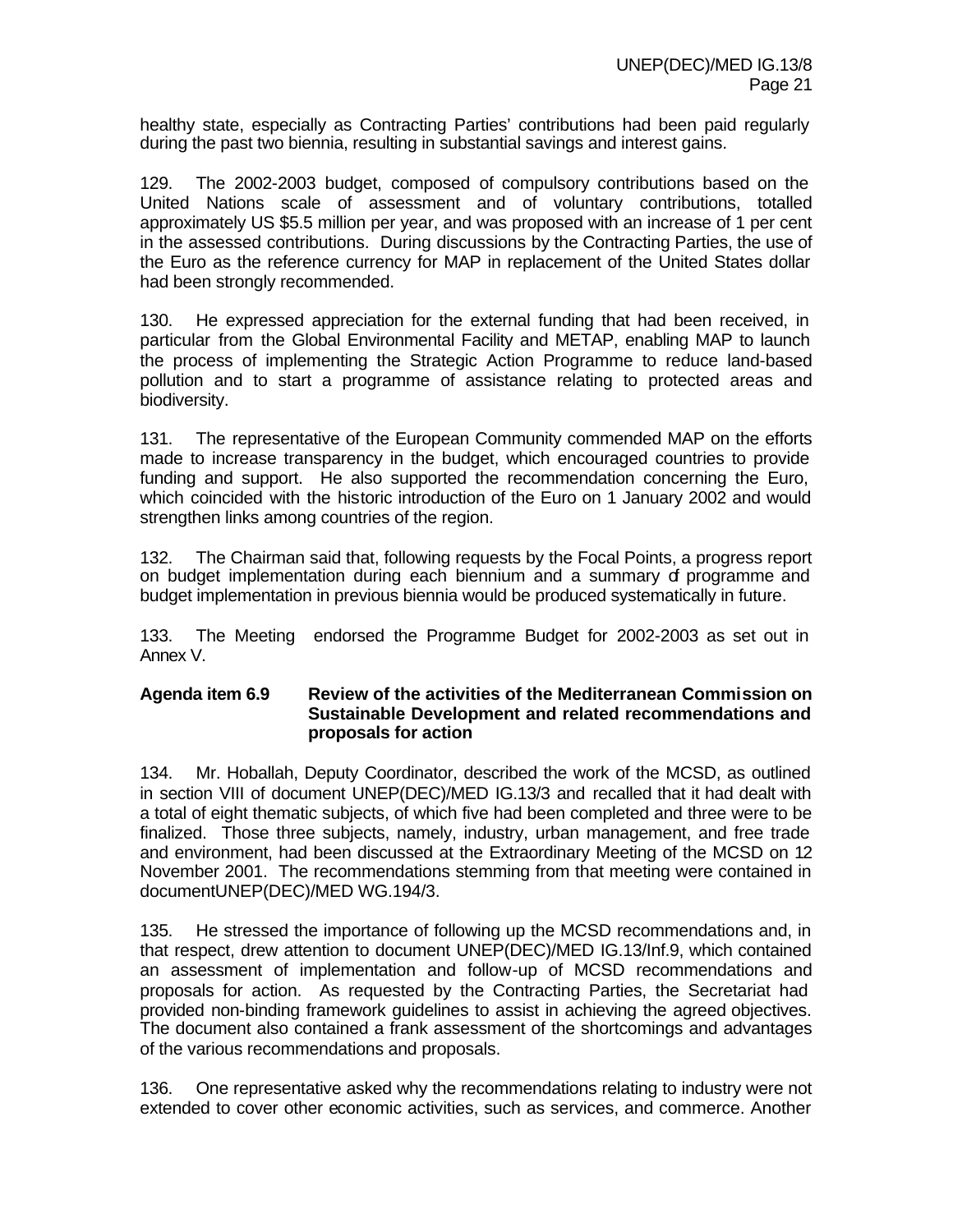healthy state, especially as Contracting Parties' contributions had been paid regularly during the past two biennia, resulting in substantial savings and interest gains.

129. The 2002-2003 budget, composed of compulsory contributions based on the United Nations scale of assessment and of voluntary contributions, totalled approximately US $5.5 million per year, and was proposed with an increase of 1 per cent in the assessed contributions. During discussions by the Contracting Parties, the use of the Euro as the reference currency for MAP in replacement of the United States dollar had been strongly recommended.

130. He expressed appreciation for the external funding that had been received, in particular from the Global Environmental Facility and METAP, enabling MAP to launch the process of implementing the Strategic Action Programme to reduce land-based pollution and to start a programme of assistance relating to protected areas and biodiversity.

131. The representative of the European Community commended MAP on the efforts made to increase transparency in the budget, which encouraged countries to provide funding and support. He also supported the recommendation concerning the Euro, which coincided with the historic introduction of the Euro on 1 January 2002 and would strengthen links among countries of the region.

132. The Chairman said that, following requests by the Focal Points, a progress report on budget implementation during each biennium and a summary of programme and budget implementation in previous biennia would be produced systematically in future.

133. The Meeting endorsed the Programme Budget for 2002-2003 as set out in Annex V.

**Agenda item 6.9 Review of the activities of the Mediterranean Commission on Sustainable Development and related recommendations and proposals for action**

134. Mr. Hoballah, Deputy Coordinator, described the work of the MCSD, as outlined in section VIII of document UNEP(DEC)/MED IG.13/3 and recalled that it had dealt with a total of eight thematic subjects, of which five had been completed and three were to be finalized. Those three subjects, namely, industry, urban management, and free trade and environment, had been discussed at the Extraordinary Meeting of the MCSD on 12 November 2001. The recommendations stemming from that meeting were contained in documentUNEP(DEC)/MED WG.194/3.

135. He stressed the importance of following up the MCSD recommendations and, in that respect, drew attention to document UNEP(DEC)/MED IG.13/Inf.9, which contained an assessment of implementation and follow-up of MCSD recommendations and proposals for action. As requested by the Contracting Parties, the Secretariat had provided non-binding framework guidelines to assist in achieving the agreed objectives. The document also contained a frank assessment of the shortcomings and advantages of the various recommendations and proposals.

136. One representative asked why the recommendations relating to industry were not extended to cover other economic activities, such as services, and commerce. Another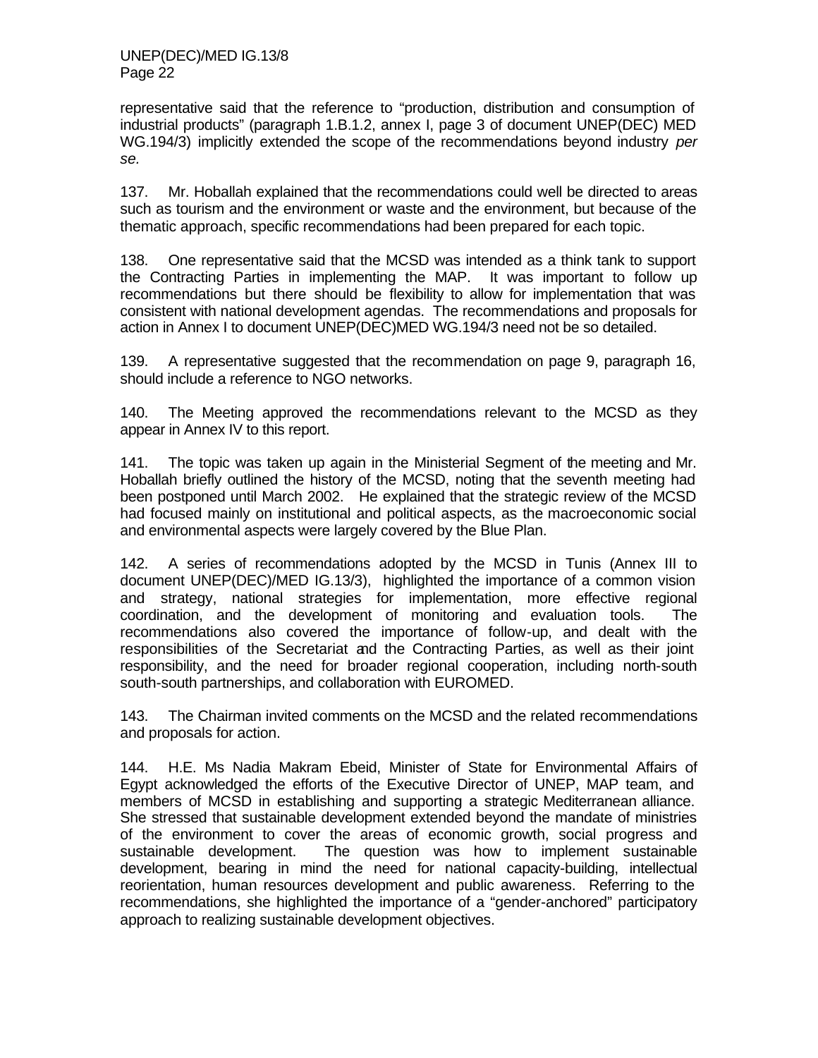representative said that the reference to "production, distribution and consumption of industrial products" (paragraph 1.B.1.2, annex I, page 3 of document UNEP(DEC) MED WG.194/3) implicitly extended the scope of the recommendations beyond industry *per se.*

137. Mr. Hoballah explained that the recommendations could well be directed to areas such as tourism and the environment or waste and the environment, but because of the thematic approach, specific recommendations had been prepared for each topic.

138. One representative said that the MCSD was intended as a think tank to support the Contracting Parties in implementing the MAP. It was important to follow up recommendations but there should be flexibility to allow for implementation that was consistent with national development agendas. The recommendations and proposals for action in Annex I to document UNEP(DEC)MED WG.194/3 need not be so detailed.

139. A representative suggested that the recommendation on page 9, paragraph 16, should include a reference to NGO networks.

140. The Meeting approved the recommendations relevant to the MCSD as they appear in Annex IV to this report.

141. The topic was taken up again in the Ministerial Segment of the meeting and Mr. Hoballah briefly outlined the history of the MCSD, noting that the seventh meeting had been postponed until March 2002. He explained that the strategic review of the MCSD had focused mainly on institutional and political aspects, as the macroeconomic social and environmental aspects were largely covered by the Blue Plan.

142. A series of recommendations adopted by the MCSD in Tunis (Annex III to document UNEP(DEC)/MED IG.13/3), highlighted the importance of a common vision and strategy, national strategies for implementation, more effective regional coordination, and the development of monitoring and evaluation tools. The recommendations also covered the importance of follow-up, and dealt with the responsibilities of the Secretariat and the Contracting Parties, as well as their joint responsibility, and the need for broader regional cooperation, including north-south south-south partnerships, and collaboration with EUROMED.

143. The Chairman invited comments on the MCSD and the related recommendations and proposals for action.

144. H.E. Ms Nadia Makram Ebeid, Minister of State for Environmental Affairs of Egypt acknowledged the efforts of the Executive Director of UNEP, MAP team, and members of MCSD in establishing and supporting a strategic Mediterranean alliance. She stressed that sustainable development extended beyond the mandate of ministries of the environment to cover the areas of economic growth, social progress and sustainable development. The question was how to implement sustainable development, bearing in mind the need for national capacity-building, intellectual reorientation, human resources development and public awareness. Referring to the recommendations, she highlighted the importance of a "gender-anchored" participatory approach to realizing sustainable development objectives.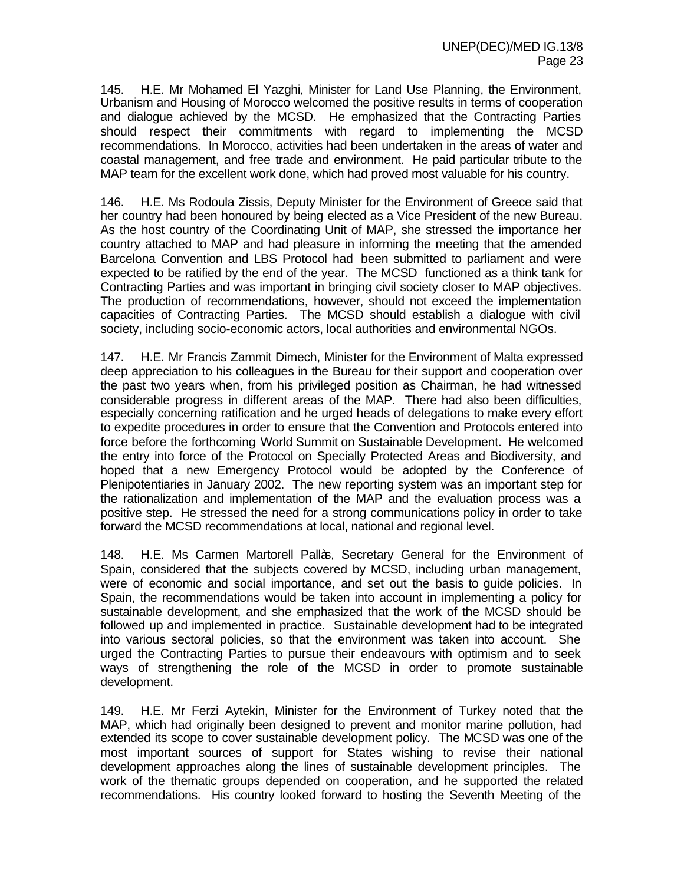145. H.E. Mr Mohamed El Yazghi, Minister for Land Use Planning, the Environment, Urbanism and Housing of Morocco welcomed the positive results in terms of cooperation and dialogue achieved by the MCSD. He emphasized that the Contracting Parties should respect their commitments with regard to implementing the MCSD recommendations. In Morocco, activities had been undertaken in the areas of water and coastal management, and free trade and environment. He paid particular tribute to the MAP team for the excellent work done, which had proved most valuable for his country.

146. H.E. Ms Rodoula Zissis, Deputy Minister for the Environment of Greece said that her country had been honoured by being elected as a Vice President of the new Bureau. As the host country of the Coordinating Unit of MAP, she stressed the importance her country attached to MAP and had pleasure in informing the meeting that the amended Barcelona Convention and LBS Protocol had been submitted to parliament and were expected to be ratified by the end of the year. The MCSD functioned as a think tank for Contracting Parties and was important in bringing civil society closer to MAP objectives. The production of recommendations, however, should not exceed the implementation capacities of Contracting Parties. The MCSD should establish a dialogue with civil society, including socio-economic actors, local authorities and environmental NGOs.

147. H.E. Mr Francis Zammit Dimech, Minister for the Environment of Malta expressed deep appreciation to his colleagues in the Bureau for their support and cooperation over the past two years when, from his privileged position as Chairman, he had witnessed considerable progress in different areas of the MAP. There had also been difficulties, especially concerning ratification and he urged heads of delegations to make every effort to expedite procedures in order to ensure that the Convention and Protocols entered into force before the forthcoming World Summit on Sustainable Development. He welcomed the entry into force of the Protocol on Specially Protected Areas and Biodiversity, and hoped that a new Emergency Protocol would be adopted by the Conference of Plenipotentiaries in January 2002. The new reporting system was an important step for the rationalization and implementation of the MAP and the evaluation process was a positive step. He stressed the need for a strong communications policy in order to take forward the MCSD recommendations at local, national and regional level.

148. H.E. Ms Carmen Martorell Pallàs, Secretary General for the Environment of Spain, considered that the subjects covered by MCSD, including urban management, were of economic and social importance, and set out the basis to guide policies. In Spain, the recommendations would be taken into account in implementing a policy for sustainable development, and she emphasized that the work of the MCSD should be followed up and implemented in practice. Sustainable development had to be integrated into various sectoral policies, so that the environment was taken into account. She urged the Contracting Parties to pursue their endeavours with optimism and to seek ways of strengthening the role of the MCSD in order to promote sustainable development.

149. H.E. Mr Ferzi Aytekin, Minister for the Environment of Turkey noted that the MAP, which had originally been designed to prevent and monitor marine pollution, had extended its scope to cover sustainable development policy. The MCSD was one of the most important sources of support for States wishing to revise their national development approaches along the lines of sustainable development principles. The work of the thematic groups depended on cooperation, and he supported the related recommendations. His country looked forward to hosting the Seventh Meeting of the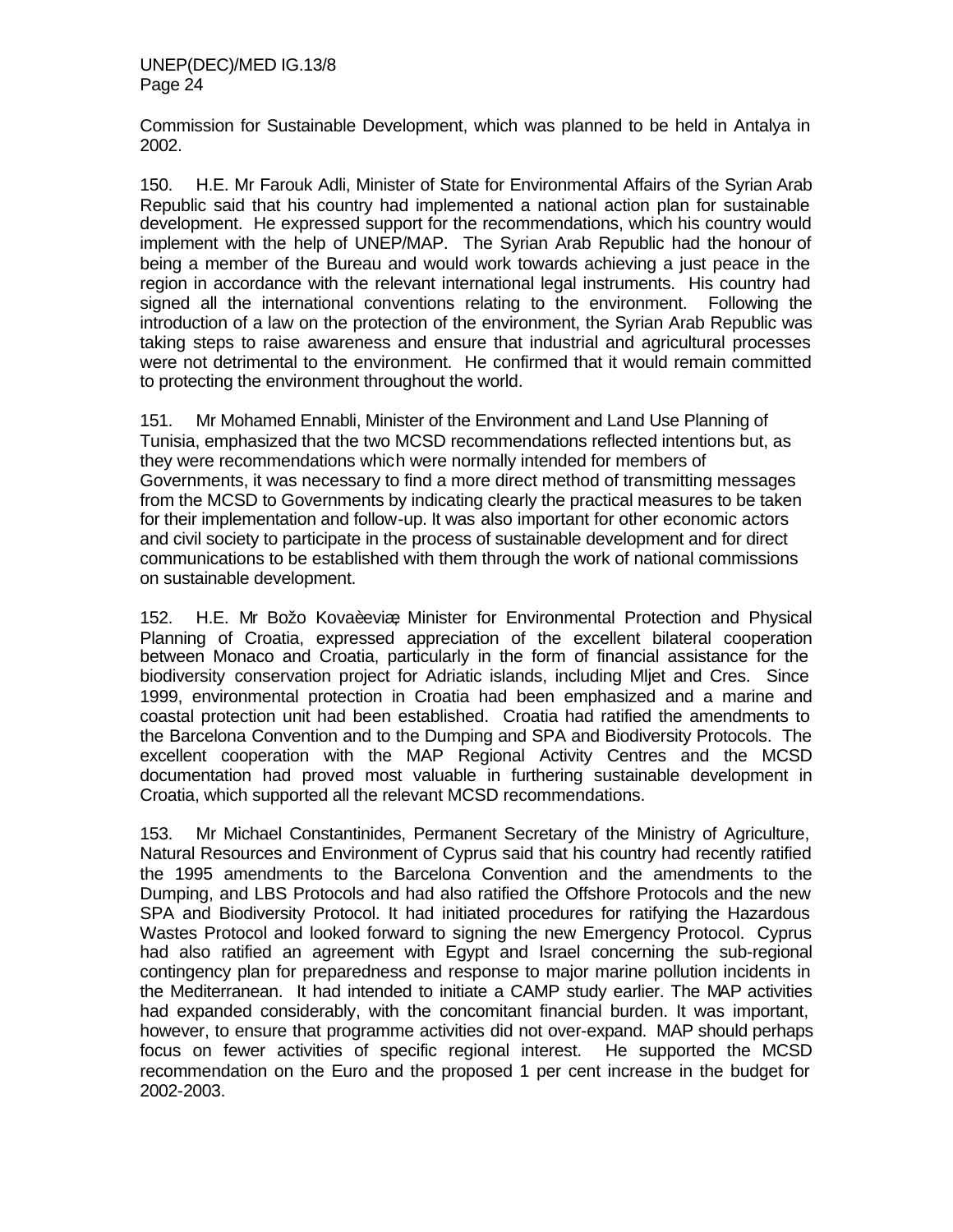Commission for Sustainable Development, which was planned to be held in Antalya in 2002.

150. H.E. Mr Farouk Adli, Minister of State for Environmental Affairs of the Syrian Arab Republic said that his country had implemented a national action plan for sustainable development. He expressed support for the recommendations, which his country would implement with the help of UNEP/MAP. The Syrian Arab Republic had the honour of being a member of the Bureau and would work towards achieving a just peace in the region in accordance with the relevant international legal instruments. His country had signed all the international conventions relating to the environment. Following the introduction of a law on the protection of the environment, the Syrian Arab Republic was taking steps to raise awareness and ensure that industrial and agricultural processes were not detrimental to the environment. He confirmed that it would remain committed to protecting the environment throughout the world.

151. Mr Mohamed Ennabli, Minister of the Environment and Land Use Planning of Tunisia, emphasized that the two MCSD recommendations reflected intentions but, as they were recommendations which were normally intended for members of Governments, it was necessary to find a more direct method of transmitting messages from the MCSD to Governments by indicating clearly the practical measures to be taken for their implementation and follow-up. It was also important for other economic actors and civil society to participate in the process of sustainable development and for direct communications to be established with them through the work of national commissions on sustainable development.

152. H.E. Mr Božo Kovaèeviæ, Minister for Environmental Protection and Physical Planning of Croatia, expressed appreciation of the excellent bilateral cooperation between Monaco and Croatia, particularly in the form of financial assistance for the biodiversity conservation project for Adriatic islands, including Mljet and Cres. Since 1999, environmental protection in Croatia had been emphasized and a marine and coastal protection unit had been established. Croatia had ratified the amendments to the Barcelona Convention and to the Dumping and SPA and Biodiversity Protocols. The excellent cooperation with the MAP Regional Activity Centres and the MCSD documentation had proved most valuable in furthering sustainable development in Croatia, which supported all the relevant MCSD recommendations.

153. Mr Michael Constantinides, Permanent Secretary of the Ministry of Agriculture, Natural Resources and Environment of Cyprus said that his country had recently ratified the 1995 amendments to the Barcelona Convention and the amendments to the Dumping, and LBS Protocols and had also ratified the Offshore Protocols and the new SPA and Biodiversity Protocol. It had initiated procedures for ratifying the Hazardous Wastes Protocol and looked forward to signing the new Emergency Protocol. Cyprus had also ratified an agreement with Egypt and Israel concerning the sub-regional contingency plan for preparedness and response to major marine pollution incidents in the Mediterranean. It had intended to initiate a CAMP study earlier. The MAP activities had expanded considerably, with the concomitant financial burden. It was important, however, to ensure that programme activities did not over-expand. MAP should perhaps focus on fewer activities of specific regional interest. He supported the MCSD recommendation on the Euro and the proposed 1 per cent increase in the budget for 2002-2003.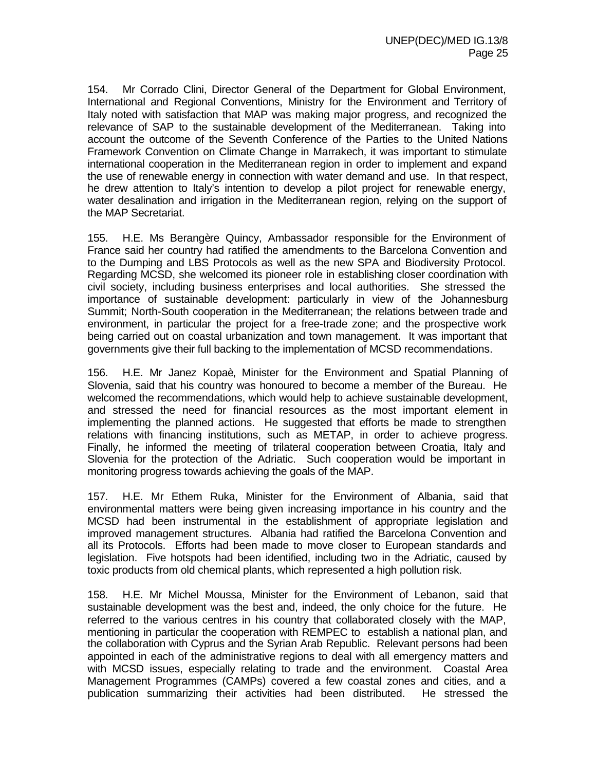154. Mr Corrado Clini, Director General of the Department for Global Environment, International and Regional Conventions, Ministry for the Environment and Territory of Italy noted with satisfaction that MAP was making major progress, and recognized the relevance of SAP to the sustainable development of the Mediterranean. Taking into account the outcome of the Seventh Conference of the Parties to the United Nations Framework Convention on Climate Change in Marrakech, it was important to stimulate international cooperation in the Mediterranean region in order to implement and expand the use of renewable energy in connection with water demand and use. In that respect, he drew attention to Italy's intention to develop a pilot project for renewable energy, water desalination and irrigation in the Mediterranean region, relying on the support of the MAP Secretariat.

155. H.E. Ms Berangère Quincy, Ambassador responsible for the Environment of France said her country had ratified the amendments to the Barcelona Convention and to the Dumping and LBS Protocols as well as the new SPA and Biodiversity Protocol. Regarding MCSD, she welcomed its pioneer role in establishing closer coordination with civil society, including business enterprises and local authorities. She stressed the importance of sustainable development: particularly in view of the Johannesburg Summit; North-South cooperation in the Mediterranean; the relations between trade and environment, in particular the project for a free-trade zone; and the prospective work being carried out on coastal urbanization and town management. It was important that governments give their full backing to the implementation of MCSD recommendations.

156. H.E. Mr Janez Kopaè, Minister for the Environment and Spatial Planning of Slovenia, said that his country was honoured to become a member of the Bureau. He welcomed the recommendations, which would help to achieve sustainable development, and stressed the need for financial resources as the most important element in implementing the planned actions. He suggested that efforts be made to strengthen relations with financing institutions, such as METAP, in order to achieve progress. Finally, he informed the meeting of trilateral cooperation between Croatia, Italy and Slovenia for the protection of the Adriatic. Such cooperation would be important in monitoring progress towards achieving the goals of the MAP.

157. H.E. Mr Ethem Ruka, Minister for the Environment of Albania, said that environmental matters were being given increasing importance in his country and the MCSD had been instrumental in the establishment of appropriate legislation and improved management structures. Albania had ratified the Barcelona Convention and all its Protocols. Efforts had been made to move closer to European standards and legislation. Five hotspots had been identified, including two in the Adriatic, caused by toxic products from old chemical plants, which represented a high pollution risk.

158. H.E. Mr Michel Moussa, Minister for the Environment of Lebanon, said that sustainable development was the best and, indeed, the only choice for the future. He referred to the various centres in his country that collaborated closely with the MAP, mentioning in particular the cooperation with REMPEC to establish a national plan, and the collaboration with Cyprus and the Syrian Arab Republic. Relevant persons had been appointed in each of the administrative regions to deal with all emergency matters and with MCSD issues, especially relating to trade and the environment. Coastal Area Management Programmes (CAMPs) covered a few coastal zones and cities, and a publication summarizing their activities had been distributed. He stressed the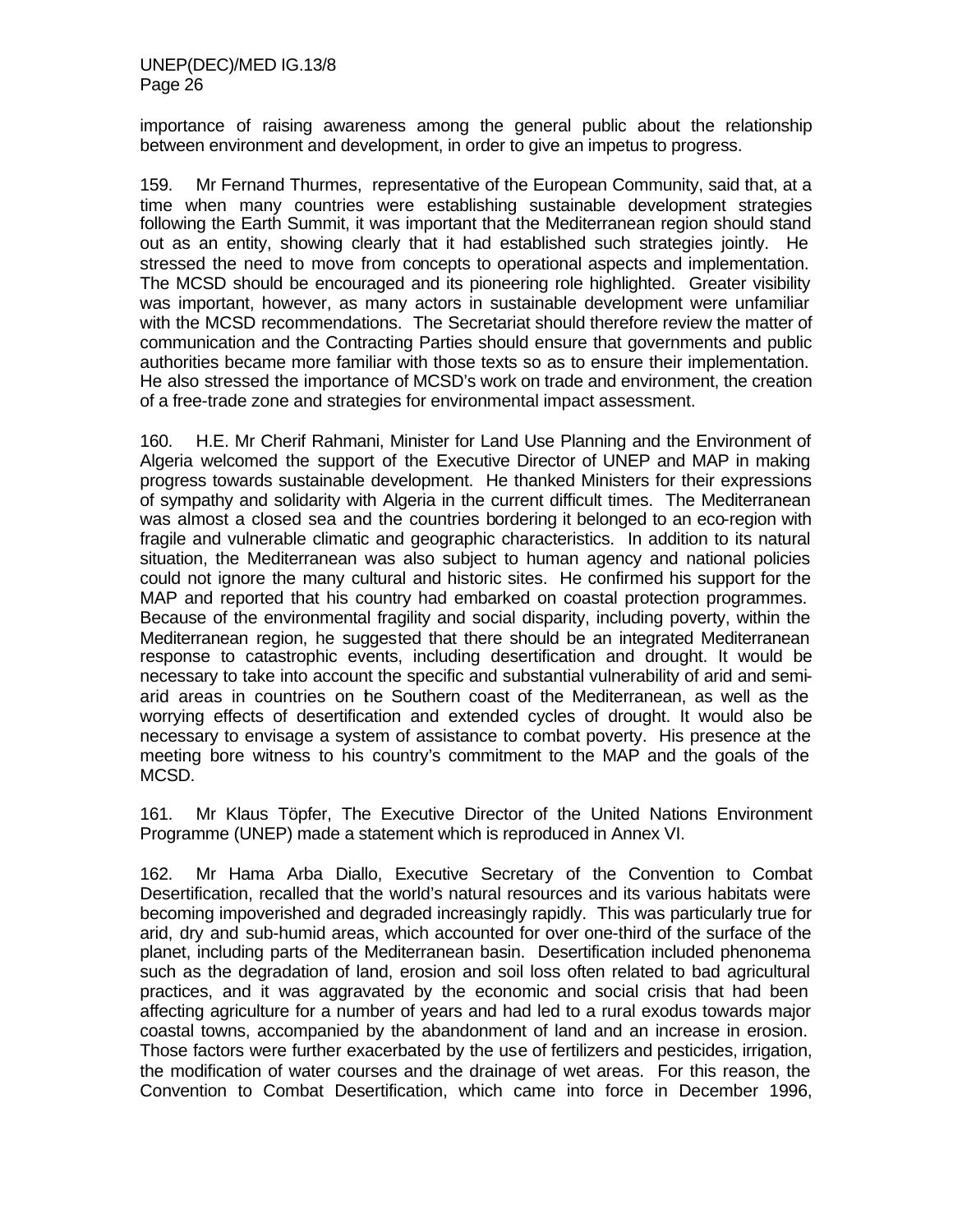importance of raising awareness among the general public about the relationship between environment and development, in order to give an impetus to progress.

159. Mr Fernand Thurmes, representative of the European Community, said that, at a time when many countries were establishing sustainable development strategies following the Earth Summit, it was important that the Mediterranean region should stand out as an entity, showing clearly that it had established such strategies jointly. He stressed the need to move from concepts to operational aspects and implementation. The MCSD should be encouraged and its pioneering role highlighted. Greater visibility was important, however, as many actors in sustainable development were unfamiliar with the MCSD recommendations. The Secretariat should therefore review the matter of communication and the Contracting Parties should ensure that governments and public authorities became more familiar with those texts so as to ensure their implementation. He also stressed the importance of MCSD's work on trade and environment, the creation of a free-trade zone and strategies for environmental impact assessment.

160. H.E. Mr Cherif Rahmani, Minister for Land Use Planning and the Environment of Algeria welcomed the support of the Executive Director of UNEP and MAP in making progress towards sustainable development. He thanked Ministers for their expressions of sympathy and solidarity with Algeria in the current difficult times. The Mediterranean was almost a closed sea and the countries bordering it belonged to an eco-region with fragile and vulnerable climatic and geographic characteristics. In addition to its natural situation, the Mediterranean was also subject to human agency and national policies could not ignore the many cultural and historic sites. He confirmed his support for the MAP and reported that his country had embarked on coastal protection programmes. Because of the environmental fragility and social disparity, including poverty, within the Mediterranean region, he suggested that there should be an integrated Mediterranean response to catastrophic events, including desertification and drought. It would be necessary to take into account the specific and substantial vulnerability of arid and semi-arid areas in countries on the Southern coast of the Mediterranean, as well as the worrying effects of desertification and extended cycles of drought. It would also be necessary to envisage a system of assistance to combat poverty. His presence at the meeting bore witness to his country's commitment to the MAP and the goals of the MCSD.

161. Mr Klaus Töpfer, The Executive Director of the United Nations Environment Programme (UNEP) made a statement which is reproduced in Annex VI.

162. Mr Hama Arba Diallo, Executive Secretary of the Convention to Combat Desertification, recalled that the world's natural resources and its various habitats were becoming impoverished and degraded increasingly rapidly. This was particularly true for arid, dry and sub-humid areas, which accounted for over one-third of the surface of the planet, including parts of the Mediterranean basin. Desertification included phenonema such as the degradation of land, erosion and soil loss often related to bad agricultural practices, and it was aggravated by the economic and social crisis that had been affecting agriculture for a number of years and had led to a rural exodus towards major coastal towns, accompanied by the abandonment of land and an increase in erosion. Those factors were further exacerbated by the use of fertilizers and pesticides, irrigation, the modification of water courses and the drainage of wet areas. For this reason, the Convention to Combat Desertification, which came into force in December 1996,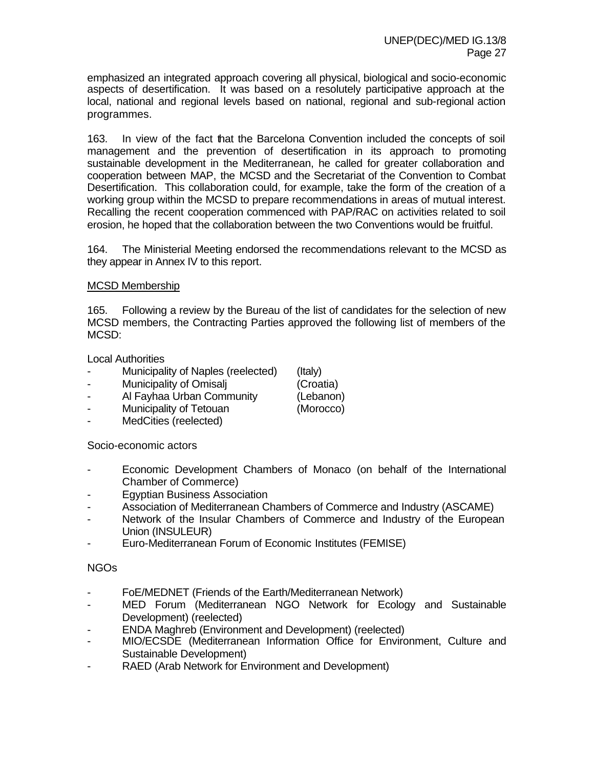emphasized an integrated approach covering all physical, biological and socio-economic aspects of desertification. It was based on a resolutely participative approach at the local, national and regional levels based on national, regional and sub-regional action programmes.

163. In view of the fact that the Barcelona Convention included the concepts of soil management and the prevention of desertification in its approach to promoting sustainable development in the Mediterranean, he called for greater collaboration and cooperation between MAP, the MCSD and the Secretariat of the Convention to Combat Desertification. This collaboration could, for example, take the form of the creation of a working group within the MCSD to prepare recommendations in areas of mutual interest. Recalling the recent cooperation commenced with PAP/RAC on activities related to soil erosion, he hoped that the collaboration between the two Conventions would be fruitful.

164. The Ministerial Meeting endorsed the recommendations relevant to the MCSD as they appear in Annex IV to this report.

MCSD Membership

165. Following a review by the Bureau of the list of candidates for the selection of new MCSD members, the Contracting Parties approved the following list of members of the MCSD:

Local Authorities

- Municipality of Naples (reelected) (Italy)
- Municipality of Omisalj (Croatia)
- Al Fayhaa Urban Community (Lebanon)
- Municipality of Tetouan (Morocco)
- MedCities (reelected)

Socio-economic actors

- Economic Development Chambers of Monaco (on behalf of the International Chamber of Commerce)
- Egyptian Business Association
- Association of Mediterranean Chambers of Commerce and Industry (ASCAME)
- Network of the Insular Chambers of Commerce and Industry of the European Union (INSULEUR)
- Euro-Mediterranean Forum of Economic Institutes (FEMISE)

NGOs

- FoE/MEDNET (Friends of the Earth/Mediterranean Network)
- MED Forum (Mediterranean NGO Network for Ecology and Sustainable Development) (reelected)
- ENDA Maghreb (Environment and Development) (reelected)
- MIO/ECSDE (Mediterranean Information Office for Environment, Culture and Sustainable Development)
- RAED (Arab Network for Environment and Development)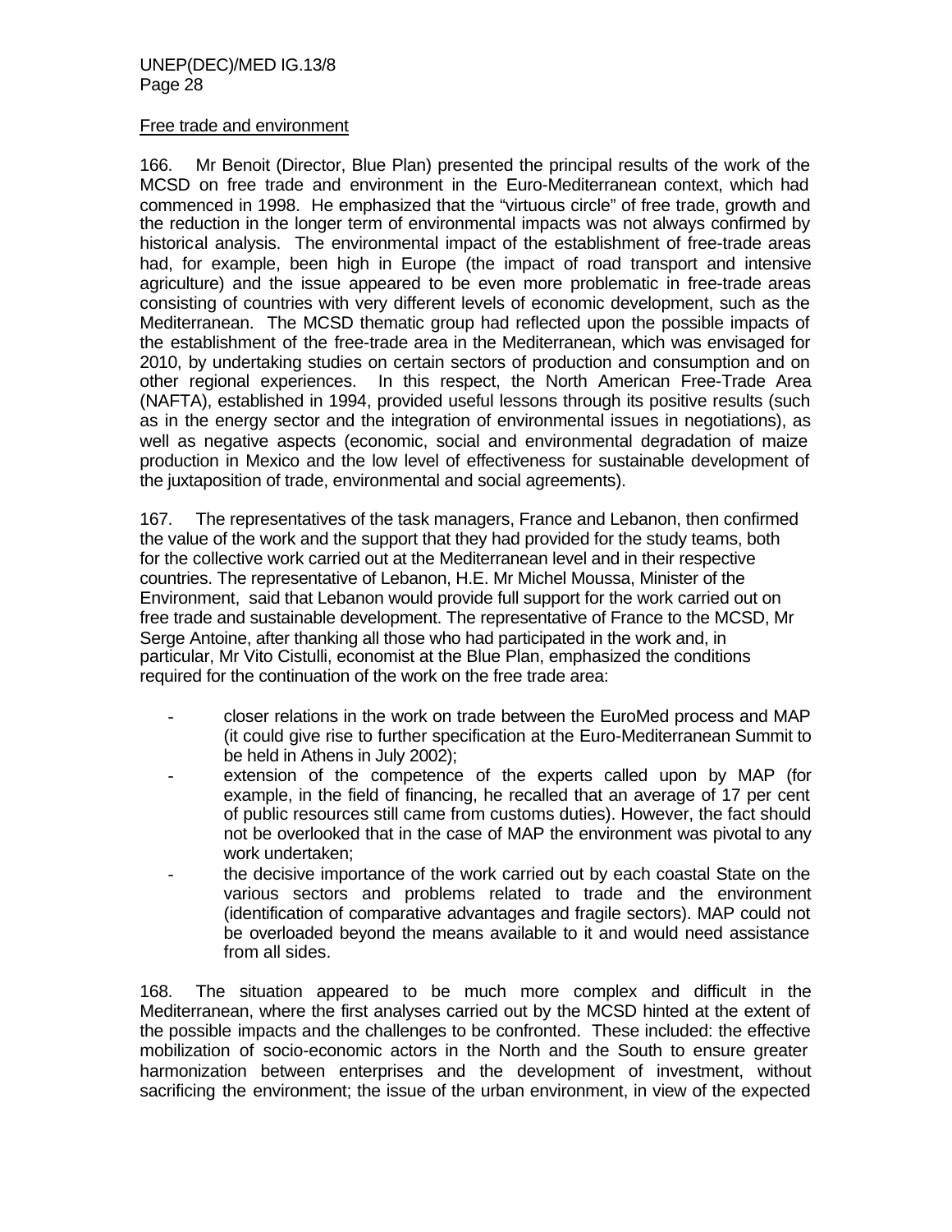Free trade and environment

166. Mr Benoit (Director, Blue Plan) presented the principal results of the work of the MCSD on free trade and environment in the Euro-Mediterranean context, which had commenced in 1998. He emphasized that the "virtuous circle" of free trade, growth and the reduction in the longer term of environmental impacts was not always confirmed by historical analysis. The environmental impact of the establishment of free-trade areas had, for example, been high in Europe (the impact of road transport and intensive agriculture) and the issue appeared to be even more problematic in free-trade areas consisting of countries with very different levels of economic development, such as the Mediterranean. The MCSD thematic group had reflected upon the possible impacts of the establishment of the free-trade area in the Mediterranean, which was envisaged for 2010, by undertaking studies on certain sectors of production and consumption and on other regional experiences. In this respect, the North American Free-Trade Area (NAFTA), established in 1994, provided useful lessons through its positive results (such as in the energy sector and the integration of environmental issues in negotiations), as well as negative aspects (economic, social and environmental degradation of maize production in Mexico and the low level of effectiveness for sustainable development of the juxtaposition of trade, environmental and social agreements).

167. The representatives of the task managers, France and Lebanon, then confirmed the value of the work and the support that they had provided for the study teams, both for the collective work carried out at the Mediterranean level and in their respective countries. The representative of Lebanon, H.E. Mr Michel Moussa, Minister of the Environment, said that Lebanon would provide full support for the work carried out on free trade and sustainable development. The representative of France to the MCSD, Mr Serge Antoine, after thanking all those who had participated in the work and, in particular, Mr Vito Cistulli, economist at the Blue Plan, emphasized the conditions required for the continuation of the work on the free trade area:

- closer relations in the work on trade between the EuroMed process and MAP (it could give rise to further specification at the Euro-Mediterranean Summit to be held in Athens in July 2002);
- extension of the competence of the experts called upon by MAP (for example, in the field of financing, he recalled that an average of 17 per cent of public resources still came from customs duties). However, the fact should not be overlooked that in the case of MAP the environment was pivotal to any work undertaken;
- the decisive importance of the work carried out by each coastal State on the various sectors and problems related to trade and the environment (identification of comparative advantages and fragile sectors). MAP could not be overloaded beyond the means available to it and would need assistance from all sides.

168. The situation appeared to be much more complex and difficult in the Mediterranean, where the first analyses carried out by the MCSD hinted at the extent of the possible impacts and the challenges to be confronted. These included: the effective mobilization of socio-economic actors in the North and the South to ensure greater harmonization between enterprises and the development of investment, without sacrificing the environment; the issue of the urban environment, in view of the expected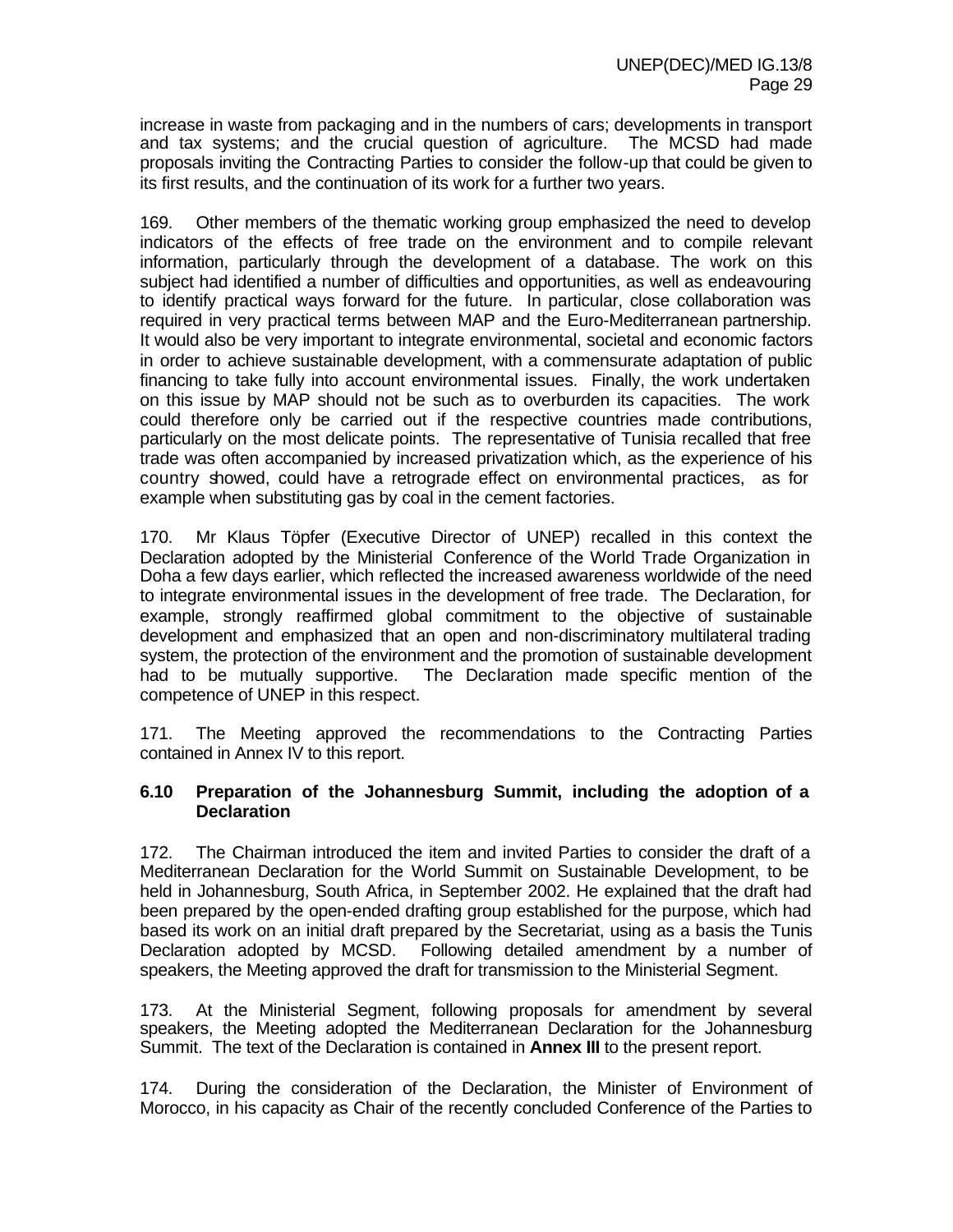increase in waste from packaging and in the numbers of cars; developments in transport and tax systems; and the crucial question of agriculture. The MCSD had made proposals inviting the Contracting Parties to consider the follow-up that could be given to its first results, and the continuation of its work for a further two years.

169. Other members of the thematic working group emphasized the need to develop indicators of the effects of free trade on the environment and to compile relevant information, particularly through the development of a database. The work on this subject had identified a number of difficulties and opportunities, as well as endeavouring to identify practical ways forward for the future. In particular, close collaboration was required in very practical terms between MAP and the Euro-Mediterranean partnership. It would also be very important to integrate environmental, societal and economic factors in order to achieve sustainable development, with a commensurate adaptation of public financing to take fully into account environmental issues. Finally, the work undertaken on this issue by MAP should not be such as to overburden its capacities. The work could therefore only be carried out if the respective countries made contributions, particularly on the most delicate points. The representative of Tunisia recalled that free trade was often accompanied by increased privatization which, as the experience of his country showed, could have a retrograde effect on environmental practices, as for example when substituting gas by coal in the cement factories.

170. Mr Klaus Töpfer (Executive Director of UNEP) recalled in this context the Declaration adopted by the Ministerial Conference of the World Trade Organization in Doha a few days earlier, which reflected the increased awareness worldwide of the need to integrate environmental issues in the development of free trade. The Declaration, for example, strongly reaffirmed global commitment to the objective of sustainable development and emphasized that an open and non-discriminatory multilateral trading system, the protection of the environment and the promotion of sustainable development had to be mutually supportive. The Declaration made specific mention of the competence of UNEP in this respect.

171. The Meeting approved the recommendations to the Contracting Parties contained in Annex IV to this report.

### 6.10 Preparation of the Johannesburg Summit, including the adoption of a Declaration

172. The Chairman introduced the item and invited Parties to consider the draft of a Mediterranean Declaration for the World Summit on Sustainable Development, to be held in Johannesburg, South Africa, in September 2002. He explained that the draft had been prepared by the open-ended drafting group established for the purpose, which had based its work on an initial draft prepared by the Secretariat, using as a basis the Tunis Declaration adopted by MCSD. Following detailed amendment by a number of speakers, the Meeting approved the draft for transmission to the Ministerial Segment.

173. At the Ministerial Segment, following proposals for amendment by several speakers, the Meeting adopted the Mediterranean Declaration for the Johannesburg Summit. The text of the Declaration is contained in **Annex III** to the present report.

174. During the consideration of the Declaration, the Minister of Environment of Morocco, in his capacity as Chair of the recently concluded Conference of the Parties to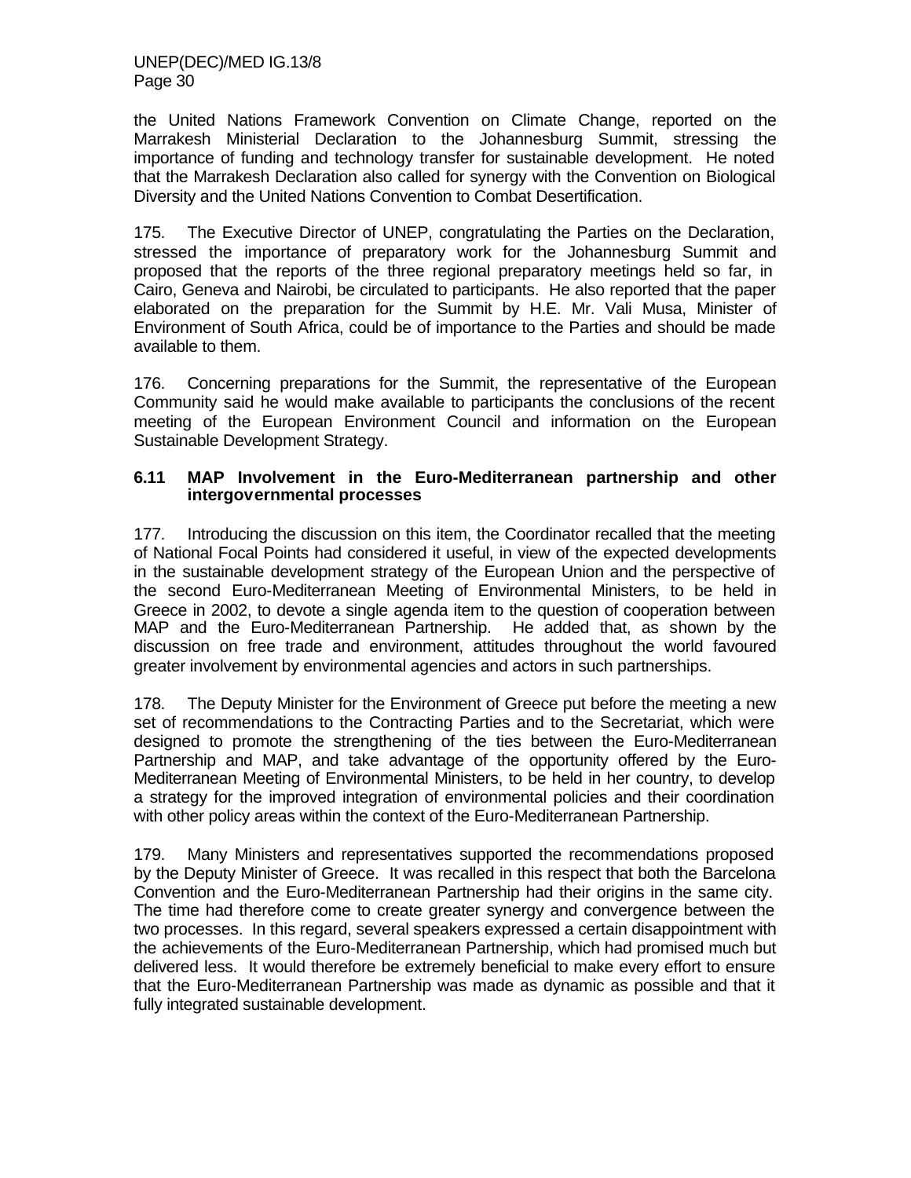the United Nations Framework Convention on Climate Change, reported on the Marrakesh Ministerial Declaration to the Johannesburg Summit, stressing the importance of funding and technology transfer for sustainable development. He noted that the Marrakesh Declaration also called for synergy with the Convention on Biological Diversity and the United Nations Convention to Combat Desertification.

175. The Executive Director of UNEP, congratulating the Parties on the Declaration, stressed the importance of preparatory work for the Johannesburg Summit and proposed that the reports of the three regional preparatory meetings held so far, in Cairo, Geneva and Nairobi, be circulated to participants. He also reported that the paper elaborated on the preparation for the Summit by H.E. Mr. Vali Musa, Minister of Environment of South Africa, could be of importance to the Parties and should be made available to them.

176. Concerning preparations for the Summit, the representative of the European Community said he would make available to participants the conclusions of the recent meeting of the European Environment Council and information on the European Sustainable Development Strategy.

### 6.11 MAP Involvement in the Euro-Mediterranean partnership and other intergovernmental processes

177. Introducing the discussion on this item, the Coordinator recalled that the meeting of National Focal Points had considered it useful, in view of the expected developments in the sustainable development strategy of the European Union and the perspective of the second Euro-Mediterranean Meeting of Environmental Ministers, to be held in Greece in 2002, to devote a single agenda item to the question of cooperation between MAP and the Euro-Mediterranean Partnership. He added that, as shown by the discussion on free trade and environment, attitudes throughout the world favoured greater involvement by environmental agencies and actors in such partnerships.

178. The Deputy Minister for the Environment of Greece put before the meeting a new set of recommendations to the Contracting Parties and to the Secretariat, which were designed to promote the strengthening of the ties between the Euro-Mediterranean Partnership and MAP, and take advantage of the opportunity offered by the Euro-Mediterranean Meeting of Environmental Ministers, to be held in her country, to develop a strategy for the improved integration of environmental policies and their coordination with other policy areas within the context of the Euro-Mediterranean Partnership.

179. Many Ministers and representatives supported the recommendations proposed by the Deputy Minister of Greece. It was recalled in this respect that both the Barcelona Convention and the Euro-Mediterranean Partnership had their origins in the same city. The time had therefore come to create greater synergy and convergence between the two processes. In this regard, several speakers expressed a certain disappointment with the achievements of the Euro-Mediterranean Partnership, which had promised much but delivered less. It would therefore be extremely beneficial to make every effort to ensure that the Euro-Mediterranean Partnership was made as dynamic as possible and that it fully integrated sustainable development.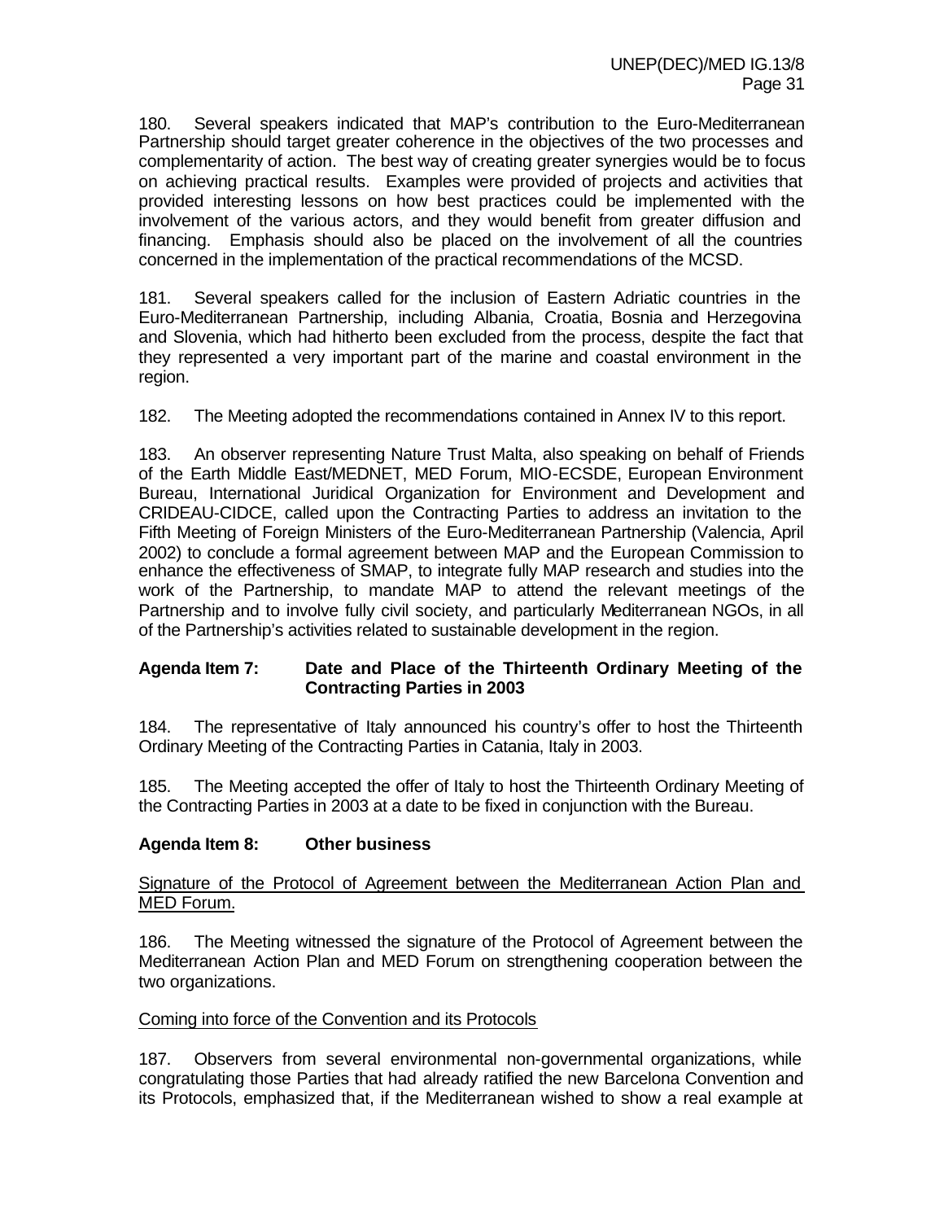180. Several speakers indicated that MAP's contribution to the Euro-Mediterranean Partnership should target greater coherence in the objectives of the two processes and complementarity of action. The best way of creating greater synergies would be to focus on achieving practical results. Examples were provided of projects and activities that provided interesting lessons on how best practices could be implemented with the involvement of the various actors, and they would benefit from greater diffusion and financing. Emphasis should also be placed on the involvement of all the countries concerned in the implementation of the practical recommendations of the MCSD.

181. Several speakers called for the inclusion of Eastern Adriatic countries in the Euro-Mediterranean Partnership, including Albania, Croatia, Bosnia and Herzegovina and Slovenia, which had hitherto been excluded from the process, despite the fact that they represented a very important part of the marine and coastal environment in the region.

182. The Meeting adopted the recommendations contained in Annex IV to this report.

183. An observer representing Nature Trust Malta, also speaking on behalf of Friends of the Earth Middle East/MEDNET, MED Forum, MIO-ECSDE, European Environment Bureau, International Juridical Organization for Environment and Development and CRIDEAU-CIDCE, called upon the Contracting Parties to address an invitation to the Fifth Meeting of Foreign Ministers of the Euro-Mediterranean Partnership (Valencia, April 2002) to conclude a formal agreement between MAP and the European Commission to enhance the effectiveness of SMAP, to integrate fully MAP research and studies into the work of the Partnership, to mandate MAP to attend the relevant meetings of the Partnership and to involve fully civil society, and particularly Mediterranean NGOs, in all of the Partnership's activities related to sustainable development in the region.

**Agenda Item 7: Date and Place of the Thirteenth Ordinary Meeting of the Contracting Parties in 2003**

184. The representative of Italy announced his country's offer to host the Thirteenth Ordinary Meeting of the Contracting Parties in Catania, Italy in 2003.

185. The Meeting accepted the offer of Italy to host the Thirteenth Ordinary Meeting of the Contracting Parties in 2003 at a date to be fixed in conjunction with the Bureau.

**Agenda Item 8: Other business**

Signature of the Protocol of Agreement between the Mediterranean Action Plan and MED Forum.

186. The Meeting witnessed the signature of the Protocol of Agreement between the Mediterranean Action Plan and MED Forum on strengthening cooperation between the two organizations.

Coming into force of the Convention and its Protocols

187. Observers from several environmental non-governmental organizations, while congratulating those Parties that had already ratified the new Barcelona Convention and its Protocols, emphasized that, if the Mediterranean wished to show a real example at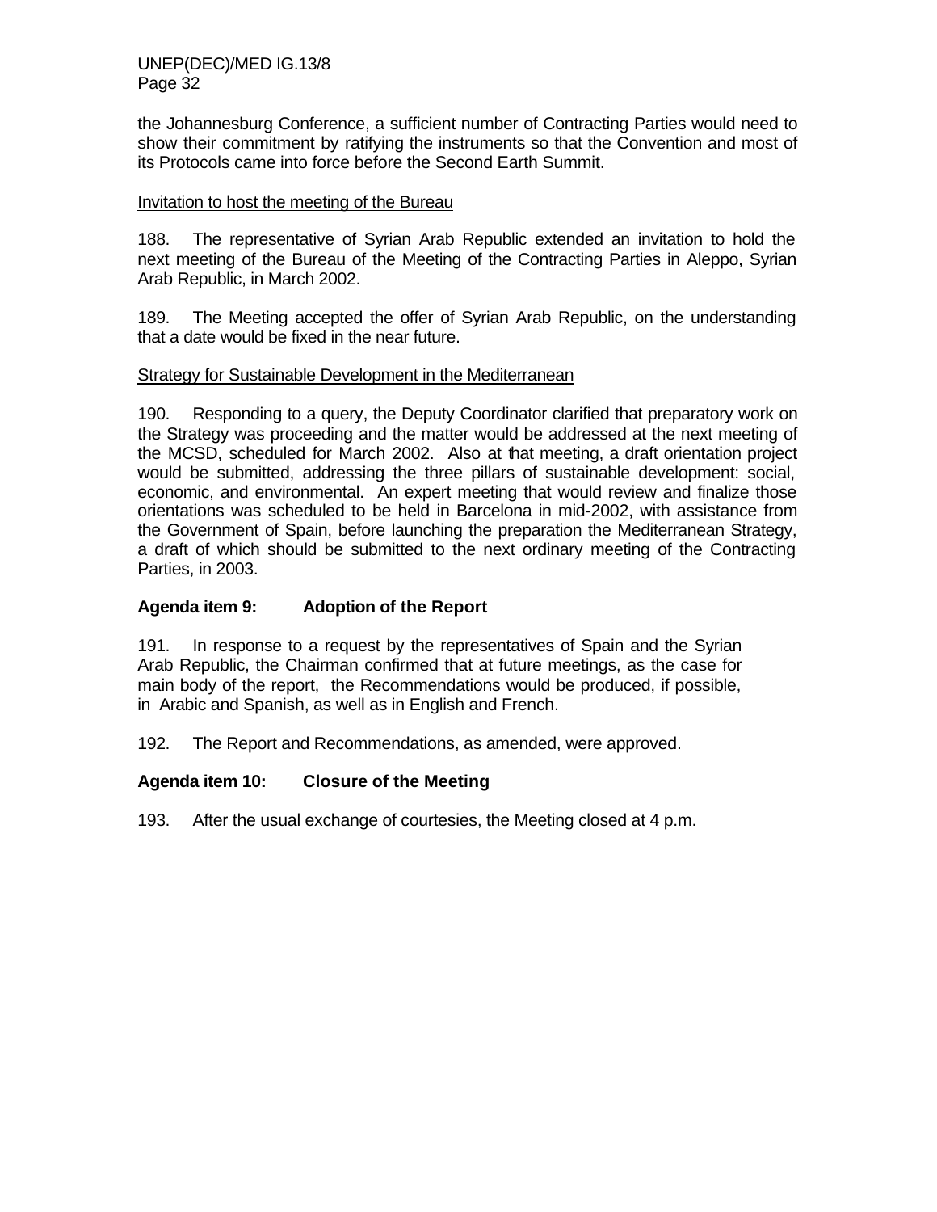the Johannesburg Conference, a sufficient number of Contracting Parties would need to show their commitment by ratifying the instruments so that the Convention and most of its Protocols came into force before the Second Earth Summit.

Invitation to host the meeting of the Bureau

188. The representative of Syrian Arab Republic extended an invitation to hold the next meeting of the Bureau of the Meeting of the Contracting Parties in Aleppo, Syrian Arab Republic, in March 2002.

189. The Meeting accepted the offer of Syrian Arab Republic, on the understanding that a date would be fixed in the near future.

Strategy for Sustainable Development in the Mediterranean

190. Responding to a query, the Deputy Coordinator clarified that preparatory work on the Strategy was proceeding and the matter would be addressed at the next meeting of the MCSD, scheduled for March 2002. Also at that meeting, a draft orientation project would be submitted, addressing the three pillars of sustainable development: social, economic, and environmental. An expert meeting that would review and finalize those orientations was scheduled to be held in Barcelona in mid-2002, with assistance from the Government of Spain, before launching the preparation the Mediterranean Strategy, a draft of which should be submitted to the next ordinary meeting of the Contracting Parties, in 2003.

**Agenda item 9: Adoption of the Report**

191. In response to a request by the representatives of Spain and the Syrian Arab Republic, the Chairman confirmed that at future meetings, as the case for main body of the report, the Recommendations would be produced, if possible, in Arabic and Spanish, as well as in English and French.

192. The Report and Recommendations, as amended, were approved.

**Agenda item 10: Closure of the Meeting**

193. After the usual exchange of courtesies, the Meeting closed at 4 p.m.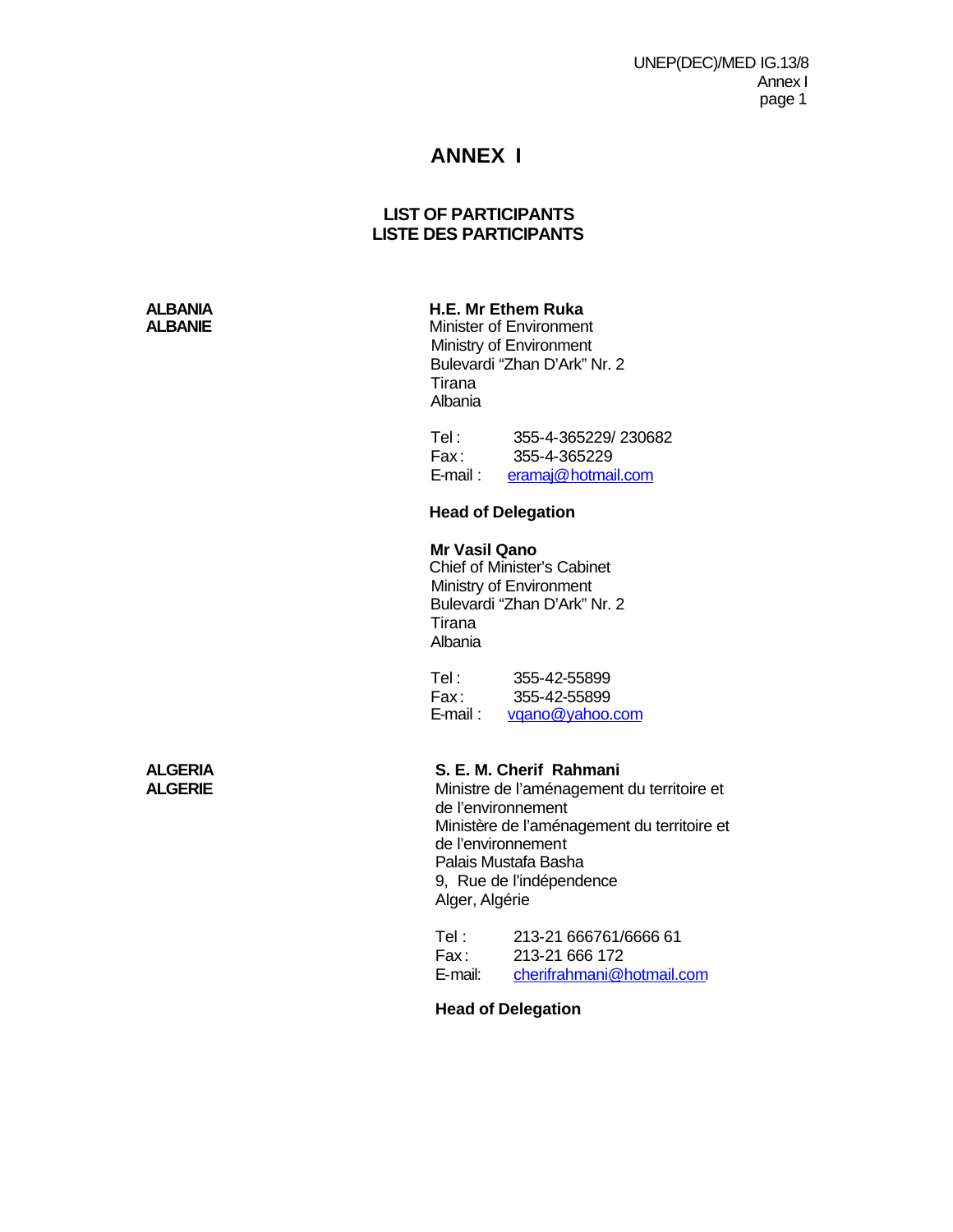# ANNEX I

## LIST OF PARTICIPANTS
## LISTE DES PARTICIPANTS

**ALBANIA**
**ALBANIE**

**H.E. Mr Ethem Ruka**
Minister of Environment
Ministry of Environment
Bulevardi "Zhan D'Ark" Nr. 2
Tirana
Albania

Tel : 355-4-365229/ 230682
Fax : 355-4-365229
E-mail : eramaj@hotmail.com

**Head of Delegation**

**Mr Vasil Qano**
Chief of Minister's Cabinet
Ministry of Environment
Bulevardi "Zhan D'Ark" Nr. 2
Tirana
Albania

Tel : 355-42-55899
Fax : 355-42-55899
E-mail : vqano@yahoo.com

**ALGERIA**
**ALGERIE**

**S. E. M. Cherif Rahmani**
Ministre de l'aménagement du territoire et de l'environnement
Ministère de l'aménagement du territoire et de l'environnement
Palais Mustafa Basha
9, Rue de l'indépendence
Alger, Algérie

Tel : 213-21 666761/6666 61
Fax : 213-21 666 172
E-mail: cherifrahmani@hotmail.com

**Head of Delegation**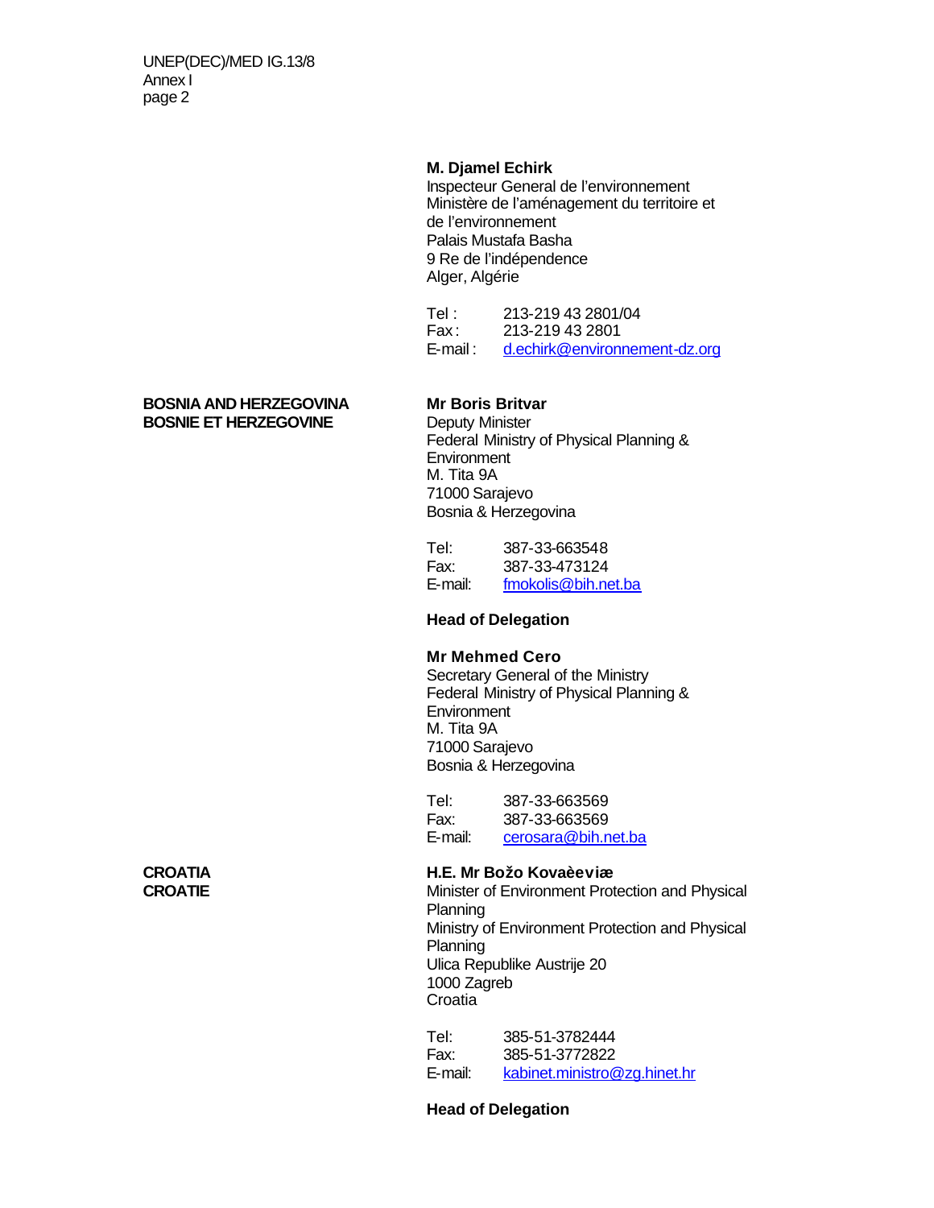**M. Djamel Echirk**
Inspecteur General de l'environnement
Ministère de l'aménagement du territoire et de l'environnement
Palais Mustafa Basha
9 Re de l'indépendence
Alger, Algérie

Tel : 213-219 43 2801/04
Fax : 213-219 43 2801
E-mail : d.echirk@environnement-dz.org

**BOSNIA AND HERZEGOVINA**
**BOSNIE ET HERZEGOVINE**

**Mr Boris Britvar**
Deputy Minister
Federal Ministry of Physical Planning & Environment
M. Tita 9A
71000 Sarajevo
Bosnia & Herzegovina

Tel: 387-33-663548
Fax: 387-33-473124
E-mail: fmokolis@bih.net.ba

**Head of Delegation**

**Mr Mehmed Cero**
Secretary General of the Ministry
Federal Ministry of Physical Planning & Environment
M. Tita 9A
71000 Sarajevo
Bosnia & Herzegovina

Tel: 387-33-663569
Fax: 387-33-663569
E-mail: cerosara@bih.net.ba

**CROATIA**
**CROATIE**

**H.E. Mr Božo Kovaèeviæ**
Minister of Environment Protection and Physical Planning
Ministry of Environment Protection and Physical Planning
Ulica Republike Austrije 20
1000 Zagreb
Croatia

Tel: 385-51-3782444
Fax: 385-51-3772822
E-mail: kabinet.ministro@zg.hinet.hr

**Head of Delegation**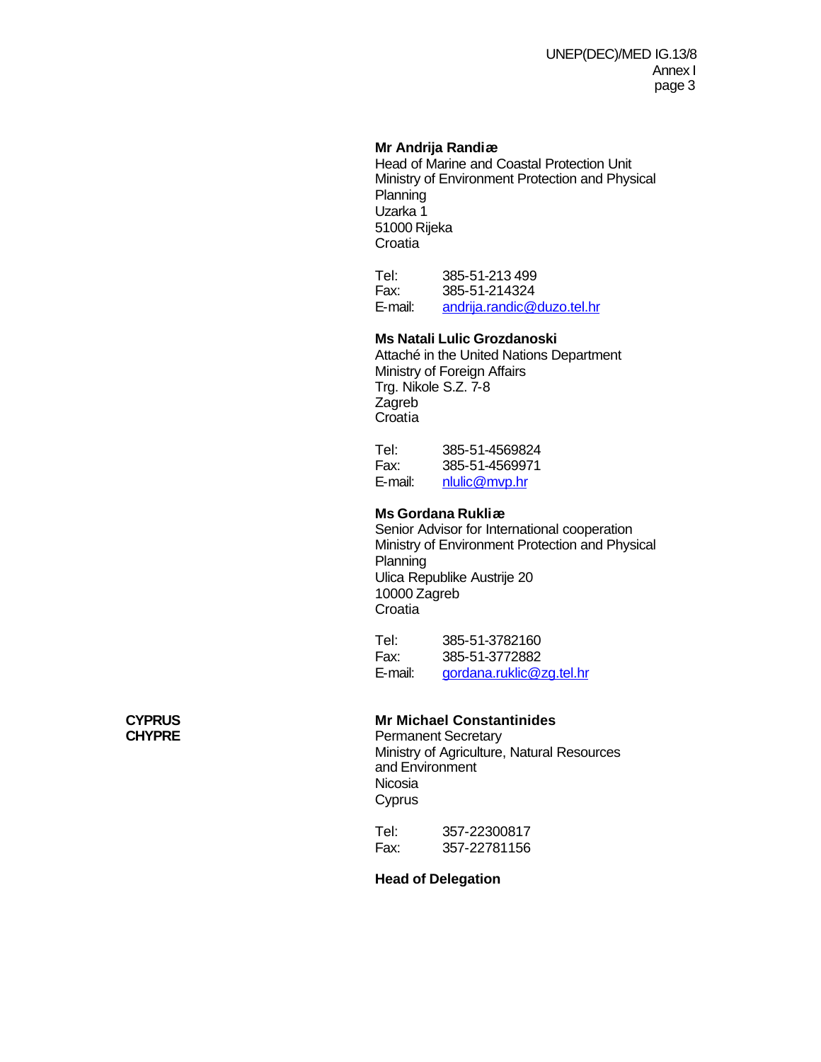**Mr Andrija Randiæ**
Head of Marine and Coastal Protection Unit
Ministry of Environment Protection and Physical Planning
Uzarka 1
51000 Rijeka
Croatia

Tel: 385-51-213 499
Fax: 385-51-214324
E-mail: andrija.randic@duzo.tel.hr

**Ms Natali Lulic Grozdanoski**
Attaché in the United Nations Department
Ministry of Foreign Affairs
Trg. Nikole S.Z. 7-8
Zagreb
Croatia

Tel: 385-51-4569824
Fax: 385-51-4569971
E-mail: nlulic@mvp.hr

**Ms Gordana Rukliæ**
Senior Advisor for International cooperation
Ministry of Environment Protection and Physical Planning
Ulica Republike Austrije 20
10000 Zagreb
Croatia

Tel: 385-51-3782160
Fax: 385-51-3772882
E-mail: gordana.ruklic@zg.tel.hr

**CYPRUS**
**CHYPRE**

**Mr Michael Constantinides**
Permanent Secretary
Ministry of Agriculture, Natural Resources and Environment
Nicosia
Cyprus

Tel: 357-22300817
Fax: 357-22781156

**Head of Delegation**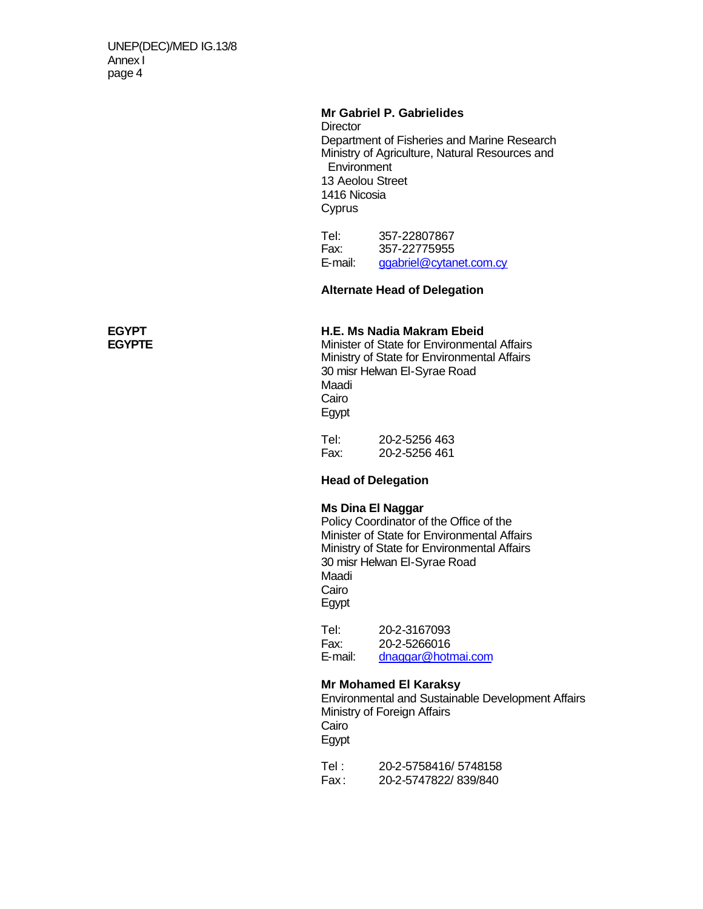**Mr Gabriel P. Gabrielides**
Director
Department of Fisheries and Marine Research
Ministry of Agriculture, Natural Resources and Environment
13 Aeolou Street
1416 Nicosia
Cyprus

Tel: 357-22807867
Fax: 357-22775955
E-mail: ggabriel@cytanet.com.cy

**Alternate Head of Delegation**

**EGYPT**
**EGYPTE**

**H.E. Ms Nadia Makram Ebeid**
Minister of State for Environmental Affairs
Ministry of State for Environmental Affairs
30 misr Helwan El-Syrae Road
Maadi
Cairo
Egypt

Tel: 20-2-5256 463
Fax: 20-2-5256 461

**Head of Delegation**

**Ms Dina El Naggar**
Policy Coordinator of the Office of the Minister of State for Environmental Affairs
Ministry of State for Environmental Affairs
30 misr Helwan El-Syrae Road
Maadi
Cairo
Egypt

Tel: 20-2-3167093
Fax: 20-2-5266016
E-mail: dnaggar@hotmai.com

**Mr Mohamed El Karaksy**
Environmental and Sustainable Development Affairs
Ministry of Foreign Affairs
Cairo
Egypt

Tel : 20-2-5758416/ 5748158
Fax : 20-2-5747822/ 839/840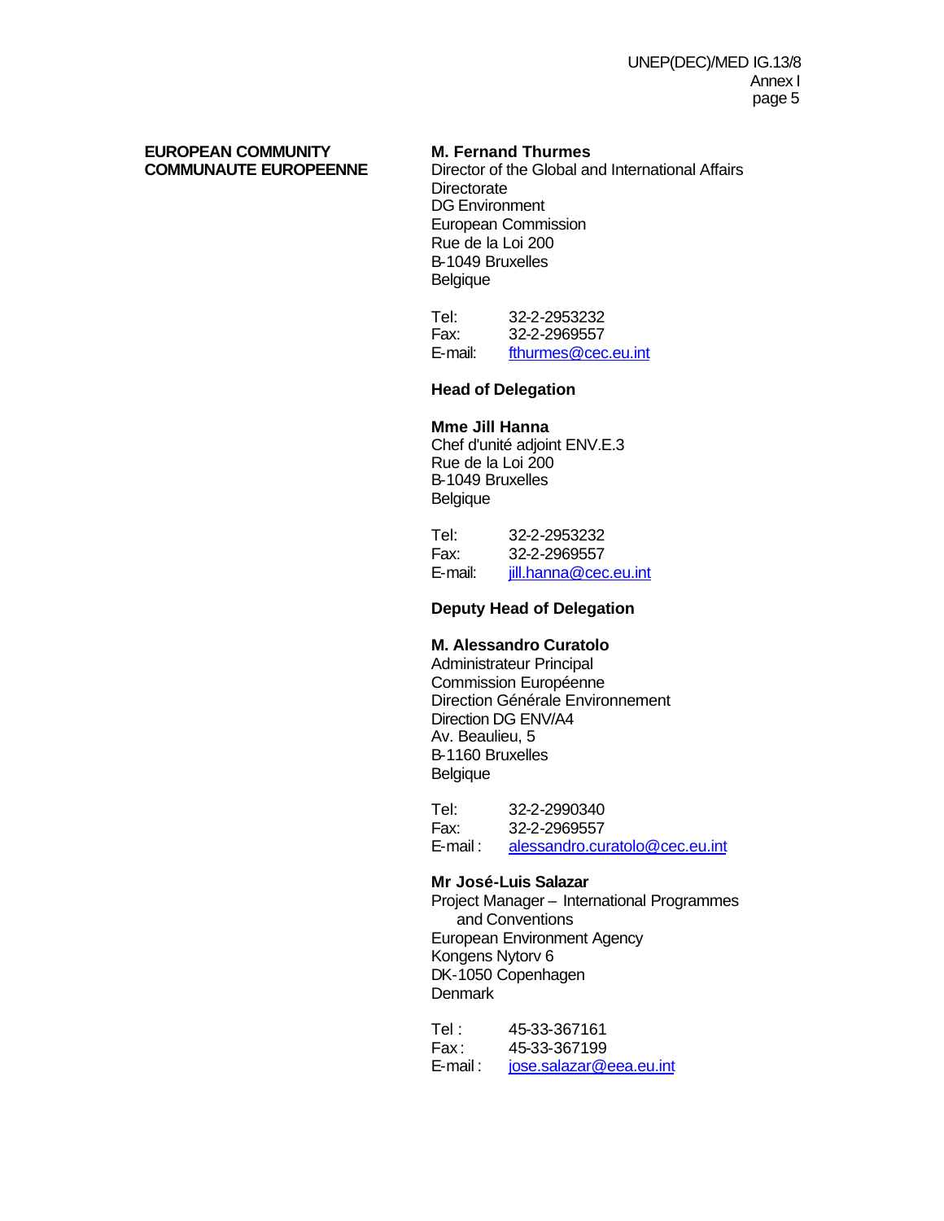**EUROPEAN COMMUNITY**
**COMMUNAUTE EUROPEENNE**

**M. Fernand Thurmes**
Director of the Global and International Affairs Directorate
DG Environment
European Commission
Rue de la Loi 200
B-1049 Bruxelles
Belgique

Tel: 32-2-2953232
Fax: 32-2-2969557
E-mail: fthurmes@cec.eu.int

**Head of Delegation**

**Mme Jill Hanna**
Chef d'unité adjoint ENV.E.3
Rue de la Loi 200
B-1049 Bruxelles
Belgique

Tel: 32-2-2953232
Fax: 32-2-2969557
E-mail: jill.hanna@cec.eu.int

**Deputy Head of Delegation**

**M. Alessandro Curatolo**
Administrateur Principal
Commission Européenne
Direction Générale Environnement
Direction DG ENV/A4
Av. Beaulieu, 5
B-1160 Bruxelles
Belgique

Tel: 32-2-2990340
Fax: 32-2-2969557
E-mail : alessandro.curatolo@cec.eu.int

**Mr José-Luis Salazar**
Project Manager – International Programmes and Conventions
European Environment Agency
Kongens Nytorv 6
DK-1050 Copenhagen
Denmark

Tel : 45-33-367161
Fax : 45-33-367199
E-mail : jose.salazar@eea.eu.int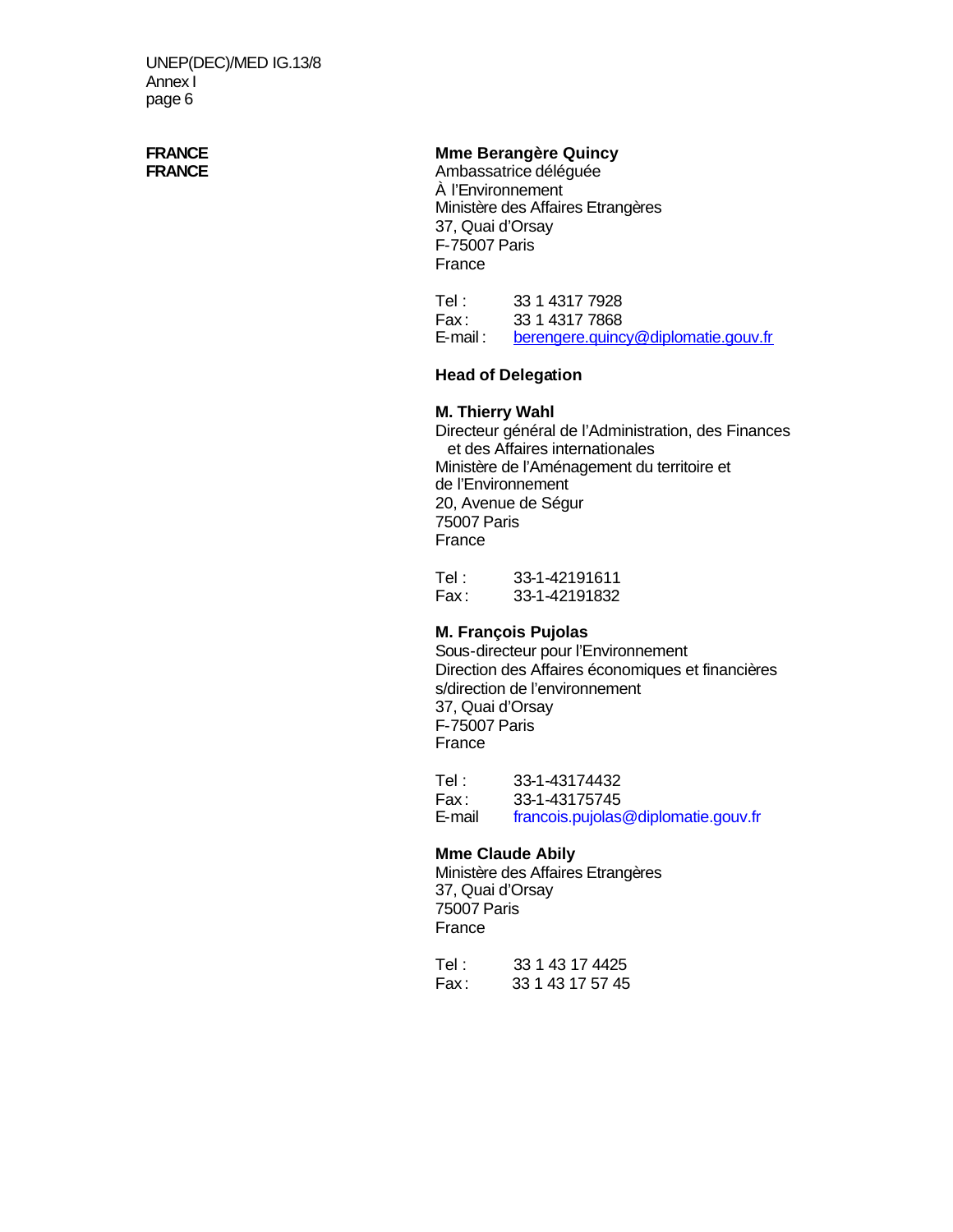**FRANCE**
**FRANCE**

**Mme Berangère Quincy**
Ambassatrice déléguée
À l'Environnement
Ministère des Affaires Etrangères
37, Quai d'Orsay
F-75007 Paris
France

Tel : 33 1 4317 7928
Fax : 33 1 4317 7868
E-mail : berengere.quincy@diplomatie.gouv.fr

**Head of Delegation**

**M. Thierry Wahl**
Directeur général de l'Administration, des Finances et des Affaires internationales
Ministère de l'Aménagement du territoire et de l'Environnement
20, Avenue de Ségur
75007 Paris
France

Tel : 33-1-42191611
Fax : 33-1-42191832

**M. François Pujolas**
Sous-directeur pour l'Environnement
Direction des Affaires économiques et financières
s/direction de l'environnement
37, Quai d'Orsay
F-75007 Paris
France

Tel : 33-1-43174432
Fax : 33-1-43175745
E-mail francois.pujolas@diplomatie.gouv.fr

**Mme Claude Abily**
Ministère des Affaires Etrangères
37, Quai d'Orsay
75007 Paris
France

Tel : 33 1 43 17 4425
Fax : 33 1 43 17 57 45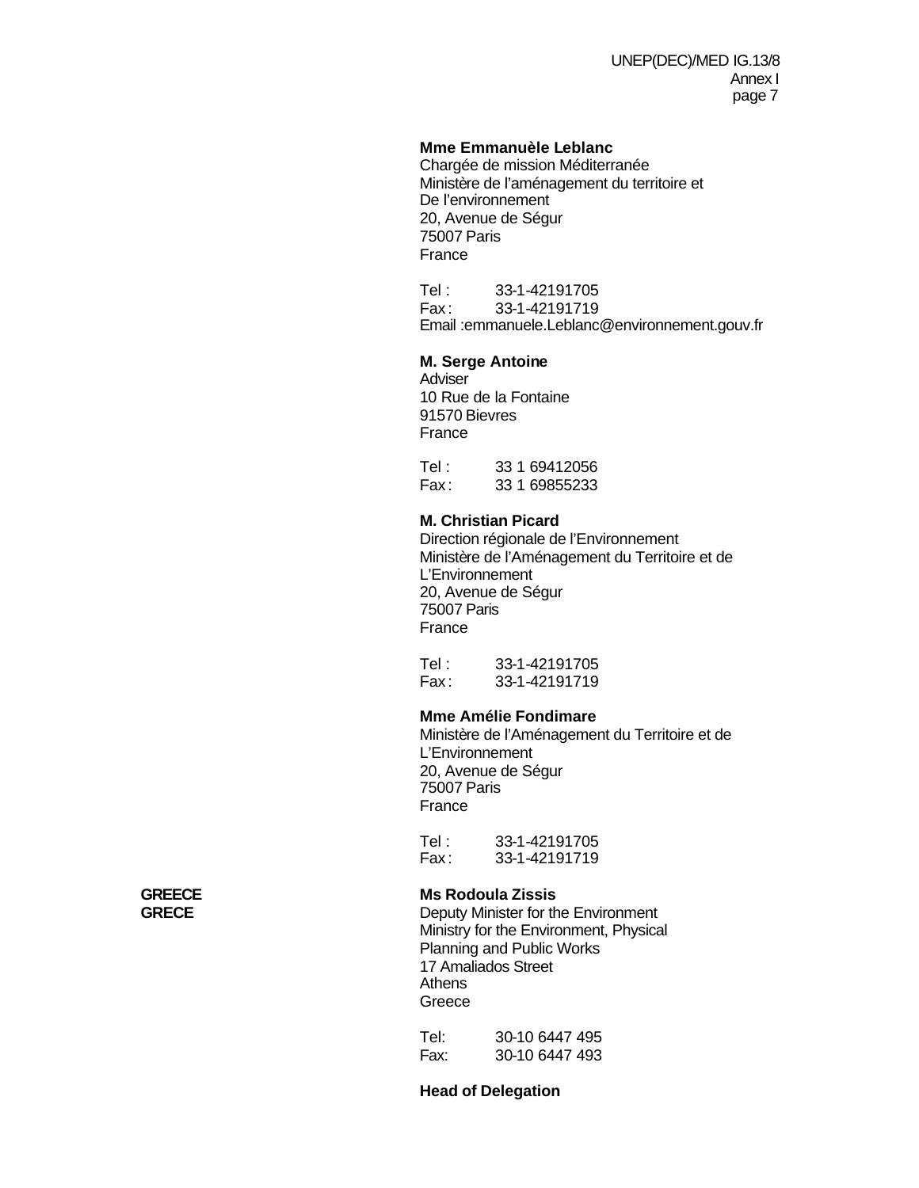**Mme Emmanuèle Leblanc**
Chargée de mission Méditerranée
Ministère de l'aménagement du territoire et
De l'environnement
20, Avenue de Ségur
75007 Paris
France

Tel : 33-1-42191705
Fax : 33-1-42191719
Email :emmanuele.Leblanc@environnement.gouv.fr

**M. Serge Antoine**
Adviser
10 Rue de la Fontaine
91570 Bievres
France

Tel : 33 1 69412056
Fax : 33 1 69855233

**M. Christian Picard**
Direction régionale de l'Environnement
Ministère de l'Aménagement du Territoire et de
L'Environnement
20, Avenue de Ségur
75007 Paris
France

Tel : 33-1-42191705
Fax : 33-1-42191719

**Mme Amélie Fondimare**
Ministère de l'Aménagement du Territoire et de
L'Environnement
20, Avenue de Ségur
75007 Paris
France

Tel : 33-1-42191705
Fax : 33-1-42191719

**GREECE**
**GRECE**

**Ms Rodoula Zissis**
Deputy Minister for the Environment
Ministry for the Environment, Physical
Planning and Public Works
17 Amaliados Street
Athens
Greece

Tel: 30-10 6447 495
Fax: 30-10 6447 493

**Head of Delegation**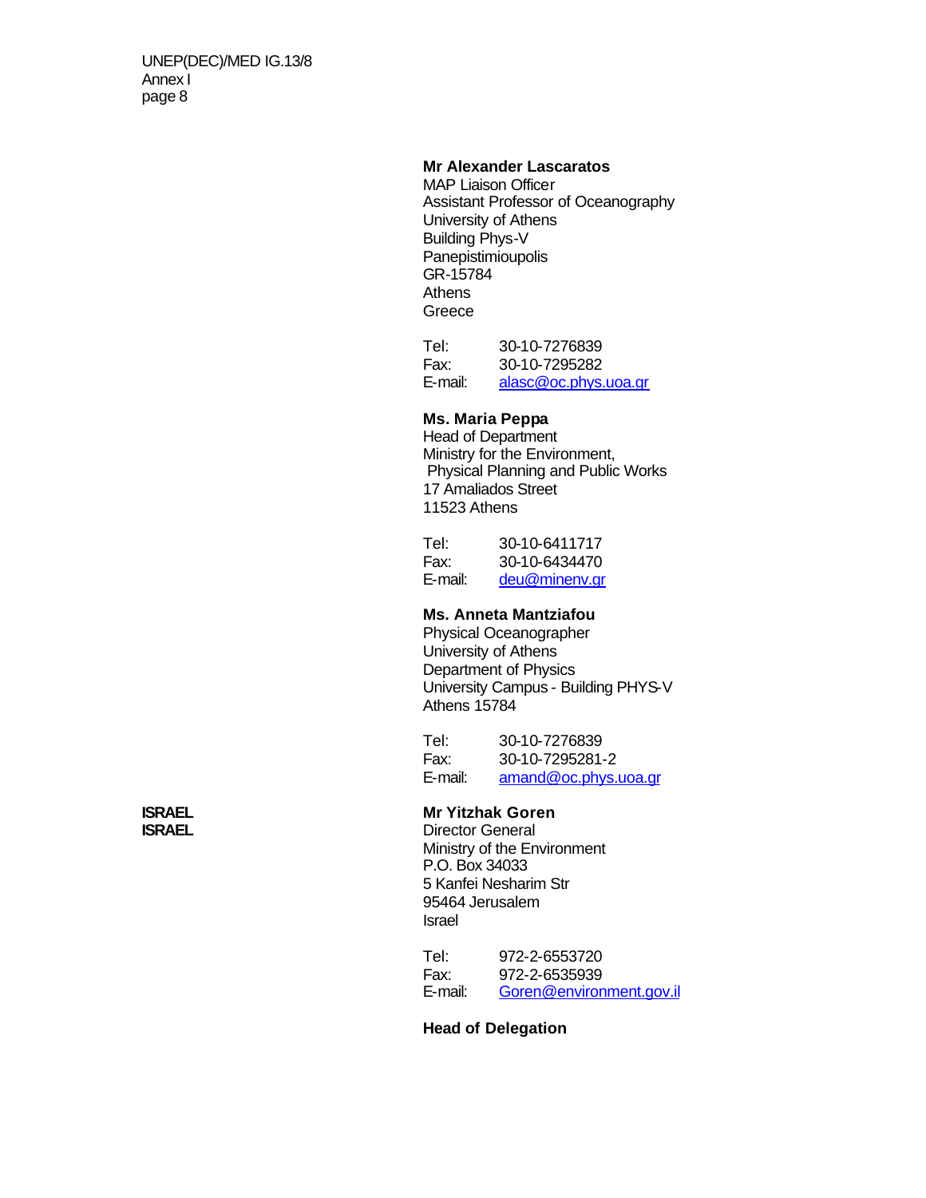**Mr Alexander Lascaratos**
MAP Liaison Officer
Assistant Professor of Oceanography
University of Athens
Building Phys-V
Panepistimioupolis
GR-15784
Athens
Greece

Tel: 30-10-7276839
Fax: 30-10-7295282
E-mail: alasc@oc.phys.uoa.gr

**Ms. Maria Peppa**
Head of Department
Ministry for the Environment,
Physical Planning and Public Works
17 Amaliados Street
11523 Athens

Tel: 30-10-6411717
Fax: 30-10-6434470
E-mail: deu@minenv.gr

**Ms. Anneta Mantziafou**
Physical Oceanographer
University of Athens
Department of Physics
University Campus - Building PHYS-V
Athens 15784

Tel: 30-10-7276839
Fax: 30-10-7295281-2
E-mail: amand@oc.phys.uoa.gr

**ISRAEL**
**ISRAEL**

**Mr Yitzhak Goren**
Director General
Ministry of the Environment
P.O. Box 34033
5 Kanfei Nesharim Str
95464 Jerusalem
Israel

Tel: 972-2-6553720
Fax: 972-2-6535939
E-mail: Goren@environment.gov.il

**Head of Delegation**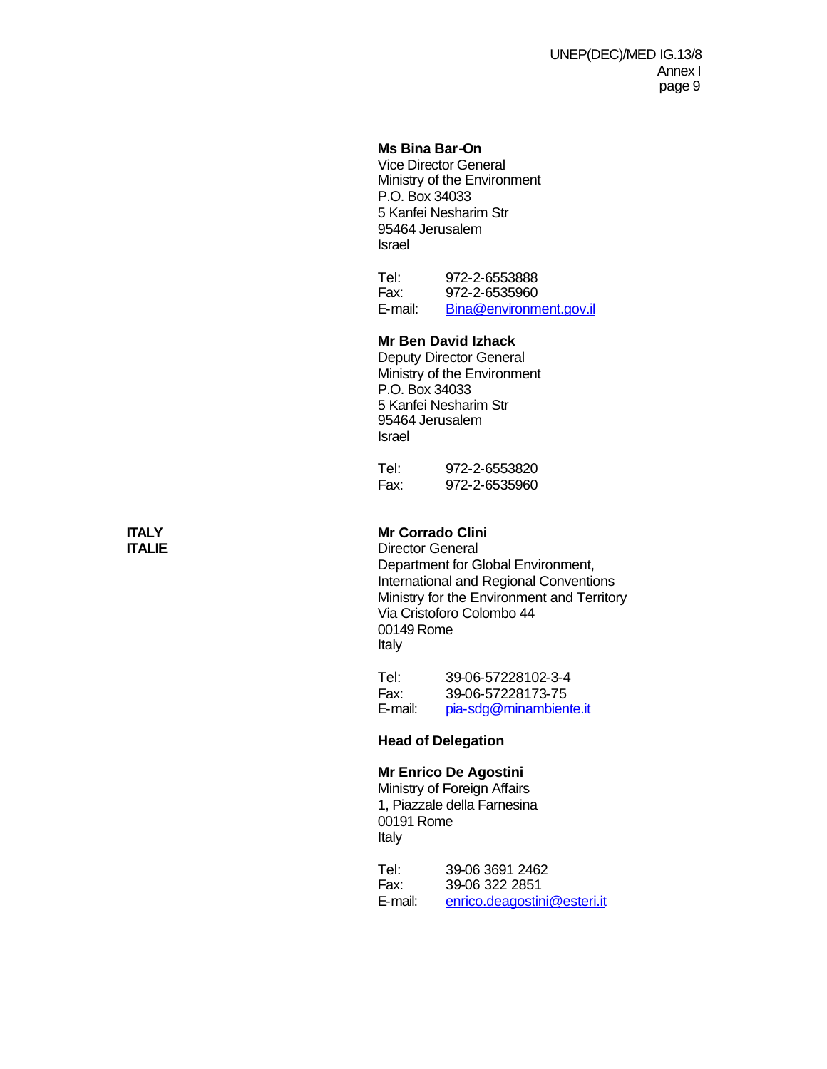**Ms Bina Bar-On**
Vice Director General
Ministry of the Environment
P.O. Box 34033
5 Kanfei Nesharim Str
95464 Jerusalem
Israel

Tel: 972-2-6553888
Fax: 972-2-6535960
E-mail: Bina@environment.gov.il

**Mr Ben David Izhack**
Deputy Director General
Ministry of the Environment
P.O. Box 34033
5 Kanfei Nesharim Str
95464 Jerusalem
Israel

Tel: 972-2-6553820
Fax: 972-2-6535960

**ITALY**
**ITALIE**

**Mr Corrado Clini**
Director General
Department for Global Environment,
International and Regional Conventions
Ministry for the Environment and Territory
Via Cristoforo Colombo 44
00149 Rome
Italy

Tel: 39-06-57228102-3-4
Fax: 39-06-57228173-75
E-mail: pia-sdg@minambiente.it

**Head of Delegation**

**Mr Enrico De Agostini**
Ministry of Foreign Affairs
1, Piazzale della Farnesina
00191 Rome
Italy

Tel: 39-06 3691 2462
Fax: 39-06 322 2851
E-mail: enrico.deagostini@esteri.it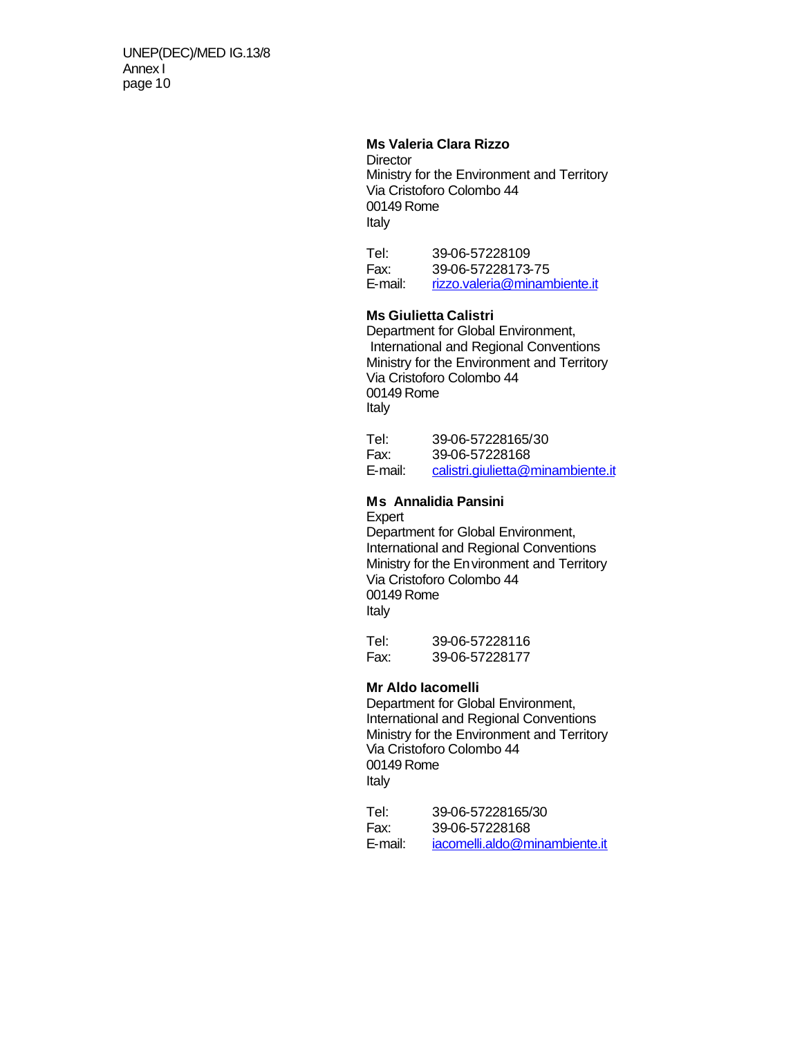**Ms Valeria Clara Rizzo**
Director
Ministry for the Environment and Territory
Via Cristoforo Colombo 44
00149 Rome
Italy

Tel: 39-06-57228109
Fax: 39-06-57228173-75
E-mail: rizzo.valeria@minambiente.it

**Ms Giulietta Calistri**
Department for Global Environment,
International and Regional Conventions
Ministry for the Environment and Territory
Via Cristoforo Colombo 44
00149 Rome
Italy

Tel: 39-06-57228165/30
Fax: 39-06-57228168
E-mail: calistri.giulietta@minambiente.it

**Ms Annalidia Pansini**
Expert
Department for Global Environment,
International and Regional Conventions
Ministry for the Environment and Territory
Via Cristoforo Colombo 44
00149 Rome
Italy

Tel: 39-06-57228116
Fax: 39-06-57228177

**Mr Aldo Iacomelli**
Department for Global Environment,
International and Regional Conventions
Ministry for the Environment and Territory
Via Cristoforo Colombo 44
00149 Rome
Italy

Tel: 39-06-57228165/30
Fax: 39-06-57228168
E-mail: iacomelli.aldo@minambiente.it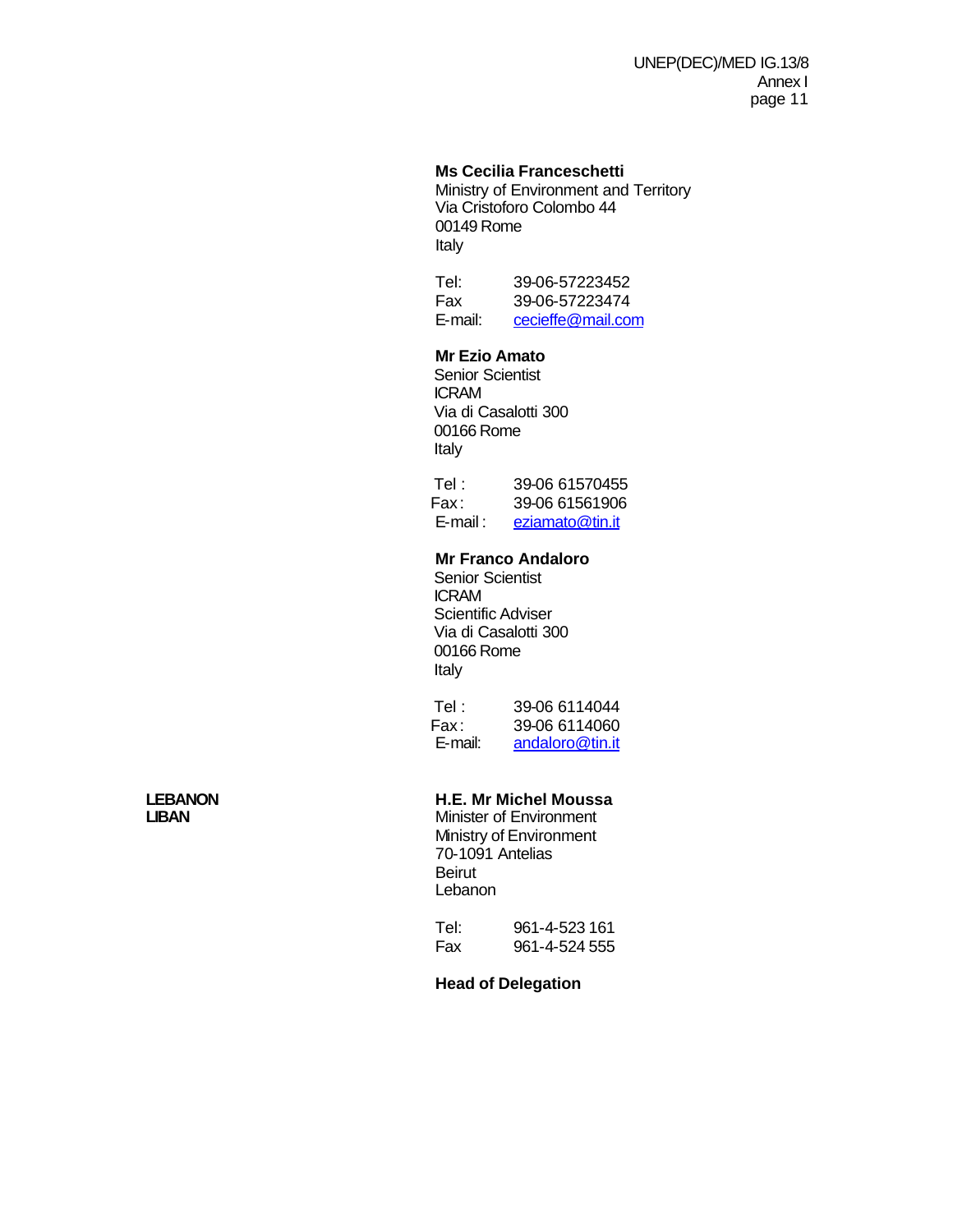**Ms Cecilia Franceschetti**
Ministry of Environment and Territory
Via Cristoforo Colombo 44
00149 Rome
Italy

Tel: 39-06-57223452
Fax 39-06-57223474
E-mail: cecieffe@mail.com

**Mr Ezio Amato**
Senior Scientist
ICRAM
Via di Casalotti 300
00166 Rome
Italy

Tel : 39-06 61570455
Fax : 39-06 61561906
E-mail : eziamato@tin.it

**Mr Franco Andaloro**
Senior Scientist
ICRAM
Scientific Adviser
Via di Casalotti 300
00166 Rome
Italy

Tel : 39-06 6114044
Fax : 39-06 6114060
E-mail: andaloro@tin.it

**LEBANON**
**LIBAN**

**H.E. Mr Michel Moussa**
Minister of Environment
Ministry of Environment
70-1091 Antelias
Beirut
Lebanon

Tel: 961-4-523 161
Fax 961-4-524 555

**Head of Delegation**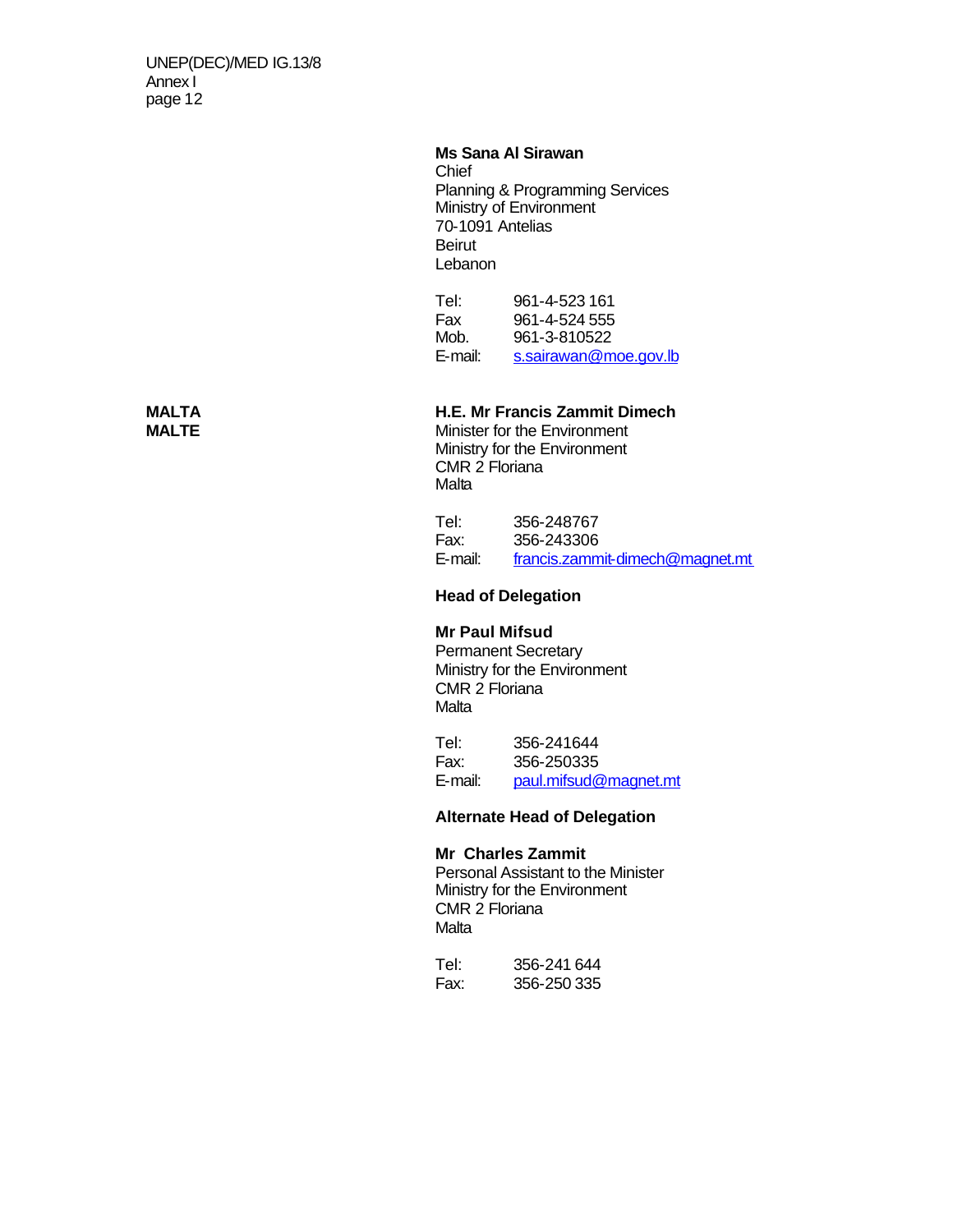**Ms Sana Al Sirawan**
Chief
Planning & Programming Services
Ministry of Environment
70-1091 Antelias
Beirut
Lebanon

Tel: 961-4-523 161
Fax 961-4-524 555
Mob. 961-3-810522
E-mail: s.sairawan@moe.gov.lb

**MALTA**
**MALTE**

**H.E. Mr Francis Zammit Dimech**
Minister for the Environment
Ministry for the Environment
CMR 2 Floriana
Malta

Tel: 356-248767
Fax: 356-243306
E-mail: francis.zammit-dimech@magnet.mt

**Head of Delegation**

**Mr Paul Mifsud**
Permanent Secretary
Ministry for the Environment
CMR 2 Floriana
Malta

Tel: 356-241644
Fax: 356-250335
E-mail: paul.mifsud@magnet.mt

**Alternate Head of Delegation**

**Mr Charles Zammit**
Personal Assistant to the Minister
Ministry for the Environment
CMR 2 Floriana
Malta

Tel: 356-241 644
Fax: 356-250 335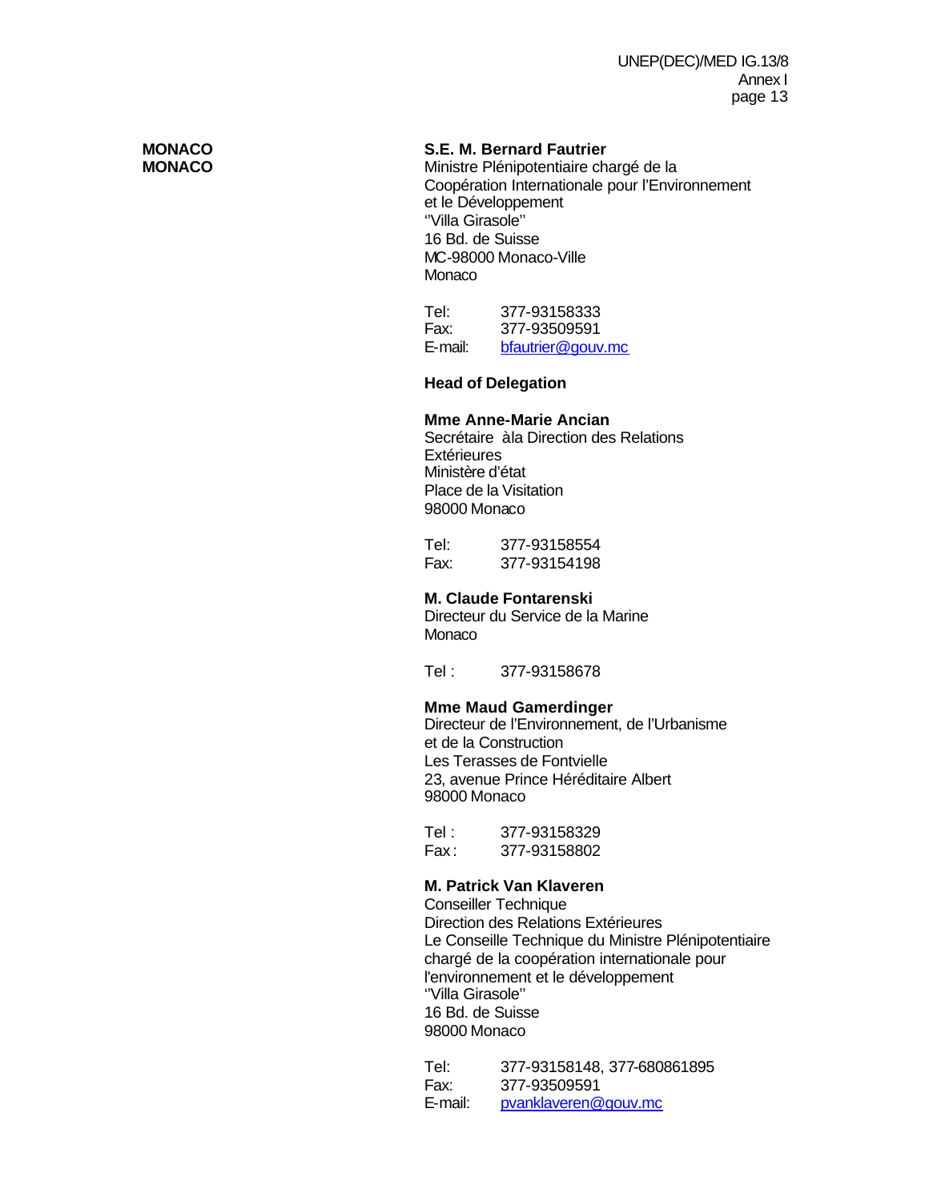**MONACO**
**MONACO**

**S.E. M. Bernard Fautrier**
Ministre Plénipotentiaire chargé de la Coopération Internationale pour l'Environnement et le Développement
''Villa Girasole''
16 Bd. de Suisse
MC-98000 Monaco-Ville
Monaco

Tel: 377-93158333
Fax: 377-93509591
E-mail: bfautrier@gouv.mc

**Head of Delegation**

**Mme Anne-Marie Ancian**
Secrétaire àla Direction des Relations Extérieures
Ministère d'état
Place de la Visitation
98000 Monaco

Tel: 377-93158554
Fax: 377-93154198

**M. Claude Fontarenski**
Directeur du Service de la Marine
Monaco

Tel : 377-93158678

**Mme Maud Gamerdinger**
Directeur de l'Environnement, de l'Urbanisme et de la Construction
Les Terasses de Fontvielle
23, avenue Prince Héréditaire Albert
98000 Monaco

Tel : 377-93158329
Fax : 377-93158802

**M. Patrick Van Klaveren**
Conseiller Technique
Direction des Relations Extérieures
Le Conseille Technique du Ministre Plénipotentiaire chargé de la coopération internationale pour l'environnement et le développement
''Villa Girasole''
16 Bd. de Suisse
98000 Monaco

Tel: 377-93158148, 377-680861895
Fax: 377-93509591
E-mail: pvanklaveren@gouv.mc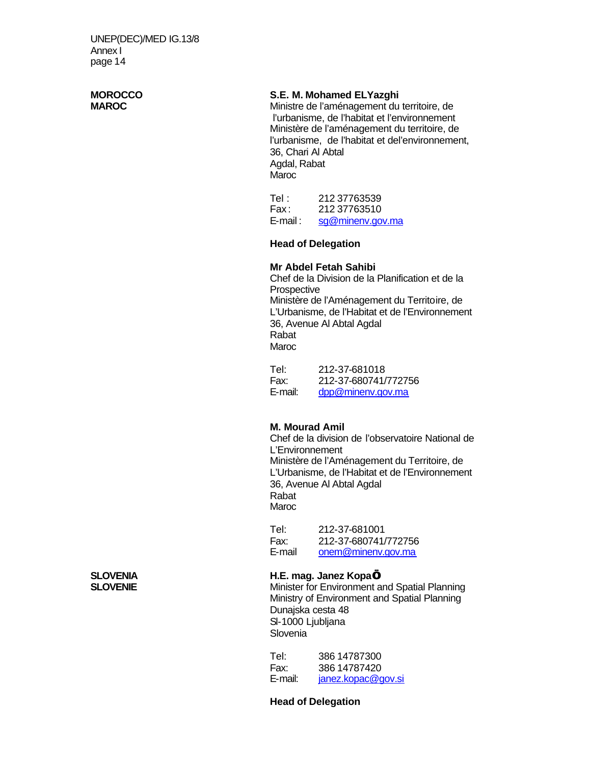| | |
|---|---|
| **MOROCCO**<br>**MAROC** | **S.E. M. Mohamed ELYazghi**<br>Ministre de l'aménagement du territoire, de l'urbanisme, de l'habitat et l'environnement<br>Ministère de l'aménagement du territoire, de l'urbanisme, de l'habitat et del'environnement,<br>36, Chari Al Abtal<br>Agdal, Rabat<br>Maroc<br><br>Tel : 212 37763539<br>Fax : 212 37763510<br>E-mail : sg@minenv.gov.ma<br><br>**Head of Delegation** |
| | **Mr Abdel Fetah Sahibi**<br>Chef de la Division de la Planification et de la Prospective<br>Ministère de l'Aménagement du Territoire, de L'Urbanisme, de l'Habitat et de l'Environnement<br>36, Avenue Al Abtal Agdal<br>Rabat<br>Maroc<br><br>Tel: 212-37-681018<br>Fax: 212-37-680741/772756<br>E-mail: dpp@minenv.gov.ma |
| | **M. Mourad Amil**<br>Chef de la division de l'observatoire National de L'Environnement<br>Ministère de l'Aménagement du Territoire, de L'Urbanisme, de l'Habitat et de l'Environnement<br>36, Avenue Al Abtal Agdal<br>Rabat<br>Maroc<br><br>Tel: 212-37-681001<br>Fax: 212-37-680741/772756<br>E-mail onem@minenv.gov.ma |
| **SLOVENIA**<br>**SLOVENIE** | **H.E. mag. Janez Kopač**<br>Minister for Environment and Spatial Planning<br>Ministry of Environment and Spatial Planning<br>Dunajska cesta 48<br>SI-1000 Ljubljana<br>Slovenia<br><br>Tel: 386 14787300<br>Fax: 386 14787420<br>E-mail: janez.kopac@gov.si<br><br>**Head of Delegation** |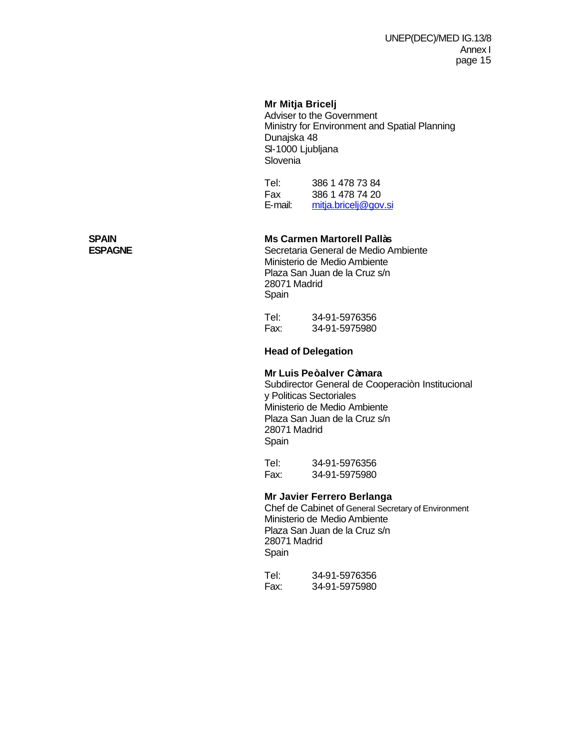**Mr Mitja Bricelj**
Adviser to the Government
Ministry for Environment and Spatial Planning
Dunajska 48
Sl-1000 Ljubljana
Slovenia

Tel: 386 1 478 73 84
Fax 386 1 478 74 20
E-mail: mitja.bricelj@gov.si

**SPAIN**
**ESPAGNE**

**Ms Carmen Martorell Pallàs**
Secretaria General de Medio Ambiente
Ministerio de Medio Ambiente
Plaza San Juan de la Cruz s/n
28071 Madrid
Spain

Tel: 34-91-5976356
Fax: 34-91-5975980

**Head of Delegation**

**Mr Luis Peòalver Càmara**
Subdirector General de Cooperaciòn Institucional y Politicas Sectoriales
Ministerio de Medio Ambiente
Plaza San Juan de la Cruz s/n
28071 Madrid
Spain

Tel: 34-91-5976356
Fax: 34-91-5975980

**Mr Javier Ferrero Berlanga**
Chef de Cabinet of General Secretary of Environment
Ministerio de Medio Ambiente
Plaza San Juan de la Cruz s/n
28071 Madrid
Spain

Tel: 34-91-5976356
Fax: 34-91-5975980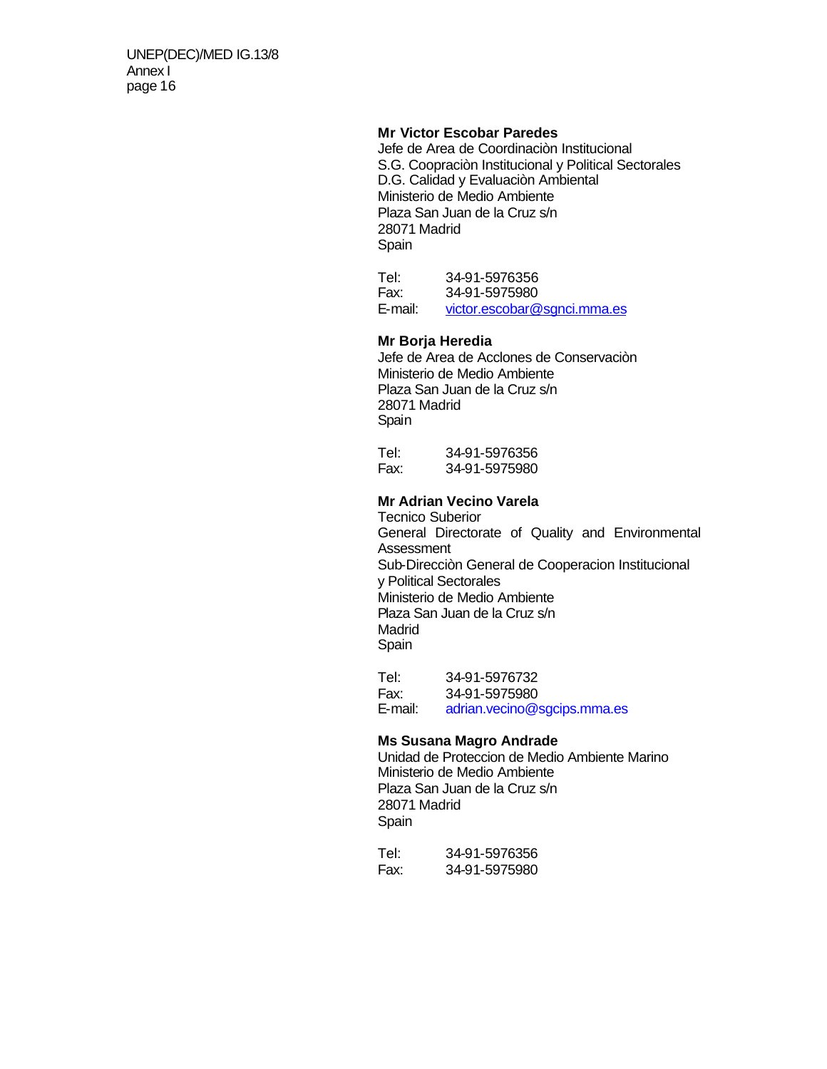**Mr Victor Escobar Paredes**
Jefe de Area de Coordinaciòn Institucional
S.G. Coopraciòn Institucional y Political Sectorales
D.G. Calidad y Evaluaciòn Ambiental
Ministerio de Medio Ambiente
Plaza San Juan de la Cruz s/n
28071 Madrid
Spain

Tel: 34-91-5976356
Fax: 34-91-5975980
E-mail: victor.escobar@sgnci.mma.es

**Mr Borja Heredia**
Jefe de Area de Acclones de Conservaciòn
Ministerio de Medio Ambiente
Plaza San Juan de la Cruz s/n
28071 Madrid
Spain

Tel: 34-91-5976356
Fax: 34-91-5975980

**Mr Adrian Vecino Varela**
Tecnico Suberior
General Directorate of Quality and Environmental Assessment
Sub-Direcciòn General de Cooperacion Institucional y Political Sectorales
Ministerio de Medio Ambiente
Plaza San Juan de la Cruz s/n
Madrid
Spain

Tel: 34-91-5976732
Fax: 34-91-5975980
E-mail: adrian.vecino@sgcips.mma.es

**Ms Susana Magro Andrade**
Unidad de Proteccion de Medio Ambiente Marino
Ministerio de Medio Ambiente
Plaza San Juan de la Cruz s/n
28071 Madrid
Spain

Tel: 34-91-5976356
Fax: 34-91-5975980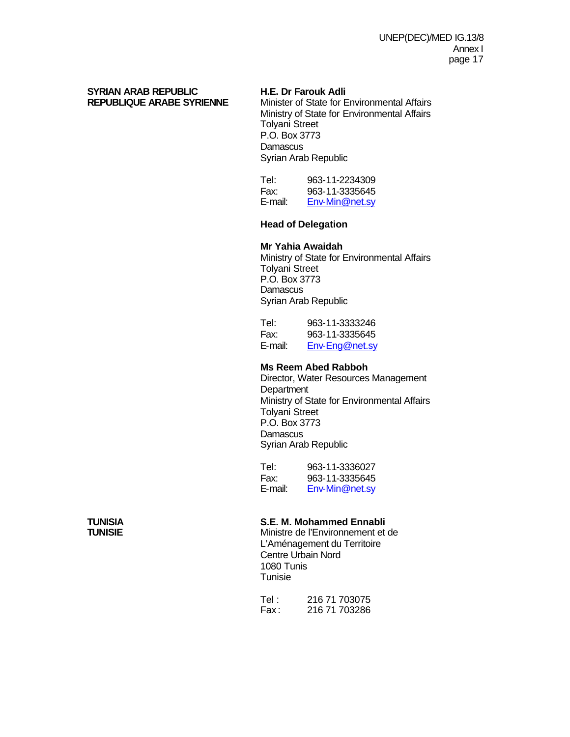**SYRIAN ARAB REPUBLIC**
**REPUBLIQUE ARABE SYRIENNE**

**H.E. Dr Farouk Adli**
Minister of State for Environmental Affairs
Ministry of State for Environmental Affairs
Tolyani Street
P.O. Box 3773
Damascus
Syrian Arab Republic

Tel: 963-11-2234309
Fax: 963-11-3335645
E-mail: Env-Min@net.sy

**Head of Delegation**

**Mr Yahia Awaidah**
Ministry of State for Environmental Affairs
Tolyani Street
P.O. Box 3773
Damascus
Syrian Arab Republic

Tel: 963-11-3333246
Fax: 963-11-3335645
E-mail: Env-Eng@net.sy

**Ms Reem Abed Rabboh**
Director, Water Resources Management Department
Ministry of State for Environmental Affairs
Tolyani Street
P.O. Box 3773
Damascus
Syrian Arab Republic

Tel: 963-11-3336027
Fax: 963-11-3335645
E-mail: Env-Min@net.sy

**TUNISIA**
**TUNISIE**

**S.E. M. Mohammed Ennabli**
Ministre de l'Environnement et de L'Aménagement du Territoire
Centre Urbain Nord
1080 Tunis
Tunisie

Tel : 216 71 703075
Fax : 216 71 703286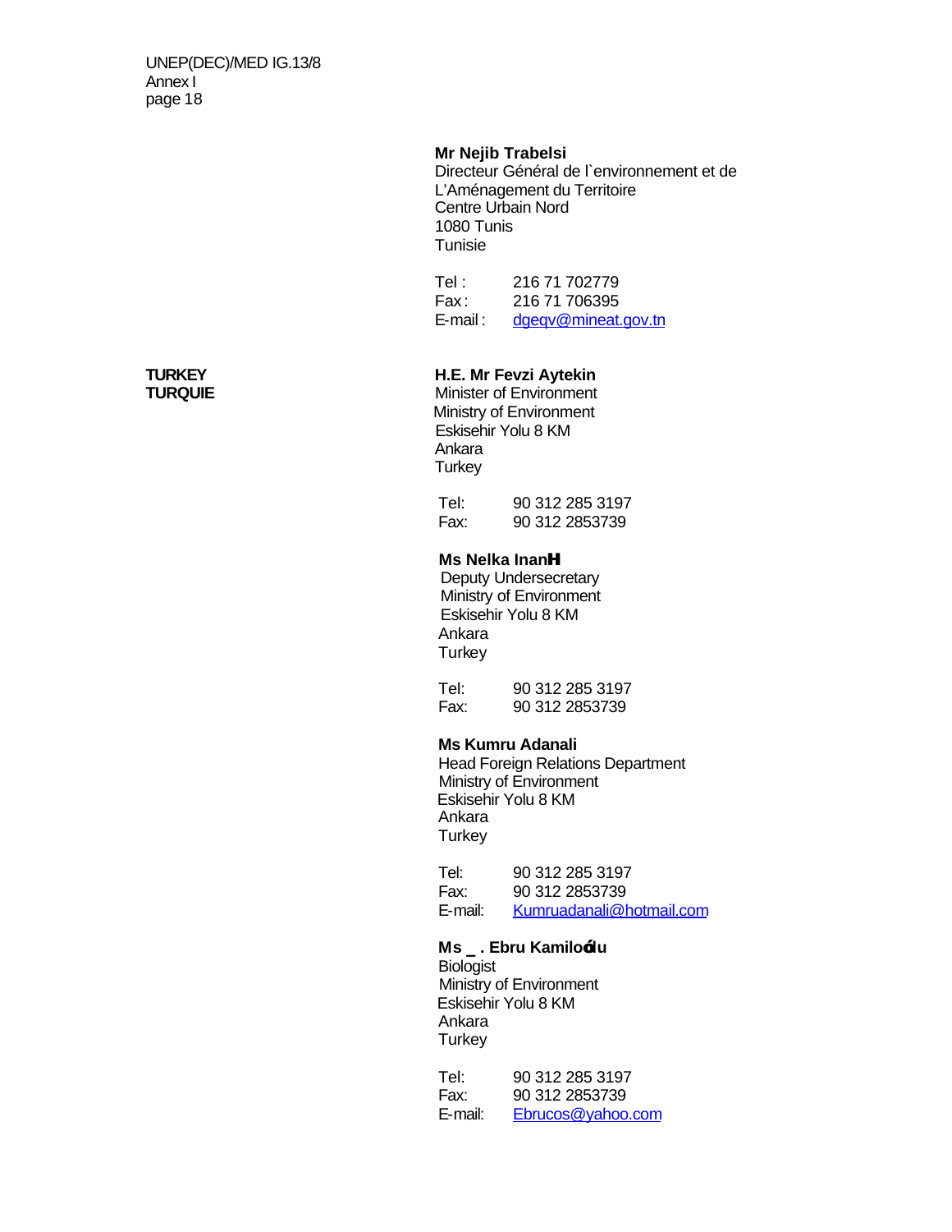**Mr Nejib Trabelsi**
Directeur Général de l`environnement et de
L'Aménagement du Territoire
Centre Urbain Nord
1080 Tunis
Tunisie

Tel : 216 71 702779
Fax : 216 71 706395
E-mail : dgeqv@mineat.gov.tn

**TURKEY**
**TURQUIE**

**H.E. Mr Fevzi Aytekin**
Minister of Environment
Ministry of Environment
Eskisehir Yolu 8 KM
Ankara
Turkey

Tel: 90 312 285 3197
Fax: 90 312 2853739

**Ms Nelka InanH**
Deputy Undersecretary
Ministry of Environment
Eskisehir Yolu 8 KM
Ankara
Turkey

Tel: 90 312 285 3197
Fax: 90 312 2853739

**Ms Kumru Adanali**
Head Foreign Relations Department
Ministry of Environment
Eskisehir Yolu 8 KM
Ankara
Turkey

Tel: 90 312 285 3197
Fax: 90 312 2853739
E-mail: Kumruadanali@hotmail.com

**Ms _ . Ebru Kamilodlu**
Biologist
Ministry of Environment
Eskisehir Yolu 8 KM
Ankara
Turkey

Tel: 90 312 285 3197
Fax: 90 312 2853739
E-mail: Ebrucos@yahoo.com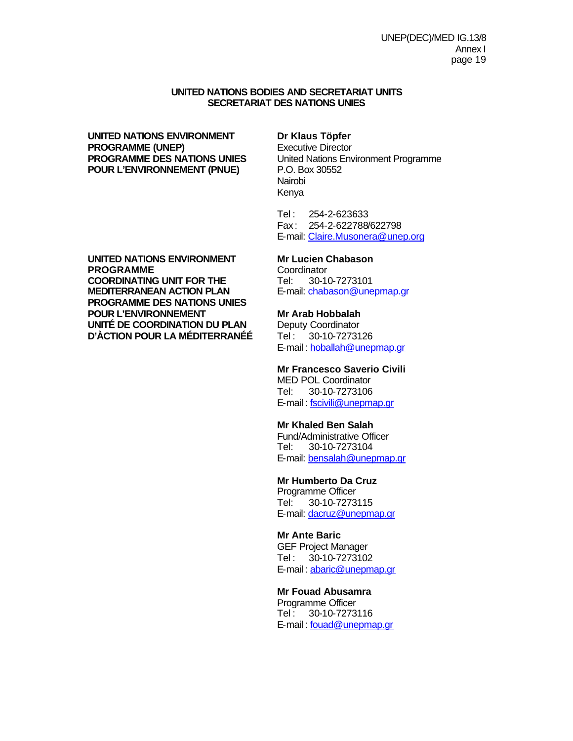**UNITED NATIONS BODIES AND SECRETARIAT UNITS**
**SECRETARIAT DES NATIONS UNIES**

**UNITED NATIONS ENVIRONMENT PROGRAMME (UNEP)**
**PROGRAMME DES NATIONS UNIES POUR L'ENVIRONNEMENT (PNUE)**

**Dr Klaus Töpfer**
Executive Director
United Nations Environment Programme
P.O. Box 30552
Nairobi
Kenya

Tel : 254-2-623633
Fax : 254-2-622788/622798
E-mail: Claire.Musonera@unep.org

**UNITED NATIONS ENVIRONMENT PROGRAMME**
**COORDINATING UNIT FOR THE MEDITERRANEAN ACTION PLAN**
**PROGRAMME DES NATIONS UNIES POUR L'ENVIRONNEMENT**
**UNITÉ DE COORDINATION DU PLAN D'ÀCTION POUR LA MÉDITERRANÉÉ**

**Mr Lucien Chabason**
Coordinator
Tel: 30-10-7273101
E-mail: chabason@unepmap.gr

**Mr Arab Hobbalah**
Deputy Coordinator
Tel : 30-10-7273126
E-mail : hoballah@unepmap.gr

**Mr Francesco Saverio Civili**
MED POL Coordinator
Tel: 30-10-7273106
E-mail : fscivili@unepmap.gr

**Mr Khaled Ben Salah**
Fund/Administrative Officer
Tel: 30-10-7273104
E-mail: bensalah@unepmap.gr

**Mr Humberto Da Cruz**
Programme Officer
Tel: 30-10-7273115
E-mail: dacruz@unepmap.gr

**Mr Ante Baric**
GEF Project Manager
Tel : 30-10-7273102
E-mail : abaric@unepmap.gr

**Mr Fouad Abusamra**
Programme Officer
Tel : 30-10-7273116
E-mail : fouad@unepmap.gr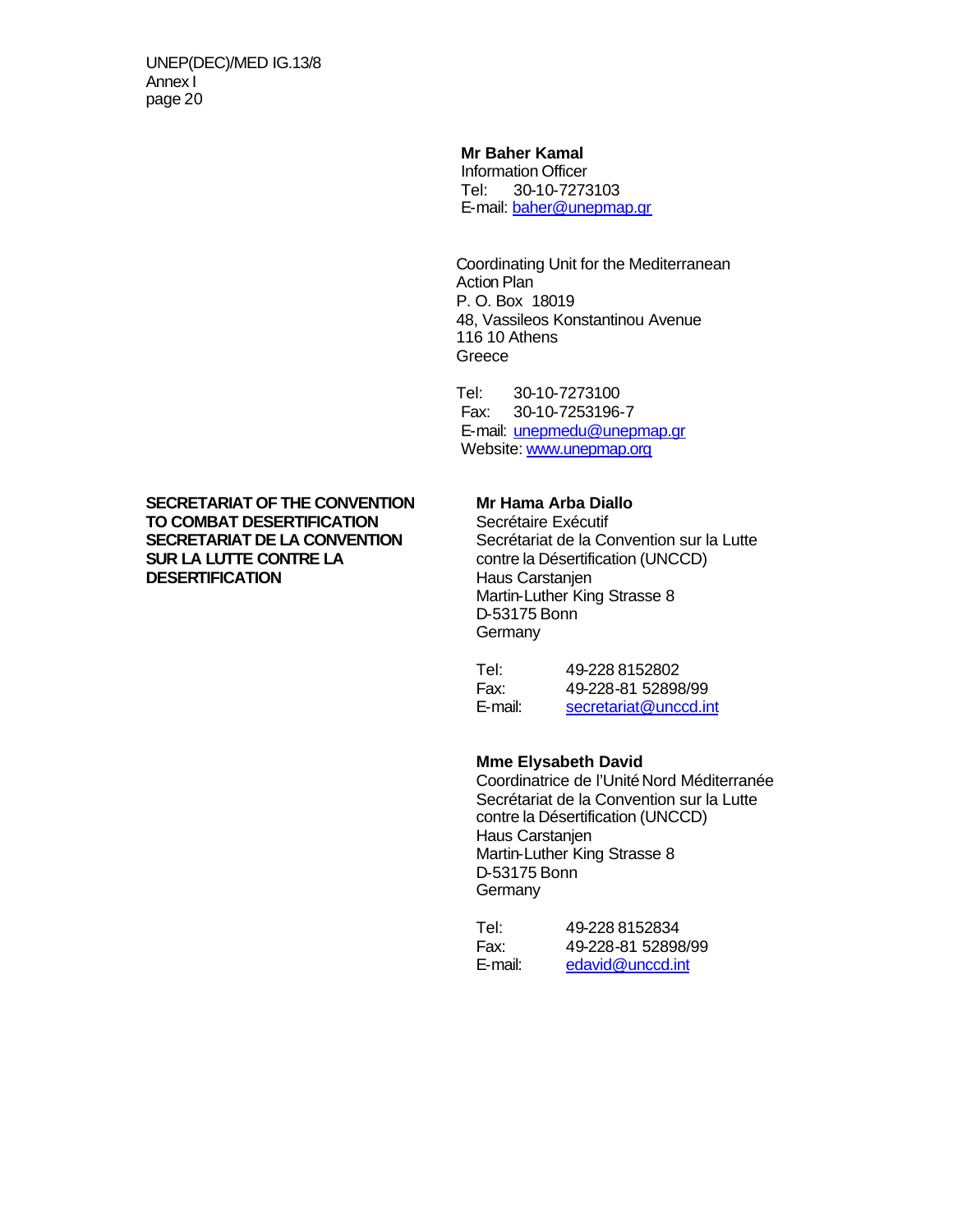**Mr Baher Kamal**
Information Officer
Tel: 30-10-7273103
E-mail: baher@unepmap.gr

Coordinating Unit for the Mediterranean Action Plan
P. O. Box 18019
48, Vassileos Konstantinou Avenue
116 10 Athens
Greece

Tel: 30-10-7273100
Fax: 30-10-7253196-7
E-mail: unepmedu@unepmap.gr
Website: www.unepmap.org

**SECRETARIAT OF THE CONVENTION TO COMBAT DESERTIFICATION**
**SECRETARIAT DE LA CONVENTION SUR LA LUTTE CONTRE LA DESERTIFICATION**

**Mr Hama Arba Diallo**
Secrétaire Exécutif
Secrétariat de la Convention sur la Lutte contre la Désertification (UNCCD)
Haus Carstanjen
Martin-Luther King Strasse 8
D-53175 Bonn
Germany

Tel: 49-228 8152802
Fax: 49-228-81 52898/99
E-mail: secretariat@unccd.int

**Mme Elysabeth David**
Coordinatrice de l'Unité Nord Méditerranée
Secrétariat de la Convention sur la Lutte contre la Désertification (UNCCD)
Haus Carstanjen
Martin-Luther King Strasse 8
D-53175 Bonn
Germany

Tel: 49-228 8152834
Fax: 49-228-81 52898/99
E-mail: edavid@unccd.int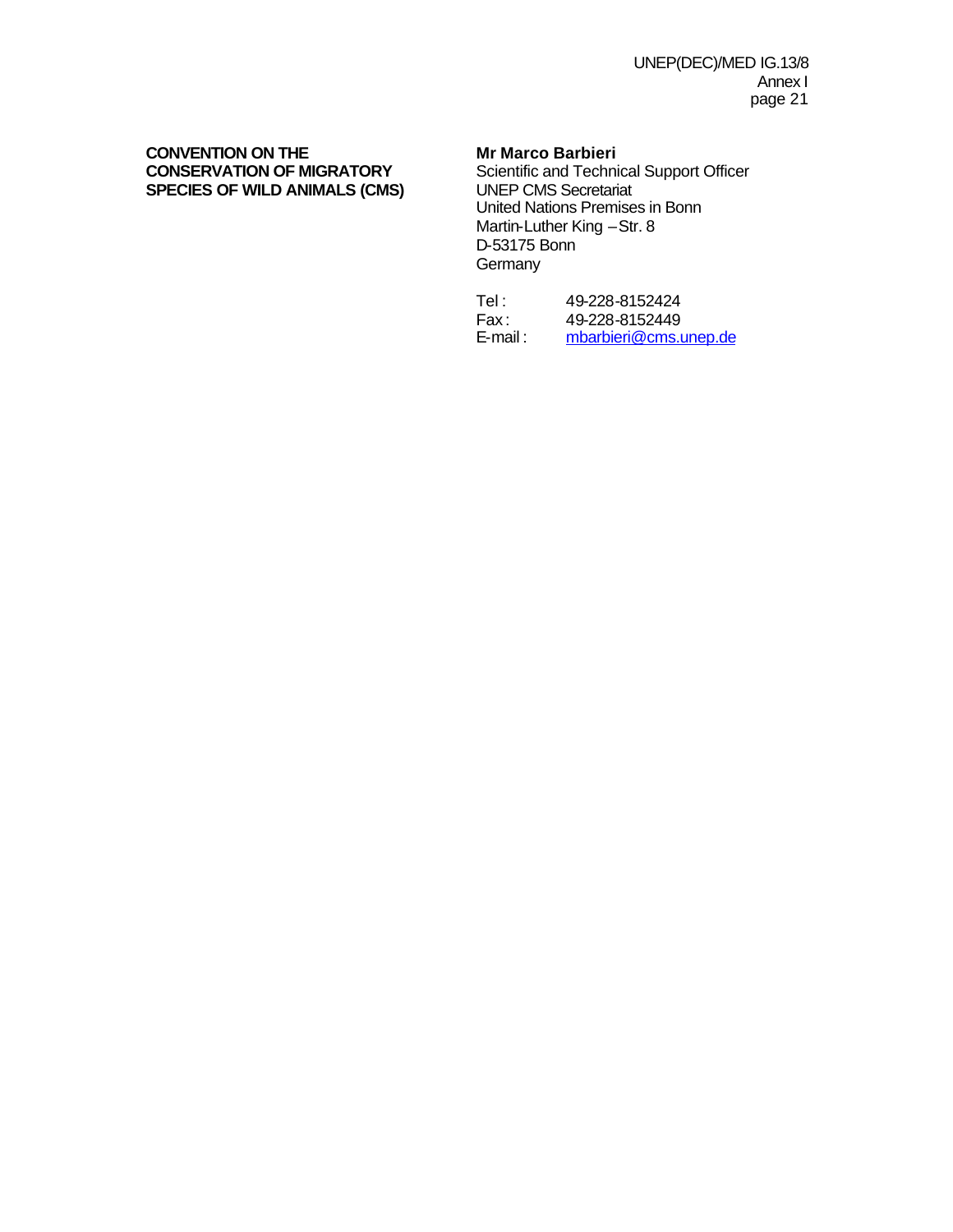**CONVENTION ON THE CONSERVATION OF MIGRATORY SPECIES OF WILD ANIMALS (CMS)**

**Mr Marco Barbieri**
Scientific and Technical Support Officer
UNEP CMS Secretariat
United Nations Premises in Bonn
Martin-Luther King – Str. 8
D-53175 Bonn
Germany

Tel : 49-228-8152424
Fax : 49-228-8152449
E-mail : mbarbieri@cms.unep.de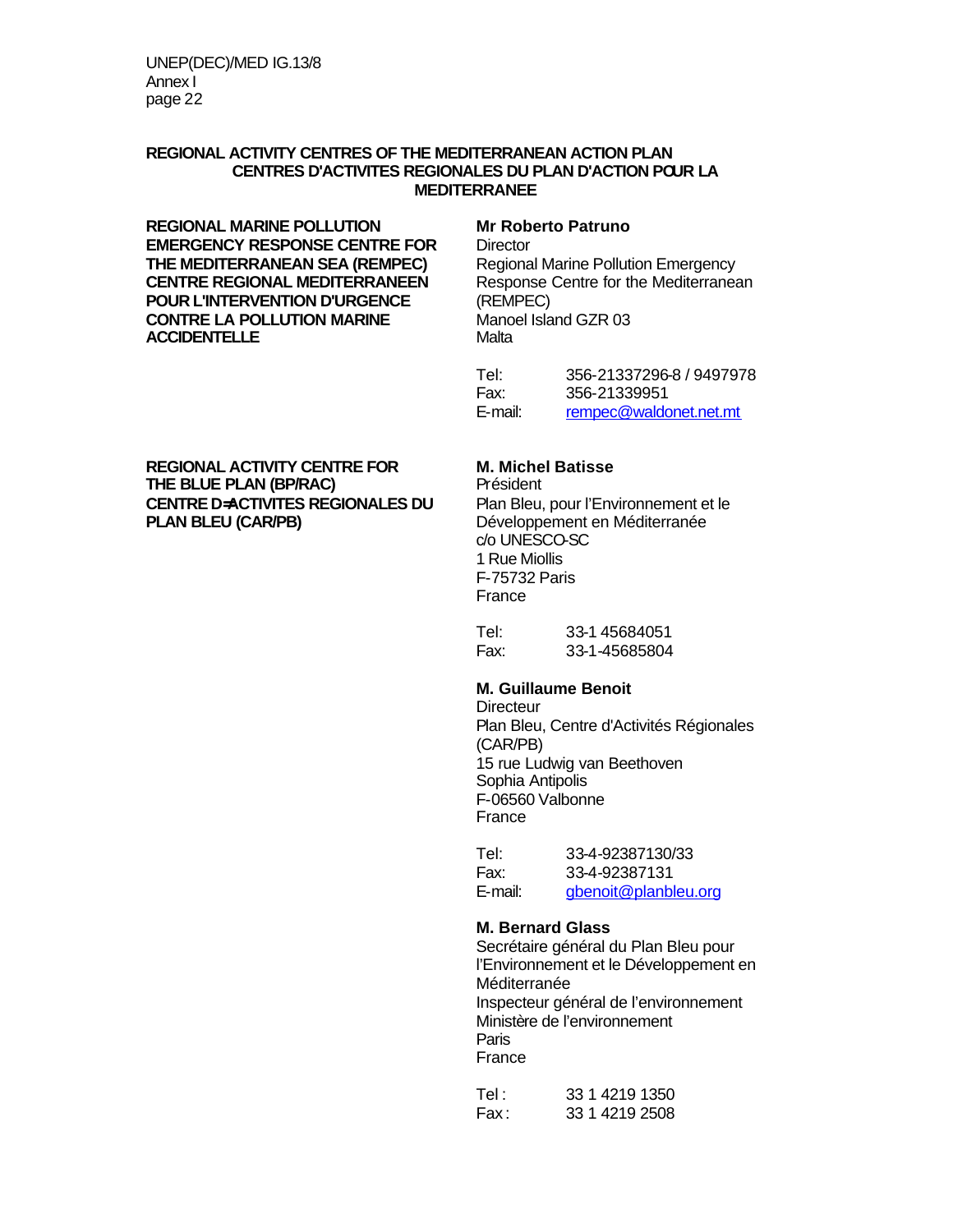**REGIONAL ACTIVITY CENTRES OF THE MEDITERRANEAN ACTION PLAN**
**CENTRES D'ACTIVITES REGIONALES DU PLAN D'ACTION POUR LA MEDITERRANEE**

**REGIONAL MARINE POLLUTION EMERGENCY RESPONSE CENTRE FOR THE MEDITERRANEAN SEA (REMPEC)**
**CENTRE REGIONAL MEDITERRANEEN POUR L'INTERVENTION D'URGENCE CONTRE LA POLLUTION MARINE ACCIDENTELLE**

**Mr Roberto Patruno**
Director
Regional Marine Pollution Emergency Response Centre for the Mediterranean (REMPEC)
Manoel Island GZR 03
Malta

Tel: 356-21337296-8 / 9497978
Fax: 356-21339951
E-mail: rempec@waldonet.net.mt

**REGIONAL ACTIVITY CENTRE FOR THE BLUE PLAN (BP/RAC)**
**CENTRE D=ACTIVITES REGIONALES DU PLAN BLEU (CAR/PB)**

**M. Michel Batisse**
Président
Plan Bleu, pour l'Environnement et le Développement en Méditerranée
c/o UNESCO-SC
1 Rue Miollis
F-75732 Paris
France

Tel: 33-1 45684051
Fax: 33-1-45685804

**M. Guillaume Benoit**
Directeur
Plan Bleu, Centre d'Activités Régionales (CAR/PB)
15 rue Ludwig van Beethoven
Sophia Antipolis
F-06560 Valbonne
France

Tel: 33-4-92387130/33
Fax: 33-4-92387131
E-mail: gbenoit@planbleu.org

**M. Bernard Glass**
Secrétaire général du Plan Bleu pour l'Environnement et le Développement en Méditerranée
Inspecteur général de l'environnement
Ministère de l'environnement
Paris
France

Tel : 33 1 4219 1350
Fax : 33 1 4219 2508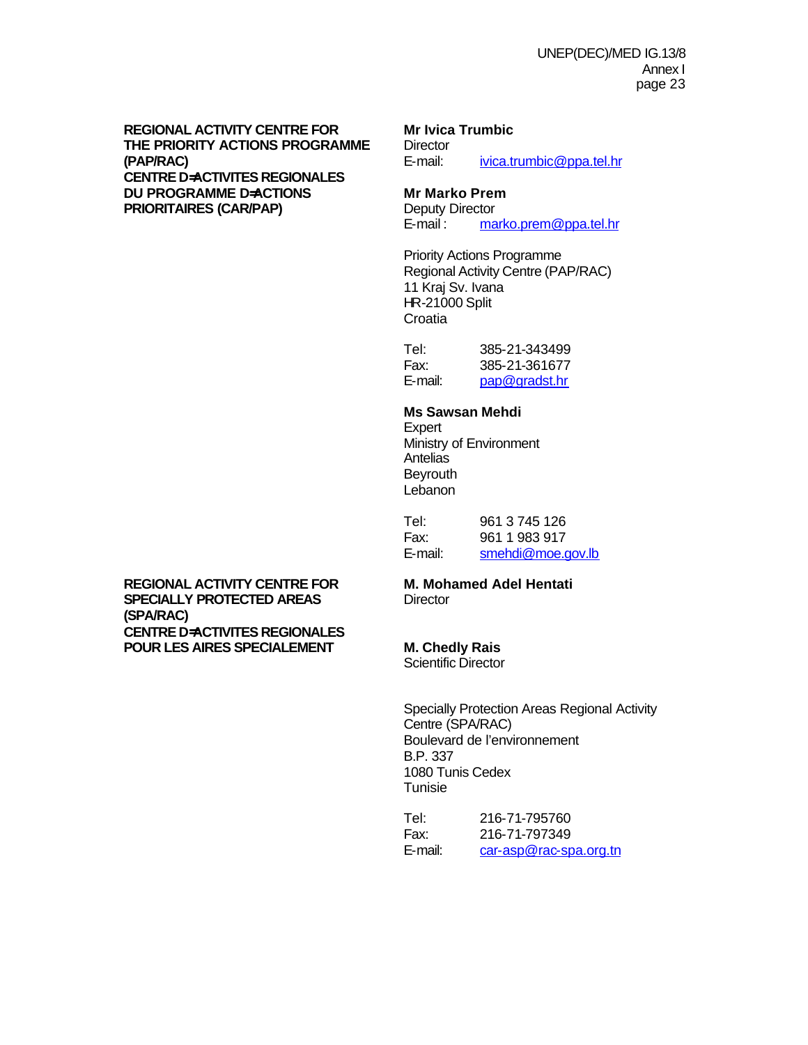**REGIONAL ACTIVITY CENTRE FOR THE PRIORITY ACTIONS PROGRAMME (PAP/RAC)**
**CENTRE D=ACTIVITES REGIONALES DU PROGRAMME D=ACTIONS PRIORITAIRES (CAR/PAP)**

**Mr Ivica Trumbic**
Director
E-mail: ivica.trumbic@ppa.tel.hr

**Mr Marko Prem**
Deputy Director
E-mail : marko.prem@ppa.tel.hr

Priority Actions Programme
Regional Activity Centre (PAP/RAC)
11 Kraj Sv. Ivana
HR-21000 Split
Croatia

Tel: 385-21-343499
Fax: 385-21-361677
E-mail: pap@gradst.hr

**Ms Sawsan Mehdi**
Expert
Ministry of Environment
Antelias
Beyrouth
Lebanon

Tel: 961 3 745 126
Fax: 961 1 983 917
E-mail: smehdi@moe.gov.lb

**REGIONAL ACTIVITY CENTRE FOR SPECIALLY PROTECTED AREAS (SPA/RAC)**
**CENTRE D=ACTIVITES REGIONALES POUR LES AIRES SPECIALEMENT**

**M. Mohamed Adel Hentati**
Director

**M. Chedly Rais**
Scientific Director

Specially Protection Areas Regional Activity Centre (SPA/RAC)
Boulevard de l'environnement
B.P. 337
1080 Tunis Cedex
Tunisie

Tel: 216-71-795760
Fax: 216-71-797349
E-mail: car-asp@rac-spa.org.tn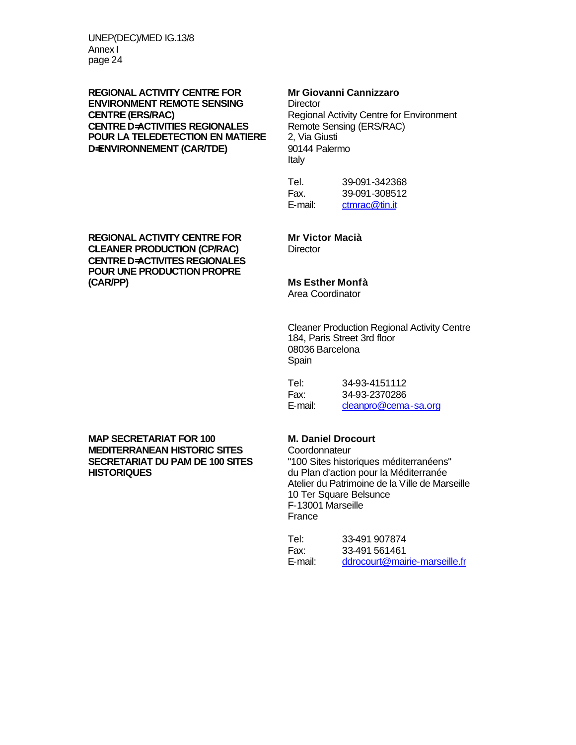**REGIONAL ACTIVITY CENTRE FOR ENVIRONMENT REMOTE SENSING CENTRE (ERS/RAC)**
**CENTRE D=ACTIVITIES REGIONALES POUR LA TELEDETECTION EN MATIERE D=ENVIRONNEMENT (CAR/TDE)**

**Mr Giovanni Cannizzaro**
Director
Regional Activity Centre for Environment Remote Sensing (ERS/RAC)
2, Via Giusti
90144 Palermo
Italy

| | |
|---|---|
| Tel. | 39-091-342368 |
| Fax. | 39-091-308512 |
| E-mail: | ctmrac@tin.it |

**REGIONAL ACTIVITY CENTRE FOR CLEANER PRODUCTION (CP/RAC)**
**CENTRE D=ACTIVITES REGIONALES POUR UNE PRODUCTION PROPRE (CAR/PP)**

**Mr Victor Macià**
Director

**Ms Esther Monfà**
Area Coordinator

Cleaner Production Regional Activity Centre
184, Paris Street 3rd floor
08036 Barcelona
Spain

| | |
|---|---|
| Tel: | 34-93-4151112 |
| Fax: | 34-93-2370286 |
| E-mail: | cleanpro@cema-sa.org |

**MAP SECRETARIAT FOR 100 MEDITERRANEAN HISTORIC SITES**
**SECRETARIAT DU PAM DE 100 SITES HISTORIQUES**

**M. Daniel Drocourt**
Coordonnateur
"100 Sites historiques méditerranéens"
du Plan d'action pour la Méditerranée
Atelier du Patrimoine de la Ville de Marseille
10 Ter Square Belsunce
F-13001 Marseille
France

| | |
|---|---|
| Tel: | 33-491 907874 |
| Fax: | 33-491 561461 |
| E-mail: | ddrocourt@mairie-marseille.fr |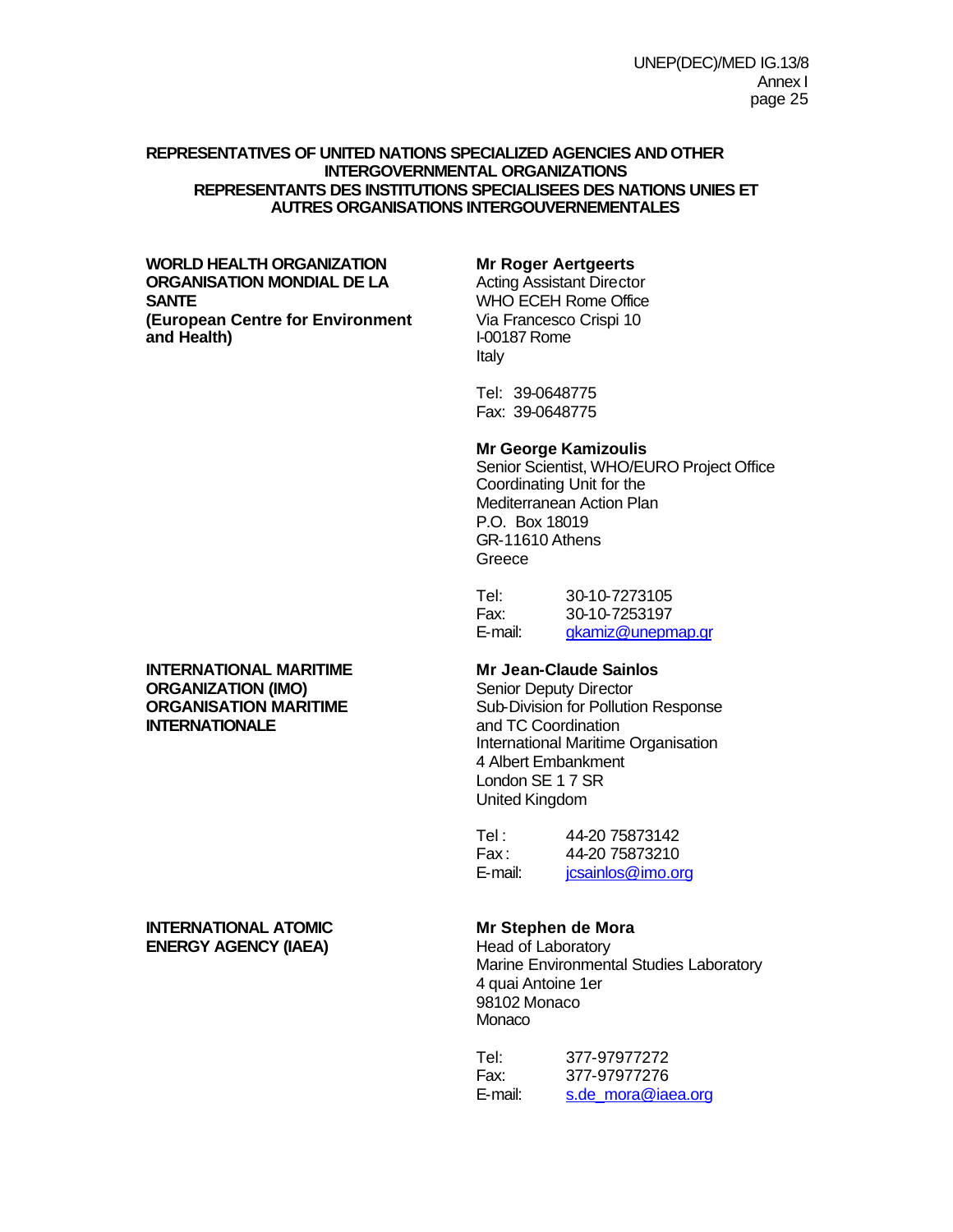**REPRESENTATIVES OF UNITED NATIONS SPECIALIZED AGENCIES AND OTHER INTERGOVERNMENTAL ORGANIZATIONS**
**REPRESENTANTS DES INSTITUTIONS SPECIALISEES DES NATIONS UNIES ET AUTRES ORGANISATIONS INTERGOUVERNEMENTALES**

**WORLD HEALTH ORGANIZATION**
**ORGANISATION MONDIAL DE LA SANTE**
**(European Centre for Environment and Health)**

**Mr Roger Aertgeerts**
Acting Assistant Director
WHO ECEH Rome Office
Via Francesco Crispi 10
I-00187 Rome
Italy

Tel: 39-0648775
Fax: 39-0648775

**Mr George Kamizoulis**
Senior Scientist, WHO/EURO Project Office
Coordinating Unit for the
Mediterranean Action Plan
P.O. Box 18019
GR-11610 Athens
Greece

Tel: 30-10-7273105
Fax: 30-10-7253197
E-mail: gkamiz@unepmap.gr

**INTERNATIONAL MARITIME ORGANIZATION (IMO)**
**ORGANISATION MARITIME INTERNATIONALE**

**Mr Jean-Claude Sainlos**
Senior Deputy Director
Sub-Division for Pollution Response
and TC Coordination
International Maritime Organisation
4 Albert Embankment
London SE 1 7 SR
United Kingdom

Tel : 44-20 75873142
Fax : 44-20 75873210
E-mail: jcsainlos@imo.org

**INTERNATIONAL ATOMIC ENERGY AGENCY (IAEA)**

**Mr Stephen de Mora**
Head of Laboratory
Marine Environmental Studies Laboratory
4 quai Antoine 1er
98102 Monaco
Monaco

Tel: 377-97977272
Fax: 377-97977276
E-mail: s.de_mora@iaea.org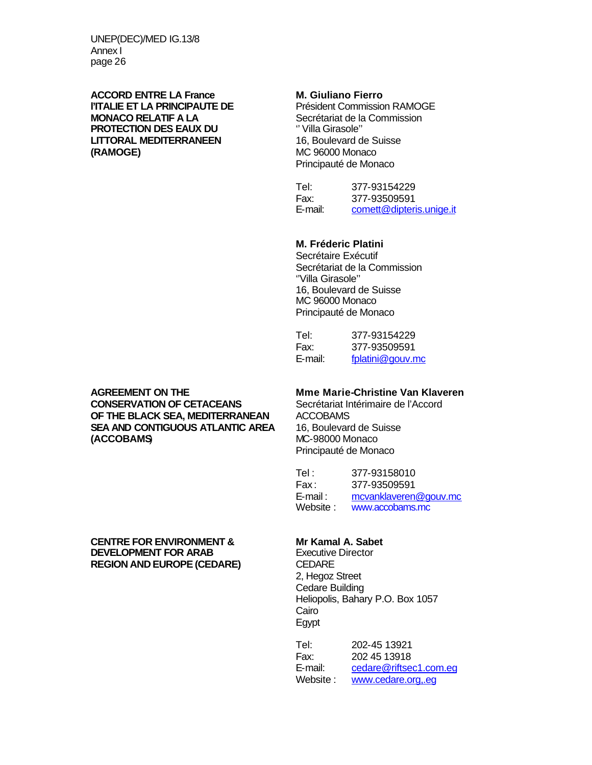**ACCORD ENTRE LA France l'ITALIE ET LA PRINCIPAUTE DE MONACO RELATIF A LA PROTECTION DES EAUX DU LITTORAL MEDITERRANEEN (RAMOGE)**

**M. Giuliano Fierro**
Président Commission RAMOGE
Secrétariat de la Commission
'' Villa Girasole''
16, Boulevard de Suisse
MC 96000 Monaco
Principauté de Monaco

Tel: 377-93154229
Fax: 377-93509591
E-mail: comett@dipteris.unige.it

**M. Fréderic Platini**
Secrétaire Exécutif
Secrétariat de la Commission
''Villa Girasole''
16, Boulevard de Suisse
MC 96000 Monaco
Principauté de Monaco

Tel: 377-93154229
Fax: 377-93509591
E-mail: fplatini@gouv.mc

**AGREEMENT ON THE CONSERVATION OF CETACEANS OF THE BLACK SEA, MEDITERRANEAN SEA AND CONTIGUOUS ATLANTIC AREA (ACCOBAMS)**

**Mme Marie-Christine Van Klaveren**
Secrétariat Intérimaire de l'Accord
ACCOBAMS
16, Boulevard de Suisse
MC-98000 Monaco
Principauté de Monaco

Tel : 377-93158010
Fax : 377-93509591
E-mail : mcvanklaveren@gouv.mc
Website : www.accobams.mc

**CENTRE FOR ENVIRONMENT & DEVELOPMENT FOR ARAB REGION AND EUROPE (CEDARE)**

**Mr Kamal A. Sabet**
Executive Director
CEDARE
2, Hegoz Street
Cedare Building
Heliopolis, Bahary P.O. Box 1057
Cairo
Egypt

Tel: 202-45 13921
Fax: 202 45 13918
E-mail: cedare@riftsec1.com.eg
Website : www.cedare.org,.eg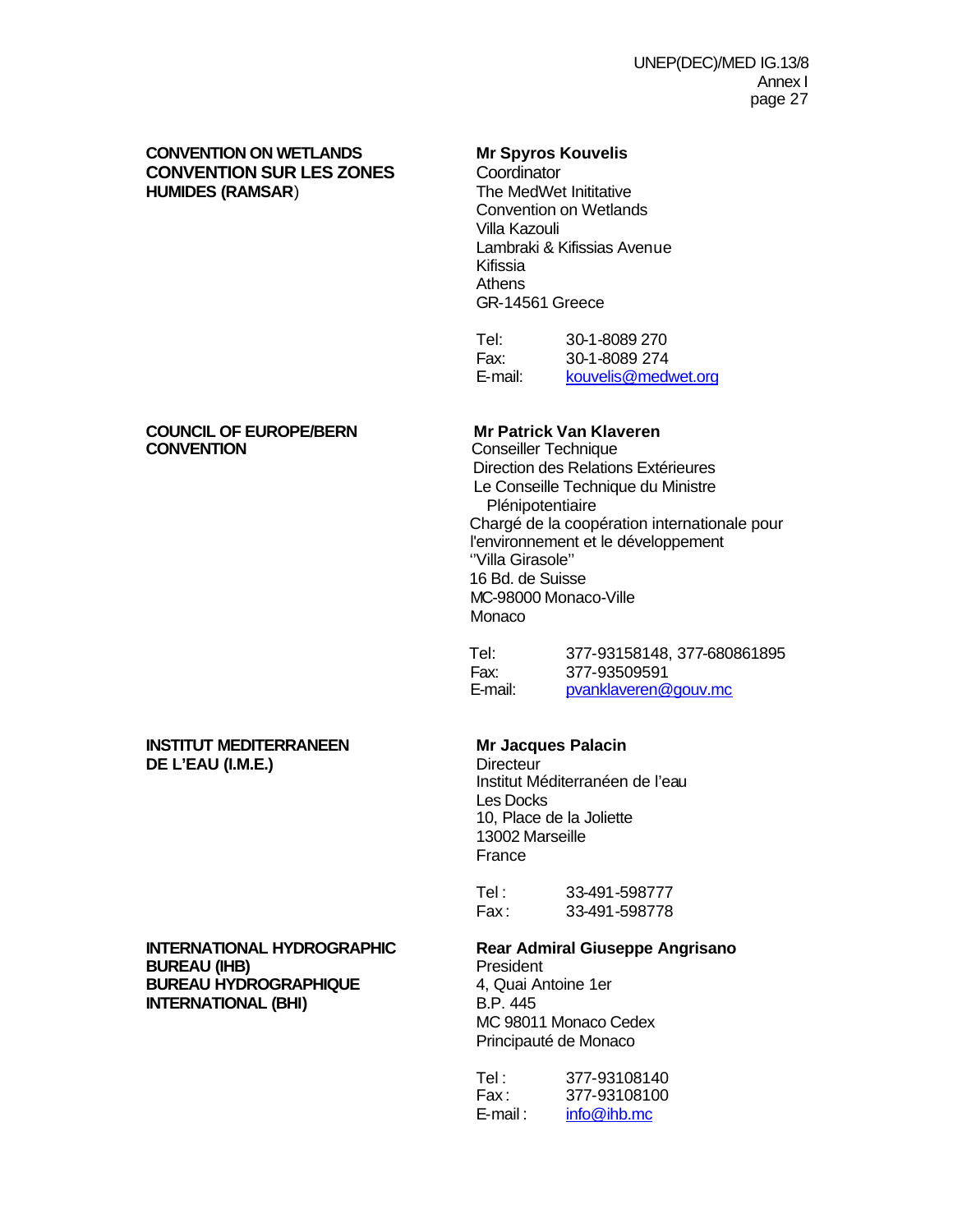**CONVENTION ON WETLANDS**
**CONVENTION SUR LES ZONES HUMIDES (RAMSAR)**

**Mr Spyros Kouvelis**
Coordinator
The MedWet Inititative
Convention on Wetlands
Villa Kazouli
Lambraki & Kifissias Avenue
Kifissia
Athens
GR-14561 Greece

Tel: 30-1-8089 270
Fax: 30-1-8089 274
E-mail: kouvelis@medwet.org

**COUNCIL OF EUROPE/BERN CONVENTION**

**Mr Patrick Van Klaveren**
Conseiller Technique
Direction des Relations Extérieures
Le Conseille Technique du Ministre Plénipotentiaire
Chargé de la coopération internationale pour l'environnement et le développement
''Villa Girasole''
16 Bd. de Suisse
MC-98000 Monaco-Ville
Monaco

Tel: 377-93158148, 377-680861895
Fax: 377-93509591
E-mail: pvanklaveren@gouv.mc

**INSTITUT MEDITERRANEEN DE L'EAU (I.M.E.)**

**Mr Jacques Palacin**
Directeur
Institut Méditerranéen de l'eau
Les Docks
10, Place de la Joliette
13002 Marseille
France

Tel : 33-491-598777
Fax : 33-491-598778

**INTERNATIONAL HYDROGRAPHIC BUREAU (IHB)**
**BUREAU HYDROGRAPHIQUE INTERNATIONAL (BHI)**

**Rear Admiral Giuseppe Angrisano**
President
4, Quai Antoine 1er
B.P. 445
MC 98011 Monaco Cedex
Principauté de Monaco

Tel : 377-93108140
Fax : 377-93108100
E-mail : info@ihb.mc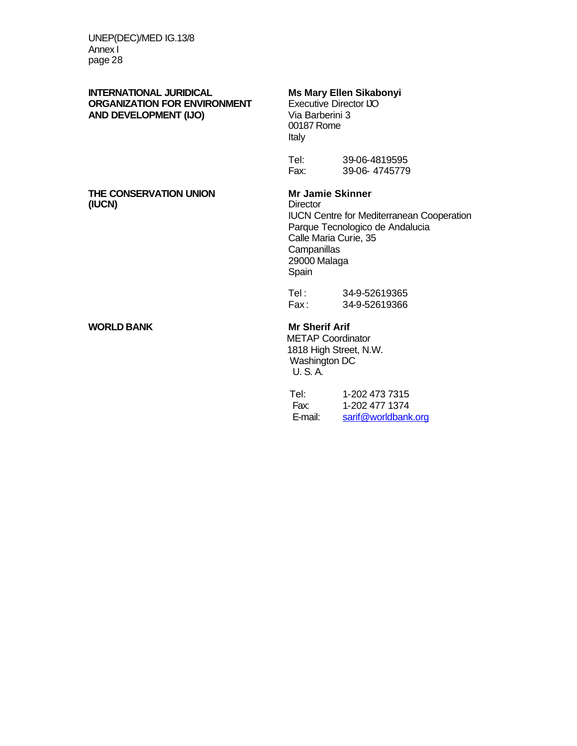| | |
|---|---|
| **INTERNATIONAL JURIDICAL ORGANIZATION FOR ENVIRONMENT AND DEVELOPMENT (IJO)** | **Ms Mary Ellen Sikabonyi**<br>Executive Director IJO<br>Via Barberini 3<br>00187 Rome<br>Italy<br><br>Tel: 39-06-4819595<br>Fax: 39-06- 4745779 |
| **THE CONSERVATION UNION (IUCN)** | **Mr Jamie Skinner**<br>Director<br>IUCN Centre for Mediterranean Cooperation<br>Parque Tecnologico de Andalucia<br>Calle Maria Curie, 35<br>Campanillas<br>29000 Malaga<br>Spain<br><br>Tel : 34-9-52619365<br>Fax : 34-9-52619366 |
| **WORLD BANK** | **Mr Sherif Arif**<br>METAP Coordinator<br>1818 High Street, N.W.<br>Washington DC<br>U. S. A.<br><br>Tel: 1-202 473 7315<br>Fax: 1-202 477 1374<br>E-mail: sarif@worldbank.org |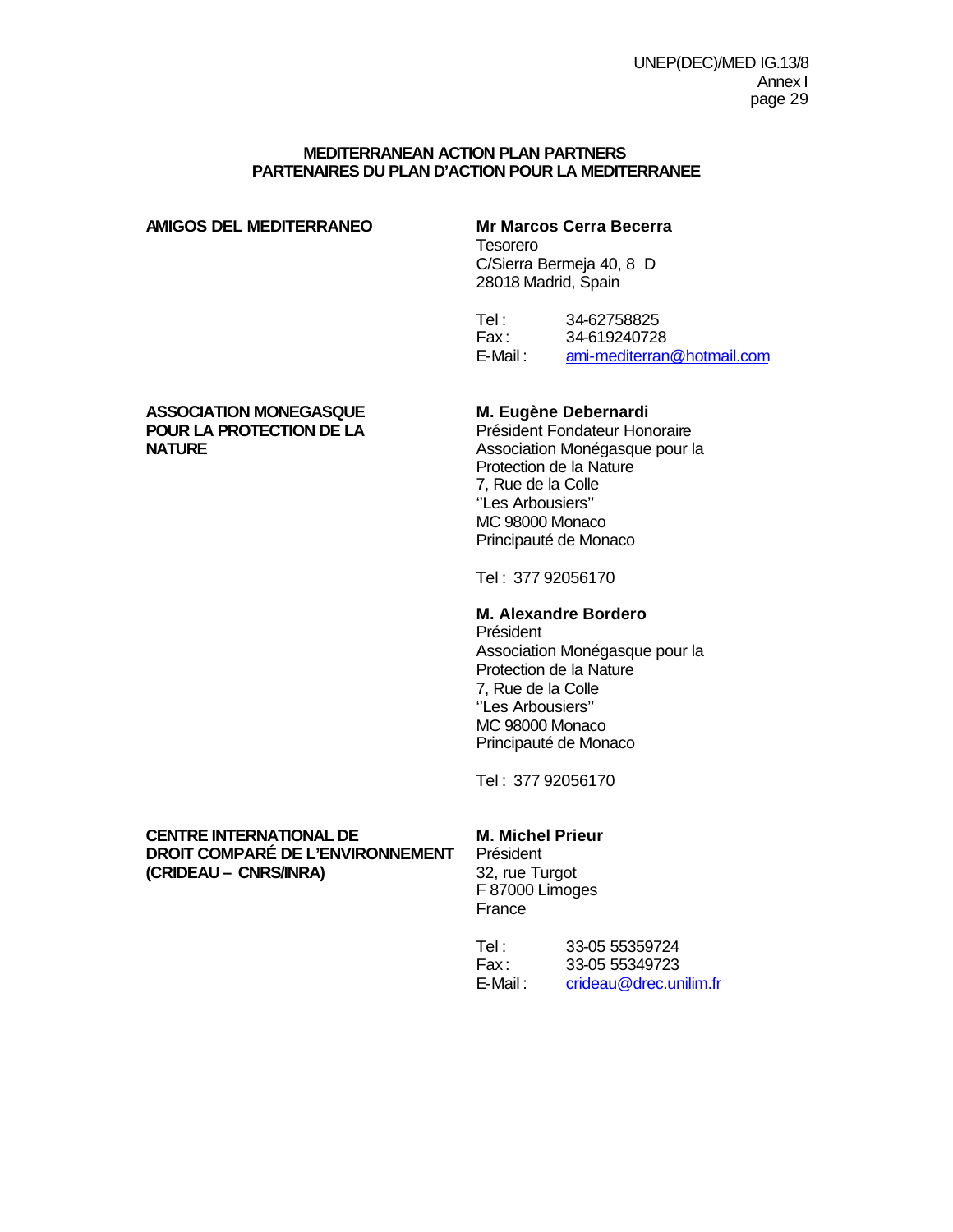**MEDITERRANEAN ACTION PLAN PARTNERS**
**PARTENAIRES DU PLAN D'ACTION POUR LA MEDITERRANEE**

**AMIGOS DEL MEDITERRANEO**

**Mr Marcos Cerra Becerra**
Tesorero
C/Sierra Bermeja 40, 8 D
28018 Madrid, Spain

Tel : 34-62758825
Fax : 34-619240728
E-Mail : ami-mediterran@hotmail.com

**ASSOCIATION MONEGASQUE POUR LA PROTECTION DE LA NATURE**

**M. Eugène Debernardi**
Président Fondateur Honoraire
Association Monégasque pour la Protection de la Nature
7, Rue de la Colle
''Les Arbousiers''
MC 98000 Monaco
Principauté de Monaco

Tel : 377 92056170

**M. Alexandre Bordero**
Président
Association Monégasque pour la Protection de la Nature
7, Rue de la Colle
''Les Arbousiers''
MC 98000 Monaco
Principauté de Monaco

Tel : 377 92056170

**CENTRE INTERNATIONAL DE DROIT COMPARÉ DE L'ENVIRONNEMENT (CRIDEAU – CNRS/INRA)**

**M. Michel Prieur**
Président
32, rue Turgot
F 87000 Limoges
France

Tel : 33-05 55359724
Fax : 33-05 55349723
E-Mail : crideau@drec.unilim.fr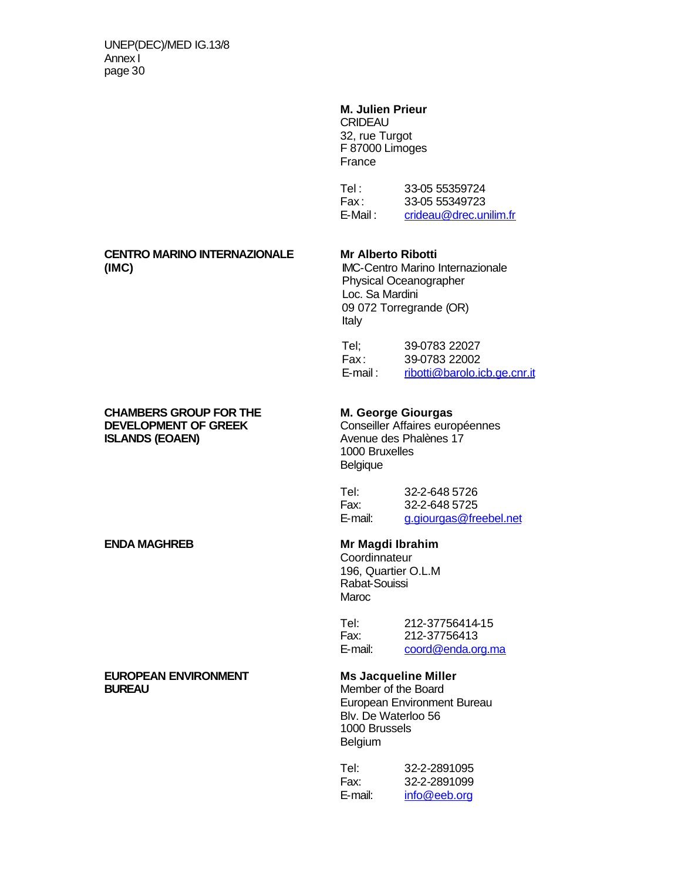**M. Julien Prieur**
CRIDEAU
32, rue Turgot
F 87000 Limoges
France

Tel : 33-05 55359724
Fax : 33-05 55349723
E-Mail : crideau@drec.unilim.fr

**CENTRO MARINO INTERNAZIONALE (IMC)**

**Mr Alberto Ribotti**
IMC-Centro Marino Internazionale
Physical Oceanographer
Loc. Sa Mardini
09 072 Torregrande (OR)
Italy

Tel; 39-0783 22027
Fax : 39-0783 22002
E-mail : ribotti@barolo.icb.ge.cnr.it

**CHAMBERS GROUP FOR THE DEVELOPMENT OF GREEK ISLANDS (EOAEN)**

**M. George Giourgas**
Conseiller Affaires européennes
Avenue des Phalènes 17
1000 Bruxelles
Belgique

Tel: 32-2-648 5726
Fax: 32-2-648 5725
E-mail: g.giourgas@freebel.net

**ENDA MAGHREB**

**Mr Magdi Ibrahim**
Coordinnateur
196, Quartier O.L.M
Rabat-Souissi
Maroc

Tel: 212-37756414-15
Fax: 212-37756413
E-mail: coord@enda.org.ma

**EUROPEAN ENVIRONMENT BUREAU**

**Ms Jacqueline Miller**
Member of the Board
European Environment Bureau
Blv. De Waterloo 56
1000 Brussels
Belgium

Tel: 32-2-2891095
Fax: 32-2-2891099
E-mail: info@eeb.org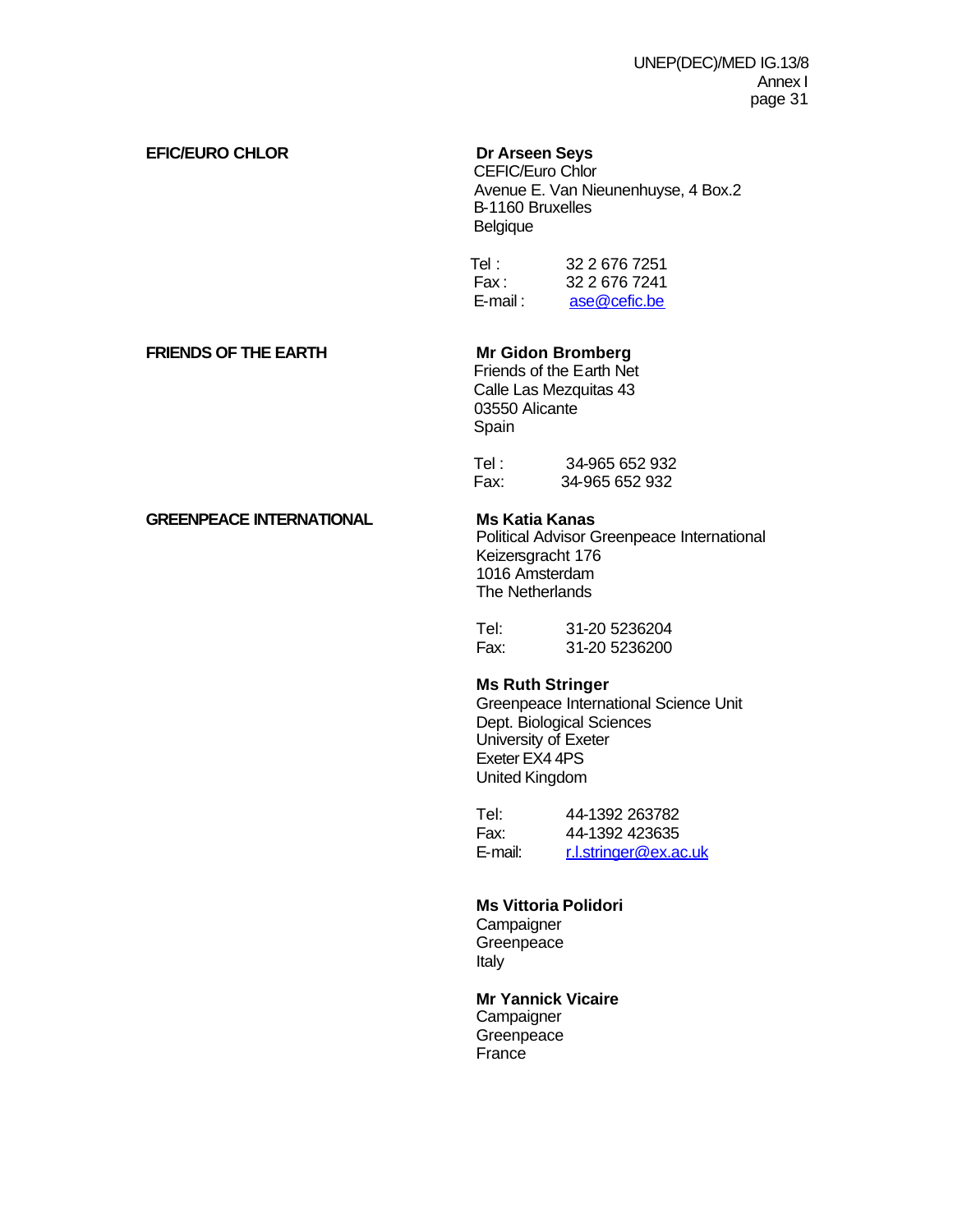**EFIC/EURO CHLOR**

**Dr Arseen Seys**
CEFIC/Euro Chlor
Avenue E. Van Nieunenhuyse, 4 Box.2
B-1160 Bruxelles
Belgique

Tel : 32 2 676 7251
Fax : 32 2 676 7241
E-mail : ase@cefic.be

**FRIENDS OF THE EARTH**

**Mr Gidon Bromberg**
Friends of the Earth Net
Calle Las Mezquitas 43
03550 Alicante
Spain

Tel : 34-965 652 932
Fax: 34-965 652 932

**GREENPEACE INTERNATIONAL**

**Ms Katia Kanas**
Political Advisor Greenpeace International
Keizersgracht 176
1016 Amsterdam
The Netherlands

Tel: 31-20 5236204
Fax: 31-20 5236200

**Ms Ruth Stringer**
Greenpeace International Science Unit
Dept. Biological Sciences
University of Exeter
Exeter EX4 4PS
United Kingdom

Tel: 44-1392 263782
Fax: 44-1392 423635
E-mail: r.l.stringer@ex.ac.uk

**Ms Vittoria Polidori**
Campaigner
Greenpeace
Italy

**Mr Yannick Vicaire**
Campaigner
Greenpeace
France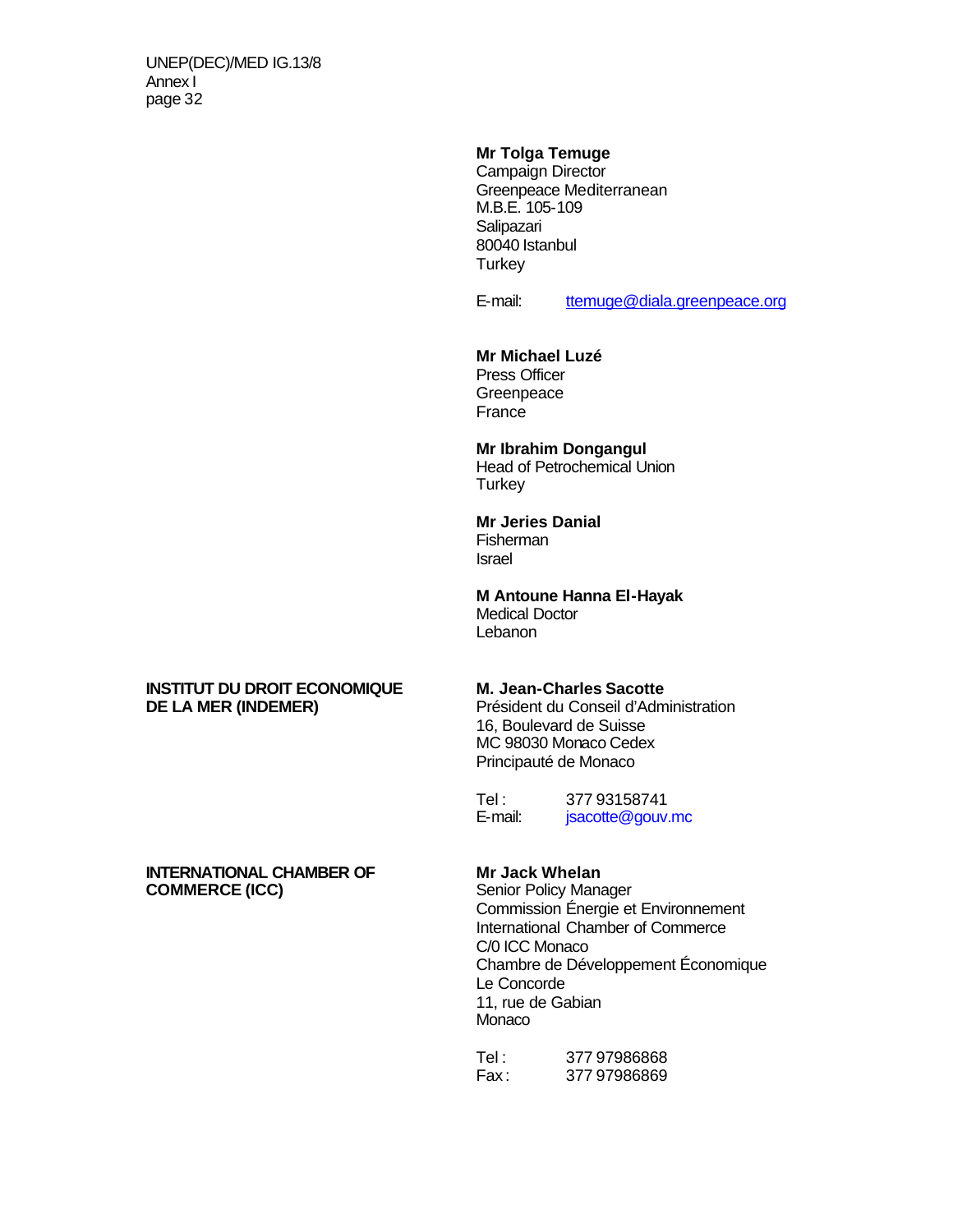**Mr Tolga Temuge**
Campaign Director
Greenpeace Mediterranean
M.B.E. 105-109
Salipazari
80040 Istanbul
Turkey

E-mail: ttemuge@diala.greenpeace.org

**Mr Michael Luzé**
Press Officer
Greenpeace
France

**Mr Ibrahim Dongangul**
Head of Petrochemical Union
Turkey

**Mr Jeries Danial**
Fisherman
Israel

**M Antoune Hanna El-Hayak**
Medical Doctor
Lebanon

**INSTITUT DU DROIT ECONOMIQUE DE LA MER (INDEMER)**

**M. Jean-Charles Sacotte**
Président du Conseil d'Administration
16, Boulevard de Suisse
MC 98030 Monaco Cedex
Principauté de Monaco

Tel : 377 93158741
E-mail: jsacotte@gouv.mc

**INTERNATIONAL CHAMBER OF COMMERCE (ICC)**

**Mr Jack Whelan**
Senior Policy Manager
Commission Énergie et Environnement
International Chamber of Commerce
C/0 ICC Monaco
Chambre de Développement Économique
Le Concorde
11, rue de Gabian
Monaco

Tel : 377 97986868
Fax : 377 97986869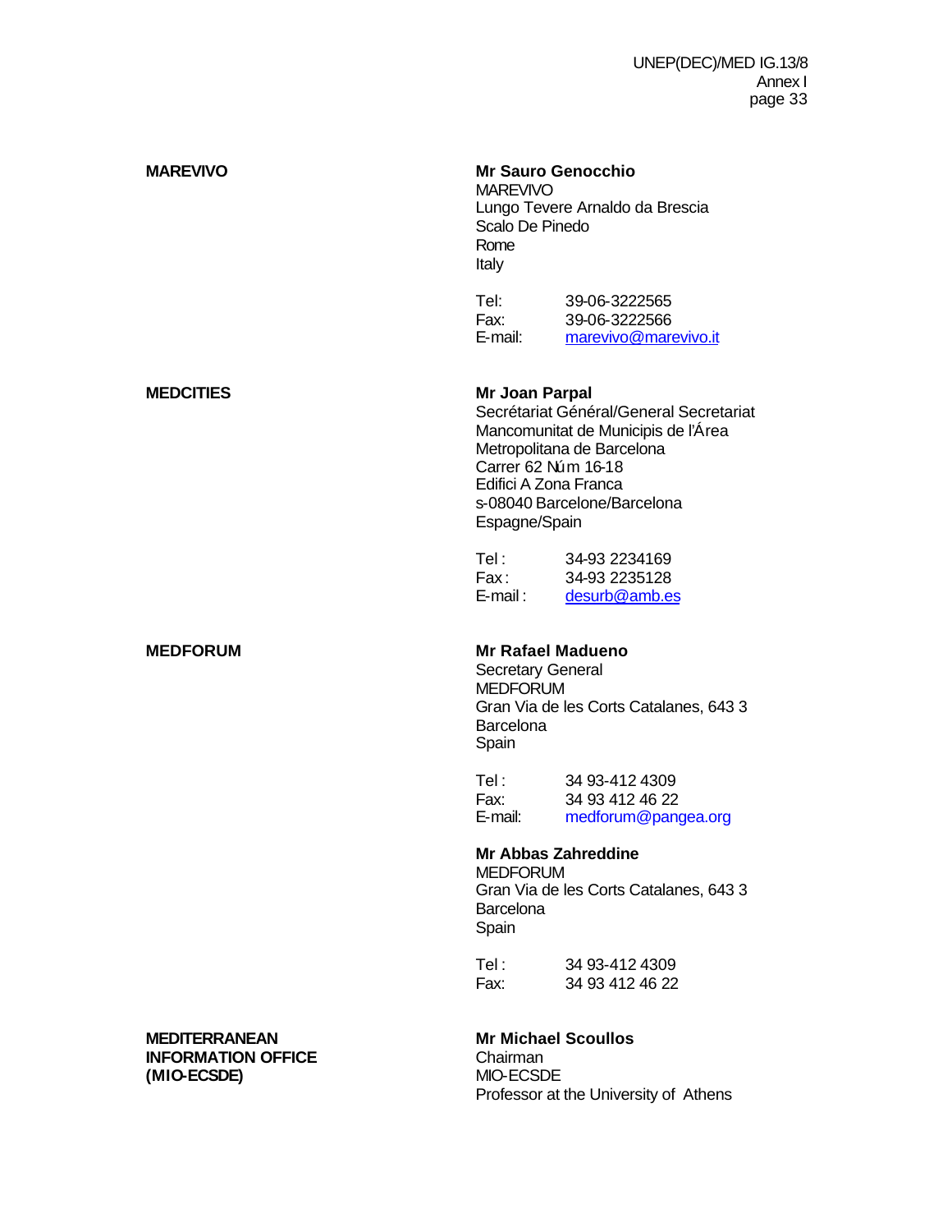| | |
|---|---|
| **MAREVIVO** | **Mr Sauro Genocchio**<br>MAREVIVO<br>Lungo Tevere Arnaldo da Brescia<br>Scalo De Pinedo<br>Rome<br>Italy<br><br>Tel: 39-06-3222565<br>Fax: 39-06-3222566<br>E-mail: marevivo@marevivo.it |
| **MEDCITIES** | **Mr Joan Parpal**<br>Secrétariat Général/General Secretariat<br>Mancomunitat de Municipis de l'Área<br>Metropolitana de Barcelona<br>Carrer 62 Núm 16-18<br>Edifici A Zona Franca<br>s-08040 Barcelone/Barcelona<br>Espagne/Spain<br><br>Tel : 34-93 2234169<br>Fax : 34-93 2235128<br>E-mail : desurb@amb.es |
| **MEDFORUM** | **Mr Rafael Madueno**<br>Secretary General<br>MEDFORUM<br>Gran Via de les Corts Catalanes, 643 3<br>Barcelona<br>Spain<br><br>Tel : 34 93-412 4309<br>Fax: 34 93 412 46 22<br>E-mail: medforum@pangea.org<br><br>**Mr Abbas Zahreddine**<br>MEDFORUM<br>Gran Via de les Corts Catalanes, 643 3<br>Barcelona<br>Spain<br><br>Tel : 34 93-412 4309<br>Fax: 34 93 412 46 22 |
| **MEDITERRANEAN INFORMATION OFFICE (MIO-ECSDE)** | **Mr Michael Scoullos**<br>Chairman<br>MIO-ECSDE<br>Professor at the University of Athens |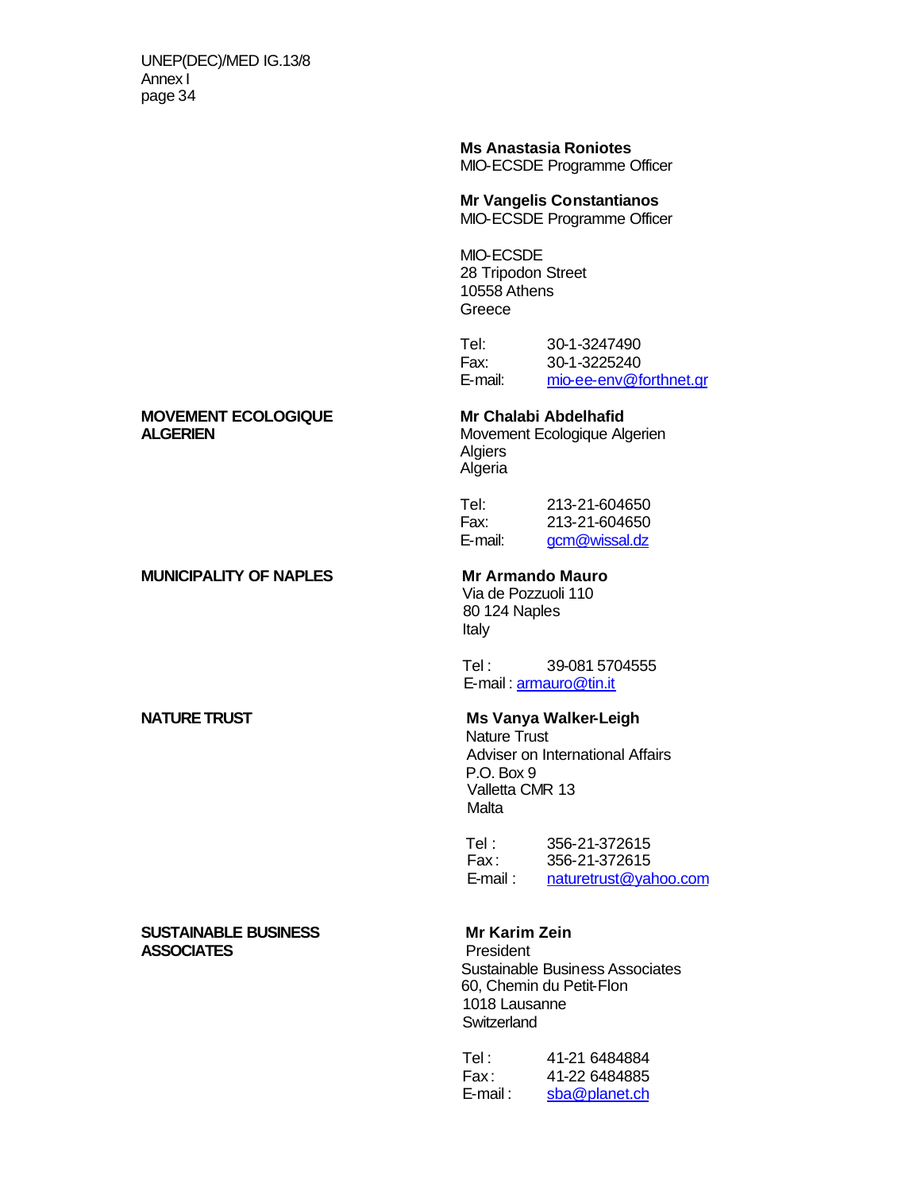**Ms Anastasia Roniotes**
MIO-ECSDE Programme Officer

**Mr Vangelis Constantianos**
MIO-ECSDE Programme Officer

MIO-ECSDE
28 Tripodon Street
10558 Athens
Greece

Tel: 30-1-3247490
Fax: 30-1-3225240
E-mail: mio-ee-env@forthnet.gr

**MOVEMENT ECOLOGIQUE ALGERIEN**

**Mr Chalabi Abdelhafid**
Movement Ecologique Algerien
Algiers
Algeria

Tel: 213-21-604650
Fax: 213-21-604650
E-mail: gcm@wissal.dz

**MUNICIPALITY OF NAPLES**

**Mr Armando Mauro**
Via de Pozzuoli 110
80 124 Naples
Italy

Tel : 39-081 5704555
E-mail : armauro@tin.it

**NATURE TRUST**

**Ms Vanya Walker-Leigh**
Nature Trust
Adviser on International Affairs
P.O. Box 9
Valletta CMR 13
Malta

Tel : 356-21-372615
Fax : 356-21-372615
E-mail : naturetrust@yahoo.com

**SUSTAINABLE BUSINESS ASSOCIATES**

**Mr Karim Zein**
President
Sustainable Business Associates
60, Chemin du Petit-Flon
1018 Lausanne
Switzerland

Tel : 41-21 6484884
Fax : 41-22 6484885
E-mail : sba@planet.ch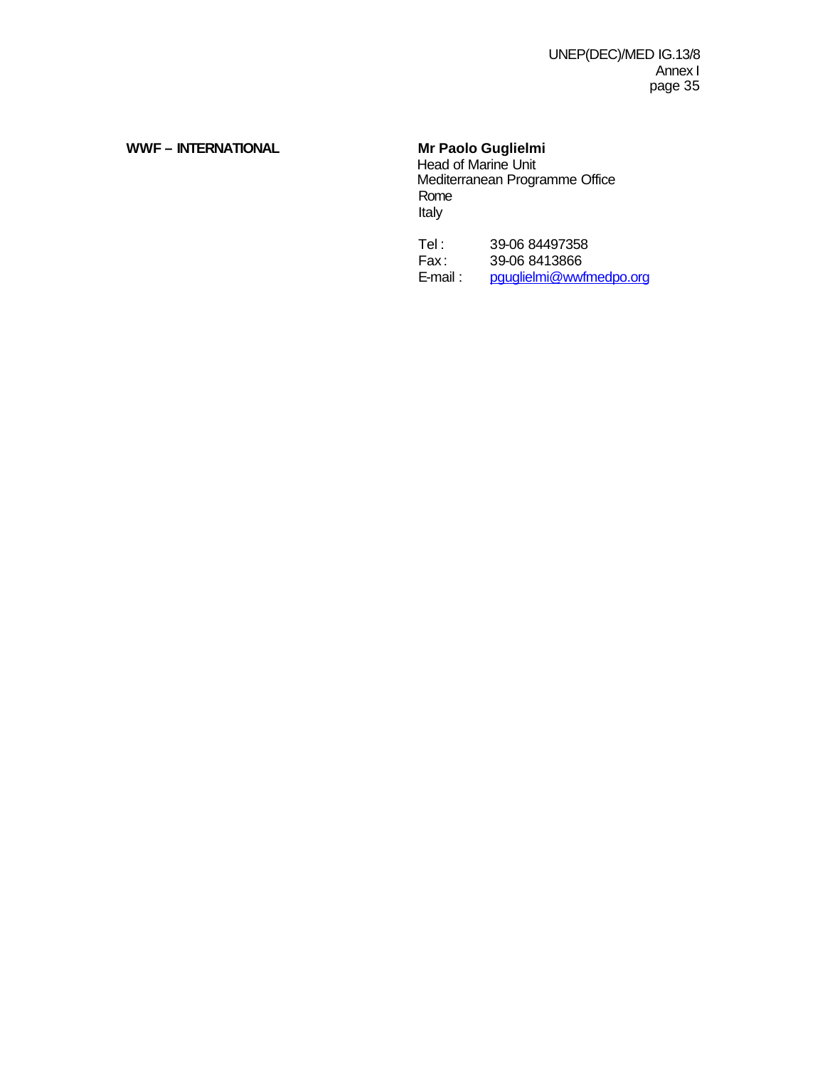**WWF – INTERNATIONAL**

**Mr Paolo Guglielmi**
Head of Marine Unit
Mediterranean Programme Office
Rome
Italy

Tel : 39-06 84497358
Fax : 39-06 8413866
E-mail : pguglielmi@wwfmedpo.org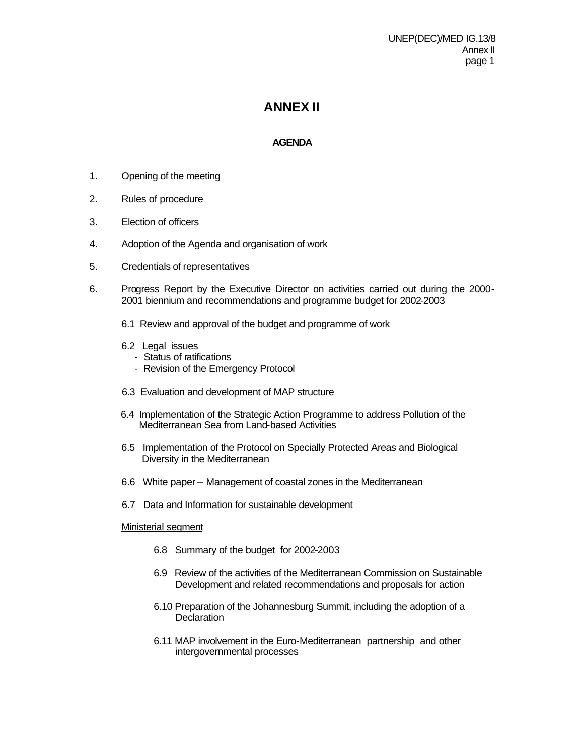# ANNEX II

## AGENDA

1. Opening of the meeting

2. Rules of procedure

3. Election of officers

4. Adoption of the Agenda and organisation of work

5. Credentials of representatives

6. Progress Report by the Executive Director on activities carried out during the 2000-2001 biennium and recommendations and programme budget for 2002-2003

   6.1 Review and approval of the budget and programme of work

   6.2 Legal issues
   - Status of ratifications
   - Revision of the Emergency Protocol

   6.3 Evaluation and development of MAP structure

   6.4 Implementation of the Strategic Action Programme to address Pollution of the Mediterranean Sea from Land-based Activities

   6.5 Implementation of the Protocol on Specially Protected Areas and Biological Diversity in the Mediterranean

   6.6 White paper – Management of coastal zones in the Mediterranean

   6.7 Data and Information for sustainable development

   Ministerial segment

   6.8 Summary of the budget for 2002-2003

   6.9 Review of the activities of the Mediterranean Commission on Sustainable Development and related recommendations and proposals for action

   6.10 Preparation of the Johannesburg Summit, including the adoption of a Declaration

   6.11 MAP involvement in the Euro-Mediterranean partnership and other intergovernmental processes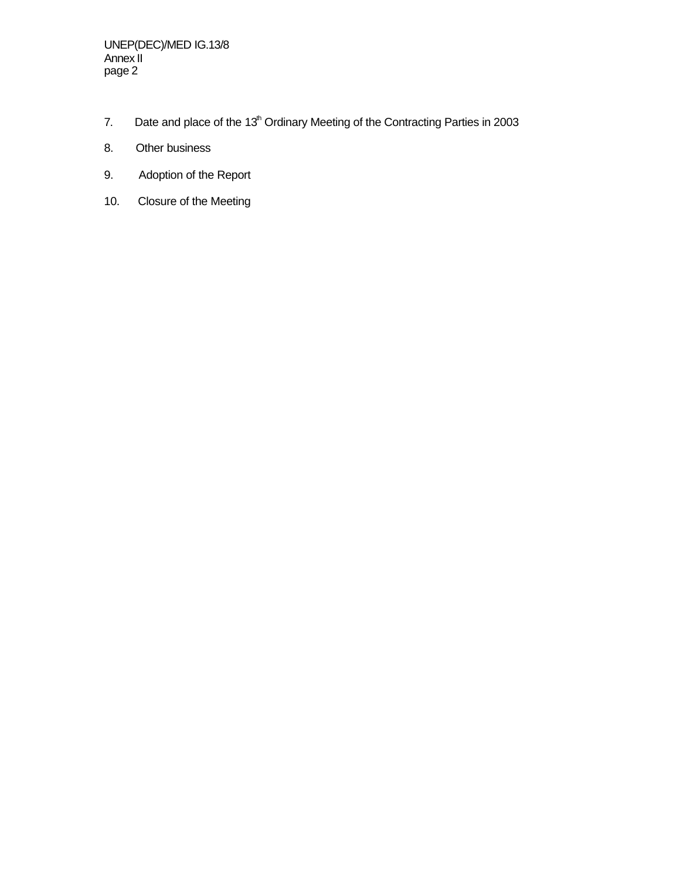7. Date and place of the 13th Ordinary Meeting of the Contracting Parties in 2003

8. Other business

9. Adoption of the Report

10. Closure of the Meeting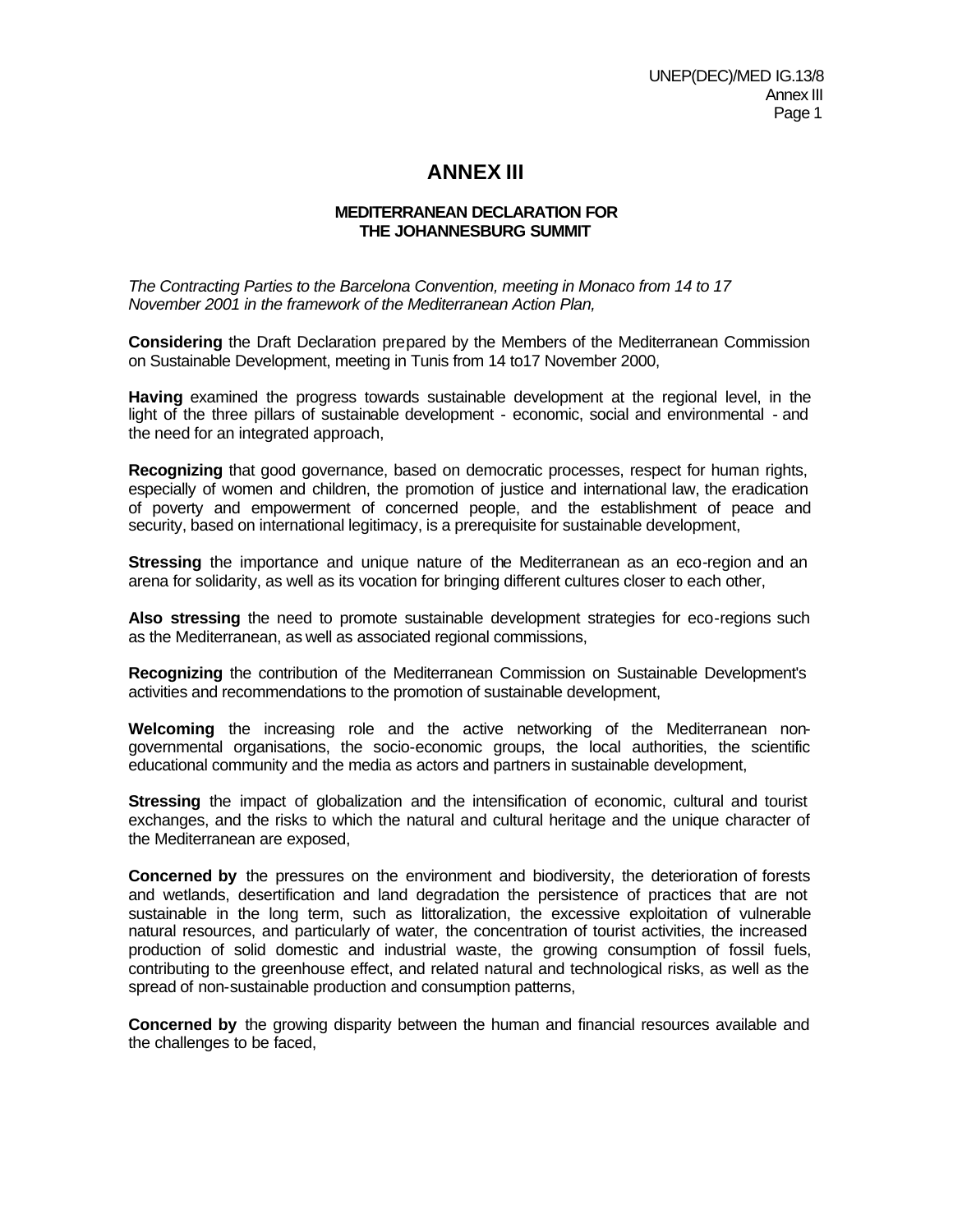# ANNEX III

## MEDITERRANEAN DECLARATION FOR THE JOHANNESBURG SUMMIT

*The Contracting Parties to the Barcelona Convention, meeting in Monaco from 14 to 17 November 2001 in the framework of the Mediterranean Action Plan,*

**Considering** the Draft Declaration prepared by the Members of the Mediterranean Commission on Sustainable Development, meeting in Tunis from 14 to17 November 2000,

**Having** examined the progress towards sustainable development at the regional level, in the light of the three pillars of sustainable development - economic, social and environmental - and the need for an integrated approach,

**Recognizing** that good governance, based on democratic processes, respect for human rights, especially of women and children, the promotion of justice and international law, the eradication of poverty and empowerment of concerned people, and the establishment of peace and security, based on international legitimacy, is a prerequisite for sustainable development,

**Stressing** the importance and unique nature of the Mediterranean as an eco-region and an arena for solidarity, as well as its vocation for bringing different cultures closer to each other,

**Also stressing** the need to promote sustainable development strategies for eco-regions such as the Mediterranean, as well as associated regional commissions,

**Recognizing** the contribution of the Mediterranean Commission on Sustainable Development's activities and recommendations to the promotion of sustainable development,

**Welcoming** the increasing role and the active networking of the Mediterranean non-governmental organisations, the socio-economic groups, the local authorities, the scientific educational community and the media as actors and partners in sustainable development,

**Stressing** the impact of globalization and the intensification of economic, cultural and tourist exchanges, and the risks to which the natural and cultural heritage and the unique character of the Mediterranean are exposed,

**Concerned by** the pressures on the environment and biodiversity, the deterioration of forests and wetlands, desertification and land degradation the persistence of practices that are not sustainable in the long term, such as littoralization, the excessive exploitation of vulnerable natural resources, and particularly of water, the concentration of tourist activities, the increased production of solid domestic and industrial waste, the growing consumption of fossil fuels, contributing to the greenhouse effect, and related natural and technological risks, as well as the spread of non-sustainable production and consumption patterns,

**Concerned by** the growing disparity between the human and financial resources available and the challenges to be faced,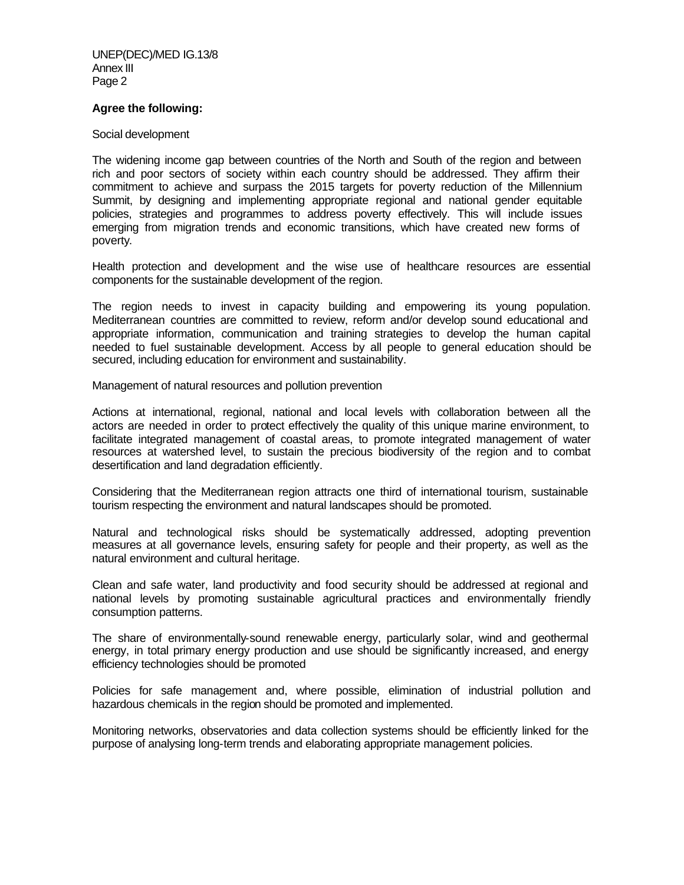**Agree the following:**

Social development

The widening income gap between countries of the North and South of the region and between rich and poor sectors of society within each country should be addressed. They affirm their commitment to achieve and surpass the 2015 targets for poverty reduction of the Millennium Summit, by designing and implementing appropriate regional and national gender equitable policies, strategies and programmes to address poverty effectively. This will include issues emerging from migration trends and economic transitions, which have created new forms of poverty.

Health protection and development and the wise use of healthcare resources are essential components for the sustainable development of the region.

The region needs to invest in capacity building and empowering its young population. Mediterranean countries are committed to review, reform and/or develop sound educational and appropriate information, communication and training strategies to develop the human capital needed to fuel sustainable development. Access by all people to general education should be secured, including education for environment and sustainability.

Management of natural resources and pollution prevention

Actions at international, regional, national and local levels with collaboration between all the actors are needed in order to protect effectively the quality of this unique marine environment, to facilitate integrated management of coastal areas, to promote integrated management of water resources at watershed level, to sustain the precious biodiversity of the region and to combat desertification and land degradation efficiently.

Considering that the Mediterranean region attracts one third of international tourism, sustainable tourism respecting the environment and natural landscapes should be promoted.

Natural and technological risks should be systematically addressed, adopting prevention measures at all governance levels, ensuring safety for people and their property, as well as the natural environment and cultural heritage.

Clean and safe water, land productivity and food security should be addressed at regional and national levels by promoting sustainable agricultural practices and environmentally friendly consumption patterns.

The share of environmentally-sound renewable energy, particularly solar, wind and geothermal energy, in total primary energy production and use should be significantly increased, and energy efficiency technologies should be promoted

Policies for safe management and, where possible, elimination of industrial pollution and hazardous chemicals in the region should be promoted and implemented.

Monitoring networks, observatories and data collection systems should be efficiently linked for the purpose of analysing long-term trends and elaborating appropriate management policies.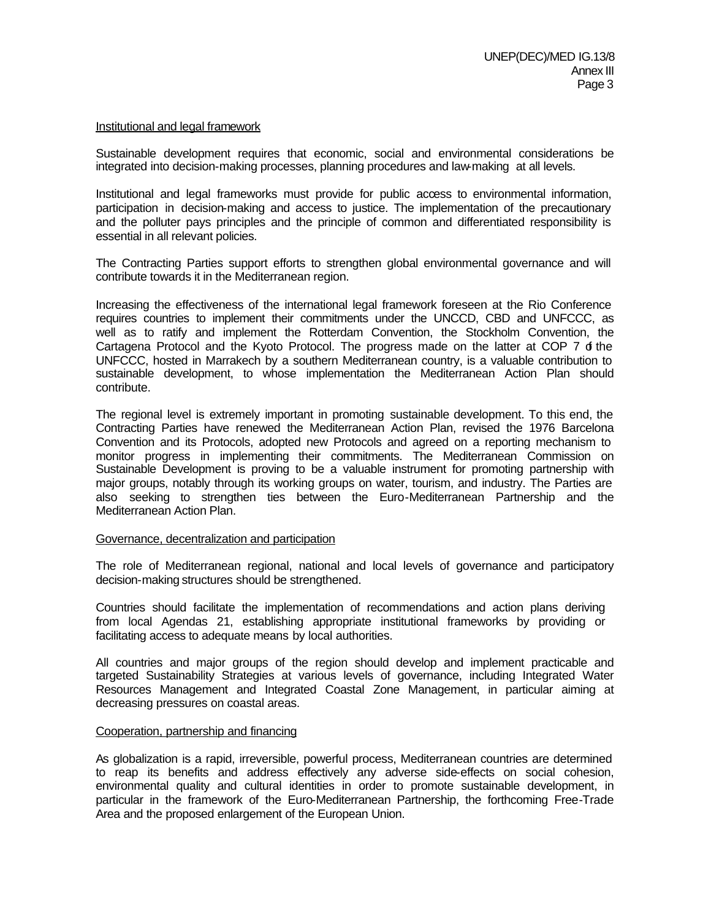Institutional and legal framework

Sustainable development requires that economic, social and environmental considerations be integrated into decision-making processes, planning procedures and law-making at all levels.

Institutional and legal frameworks must provide for public access to environmental information, participation in decision-making and access to justice. The implementation of the precautionary and the polluter pays principles and the principle of common and differentiated responsibility is essential in all relevant policies.

The Contracting Parties support efforts to strengthen global environmental governance and will contribute towards it in the Mediterranean region.

Increasing the effectiveness of the international legal framework foreseen at the Rio Conference requires countries to implement their commitments under the UNCCD, CBD and UNFCCC, as well as to ratify and implement the Rotterdam Convention, the Stockholm Convention, the Cartagena Protocol and the Kyoto Protocol. The progress made on the latter at COP 7 of the UNFCCC, hosted in Marrakech by a southern Mediterranean country, is a valuable contribution to sustainable development, to whose implementation the Mediterranean Action Plan should contribute.

The regional level is extremely important in promoting sustainable development. To this end, the Contracting Parties have renewed the Mediterranean Action Plan, revised the 1976 Barcelona Convention and its Protocols, adopted new Protocols and agreed on a reporting mechanism to monitor progress in implementing their commitments. The Mediterranean Commission on Sustainable Development is proving to be a valuable instrument for promoting partnership with major groups, notably through its working groups on water, tourism, and industry. The Parties are also seeking to strengthen ties between the Euro-Mediterranean Partnership and the Mediterranean Action Plan.

Governance, decentralization and participation

The role of Mediterranean regional, national and local levels of governance and participatory decision-making structures should be strengthened.

Countries should facilitate the implementation of recommendations and action plans deriving from local Agendas 21, establishing appropriate institutional frameworks by providing or facilitating access to adequate means by local authorities.

All countries and major groups of the region should develop and implement practicable and targeted Sustainability Strategies at various levels of governance, including Integrated Water Resources Management and Integrated Coastal Zone Management, in particular aiming at decreasing pressures on coastal areas.

Cooperation, partnership and financing

As globalization is a rapid, irreversible, powerful process, Mediterranean countries are determined to reap its benefits and address effectively any adverse side-effects on social cohesion, environmental quality and cultural identities in order to promote sustainable development, in particular in the framework of the Euro-Mediterranean Partnership, the forthcoming Free-Trade Area and the proposed enlargement of the European Union.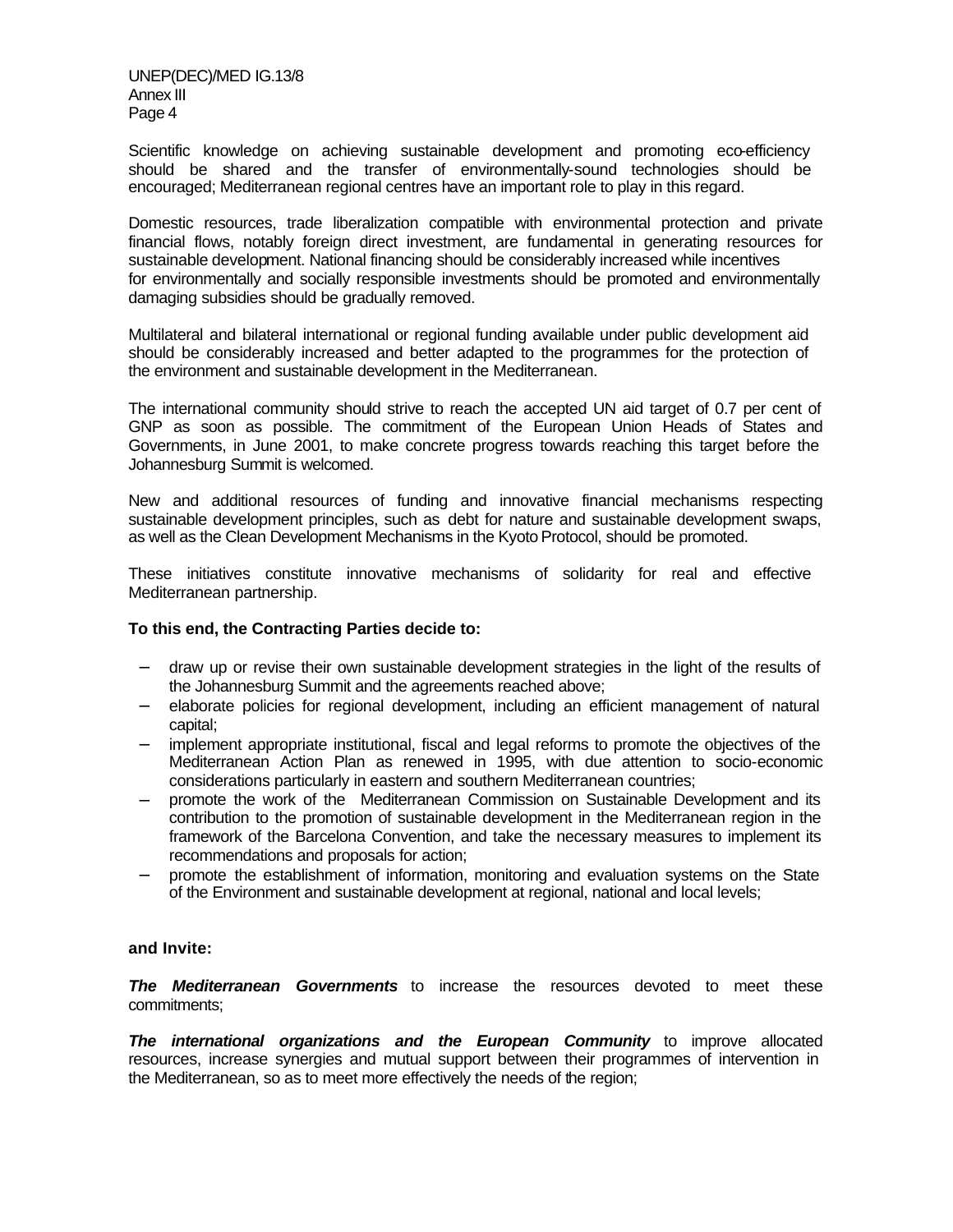Scientific knowledge on achieving sustainable development and promoting eco-efficiency should be shared and the transfer of environmentally-sound technologies should be encouraged; Mediterranean regional centres have an important role to play in this regard.

Domestic resources, trade liberalization compatible with environmental protection and private financial flows, notably foreign direct investment, are fundamental in generating resources for sustainable development. National financing should be considerably increased while incentives for environmentally and socially responsible investments should be promoted and environmentally damaging subsidies should be gradually removed.

Multilateral and bilateral international or regional funding available under public development aid should be considerably increased and better adapted to the programmes for the protection of the environment and sustainable development in the Mediterranean.

The international community should strive to reach the accepted UN aid target of 0.7 per cent of GNP as soon as possible. The commitment of the European Union Heads of States and Governments, in June 2001, to make concrete progress towards reaching this target before the Johannesburg Summit is welcomed.

New and additional resources of funding and innovative financial mechanisms respecting sustainable development principles, such as debt for nature and sustainable development swaps, as well as the Clean Development Mechanisms in the Kyoto Protocol, should be promoted.

These initiatives constitute innovative mechanisms of solidarity for real and effective Mediterranean partnership.

**To this end, the Contracting Parties decide to:**

- draw up or revise their own sustainable development strategies in the light of the results of the Johannesburg Summit and the agreements reached above;
- elaborate policies for regional development, including an efficient management of natural capital;
- implement appropriate institutional, fiscal and legal reforms to promote the objectives of the Mediterranean Action Plan as renewed in 1995, with due attention to socio-economic considerations particularly in eastern and southern Mediterranean countries;
- promote the work of the Mediterranean Commission on Sustainable Development and its contribution to the promotion of sustainable development in the Mediterranean region in the framework of the Barcelona Convention, and take the necessary measures to implement its recommendations and proposals for action;
- promote the establishment of information, monitoring and evaluation systems on the State of the Environment and sustainable development at regional, national and local levels;

**and Invite:**

***The Mediterranean Governments*** to increase the resources devoted to meet these commitments;

***The international organizations and the European Community*** to improve allocated resources, increase synergies and mutual support between their programmes of intervention in the Mediterranean, so as to meet more effectively the needs of the region;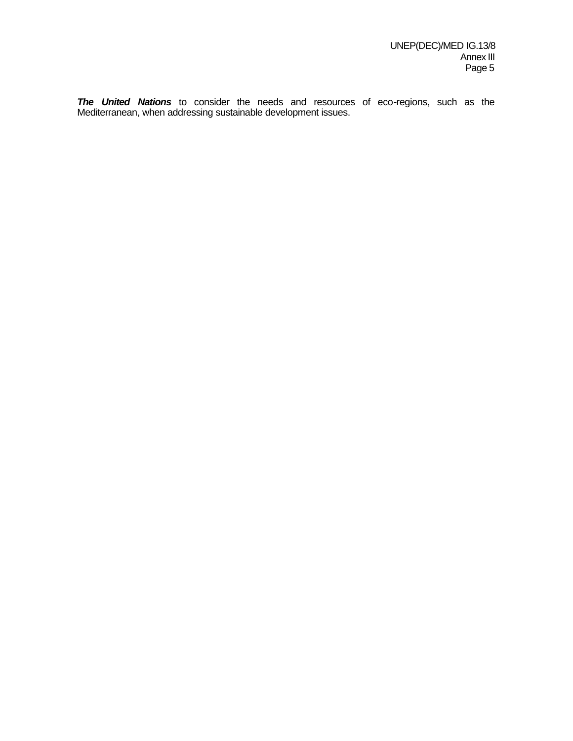***The United Nations*** to consider the needs and resources of eco-regions, such as the Mediterranean, when addressing sustainable development issues.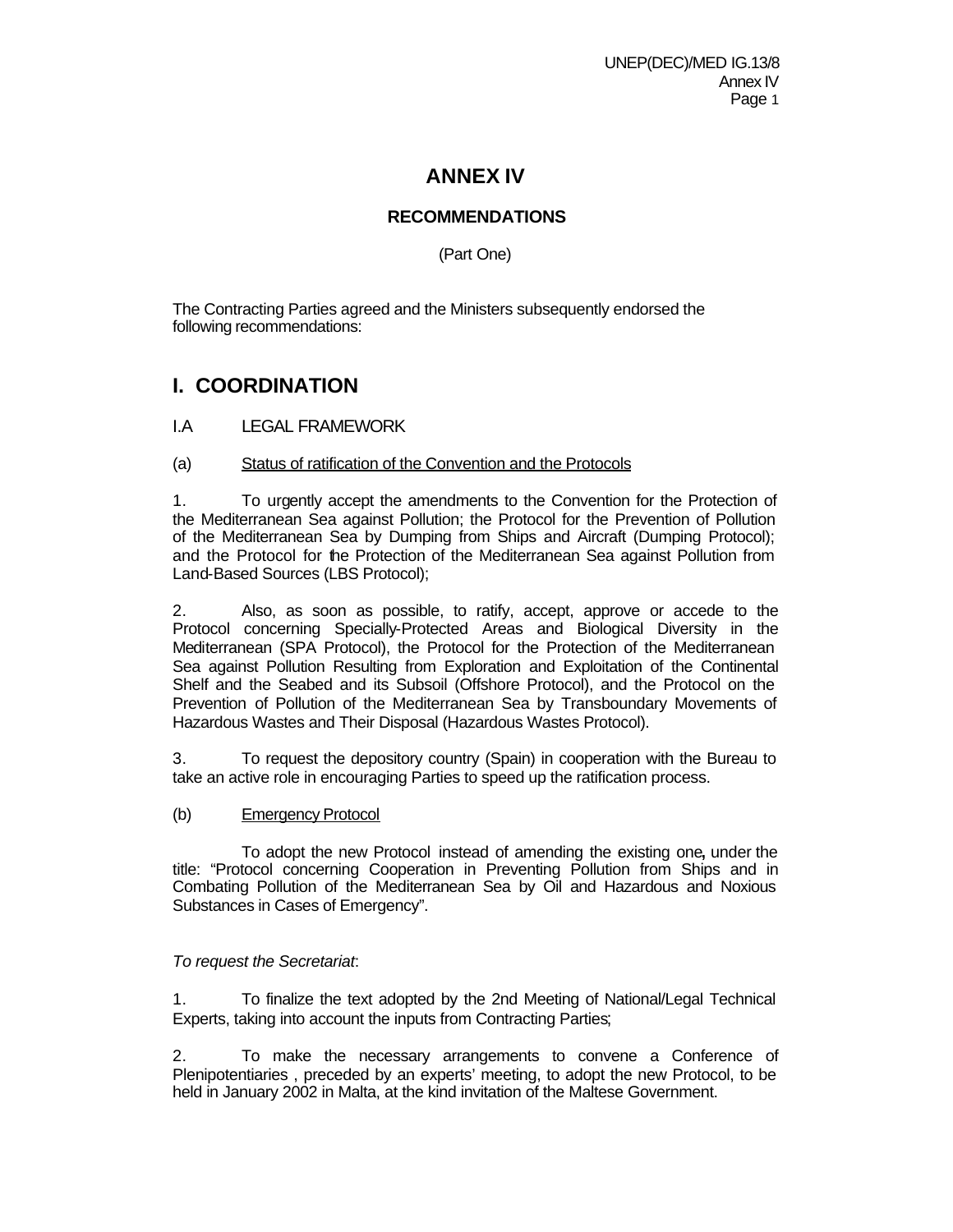# ANNEX IV

## RECOMMENDATIONS

(Part One)

The Contracting Parties agreed and the Ministers subsequently endorsed the following recommendations:

## I. COORDINATION

### I.A LEGAL FRAMEWORK

#### (a) Status of ratification of the Convention and the Protocols

1. To urgently accept the amendments to the Convention for the Protection of the Mediterranean Sea against Pollution; the Protocol for the Prevention of Pollution of the Mediterranean Sea by Dumping from Ships and Aircraft (Dumping Protocol); and the Protocol for the Protection of the Mediterranean Sea against Pollution from Land-Based Sources (LBS Protocol);

2. Also, as soon as possible, to ratify, accept, approve or accede to the Protocol concerning Specially-Protected Areas and Biological Diversity in the Mediterranean (SPA Protocol), the Protocol for the Protection of the Mediterranean Sea against Pollution Resulting from Exploration and Exploitation of the Continental Shelf and the Seabed and its Subsoil (Offshore Protocol), and the Protocol on the Prevention of Pollution of the Mediterranean Sea by Transboundary Movements of Hazardous Wastes and Their Disposal (Hazardous Wastes Protocol).

3. To request the depository country (Spain) in cooperation with the Bureau to take an active role in encouraging Parties to speed up the ratification process.

#### (b) Emergency Protocol

To adopt the new Protocol instead of amending the existing one**,** under the title: "Protocol concerning Cooperation in Preventing Pollution from Ships and in Combating Pollution of the Mediterranean Sea by Oil and Hazardous and Noxious Substances in Cases of Emergency".

*To request the Secretariat*:

1. To finalize the text adopted by the 2nd Meeting of National/Legal Technical Experts, taking into account the inputs from Contracting Parties;

2. To make the necessary arrangements to convene a Conference of Plenipotentiaries , preceded by an experts' meeting, to adopt the new Protocol, to be held in January 2002 in Malta, at the kind invitation of the Maltese Government.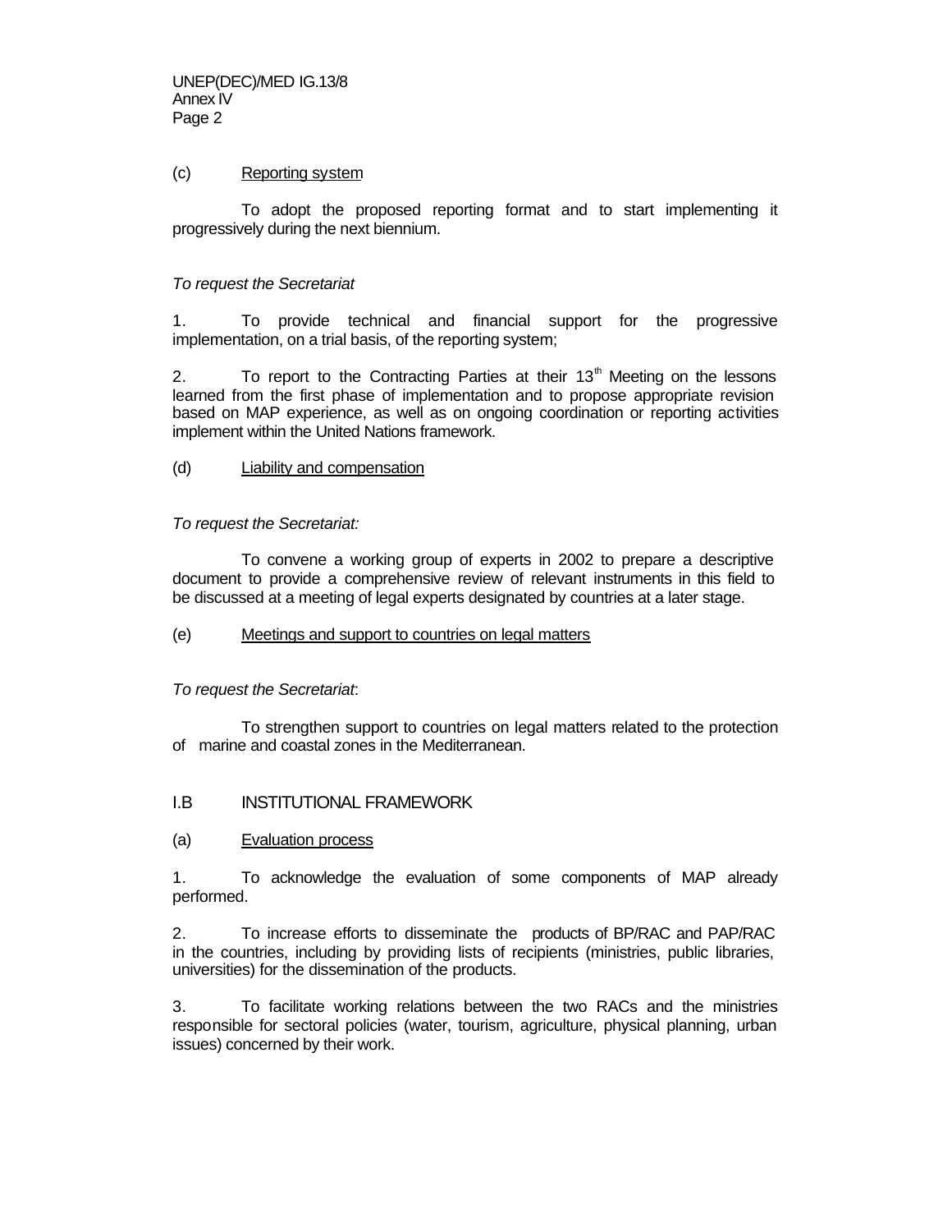(c) Reporting system

To adopt the proposed reporting format and to start implementing it progressively during the next biennium.

*To request the Secretariat*

1. To provide technical and financial support for the progressive implementation, on a trial basis, of the reporting system;

2. To report to the Contracting Parties at their 13th Meeting on the lessons learned from the first phase of implementation and to propose appropriate revision based on MAP experience, as well as on ongoing coordination or reporting activities implement within the United Nations framework.

(d) Liability and compensation

*To request the Secretariat:*

To convene a working group of experts in 2002 to prepare a descriptive document to provide a comprehensive review of relevant instruments in this field to be discussed at a meeting of legal experts designated by countries at a later stage.

(e) Meetings and support to countries on legal matters

*To request the Secretariat*:

To strengthen support to countries on legal matters related to the protection of marine and coastal zones in the Mediterranean.

## I.B INSTITUTIONAL FRAMEWORK

(a) Evaluation process

1. To acknowledge the evaluation of some components of MAP already performed.

2. To increase efforts to disseminate the products of BP/RAC and PAP/RAC in the countries, including by providing lists of recipients (ministries, public libraries, universities) for the dissemination of the products.

3. To facilitate working relations between the two RACs and the ministries responsible for sectoral policies (water, tourism, agriculture, physical planning, urban issues) concerned by their work.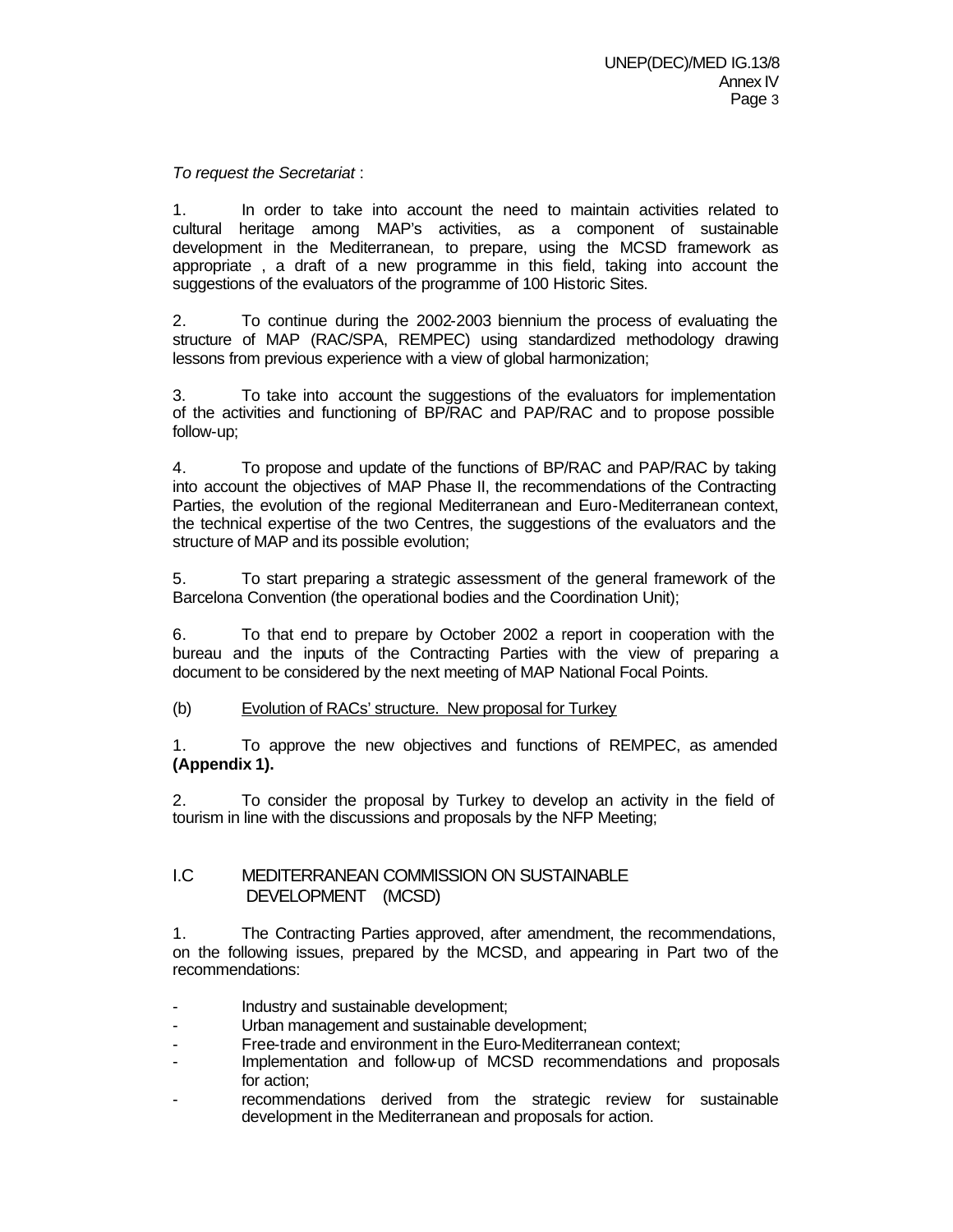*To request the Secretariat* :

1. In order to take into account the need to maintain activities related to cultural heritage among MAP's activities, as a component of sustainable development in the Mediterranean, to prepare, using the MCSD framework as appropriate , a draft of a new programme in this field, taking into account the suggestions of the evaluators of the programme of 100 Historic Sites.

2. To continue during the 2002-2003 biennium the process of evaluating the structure of MAP (RAC/SPA, REMPEC) using standardized methodology drawing lessons from previous experience with a view of global harmonization;

3. To take into account the suggestions of the evaluators for implementation of the activities and functioning of BP/RAC and PAP/RAC and to propose possible follow-up;

4. To propose and update of the functions of BP/RAC and PAP/RAC by taking into account the objectives of MAP Phase II, the recommendations of the Contracting Parties, the evolution of the regional Mediterranean and Euro-Mediterranean context, the technical expertise of the two Centres, the suggestions of the evaluators and the structure of MAP and its possible evolution;

5. To start preparing a strategic assessment of the general framework of the Barcelona Convention (the operational bodies and the Coordination Unit);

6. To that end to prepare by October 2002 a report in cooperation with the bureau and the inputs of the Contracting Parties with the view of preparing a document to be considered by the next meeting of MAP National Focal Points.

(b) Evolution of RACs' structure. New proposal for Turkey

1. To approve the new objectives and functions of REMPEC, as amended **(Appendix 1).**

2. To consider the proposal by Turkey to develop an activity in the field of tourism in line with the discussions and proposals by the NFP Meeting;

## I.C MEDITERRANEAN COMMISSION ON SUSTAINABLE DEVELOPMENT (MCSD)

1. The Contracting Parties approved, after amendment, the recommendations, on the following issues, prepared by the MCSD, and appearing in Part two of the recommendations:

- Industry and sustainable development;
- Urban management and sustainable development;
- Free-trade and environment in the Euro-Mediterranean context;
- Implementation and follow-up of MCSD recommendations and proposals for action;
- recommendations derived from the strategic review for sustainable development in the Mediterranean and proposals for action.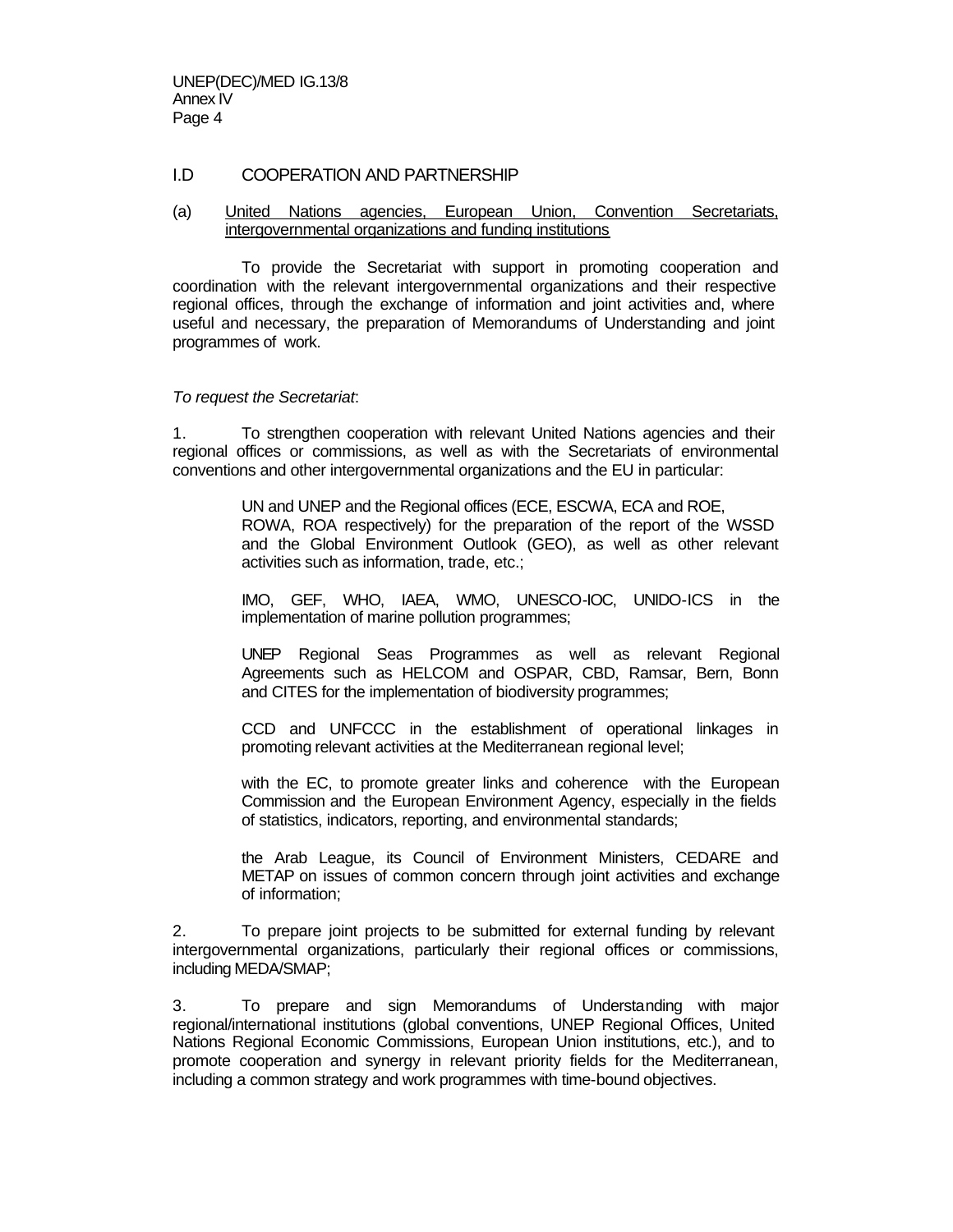## I.D COOPERATION AND PARTNERSHIP

(a) United Nations agencies, European Union, Convention Secretariats, intergovernmental organizations and funding institutions

To provide the Secretariat with support in promoting cooperation and coordination with the relevant intergovernmental organizations and their respective regional offices, through the exchange of information and joint activities and, where useful and necessary, the preparation of Memorandums of Understanding and joint programmes of work.

*To request the Secretariat*:

1. To strengthen cooperation with relevant United Nations agencies and their regional offices or commissions, as well as with the Secretariats of environmental conventions and other intergovernmental organizations and the EU in particular:

   UN and UNEP and the Regional offices (ECE, ESCWA, ECA and ROE, ROWA, ROA respectively) for the preparation of the report of the WSSD and the Global Environment Outlook (GEO), as well as other relevant activities such as information, trade, etc.;

   IMO, GEF, WHO, IAEA, WMO, UNESCO-IOC, UNIDO-ICS in the implementation of marine pollution programmes;

   UNEP Regional Seas Programmes as well as relevant Regional Agreements such as HELCOM and OSPAR, CBD, Ramsar, Bern, Bonn and CITES for the implementation of biodiversity programmes;

   CCD and UNFCCC in the establishment of operational linkages in promoting relevant activities at the Mediterranean regional level;

   with the EC, to promote greater links and coherence with the European Commission and the European Environment Agency, especially in the fields of statistics, indicators, reporting, and environmental standards;

   the Arab League, its Council of Environment Ministers, CEDARE and METAP on issues of common concern through joint activities and exchange of information;

2. To prepare joint projects to be submitted for external funding by relevant intergovernmental organizations, particularly their regional offices or commissions, including MEDA/SMAP;

3. To prepare and sign Memorandums of Understanding with major regional/international institutions (global conventions, UNEP Regional Offices, United Nations Regional Economic Commissions, European Union institutions, etc.), and to promote cooperation and synergy in relevant priority fields for the Mediterranean, including a common strategy and work programmes with time-bound objectives.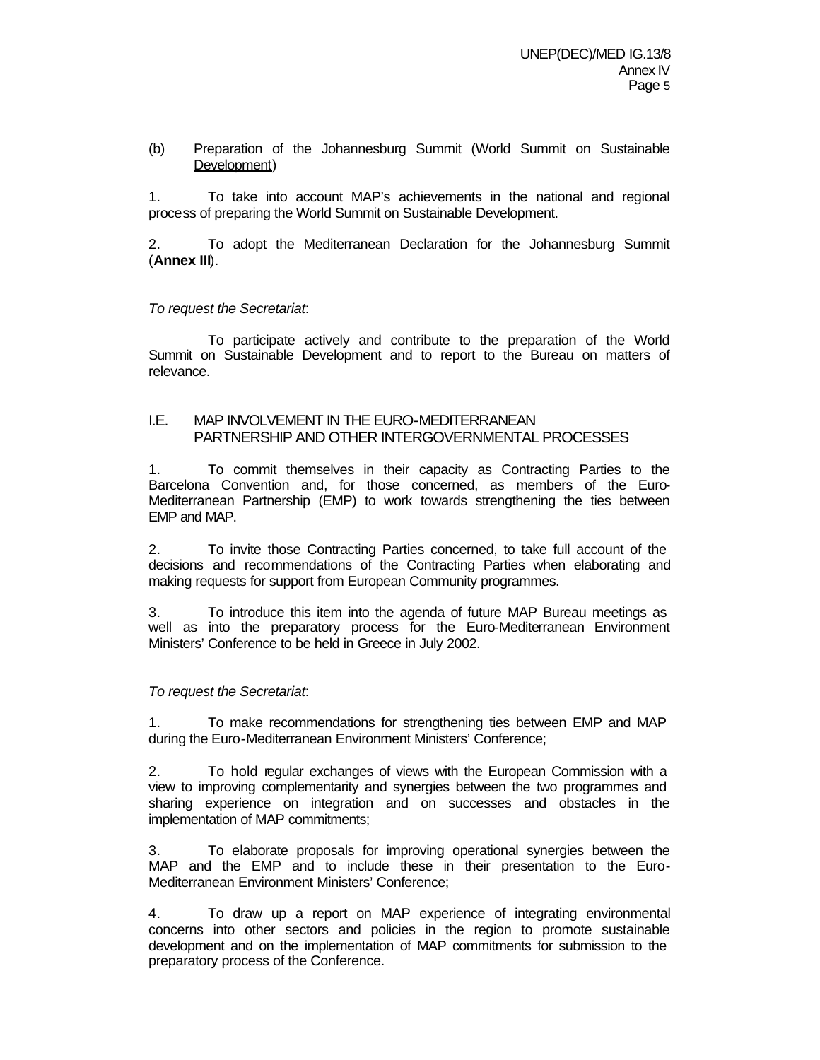(b) Preparation of the Johannesburg Summit (World Summit on Sustainable Development)

1. To take into account MAP's achievements in the national and regional process of preparing the World Summit on Sustainable Development.

2. To adopt the Mediterranean Declaration for the Johannesburg Summit (**Annex III**).

*To request the Secretariat*:

To participate actively and contribute to the preparation of the World Summit on Sustainable Development and to report to the Bureau on matters of relevance.

## I.E. MAP INVOLVEMENT IN THE EURO-MEDITERRANEAN PARTNERSHIP AND OTHER INTERGOVERNMENTAL PROCESSES

1. To commit themselves in their capacity as Contracting Parties to the Barcelona Convention and, for those concerned, as members of the Euro-Mediterranean Partnership (EMP) to work towards strengthening the ties between EMP and MAP.

2. To invite those Contracting Parties concerned, to take full account of the decisions and recommendations of the Contracting Parties when elaborating and making requests for support from European Community programmes.

3. To introduce this item into the agenda of future MAP Bureau meetings as well as into the preparatory process for the Euro-Mediterranean Environment Ministers' Conference to be held in Greece in July 2002.

*To request the Secretariat*:

1. To make recommendations for strengthening ties between EMP and MAP during the Euro-Mediterranean Environment Ministers' Conference;

2. To hold regular exchanges of views with the European Commission with a view to improving complementarity and synergies between the two programmes and sharing experience on integration and on successes and obstacles in the implementation of MAP commitments;

3. To elaborate proposals for improving operational synergies between the MAP and the EMP and to include these in their presentation to the Euro-Mediterranean Environment Ministers' Conference;

4. To draw up a report on MAP experience of integrating environmental concerns into other sectors and policies in the region to promote sustainable development and on the implementation of MAP commitments for submission to the preparatory process of the Conference.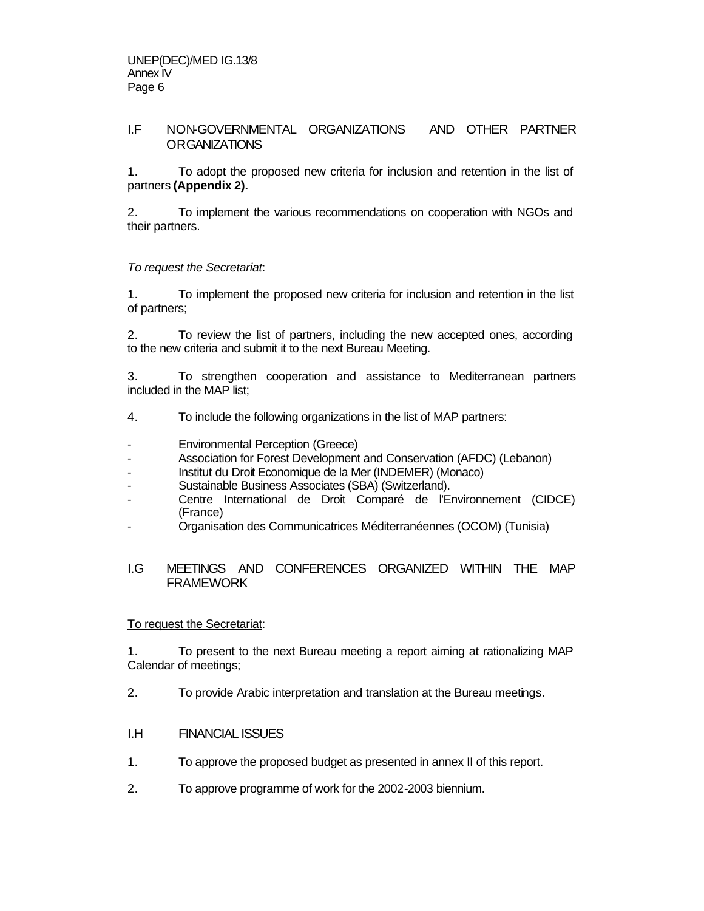## I.F NON-GOVERNMENTAL ORGANIZATIONS AND OTHER PARTNER ORGANIZATIONS

1. To adopt the proposed new criteria for inclusion and retention in the list of partners **(Appendix 2).**

2. To implement the various recommendations on cooperation with NGOs and their partners.

*To request the Secretariat*:

1. To implement the proposed new criteria for inclusion and retention in the list of partners;

2. To review the list of partners, including the new accepted ones, according to the new criteria and submit it to the next Bureau Meeting.

3. To strengthen cooperation and assistance to Mediterranean partners included in the MAP list;

4. To include the following organizations in the list of MAP partners:

- Environmental Perception (Greece)
- Association for Forest Development and Conservation (AFDC) (Lebanon)
- Institut du Droit Economique de la Mer (INDEMER) (Monaco)
- Sustainable Business Associates (SBA) (Switzerland).
- Centre International de Droit Comparé de l'Environnement (CIDCE) (France)
- Organisation des Communicatrices Méditerranéennes (OCOM) (Tunisia)

## I.G MEETINGS AND CONFERENCES ORGANIZED WITHIN THE MAP FRAMEWORK

To request the Secretariat:

1. To present to the next Bureau meeting a report aiming at rationalizing MAP Calendar of meetings;

2. To provide Arabic interpretation and translation at the Bureau meetings.

## I.H FINANCIAL ISSUES

1. To approve the proposed budget as presented in annex II of this report.

2. To approve programme of work for the 2002-2003 biennium.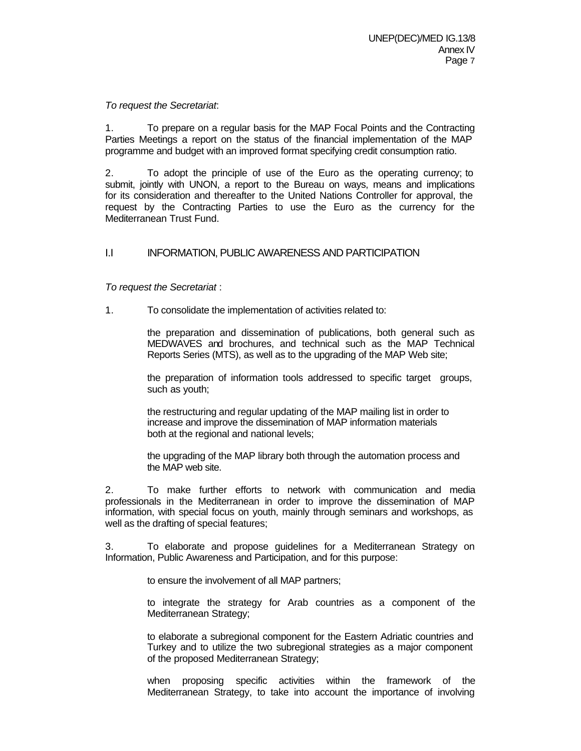*To request the Secretariat*:

1. To prepare on a regular basis for the MAP Focal Points and the Contracting Parties Meetings a report on the status of the financial implementation of the MAP programme and budget with an improved format specifying credit consumption ratio.

2. To adopt the principle of use of the Euro as the operating currency; to submit, jointly with UNON, a report to the Bureau on ways, means and implications for its consideration and thereafter to the United Nations Controller for approval, the request by the Contracting Parties to use the Euro as the currency for the Mediterranean Trust Fund.

## I.I INFORMATION, PUBLIC AWARENESS AND PARTICIPATION

*To request the Secretariat* :

1. To consolidate the implementation of activities related to:

   the preparation and dissemination of publications, both general such as MEDWAVES and brochures, and technical such as the MAP Technical Reports Series (MTS), as well as to the upgrading of the MAP Web site;

   the preparation of information tools addressed to specific target groups, such as youth;

   the restructuring and regular updating of the MAP mailing list in order to increase and improve the dissemination of MAP information materials both at the regional and national levels;

   the upgrading of the MAP library both through the automation process and the MAP web site.

2. To make further efforts to network with communication and media professionals in the Mediterranean in order to improve the dissemination of MAP information, with special focus on youth, mainly through seminars and workshops, as well as the drafting of special features;

3. To elaborate and propose guidelines for a Mediterranean Strategy on Information, Public Awareness and Participation, and for this purpose:

   to ensure the involvement of all MAP partners;

   to integrate the strategy for Arab countries as a component of the Mediterranean Strategy;

   to elaborate a subregional component for the Eastern Adriatic countries and Turkey and to utilize the two subregional strategies as a major component of the proposed Mediterranean Strategy;

   when proposing specific activities within the framework of the Mediterranean Strategy, to take into account the importance of involving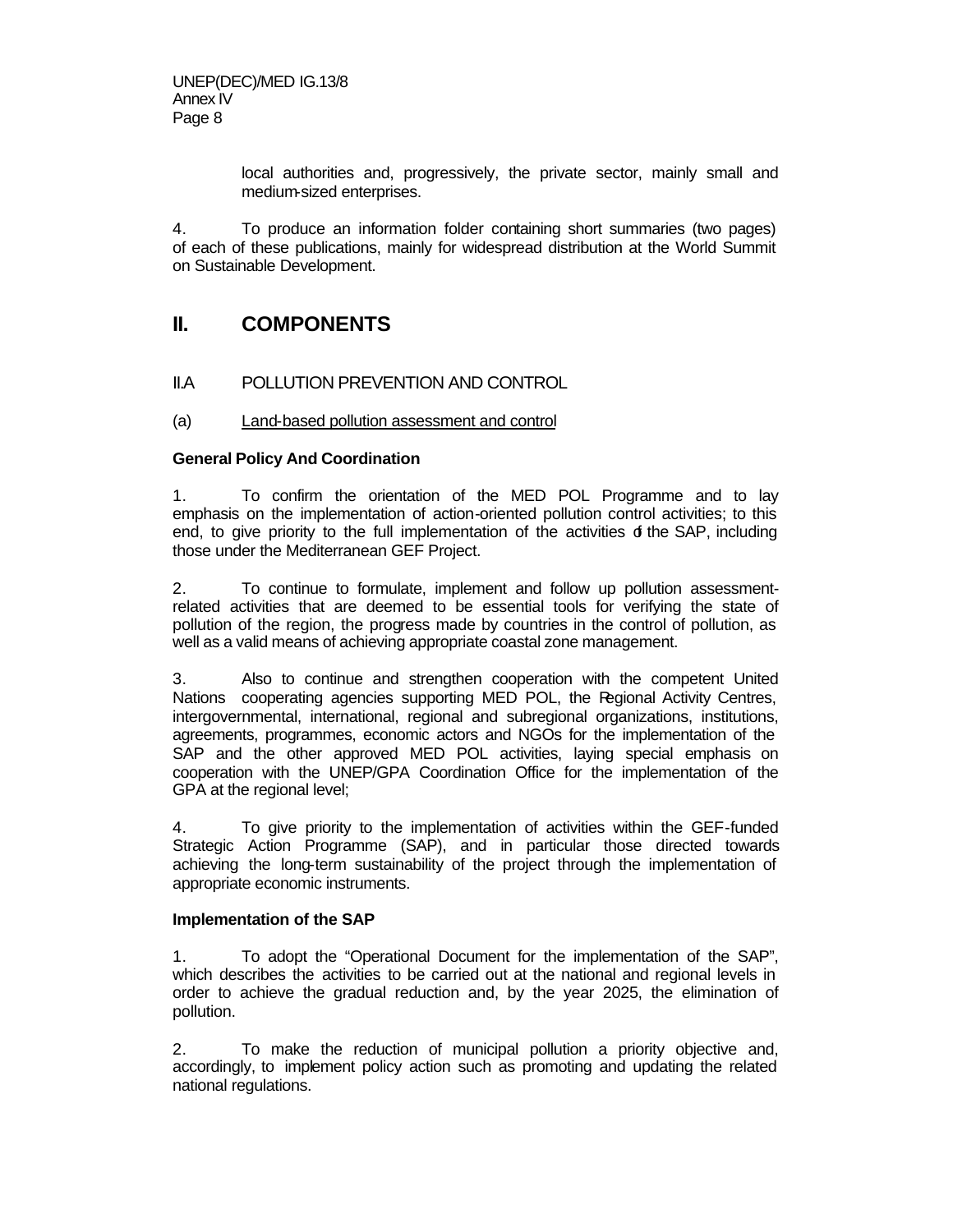local authorities and, progressively, the private sector, mainly small and medium-sized enterprises.

4. To produce an information folder containing short summaries (two pages) of each of these publications, mainly for widespread distribution at the World Summit on Sustainable Development.

# II. COMPONENTS

## II.A POLLUTION PREVENTION AND CONTROL

(a) Land-based pollution assessment and control

**General Policy And Coordination**

1. To confirm the orientation of the MED POL Programme and to lay emphasis on the implementation of action-oriented pollution control activities; to this end, to give priority to the full implementation of the activities of the SAP, including those under the Mediterranean GEF Project.

2. To continue to formulate, implement and follow up pollution assessment-related activities that are deemed to be essential tools for verifying the state of pollution of the region, the progress made by countries in the control of pollution, as well as a valid means of achieving appropriate coastal zone management.

3. Also to continue and strengthen cooperation with the competent United Nations cooperating agencies supporting MED POL, the Regional Activity Centres, intergovernmental, international, regional and subregional organizations, institutions, agreements, programmes, economic actors and NGOs for the implementation of the SAP and the other approved MED POL activities, laying special emphasis on cooperation with the UNEP/GPA Coordination Office for the implementation of the GPA at the regional level;

4. To give priority to the implementation of activities within the GEF-funded Strategic Action Programme (SAP), and in particular those directed towards achieving the long-term sustainability of the project through the implementation of appropriate economic instruments.

**Implementation of the SAP**

1. To adopt the "Operational Document for the implementation of the SAP", which describes the activities to be carried out at the national and regional levels in order to achieve the gradual reduction and, by the year 2025, the elimination of pollution.

2. To make the reduction of municipal pollution a priority objective and, accordingly, to implement policy action such as promoting and updating the related national regulations.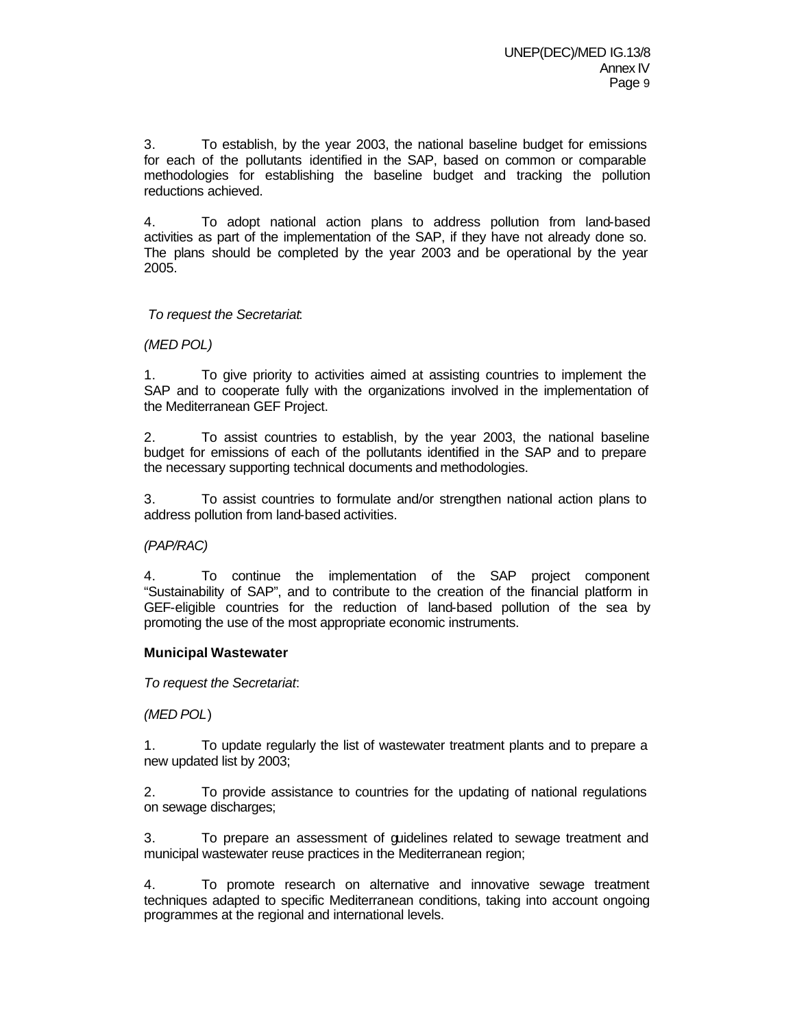3. To establish, by the year 2003, the national baseline budget for emissions for each of the pollutants identified in the SAP, based on common or comparable methodologies for establishing the baseline budget and tracking the pollution reductions achieved.

4. To adopt national action plans to address pollution from land-based activities as part of the implementation of the SAP, if they have not already done so. The plans should be completed by the year 2003 and be operational by the year 2005.

*To request the Secretariat*:

*(MED POL)*

1. To give priority to activities aimed at assisting countries to implement the SAP and to cooperate fully with the organizations involved in the implementation of the Mediterranean GEF Project.

2. To assist countries to establish, by the year 2003, the national baseline budget for emissions of each of the pollutants identified in the SAP and to prepare the necessary supporting technical documents and methodologies.

3. To assist countries to formulate and/or strengthen national action plans to address pollution from land-based activities.

*(PAP/RAC)*

4. To continue the implementation of the SAP project component "Sustainability of SAP", and to contribute to the creation of the financial platform in GEF-eligible countries for the reduction of land-based pollution of the sea by promoting the use of the most appropriate economic instruments.

**Municipal Wastewater**

*To request the Secretariat*:

*(MED POL)*

1. To update regularly the list of wastewater treatment plants and to prepare a new updated list by 2003;

2. To provide assistance to countries for the updating of national regulations on sewage discharges;

3. To prepare an assessment of guidelines related to sewage treatment and municipal wastewater reuse practices in the Mediterranean region;

4. To promote research on alternative and innovative sewage treatment techniques adapted to specific Mediterranean conditions, taking into account ongoing programmes at the regional and international levels.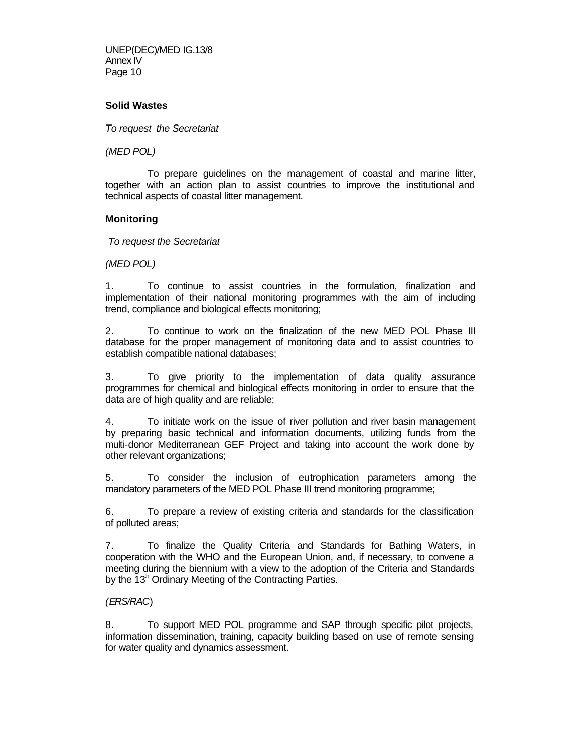**Solid Wastes**

*To request the Secretariat*

*(MED POL)*

To prepare guidelines on the management of coastal and marine litter, together with an action plan to assist countries to improve the institutional and technical aspects of coastal litter management.

**Monitoring**

*To request the Secretariat*

*(MED POL)*

1. To continue to assist countries in the formulation, finalization and implementation of their national monitoring programmes with the aim of including trend, compliance and biological effects monitoring;

2. To continue to work on the finalization of the new MED POL Phase III database for the proper management of monitoring data and to assist countries to establish compatible national databases;

3. To give priority to the implementation of data quality assurance programmes for chemical and biological effects monitoring in order to ensure that the data are of high quality and are reliable;

4. To initiate work on the issue of river pollution and river basin management by preparing basic technical and information documents, utilizing funds from the multi-donor Mediterranean GEF Project and taking into account the work done by other relevant organizations;

5. To consider the inclusion of eutrophication parameters among the mandatory parameters of the MED POL Phase III trend monitoring programme;

6. To prepare a review of existing criteria and standards for the classification of polluted areas;

7. To finalize the Quality Criteria and Standards for Bathing Waters, in cooperation with the WHO and the European Union, and, if necessary, to convene a meeting during the biennium with a view to the adoption of the Criteria and Standards by the 13th Ordinary Meeting of the Contracting Parties.

*(ERS/RAC)*

8. To support MED POL programme and SAP through specific pilot projects, information dissemination, training, capacity building based on use of remote sensing for water quality and dynamics assessment.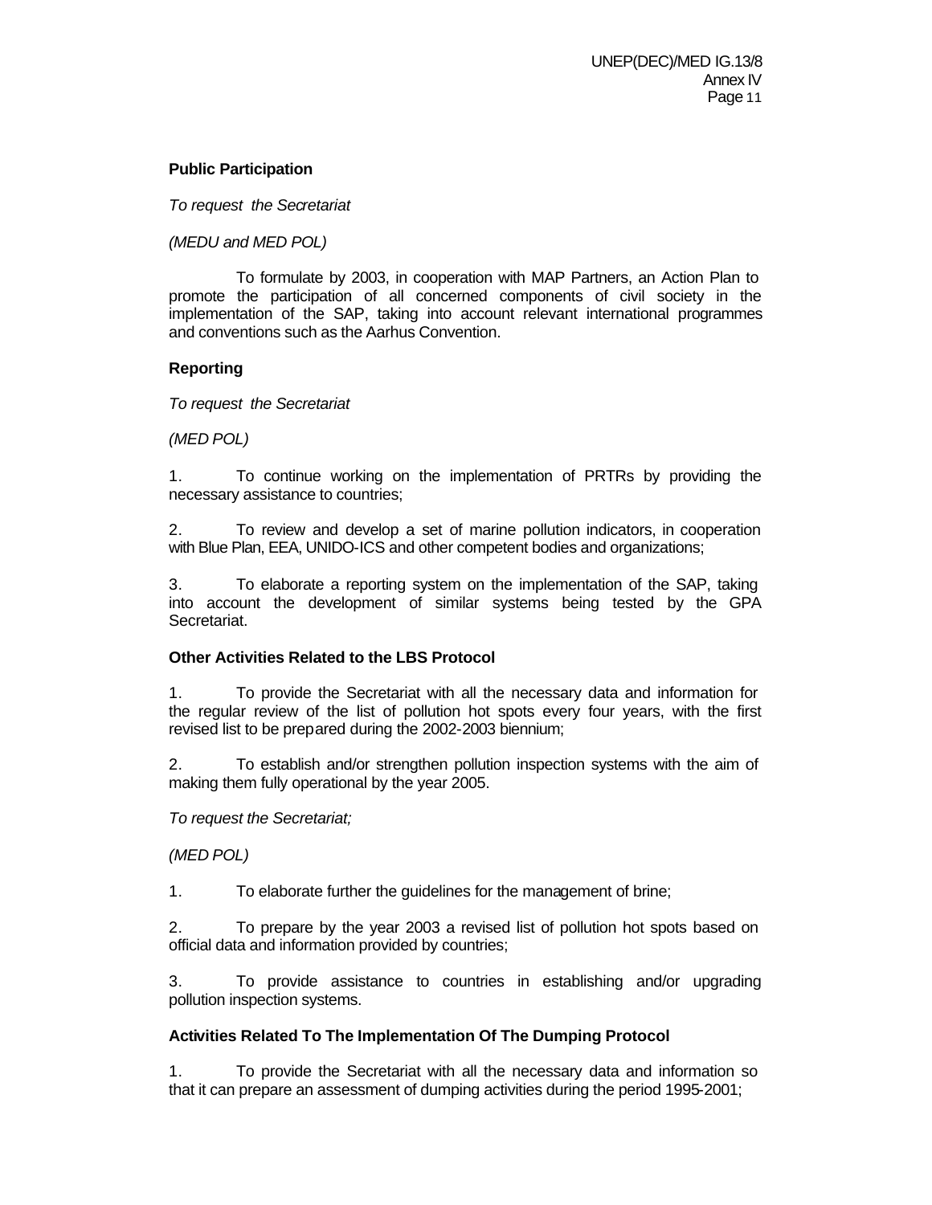**Public Participation**

*To request the Secretariat*

*(MEDU and MED POL)*

To formulate by 2003, in cooperation with MAP Partners, an Action Plan to promote the participation of all concerned components of civil society in the implementation of the SAP, taking into account relevant international programmes and conventions such as the Aarhus Convention.

**Reporting**

*To request the Secretariat*

*(MED POL)*

1. To continue working on the implementation of PRTRs by providing the necessary assistance to countries;

2. To review and develop a set of marine pollution indicators, in cooperation with Blue Plan, EEA, UNIDO-ICS and other competent bodies and organizations;

3. To elaborate a reporting system on the implementation of the SAP, taking into account the development of similar systems being tested by the GPA Secretariat.

**Other Activities Related to the LBS Protocol**

1. To provide the Secretariat with all the necessary data and information for the regular review of the list of pollution hot spots every four years, with the first revised list to be prepared during the 2002-2003 biennium;

2. To establish and/or strengthen pollution inspection systems with the aim of making them fully operational by the year 2005.

*To request the Secretariat;*

*(MED POL)*

1. To elaborate further the guidelines for the management of brine;

2. To prepare by the year 2003 a revised list of pollution hot spots based on official data and information provided by countries;

3. To provide assistance to countries in establishing and/or upgrading pollution inspection systems.

**Activities Related To The Implementation Of The Dumping Protocol**

1. To provide the Secretariat with all the necessary data and information so that it can prepare an assessment of dumping activities during the period 1995-2001;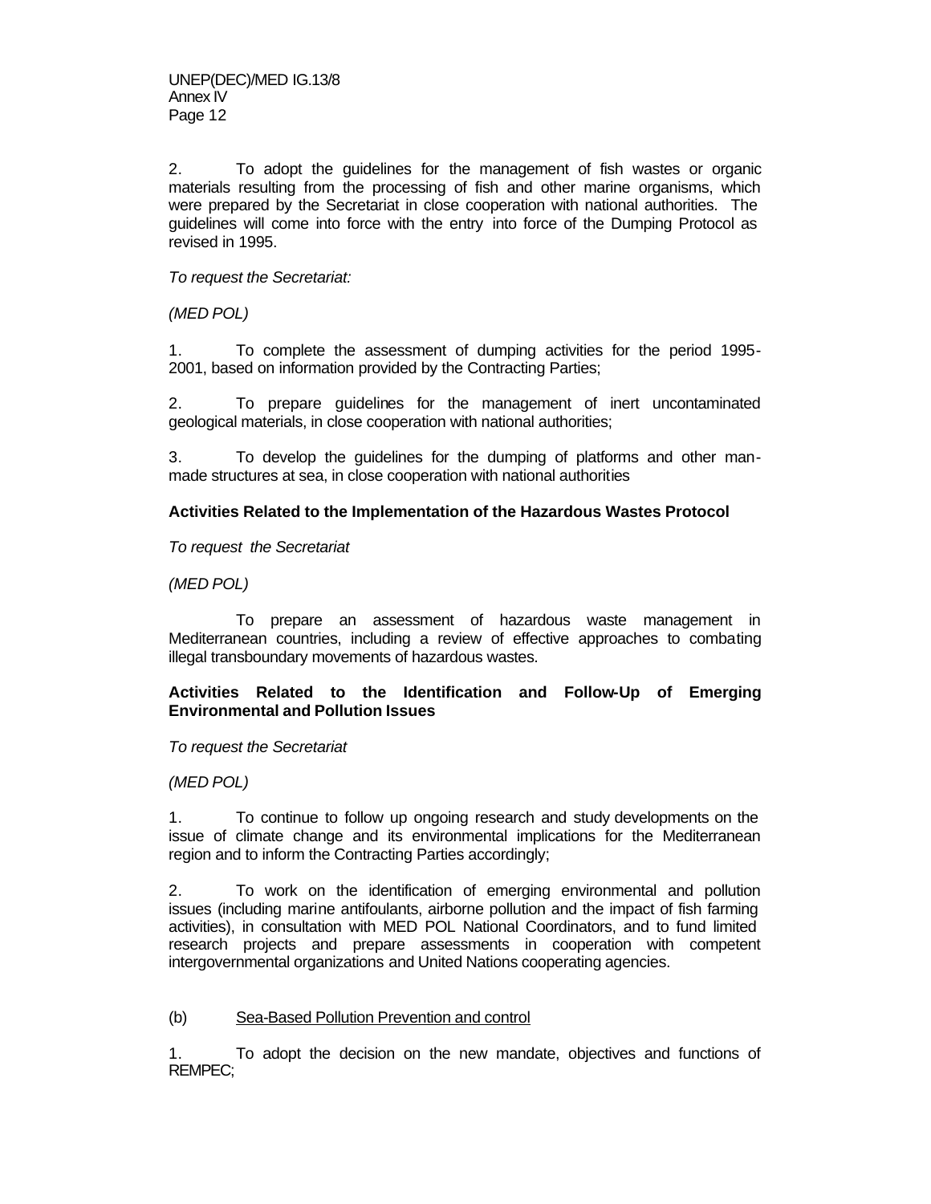2. To adopt the guidelines for the management of fish wastes or organic materials resulting from the processing of fish and other marine organisms, which were prepared by the Secretariat in close cooperation with national authorities. The guidelines will come into force with the entry into force of the Dumping Protocol as revised in 1995.

*To request the Secretariat:*

*(MED POL)*

1. To complete the assessment of dumping activities for the period 1995-2001, based on information provided by the Contracting Parties;

2. To prepare guidelines for the management of inert uncontaminated geological materials, in close cooperation with national authorities;

3. To develop the guidelines for the dumping of platforms and other man-made structures at sea, in close cooperation with national authorities

**Activities Related to the Implementation of the Hazardous Wastes Protocol**

*To request the Secretariat*

*(MED POL)*

To prepare an assessment of hazardous waste management in Mediterranean countries, including a review of effective approaches to combating illegal transboundary movements of hazardous wastes.

**Activities Related to the Identification and Follow-Up of Emerging Environmental and Pollution Issues**

*To request the Secretariat*

*(MED POL)*

1. To continue to follow up ongoing research and study developments on the issue of climate change and its environmental implications for the Mediterranean region and to inform the Contracting Parties accordingly;

2. To work on the identification of emerging environmental and pollution issues (including marine antifoulants, airborne pollution and the impact of fish farming activities), in consultation with MED POL National Coordinators, and to fund limited research projects and prepare assessments in cooperation with competent intergovernmental organizations and United Nations cooperating agencies.

(b) Sea-Based Pollution Prevention and control

1. To adopt the decision on the new mandate, objectives and functions of REMPEC;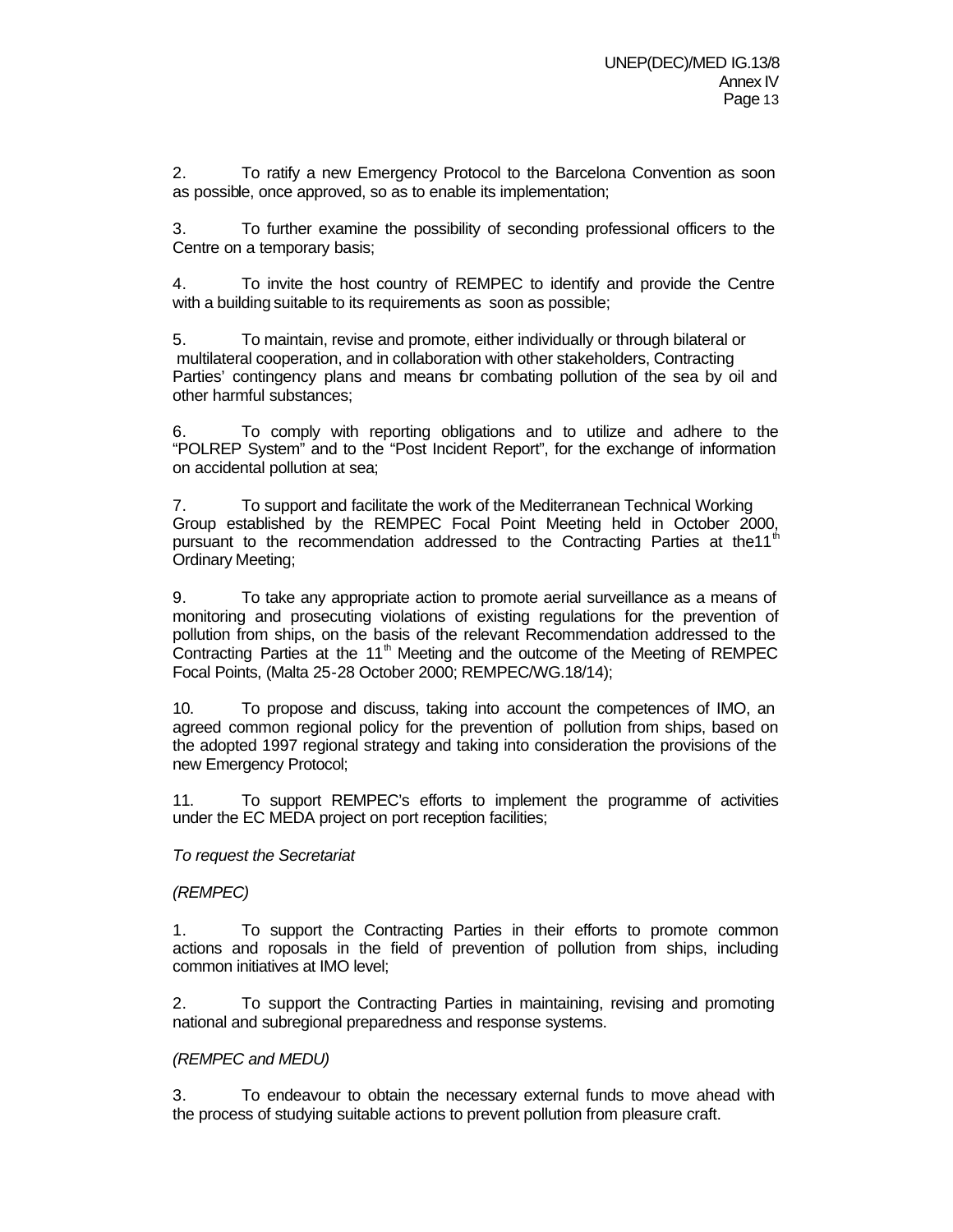2. To ratify a new Emergency Protocol to the Barcelona Convention as soon as possible, once approved, so as to enable its implementation;

3. To further examine the possibility of seconding professional officers to the Centre on a temporary basis;

4. To invite the host country of REMPEC to identify and provide the Centre with a building suitable to its requirements as soon as possible;

5. To maintain, revise and promote, either individually or through bilateral or multilateral cooperation, and in collaboration with other stakeholders, Contracting Parties' contingency plans and means for combating pollution of the sea by oil and other harmful substances;

6. To comply with reporting obligations and to utilize and adhere to the "POLREP System" and to the "Post Incident Report", for the exchange of information on accidental pollution at sea;

7. To support and facilitate the work of the Mediterranean Technical Working Group established by the REMPEC Focal Point Meeting held in October 2000, pursuant to the recommendation addressed to the Contracting Parties at the11[th] Ordinary Meeting;

9. To take any appropriate action to promote aerial surveillance as a means of monitoring and prosecuting violations of existing regulations for the prevention of pollution from ships, on the basis of the relevant Recommendation addressed to the Contracting Parties at the 11[th] Meeting and the outcome of the Meeting of REMPEC Focal Points, (Malta 25-28 October 2000; REMPEC/WG.18/14);

10. To propose and discuss, taking into account the competences of IMO, an agreed common regional policy for the prevention of pollution from ships, based on the adopted 1997 regional strategy and taking into consideration the provisions of the new Emergency Protocol;

11. To support REMPEC's efforts to implement the programme of activities under the EC MEDA project on port reception facilities;

*To request the Secretariat*

*(REMPEC)*

1. To support the Contracting Parties in their efforts to promote common actions and roposals in the field of prevention of pollution from ships, including common initiatives at IMO level;

2. To support the Contracting Parties in maintaining, revising and promoting national and subregional preparedness and response systems.

*(REMPEC and MEDU)*

3. To endeavour to obtain the necessary external funds to move ahead with the process of studying suitable actions to prevent pollution from pleasure craft.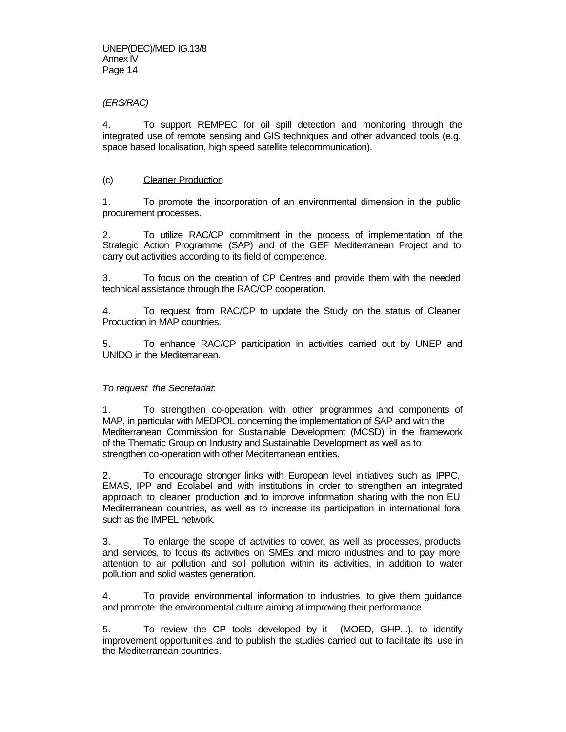*(ERS/RAC)*

4. To support REMPEC for oil spill detection and monitoring through the integrated use of remote sensing and GIS techniques and other advanced tools (e.g. space based localisation, high speed satellite telecommunication).

(c) Cleaner Production

1. To promote the incorporation of an environmental dimension in the public procurement processes.

2. To utilize RAC/CP commitment in the process of implementation of the Strategic Action Programme (SAP) and of the GEF Mediterranean Project and to carry out activities according to its field of competence.

3. To focus on the creation of CP Centres and provide them with the needed technical assistance through the RAC/CP cooperation.

4. To request from RAC/CP to update the Study on the status of Cleaner Production in MAP countries.

5. To enhance RAC/CP participation in activities carried out by UNEP and UNIDO in the Mediterranean.

*To request the Secretariat:*

1. To strengthen co-operation with other programmes and components of MAP, in particular with MEDPOL concerning the implementation of SAP and with the Mediterranean Commission for Sustainable Development (MCSD) in the framework of the Thematic Group on Industry and Sustainable Development as well as to strengthen co-operation with other Mediterranean entities.

2. To encourage stronger links with European level initiatives such as IPPC, EMAS, IPP and Ecolabel and with institutions in order to strengthen an integrated approach to cleaner production and to improve information sharing with the non EU Mediterranean countries, as well as to increase its participation in international fora such as the IMPEL network.

3. To enlarge the scope of activities to cover, as well as processes, products and services, to focus its activities on SMEs and micro industries and to pay more attention to air pollution and soil pollution within its activities, in addition to water pollution and solid wastes generation.

4. To provide environmental information to industries to give them guidance and promote the environmental culture aiming at improving their performance.

5. To review the CP tools developed by it (MOED, GHP...), to identify improvement opportunities and to publish the studies carried out to facilitate its use in the Mediterranean countries.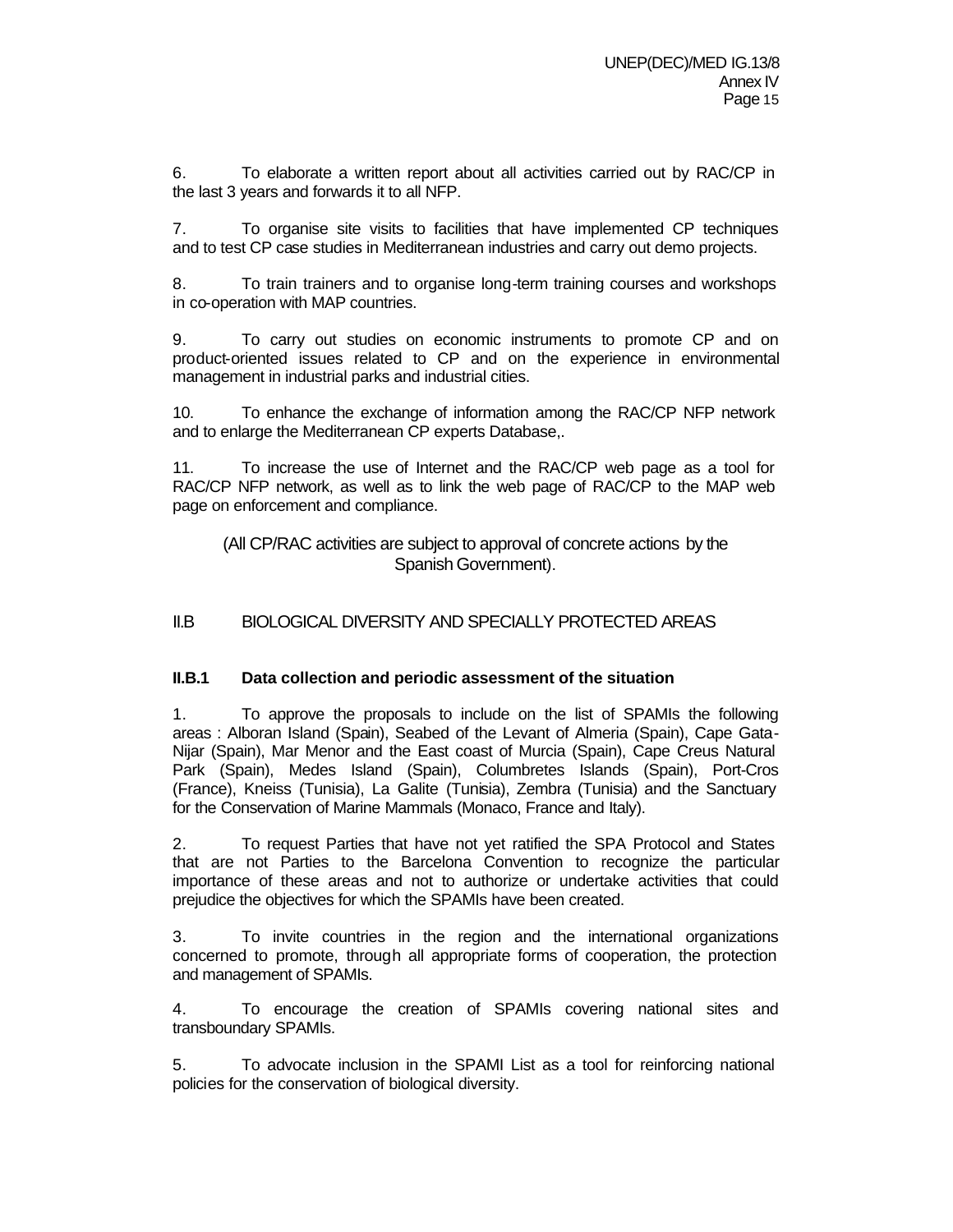6. To elaborate a written report about all activities carried out by RAC/CP in the last 3 years and forwards it to all NFP.

7. To organise site visits to facilities that have implemented CP techniques and to test CP case studies in Mediterranean industries and carry out demo projects.

8. To train trainers and to organise long-term training courses and workshops in co-operation with MAP countries.

9. To carry out studies on economic instruments to promote CP and on product-oriented issues related to CP and on the experience in environmental management in industrial parks and industrial cities.

10. To enhance the exchange of information among the RAC/CP NFP network and to enlarge the Mediterranean CP experts Database,.

11. To increase the use of Internet and the RAC/CP web page as a tool for RAC/CP NFP network, as well as to link the web page of RAC/CP to the MAP web page on enforcement and compliance.

(All CP/RAC activities are subject to approval of concrete actions by the Spanish Government).

## II.B BIOLOGICAL DIVERSITY AND SPECIALLY PROTECTED AREAS

### II.B.1 Data collection and periodic assessment of the situation

1. To approve the proposals to include on the list of SPAMIs the following areas : Alboran Island (Spain), Seabed of the Levant of Almeria (Spain), Cape Gata-Nijar (Spain), Mar Menor and the East coast of Murcia (Spain), Cape Creus Natural Park (Spain), Medes Island (Spain), Columbretes Islands (Spain), Port-Cros (France), Kneiss (Tunisia), La Galite (Tunisia), Zembra (Tunisia) and the Sanctuary for the Conservation of Marine Mammals (Monaco, France and Italy).

2. To request Parties that have not yet ratified the SPA Protocol and States that are not Parties to the Barcelona Convention to recognize the particular importance of these areas and not to authorize or undertake activities that could prejudice the objectives for which the SPAMIs have been created.

3. To invite countries in the region and the international organizations concerned to promote, through all appropriate forms of cooperation, the protection and management of SPAMIs.

4. To encourage the creation of SPAMIs covering national sites and transboundary SPAMIs.

5. To advocate inclusion in the SPAMI List as a tool for reinforcing national policies for the conservation of biological diversity.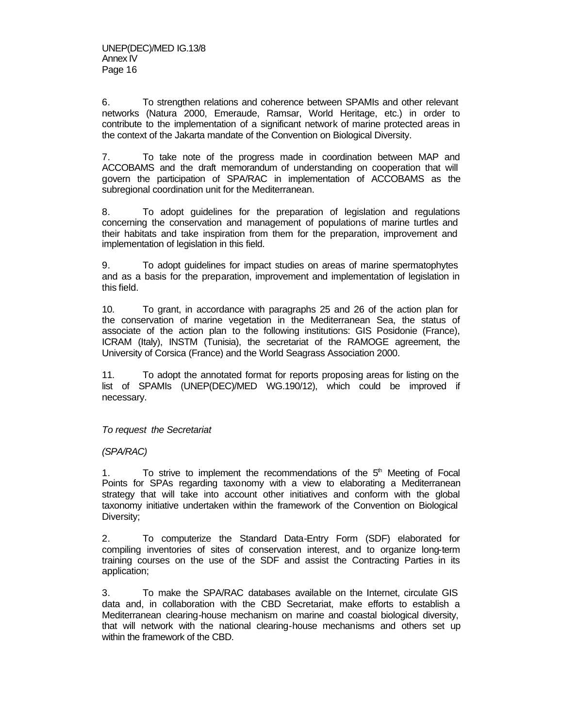6. To strengthen relations and coherence between SPAMIs and other relevant networks (Natura 2000, Emeraude, Ramsar, World Heritage, etc.) in order to contribute to the implementation of a significant network of marine protected areas in the context of the Jakarta mandate of the Convention on Biological Diversity.

7. To take note of the progress made in coordination between MAP and ACCOBAMS and the draft memorandum of understanding on cooperation that will govern the participation of SPA/RAC in implementation of ACCOBAMS as the subregional coordination unit for the Mediterranean.

8. To adopt guidelines for the preparation of legislation and regulations concerning the conservation and management of populations of marine turtles and their habitats and take inspiration from them for the preparation, improvement and implementation of legislation in this field.

9. To adopt guidelines for impact studies on areas of marine spermatophytes and as a basis for the preparation, improvement and implementation of legislation in this field.

10. To grant, in accordance with paragraphs 25 and 26 of the action plan for the conservation of marine vegetation in the Mediterranean Sea, the status of associate of the action plan to the following institutions: GIS Posidonie (France), ICRAM (Italy), INSTM (Tunisia), the secretariat of the RAMOGE agreement, the University of Corsica (France) and the World Seagrass Association 2000.

11. To adopt the annotated format for reports proposing areas for listing on the list of SPAMIs (UNEP(DEC)/MED WG.190/12), which could be improved if necessary.

*To request the Secretariat*

*(SPA/RAC)*

1. To strive to implement the recommendations of the 5th Meeting of Focal Points for SPAs regarding taxonomy with a view to elaborating a Mediterranean strategy that will take into account other initiatives and conform with the global taxonomy initiative undertaken within the framework of the Convention on Biological Diversity;

2. To computerize the Standard Data-Entry Form (SDF) elaborated for compiling inventories of sites of conservation interest, and to organize long-term training courses on the use of the SDF and assist the Contracting Parties in its application;

3. To make the SPA/RAC databases available on the Internet, circulate GIS data and, in collaboration with the CBD Secretariat, make efforts to establish a Mediterranean clearing-house mechanism on marine and coastal biological diversity, that will network with the national clearing-house mechanisms and others set up within the framework of the CBD.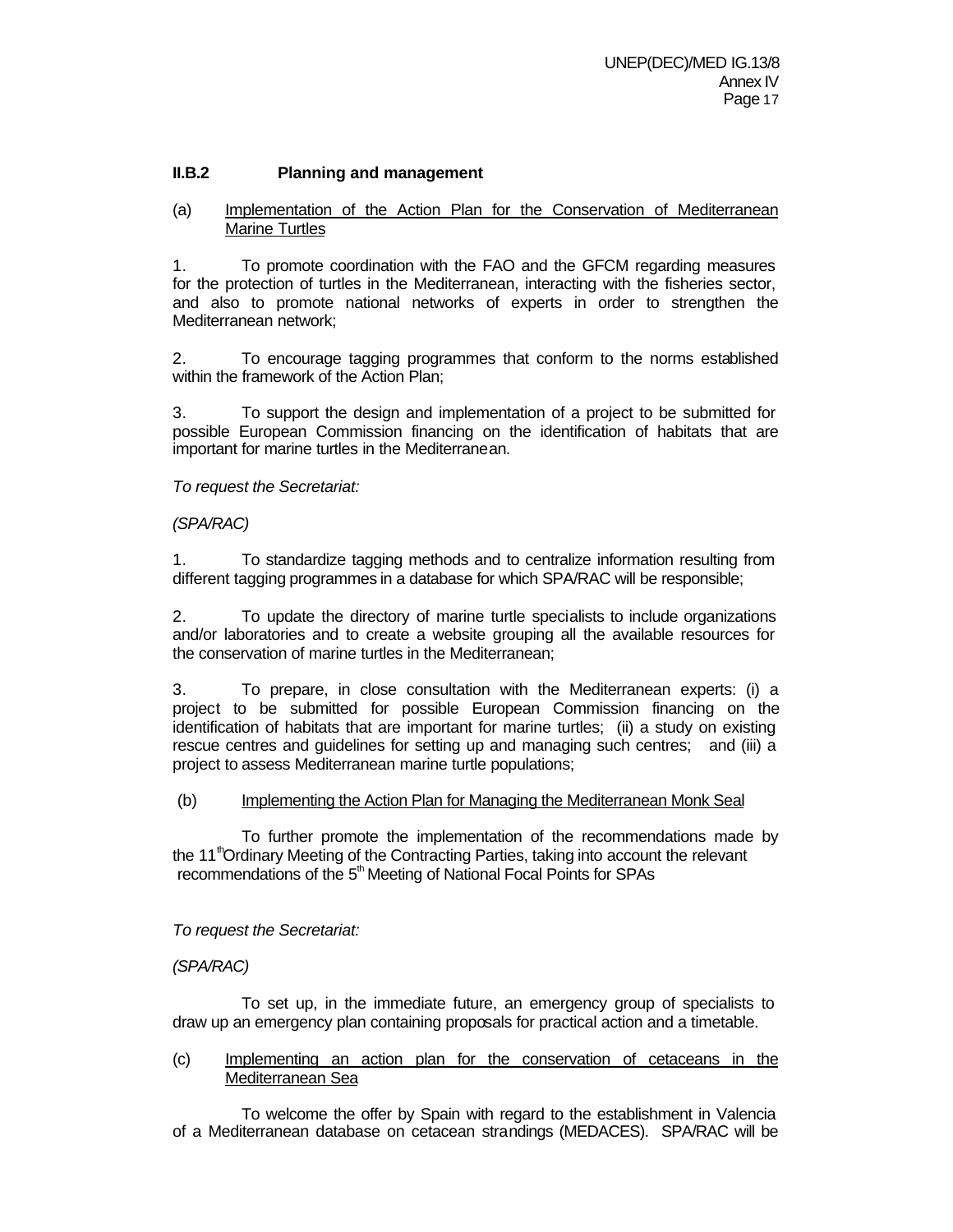### II.B.2 Planning and management

(a) Implementation of the Action Plan for the Conservation of Mediterranean Marine Turtles

1. To promote coordination with the FAO and the GFCM regarding measures for the protection of turtles in the Mediterranean, interacting with the fisheries sector, and also to promote national networks of experts in order to strengthen the Mediterranean network;

2. To encourage tagging programmes that conform to the norms established within the framework of the Action Plan;

3. To support the design and implementation of a project to be submitted for possible European Commission financing on the identification of habitats that are important for marine turtles in the Mediterranean.

*To request the Secretariat:*

*(SPA/RAC)*

1. To standardize tagging methods and to centralize information resulting from different tagging programmes in a database for which SPA/RAC will be responsible;

2. To update the directory of marine turtle specialists to include organizations and/or laboratories and to create a website grouping all the available resources for the conservation of marine turtles in the Mediterranean;

3. To prepare, in close consultation with the Mediterranean experts: (i) a project to be submitted for possible European Commission financing on the identification of habitats that are important for marine turtles; (ii) a study on existing rescue centres and guidelines for setting up and managing such centres; and (iii) a project to assess Mediterranean marine turtle populations;

(b) Implementing the Action Plan for Managing the Mediterranean Monk Seal

To further promote the implementation of the recommendations made by the 11th Ordinary Meeting of the Contracting Parties, taking into account the relevant recommendations of the 5th Meeting of National Focal Points for SPAs

*To request the Secretariat:*

*(SPA/RAC)*

To set up, in the immediate future, an emergency group of specialists to draw up an emergency plan containing proposals for practical action and a timetable.

(c) Implementing an action plan for the conservation of cetaceans in the Mediterranean Sea

To welcome the offer by Spain with regard to the establishment in Valencia of a Mediterranean database on cetacean strandings (MEDACES). SPA/RAC will be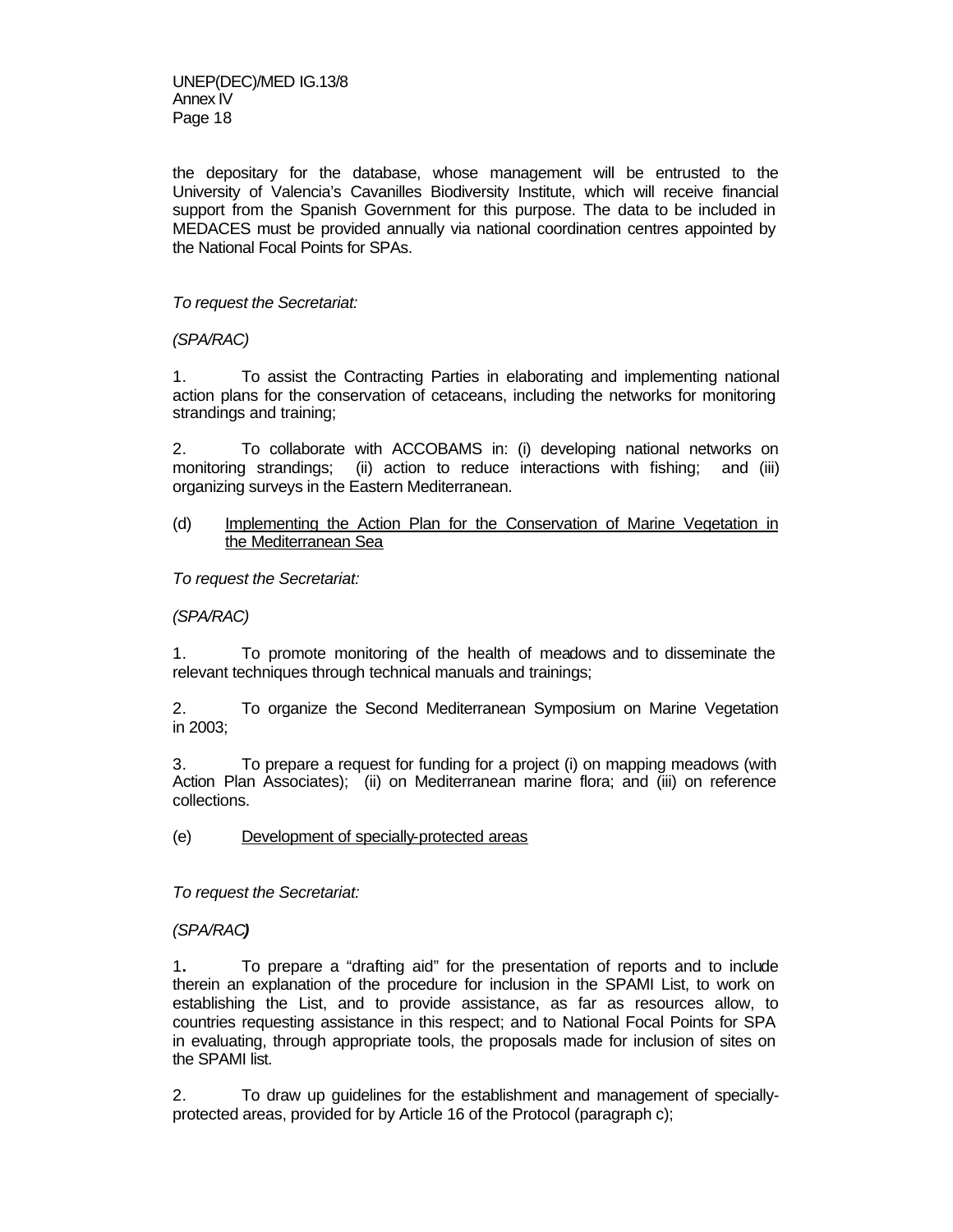the depositary for the database, whose management will be entrusted to the University of Valencia's Cavanilles Biodiversity Institute, which will receive financial support from the Spanish Government for this purpose. The data to be included in MEDACES must be provided annually via national coordination centres appointed by the National Focal Points for SPAs.

*To request the Secretariat:*

*(SPA/RAC)*

1. To assist the Contracting Parties in elaborating and implementing national action plans for the conservation of cetaceans, including the networks for monitoring strandings and training;

2. To collaborate with ACCOBAMS in: (i) developing national networks on monitoring strandings; (ii) action to reduce interactions with fishing; and (iii) organizing surveys in the Eastern Mediterranean.

(d) <u>Implementing the Action Plan for the Conservation of Marine Vegetation in the Mediterranean Sea</u>

*To request the Secretariat:*

*(SPA/RAC)*

1. To promote monitoring of the health of meadows and to disseminate the relevant techniques through technical manuals and trainings;

2. To organize the Second Mediterranean Symposium on Marine Vegetation in 2003;

3. To prepare a request for funding for a project (i) on mapping meadows (with Action Plan Associates); (ii) on Mediterranean marine flora; and (iii) on reference collections.

(e) <u>Development of specially-protected areas</u>

*To request the Secretariat:*

*(SPA/RAC)*

1. To prepare a "drafting aid" for the presentation of reports and to include therein an explanation of the procedure for inclusion in the SPAMI List, to work on establishing the List, and to provide assistance, as far as resources allow, to countries requesting assistance in this respect; and to National Focal Points for SPA in evaluating, through appropriate tools, the proposals made for inclusion of sites on the SPAMI list.

2. To draw up guidelines for the establishment and management of specially-protected areas, provided for by Article 16 of the Protocol (paragraph c);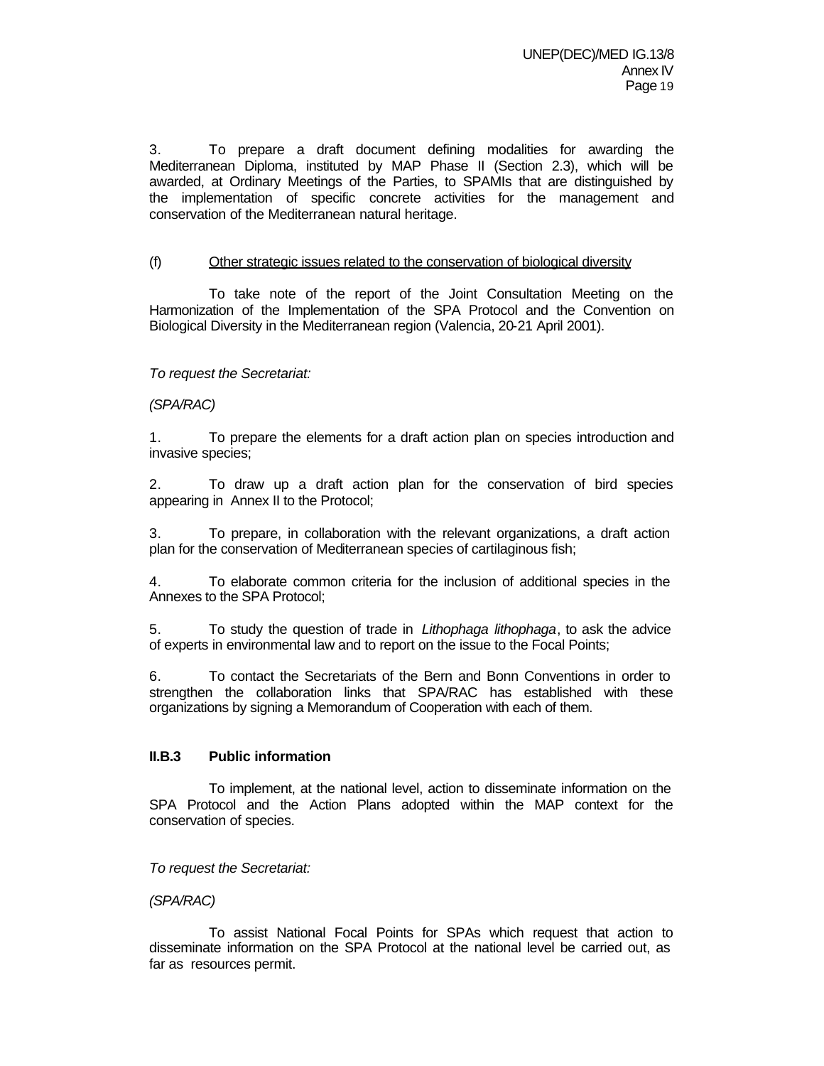3. To prepare a draft document defining modalities for awarding the Mediterranean Diploma, instituted by MAP Phase II (Section 2.3), which will be awarded, at Ordinary Meetings of the Parties, to SPAMIs that are distinguished by the implementation of specific concrete activities for the management and conservation of the Mediterranean natural heritage.

(f) <u>Other strategic issues related to the conservation of biological diversity</u>

To take note of the report of the Joint Consultation Meeting on the Harmonization of the Implementation of the SPA Protocol and the Convention on Biological Diversity in the Mediterranean region (Valencia, 20-21 April 2001).

*To request the Secretariat:*

*(SPA/RAC)*

1. To prepare the elements for a draft action plan on species introduction and invasive species;

2. To draw up a draft action plan for the conservation of bird species appearing in Annex II to the Protocol;

3. To prepare, in collaboration with the relevant organizations, a draft action plan for the conservation of Mediterranean species of cartilaginous fish;

4. To elaborate common criteria for the inclusion of additional species in the Annexes to the SPA Protocol;

5. To study the question of trade in *Lithophaga lithophaga*, to ask the advice of experts in environmental law and to report on the issue to the Focal Points;

6. To contact the Secretariats of the Bern and Bonn Conventions in order to strengthen the collaboration links that SPA/RAC has established with these organizations by signing a Memorandum of Cooperation with each of them.

### II.B.3 Public information

To implement, at the national level, action to disseminate information on the SPA Protocol and the Action Plans adopted within the MAP context for the conservation of species.

*To request the Secretariat:*

*(SPA/RAC)*

To assist National Focal Points for SPAs which request that action to disseminate information on the SPA Protocol at the national level be carried out, as far as resources permit.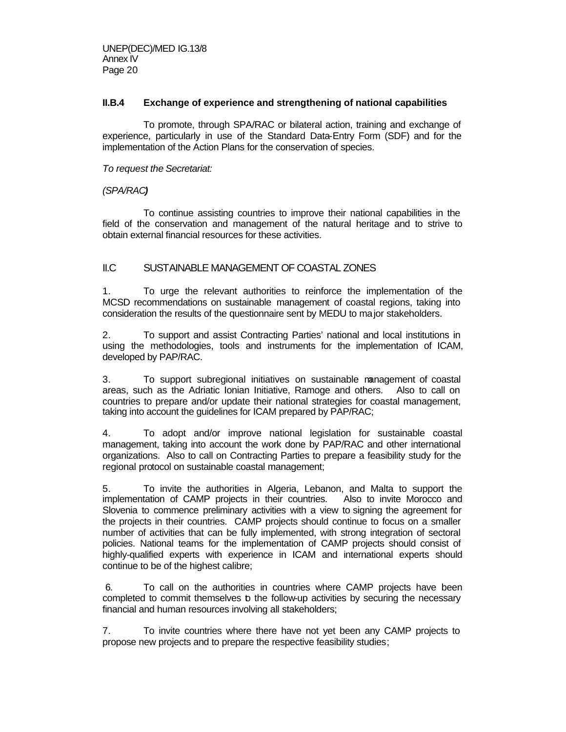### II.B.4 Exchange of experience and strengthening of national capabilities

To promote, through SPA/RAC or bilateral action, training and exchange of experience, particularly in use of the Standard Data-Entry Form (SDF) and for the implementation of the Action Plans for the conservation of species.

*To request the Secretariat:*

*(SPA/RAC)*

To continue assisting countries to improve their national capabilities in the field of the conservation and management of the natural heritage and to strive to obtain external financial resources for these activities.

## II.C SUSTAINABLE MANAGEMENT OF COASTAL ZONES

1. To urge the relevant authorities to reinforce the implementation of the MCSD recommendations on sustainable management of coastal regions, taking into consideration the results of the questionnaire sent by MEDU to major stakeholders.

2. To support and assist Contracting Parties' national and local institutions in using the methodologies, tools and instruments for the implementation of ICAM, developed by PAP/RAC.

3. To support subregional initiatives on sustainable management of coastal areas, such as the Adriatic Ionian Initiative, Ramoge and others. Also to call on countries to prepare and/or update their national strategies for coastal management, taking into account the guidelines for ICAM prepared by PAP/RAC;

4. To adopt and/or improve national legislation for sustainable coastal management, taking into account the work done by PAP/RAC and other international organizations. Also to call on Contracting Parties to prepare a feasibility study for the regional protocol on sustainable coastal management;

5. To invite the authorities in Algeria, Lebanon, and Malta to support the implementation of CAMP projects in their countries. Also to invite Morocco and Slovenia to commence preliminary activities with a view to signing the agreement for the projects in their countries. CAMP projects should continue to focus on a smaller number of activities that can be fully implemented, with strong integration of sectoral policies. National teams for the implementation of CAMP projects should consist of highly-qualified experts with experience in ICAM and international experts should continue to be of the highest calibre;

6. To call on the authorities in countries where CAMP projects have been completed to commit themselves to the follow-up activities by securing the necessary financial and human resources involving all stakeholders;

7. To invite countries where there have not yet been any CAMP projects to propose new projects and to prepare the respective feasibility studies;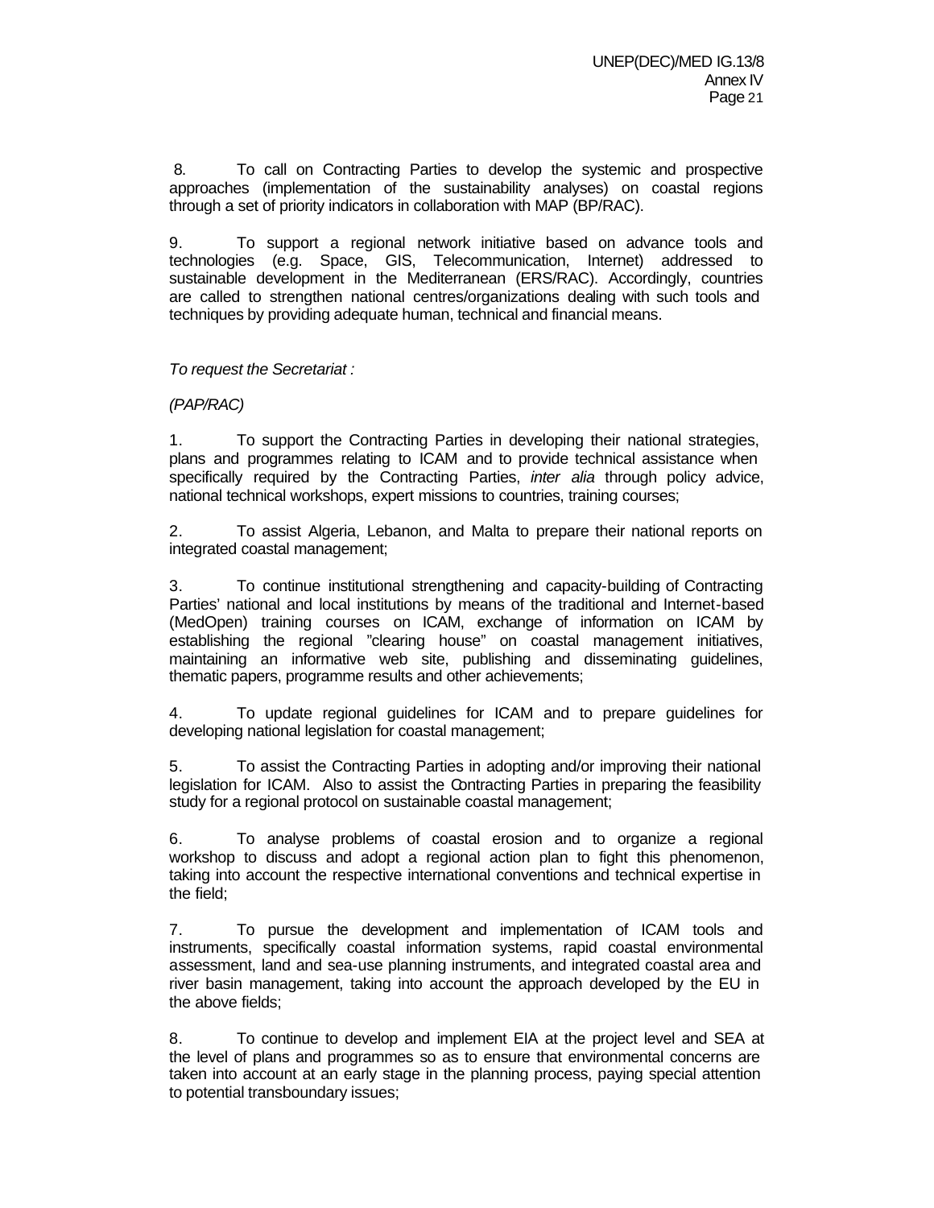8. To call on Contracting Parties to develop the systemic and prospective approaches (implementation of the sustainability analyses) on coastal regions through a set of priority indicators in collaboration with MAP (BP/RAC).

9. To support a regional network initiative based on advance tools and technologies (e.g. Space, GIS, Telecommunication, Internet) addressed to sustainable development in the Mediterranean (ERS/RAC). Accordingly, countries are called to strengthen national centres/organizations dealing with such tools and techniques by providing adequate human, technical and financial means.

*To request the Secretariat :*

*(PAP/RAC)*

1. To support the Contracting Parties in developing their national strategies, plans and programmes relating to ICAM and to provide technical assistance when specifically required by the Contracting Parties, *inter alia* through policy advice, national technical workshops, expert missions to countries, training courses;

2. To assist Algeria, Lebanon, and Malta to prepare their national reports on integrated coastal management;

3. To continue institutional strengthening and capacity-building of Contracting Parties' national and local institutions by means of the traditional and Internet-based (MedOpen) training courses on ICAM, exchange of information on ICAM by establishing the regional "clearing house" on coastal management initiatives, maintaining an informative web site, publishing and disseminating guidelines, thematic papers, programme results and other achievements;

4. To update regional guidelines for ICAM and to prepare guidelines for developing national legislation for coastal management;

5. To assist the Contracting Parties in adopting and/or improving their national legislation for ICAM. Also to assist the Contracting Parties in preparing the feasibility study for a regional protocol on sustainable coastal management;

6. To analyse problems of coastal erosion and to organize a regional workshop to discuss and adopt a regional action plan to fight this phenomenon, taking into account the respective international conventions and technical expertise in the field;

7. To pursue the development and implementation of ICAM tools and instruments, specifically coastal information systems, rapid coastal environmental assessment, land and sea-use planning instruments, and integrated coastal area and river basin management, taking into account the approach developed by the EU in the above fields;

8. To continue to develop and implement EIA at the project level and SEA at the level of plans and programmes so as to ensure that environmental concerns are taken into account at an early stage in the planning process, paying special attention to potential transboundary issues;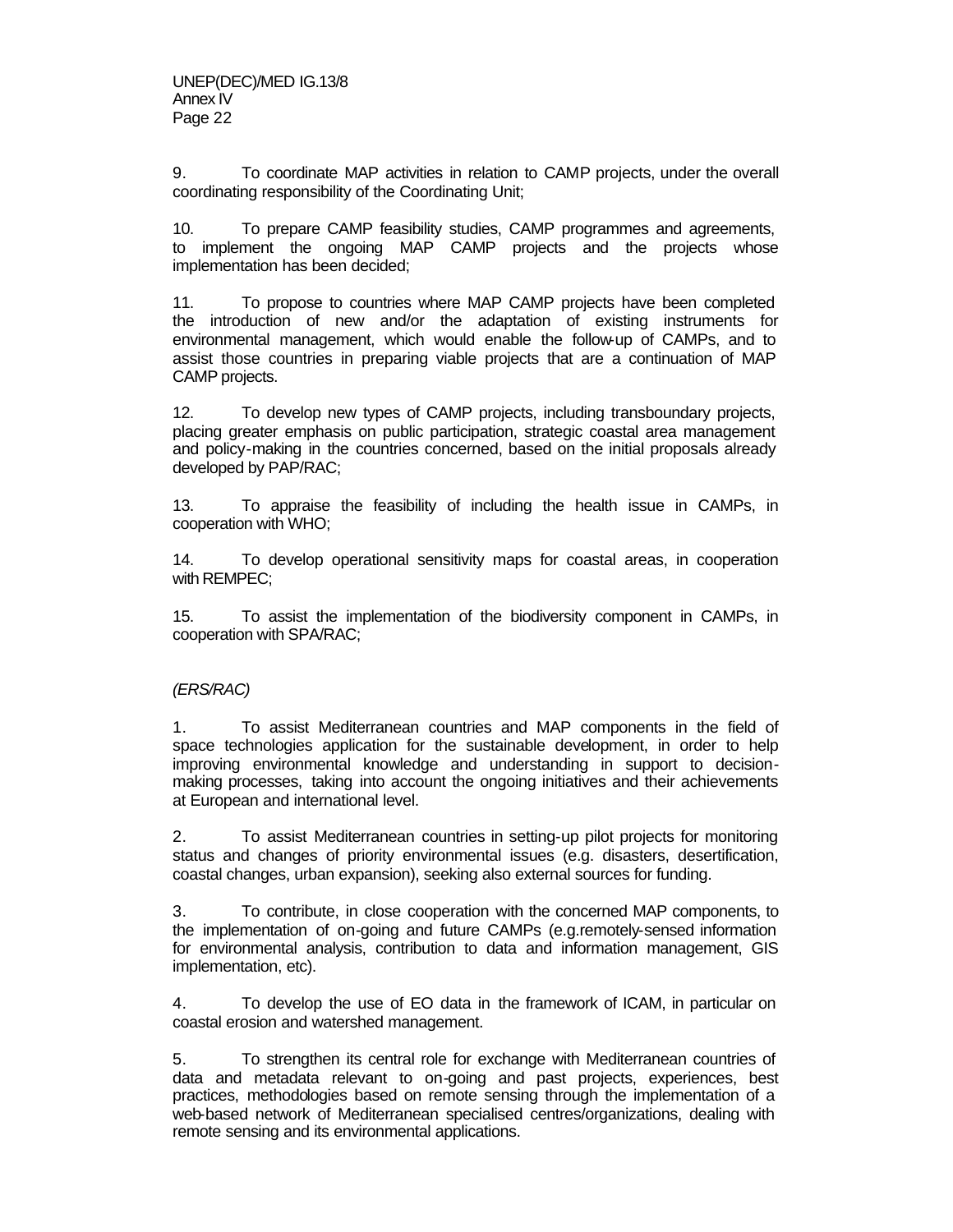9. To coordinate MAP activities in relation to CAMP projects, under the overall coordinating responsibility of the Coordinating Unit;

10. To prepare CAMP feasibility studies, CAMP programmes and agreements, to implement the ongoing MAP CAMP projects and the projects whose implementation has been decided;

11. To propose to countries where MAP CAMP projects have been completed the introduction of new and/or the adaptation of existing instruments for environmental management, which would enable the follow-up of CAMPs, and to assist those countries in preparing viable projects that are a continuation of MAP CAMP projects.

12. To develop new types of CAMP projects, including transboundary projects, placing greater emphasis on public participation, strategic coastal area management and policy-making in the countries concerned, based on the initial proposals already developed by PAP/RAC;

13. To appraise the feasibility of including the health issue in CAMPs, in cooperation with WHO;

14. To develop operational sensitivity maps for coastal areas, in cooperation with REMPEC;

15. To assist the implementation of the biodiversity component in CAMPs, in cooperation with SPA/RAC;

*(ERS/RAC)*

1. To assist Mediterranean countries and MAP components in the field of space technologies application for the sustainable development, in order to help improving environmental knowledge and understanding in support to decision-making processes, taking into account the ongoing initiatives and their achievements at European and international level.

2. To assist Mediterranean countries in setting-up pilot projects for monitoring status and changes of priority environmental issues (e.g. disasters, desertification, coastal changes, urban expansion), seeking also external sources for funding.

3. To contribute, in close cooperation with the concerned MAP components, to the implementation of on-going and future CAMPs (e.g.remotely-sensed information for environmental analysis, contribution to data and information management, GIS implementation, etc).

4. To develop the use of EO data in the framework of ICAM, in particular on coastal erosion and watershed management.

5. To strengthen its central role for exchange with Mediterranean countries of data and metadata relevant to on-going and past projects, experiences, best practices, methodologies based on remote sensing through the implementation of a web-based network of Mediterranean specialised centres/organizations, dealing with remote sensing and its environmental applications.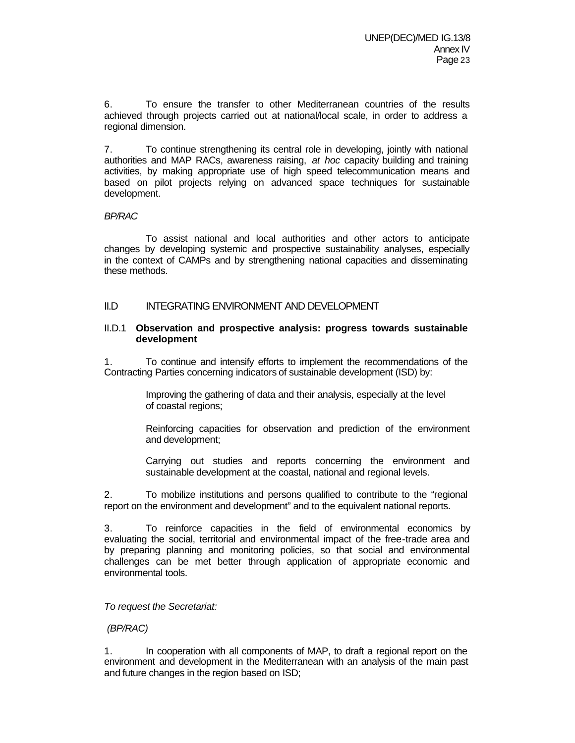6. To ensure the transfer to other Mediterranean countries of the results achieved through projects carried out at national/local scale, in order to address a regional dimension.

7. To continue strengthening its central role in developing, jointly with national authorities and MAP RACs, awareness raising, *at hoc* capacity building and training activities, by making appropriate use of high speed telecommunication means and based on pilot projects relying on advanced space techniques for sustainable development.

*BP/RAC*

To assist national and local authorities and other actors to anticipate changes by developing systemic and prospective sustainability analyses, especially in the context of CAMPs and by strengthening national capacities and disseminating these methods.

## II.D INTEGRATING ENVIRONMENT AND DEVELOPMENT

### II.D.1 **Observation and prospective analysis: progress towards sustainable development**

1. To continue and intensify efforts to implement the recommendations of the Contracting Parties concerning indicators of sustainable development (ISD) by:

   Improving the gathering of data and their analysis, especially at the level of coastal regions;

   Reinforcing capacities for observation and prediction of the environment and development;

   Carrying out studies and reports concerning the environment and sustainable development at the coastal, national and regional levels.

2. To mobilize institutions and persons qualified to contribute to the "regional report on the environment and development" and to the equivalent national reports.

3. To reinforce capacities in the field of environmental economics by evaluating the social, territorial and environmental impact of the free-trade area and by preparing planning and monitoring policies, so that social and environmental challenges can be met better through application of appropriate economic and environmental tools.

*To request the Secretariat:*

*(BP/RAC)*

1. In cooperation with all components of MAP, to draft a regional report on the environment and development in the Mediterranean with an analysis of the main past and future changes in the region based on ISD;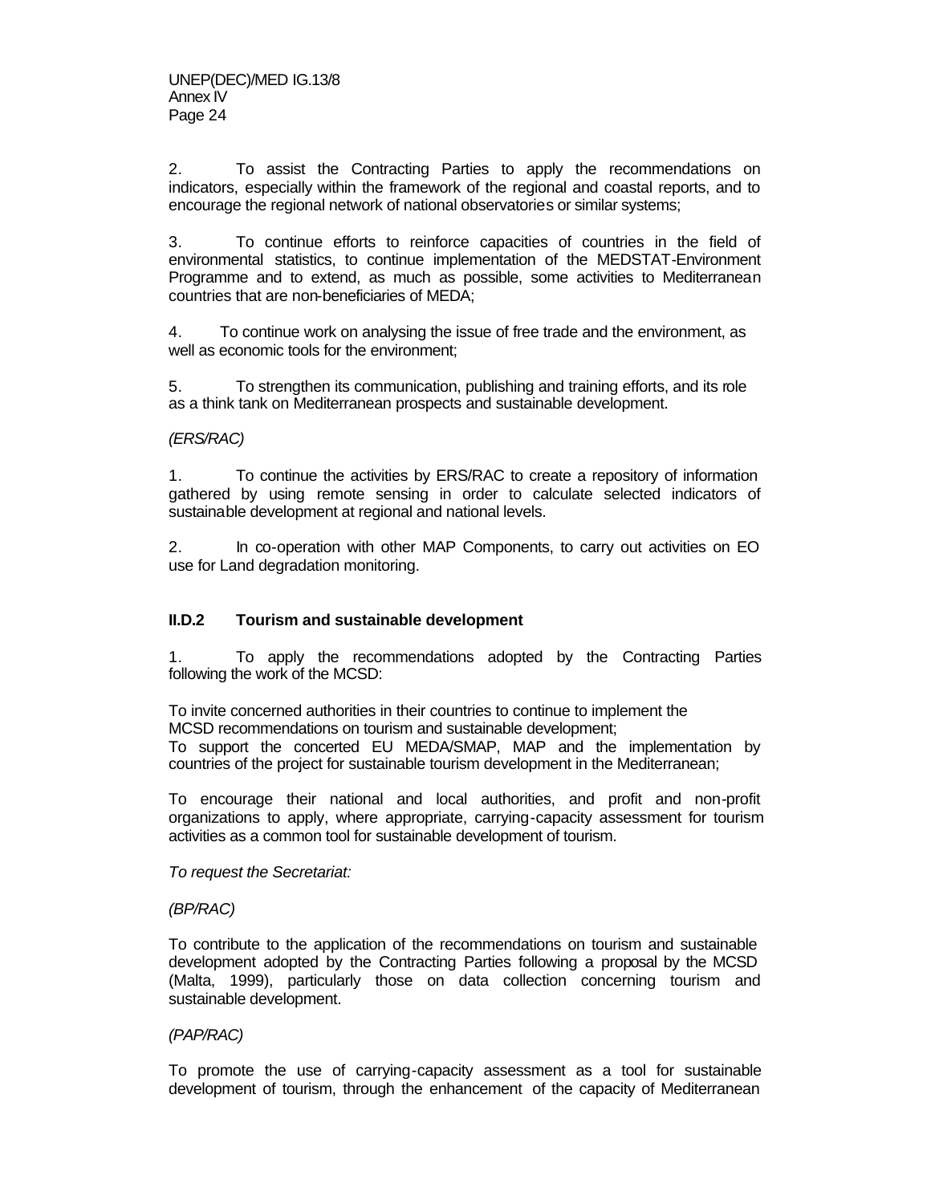2. To assist the Contracting Parties to apply the recommendations on indicators, especially within the framework of the regional and coastal reports, and to encourage the regional network of national observatories or similar systems;

3. To continue efforts to reinforce capacities of countries in the field of environmental statistics, to continue implementation of the MEDSTAT-Environment Programme and to extend, as much as possible, some activities to Mediterranean countries that are non-beneficiaries of MEDA;

4. To continue work on analysing the issue of free trade and the environment, as well as economic tools for the environment;

5. To strengthen its communication, publishing and training efforts, and its role as a think tank on Mediterranean prospects and sustainable development.

*(ERS/RAC)*

1. To continue the activities by ERS/RAC to create a repository of information gathered by using remote sensing in order to calculate selected indicators of sustainable development at regional and national levels.

2. In co-operation with other MAP Components, to carry out activities on EO use for Land degradation monitoring.

### II.D.2 Tourism and sustainable development

1. To apply the recommendations adopted by the Contracting Parties following the work of the MCSD:

To invite concerned authorities in their countries to continue to implement the MCSD recommendations on tourism and sustainable development;
To support the concerted EU MEDA/SMAP, MAP and the implementation by countries of the project for sustainable tourism development in the Mediterranean;

To encourage their national and local authorities, and profit and non-profit organizations to apply, where appropriate, carrying-capacity assessment for tourism activities as a common tool for sustainable development of tourism.

*To request the Secretariat:*

*(BP/RAC)*

To contribute to the application of the recommendations on tourism and sustainable development adopted by the Contracting Parties following a proposal by the MCSD (Malta, 1999), particularly those on data collection concerning tourism and sustainable development.

*(PAP/RAC)*

To promote the use of carrying-capacity assessment as a tool for sustainable development of tourism, through the enhancement of the capacity of Mediterranean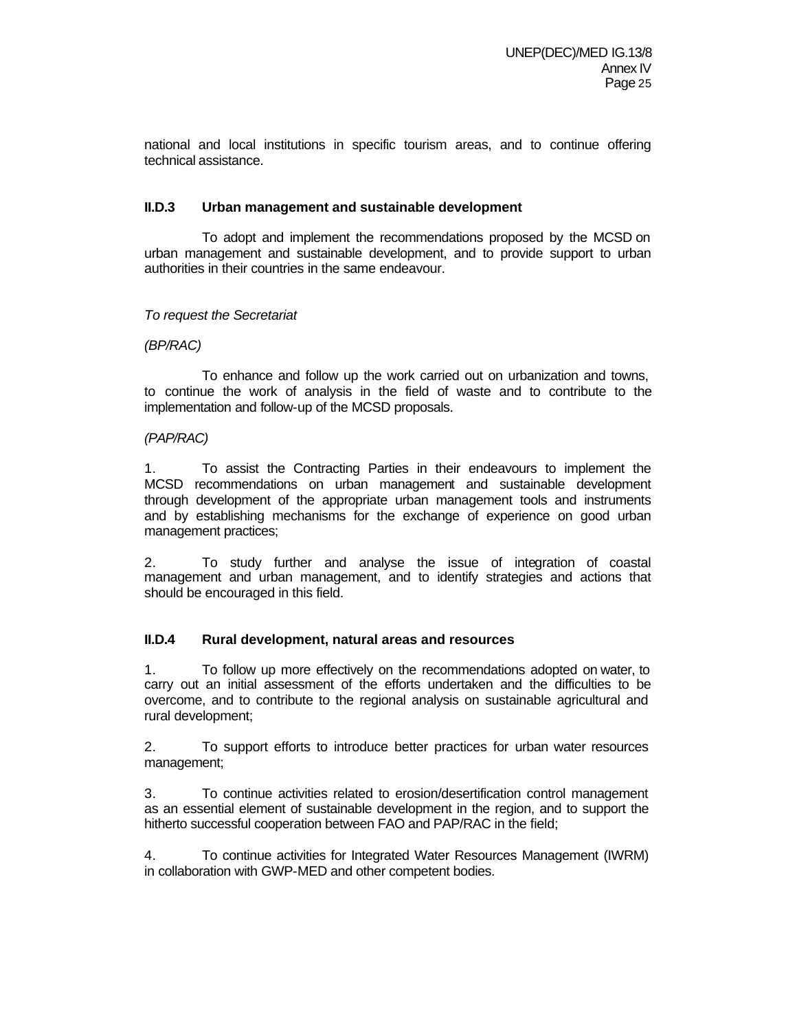national and local institutions in specific tourism areas, and to continue offering technical assistance.

### II.D.3 Urban management and sustainable development

To adopt and implement the recommendations proposed by the MCSD on urban management and sustainable development, and to provide support to urban authorities in their countries in the same endeavour.

*To request the Secretariat*

*(BP/RAC)*

To enhance and follow up the work carried out on urbanization and towns, to continue the work of analysis in the field of waste and to contribute to the implementation and follow-up of the MCSD proposals.

*(PAP/RAC)*

1. To assist the Contracting Parties in their endeavours to implement the MCSD recommendations on urban management and sustainable development through development of the appropriate urban management tools and instruments and by establishing mechanisms for the exchange of experience on good urban management practices;

2. To study further and analyse the issue of integration of coastal management and urban management, and to identify strategies and actions that should be encouraged in this field.

### II.D.4 Rural development, natural areas and resources

1. To follow up more effectively on the recommendations adopted on water, to carry out an initial assessment of the efforts undertaken and the difficulties to be overcome, and to contribute to the regional analysis on sustainable agricultural and rural development;

2. To support efforts to introduce better practices for urban water resources management;

3. To continue activities related to erosion/desertification control management as an essential element of sustainable development in the region, and to support the hitherto successful cooperation between FAO and PAP/RAC in the field;

4. To continue activities for Integrated Water Resources Management (IWRM) in collaboration with GWP-MED and other competent bodies.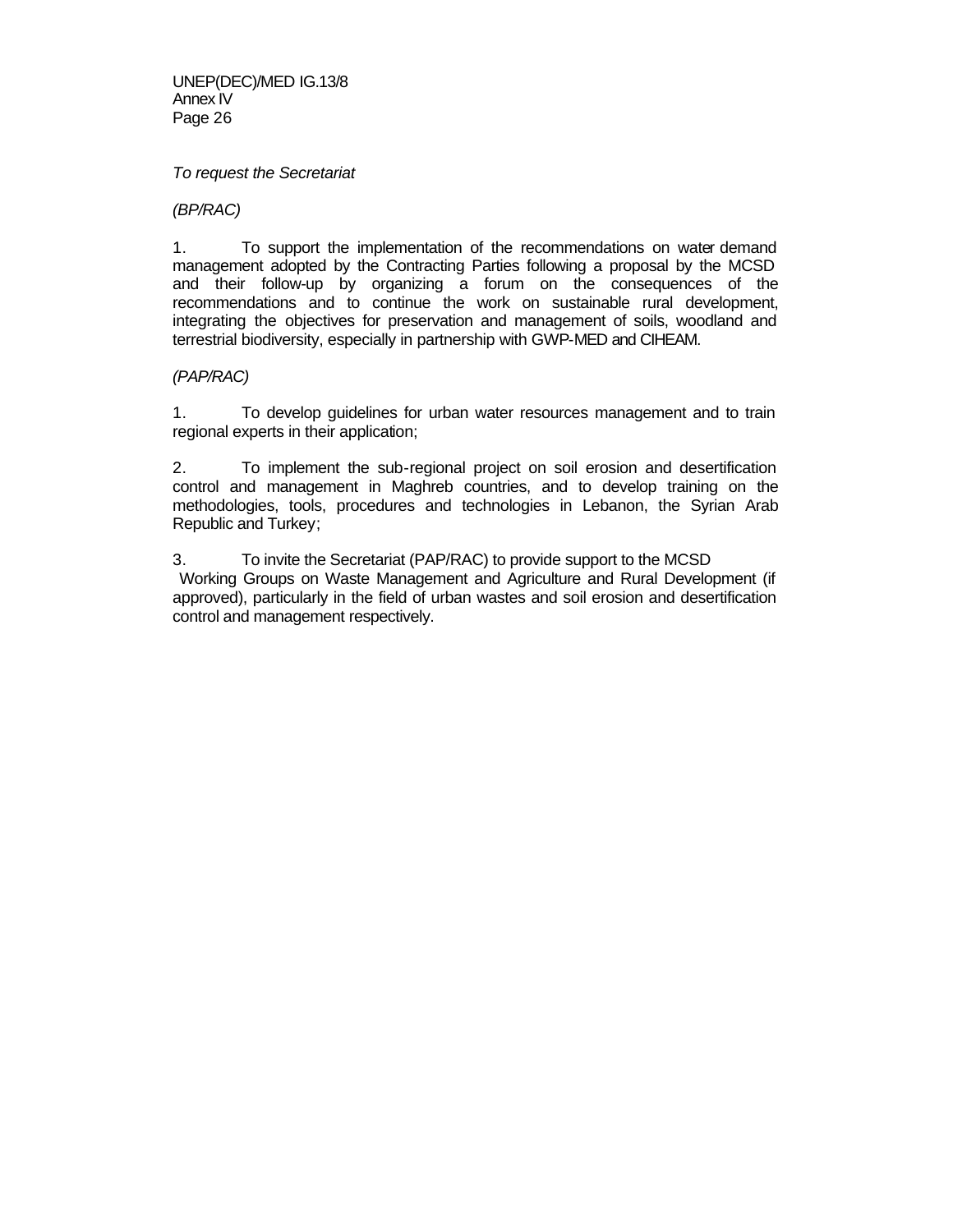*To request the Secretariat*

*(BP/RAC)*

1. To support the implementation of the recommendations on water demand management adopted by the Contracting Parties following a proposal by the MCSD and their follow-up by organizing a forum on the consequences of the recommendations and to continue the work on sustainable rural development, integrating the objectives for preservation and management of soils, woodland and terrestrial biodiversity, especially in partnership with GWP-MED and CIHEAM.

*(PAP/RAC)*

1. To develop guidelines for urban water resources management and to train regional experts in their application;

2. To implement the sub-regional project on soil erosion and desertification control and management in Maghreb countries, and to develop training on the methodologies, tools, procedures and technologies in Lebanon, the Syrian Arab Republic and Turkey;

3. To invite the Secretariat (PAP/RAC) to provide support to the MCSD Working Groups on Waste Management and Agriculture and Rural Development (if approved), particularly in the field of urban wastes and soil erosion and desertification control and management respectively.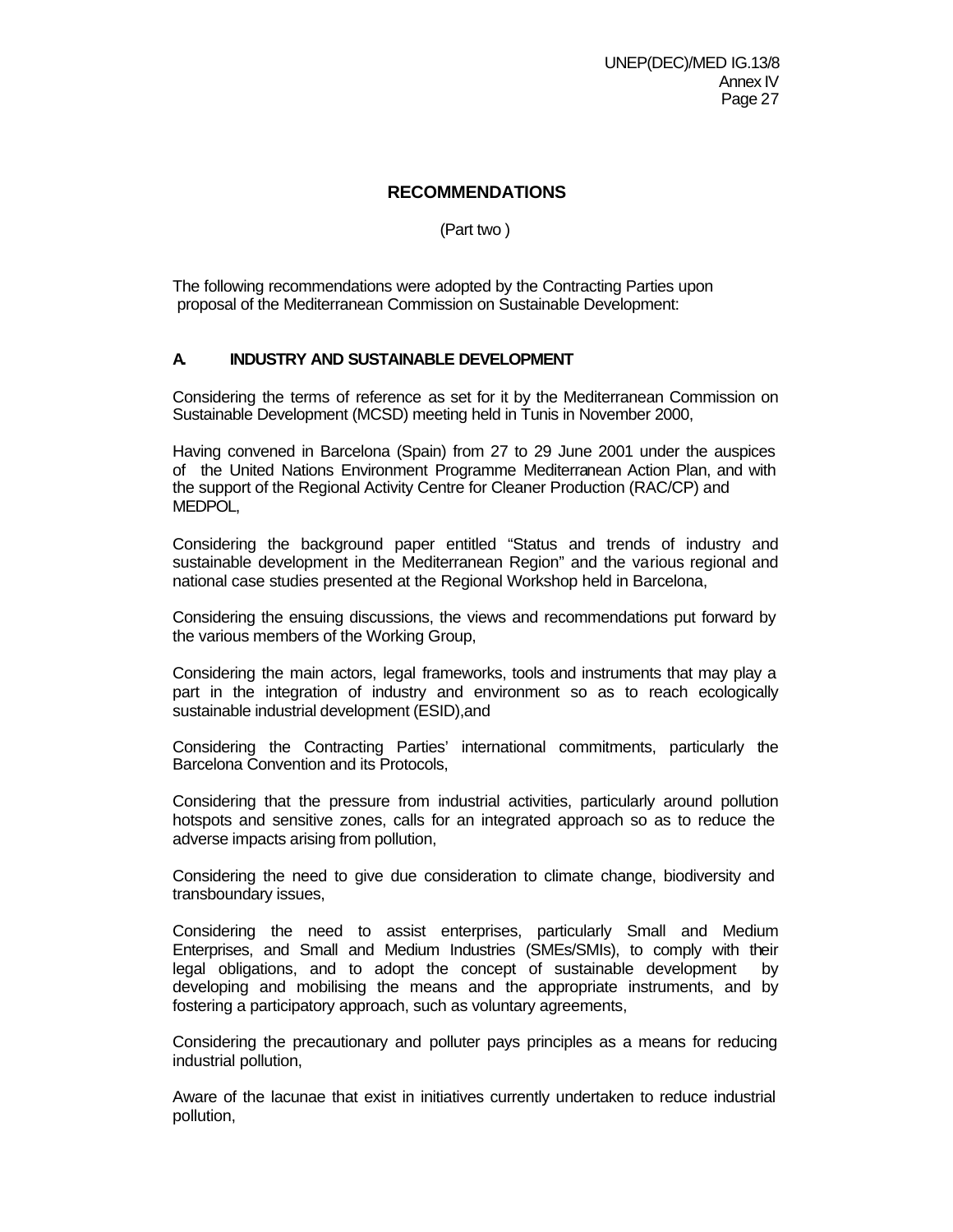## RECOMMENDATIONS

(Part two )

The following recommendations were adopted by the Contracting Parties upon proposal of the Mediterranean Commission on Sustainable Development:

### A. INDUSTRY AND SUSTAINABLE DEVELOPMENT

Considering the terms of reference as set for it by the Mediterranean Commission on Sustainable Development (MCSD) meeting held in Tunis in November 2000,

Having convened in Barcelona (Spain) from 27 to 29 June 2001 under the auspices of the United Nations Environment Programme Mediterranean Action Plan, and with the support of the Regional Activity Centre for Cleaner Production (RAC/CP) and MEDPOL,

Considering the background paper entitled "Status and trends of industry and sustainable development in the Mediterranean Region" and the various regional and national case studies presented at the Regional Workshop held in Barcelona,

Considering the ensuing discussions, the views and recommendations put forward by the various members of the Working Group,

Considering the main actors, legal frameworks, tools and instruments that may play a part in the integration of industry and environment so as to reach ecologically sustainable industrial development (ESID),and

Considering the Contracting Parties' international commitments, particularly the Barcelona Convention and its Protocols,

Considering that the pressure from industrial activities, particularly around pollution hotspots and sensitive zones, calls for an integrated approach so as to reduce the adverse impacts arising from pollution,

Considering the need to give due consideration to climate change, biodiversity and transboundary issues,

Considering the need to assist enterprises, particularly Small and Medium Enterprises, and Small and Medium Industries (SMEs/SMIs), to comply with their legal obligations, and to adopt the concept of sustainable development by developing and mobilising the means and the appropriate instruments, and by fostering a participatory approach, such as voluntary agreements,

Considering the precautionary and polluter pays principles as a means for reducing industrial pollution,

Aware of the lacunae that exist in initiatives currently undertaken to reduce industrial pollution,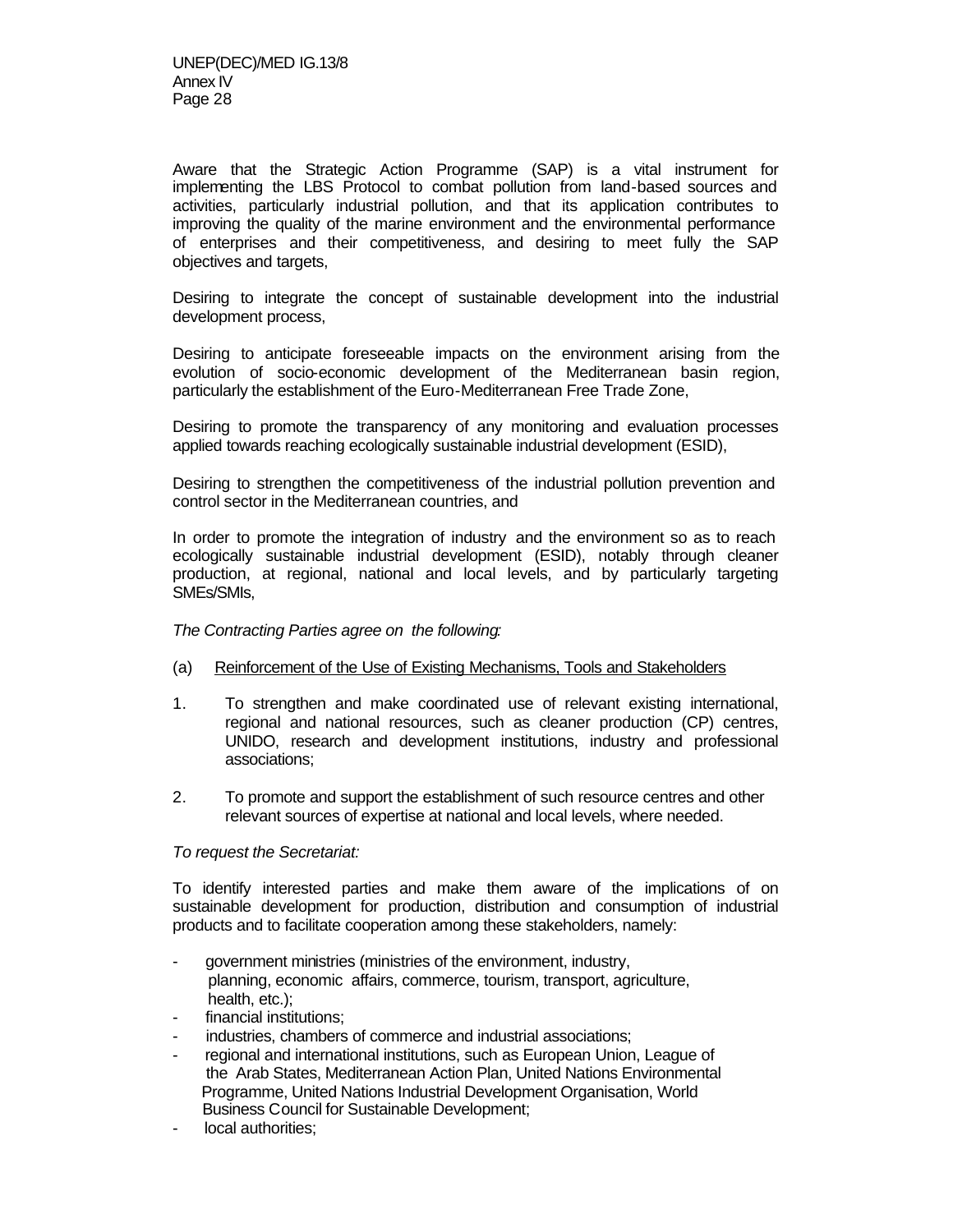Aware that the Strategic Action Programme (SAP) is a vital instrument for implementing the LBS Protocol to combat pollution from land-based sources and activities, particularly industrial pollution, and that its application contributes to improving the quality of the marine environment and the environmental performance of enterprises and their competitiveness, and desiring to meet fully the SAP objectives and targets,

Desiring to integrate the concept of sustainable development into the industrial development process,

Desiring to anticipate foreseeable impacts on the environment arising from the evolution of socio-economic development of the Mediterranean basin region, particularly the establishment of the Euro-Mediterranean Free Trade Zone,

Desiring to promote the transparency of any monitoring and evaluation processes applied towards reaching ecologically sustainable industrial development (ESID),

Desiring to strengthen the competitiveness of the industrial pollution prevention and control sector in the Mediterranean countries, and

In order to promote the integration of industry and the environment so as to reach ecologically sustainable industrial development (ESID), notably through cleaner production, at regional, national and local levels, and by particularly targeting SMEs/SMIs,

*The Contracting Parties agree on the following:*

(a) Reinforcement of the Use of Existing Mechanisms, Tools and Stakeholders

1. To strengthen and make coordinated use of relevant existing international, regional and national resources, such as cleaner production (CP) centres, UNIDO, research and development institutions, industry and professional associations;

2. To promote and support the establishment of such resource centres and other relevant sources of expertise at national and local levels, where needed.

*To request the Secretariat:*

To identify interested parties and make them aware of the implications of on sustainable development for production, distribution and consumption of industrial products and to facilitate cooperation among these stakeholders, namely:

- government ministries (ministries of the environment, industry, planning, economic affairs, commerce, tourism, transport, agriculture, health, etc.);
- financial institutions;
- industries, chambers of commerce and industrial associations;
- regional and international institutions, such as European Union, League of the Arab States, Mediterranean Action Plan, United Nations Environmental Programme, United Nations Industrial Development Organisation, World Business Council for Sustainable Development;
- local authorities;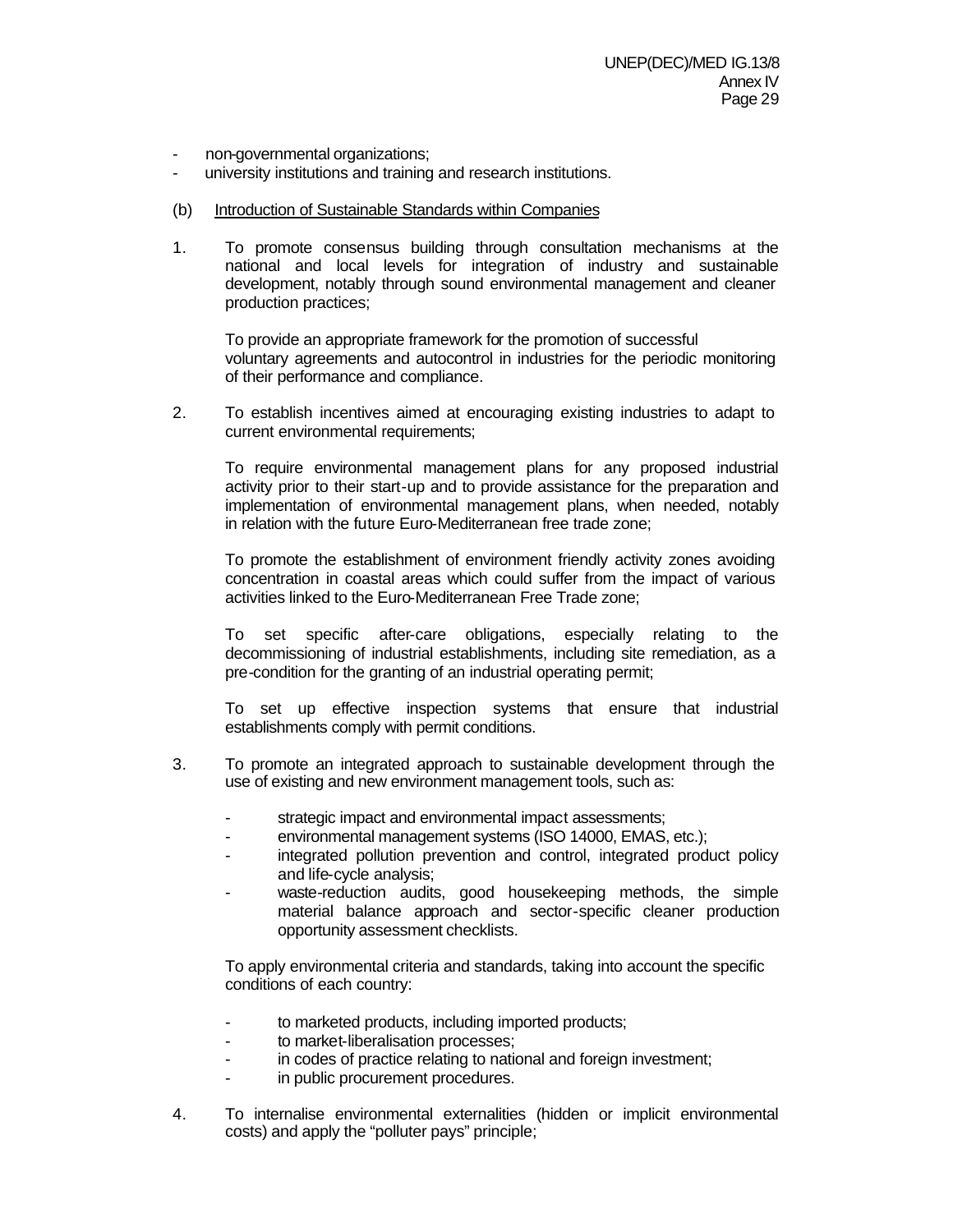- non-governmental organizations;
- university institutions and training and research institutions.

(b) Introduction of Sustainable Standards within Companies

1. To promote consensus building through consultation mechanisms at the national and local levels for integration of industry and sustainable development, notably through sound environmental management and cleaner production practices;

   To provide an appropriate framework for the promotion of successful voluntary agreements and autocontrol in industries for the periodic monitoring of their performance and compliance.

2. To establish incentives aimed at encouraging existing industries to adapt to current environmental requirements;

   To require environmental management plans for any proposed industrial activity prior to their start-up and to provide assistance for the preparation and implementation of environmental management plans, when needed, notably in relation with the future Euro-Mediterranean free trade zone;

   To promote the establishment of environment friendly activity zones avoiding concentration in coastal areas which could suffer from the impact of various activities linked to the Euro-Mediterranean Free Trade zone;

   To set specific after-care obligations, especially relating to the decommissioning of industrial establishments, including site remediation, as a pre-condition for the granting of an industrial operating permit;

   To set up effective inspection systems that ensure that industrial establishments comply with permit conditions.

3. To promote an integrated approach to sustainable development through the use of existing and new environment management tools, such as:

   - strategic impact and environmental impact assessments;
   - environmental management systems (ISO 14000, EMAS, etc.);
   - integrated pollution prevention and control, integrated product policy and life-cycle analysis;
   - waste-reduction audits, good housekeeping methods, the simple material balance approach and sector-specific cleaner production opportunity assessment checklists.

   To apply environmental criteria and standards, taking into account the specific conditions of each country:

   - to marketed products, including imported products;
   - to market-liberalisation processes;
   - in codes of practice relating to national and foreign investment;
   - in public procurement procedures.

4. To internalise environmental externalities (hidden or implicit environmental costs) and apply the "polluter pays" principle;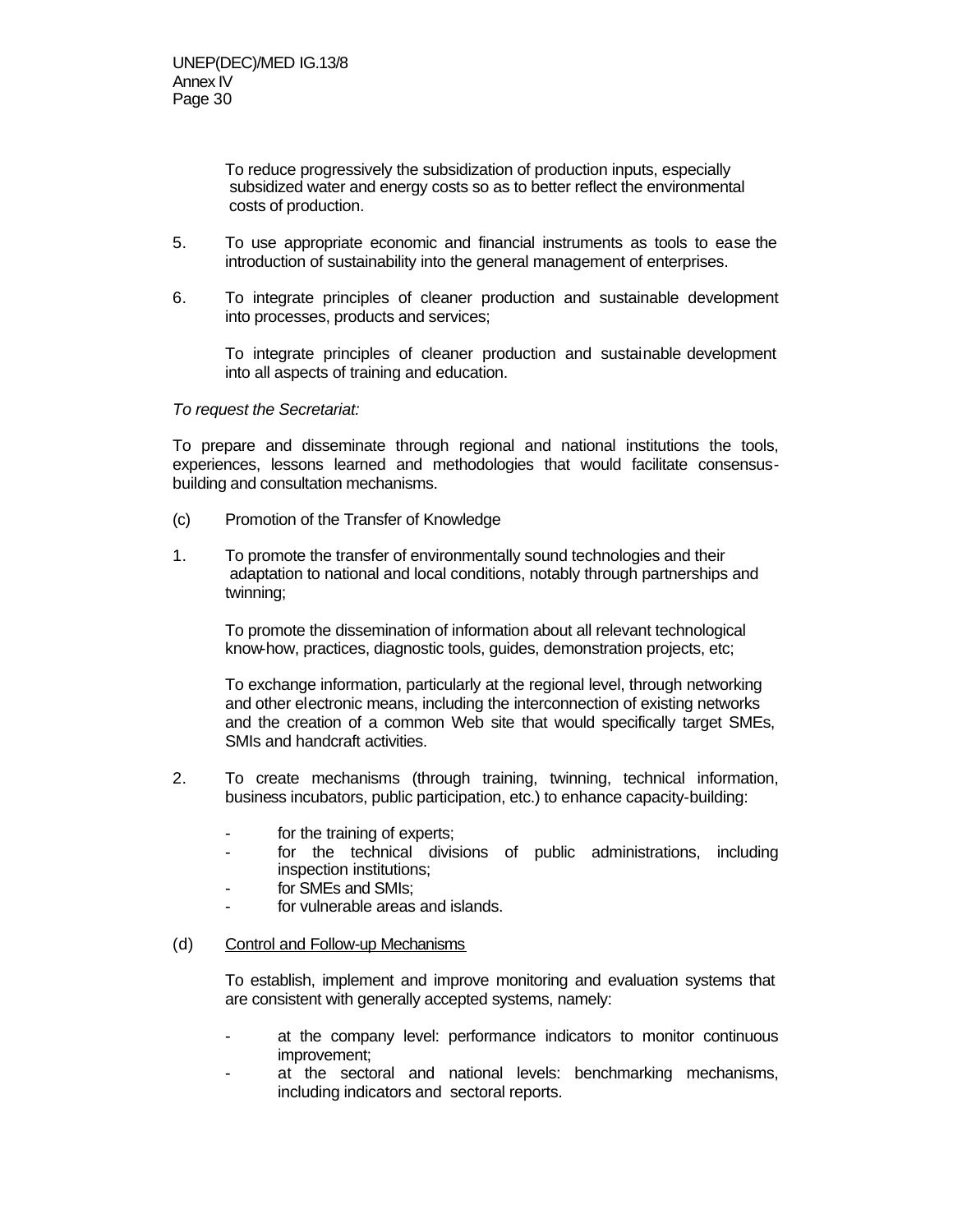To reduce progressively the subsidization of production inputs, especially subsidized water and energy costs so as to better reflect the environmental costs of production.

5. To use appropriate economic and financial instruments as tools to ease the introduction of sustainability into the general management of enterprises.

6. To integrate principles of cleaner production and sustainable development into processes, products and services;

   To integrate principles of cleaner production and sustainable development into all aspects of training and education.

*To request the Secretariat:*

To prepare and disseminate through regional and national institutions the tools, experiences, lessons learned and methodologies that would facilitate consensus-building and consultation mechanisms.

(c) Promotion of the Transfer of Knowledge

1. To promote the transfer of environmentally sound technologies and their adaptation to national and local conditions, notably through partnerships and twinning;

   To promote the dissemination of information about all relevant technological know-how, practices, diagnostic tools, guides, demonstration projects, etc;

   To exchange information, particularly at the regional level, through networking and other electronic means, including the interconnection of existing networks and the creation of a common Web site that would specifically target SMEs, SMIs and handcraft activities.

2. To create mechanisms (through training, twinning, technical information, business incubators, public participation, etc.) to enhance capacity-building:

   - for the training of experts;
   - for the technical divisions of public administrations, including inspection institutions;
   - for SMEs and SMIs;
   - for vulnerable areas and islands.

(d) <u>Control and Follow-up Mechanisms</u>

To establish, implement and improve monitoring and evaluation systems that are consistent with generally accepted systems, namely:

- at the company level: performance indicators to monitor continuous improvement;
- at the sectoral and national levels: benchmarking mechanisms, including indicators and sectoral reports.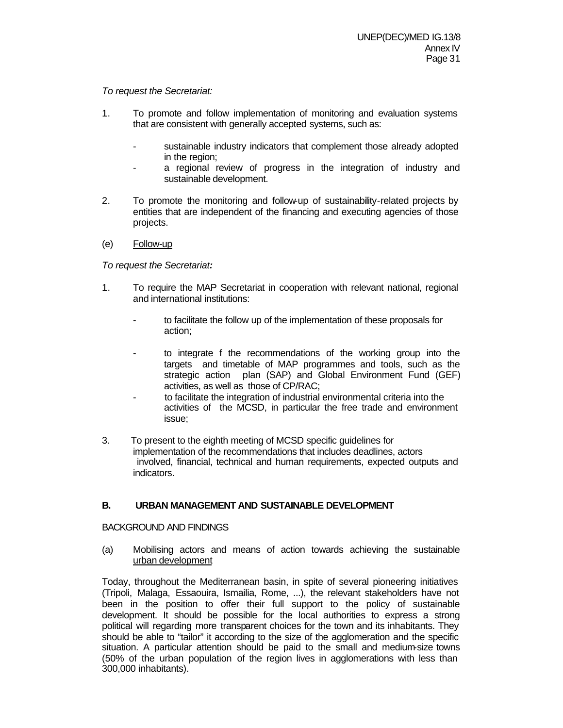*To request the Secretariat:*

1. To promote and follow implementation of monitoring and evaluation systems that are consistent with generally accepted systems, such as:

   - sustainable industry indicators that complement those already adopted in the region;
   - a regional review of progress in the integration of industry and sustainable development.

2. To promote the monitoring and follow-up of sustainability-related projects by entities that are independent of the financing and executing agencies of those projects.

(e) Follow-up

*To request the Secretariat:*

1. To require the MAP Secretariat in cooperation with relevant national, regional and international institutions:

   - to facilitate the follow up of the implementation of these proposals for action;

   - to integrate f the recommendations of the working group into the targets and timetable of MAP programmes and tools, such as the strategic action plan (SAP) and Global Environment Fund (GEF) activities, as well as those of CP/RAC;
   - to facilitate the integration of industrial environmental criteria into the activities of the MCSD, in particular the free trade and environment issue;

3. To present to the eighth meeting of MCSD specific guidelines for implementation of the recommendations that includes deadlines, actors involved, financial, technical and human requirements, expected outputs and indicators.

## B. URBAN MANAGEMENT AND SUSTAINABLE DEVELOPMENT

BACKGROUND AND FINDINGS

(a) Mobilising actors and means of action towards achieving the sustainable urban development

Today, throughout the Mediterranean basin, in spite of several pioneering initiatives (Tripoli, Malaga, Essaouira, Ismailia, Rome, ...), the relevant stakeholders have not been in the position to offer their full support to the policy of sustainable development. It should be possible for the local authorities to express a strong political will regarding more transparent choices for the town and its inhabitants. They should be able to "tailor" it according to the size of the agglomeration and the specific situation. A particular attention should be paid to the small and medium-size towns (50% of the urban population of the region lives in agglomerations with less than 300,000 inhabitants).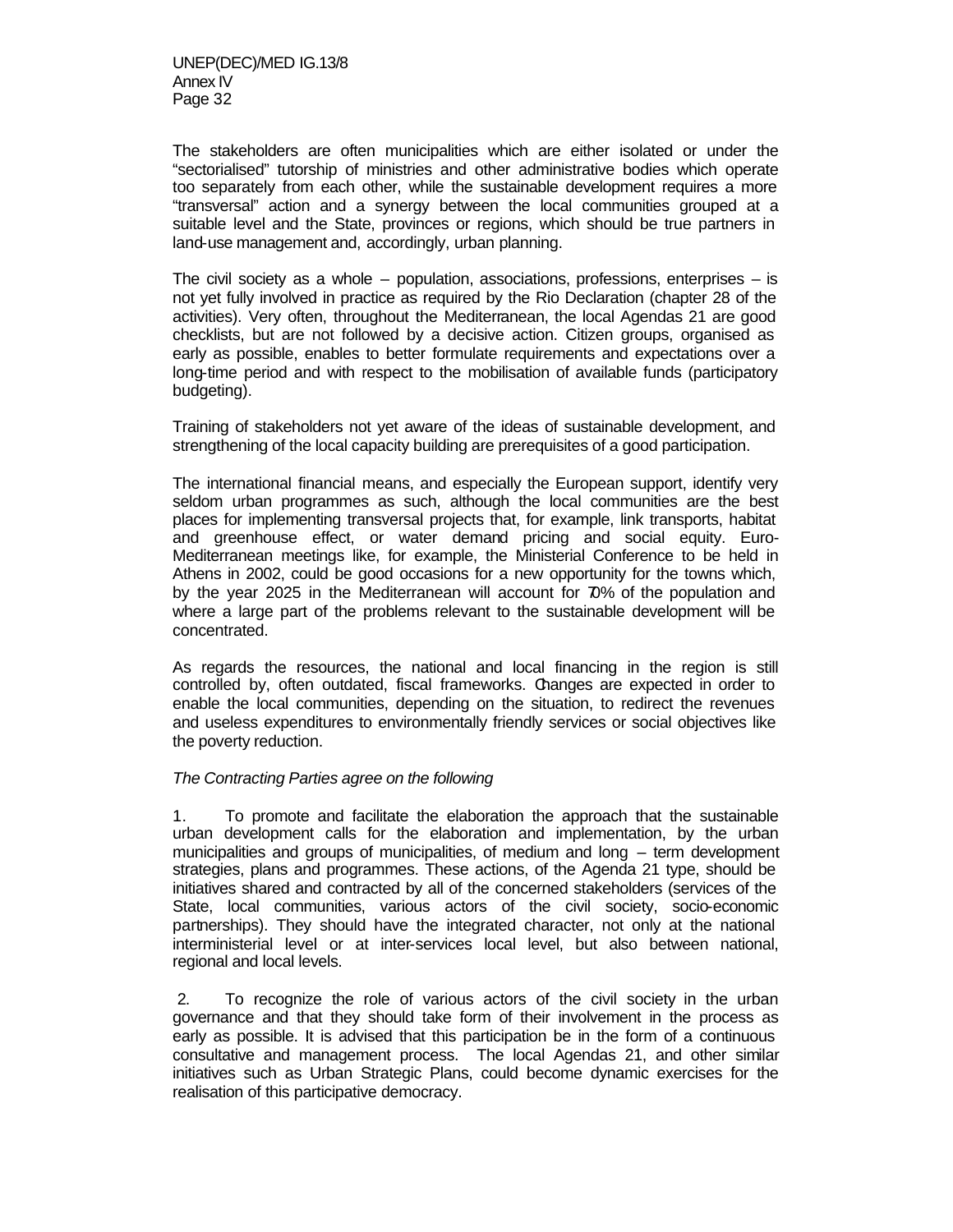The stakeholders are often municipalities which are either isolated or under the "sectorialised" tutorship of ministries and other administrative bodies which operate too separately from each other, while the sustainable development requires a more "transversal" action and a synergy between the local communities grouped at a suitable level and the State, provinces or regions, which should be true partners in land-use management and, accordingly, urban planning.

The civil society as a whole – population, associations, professions, enterprises – is not yet fully involved in practice as required by the Rio Declaration (chapter 28 of the activities). Very often, throughout the Mediterranean, the local Agendas 21 are good checklists, but are not followed by a decisive action. Citizen groups, organised as early as possible, enables to better formulate requirements and expectations over a long-time period and with respect to the mobilisation of available funds (participatory budgeting).

Training of stakeholders not yet aware of the ideas of sustainable development, and strengthening of the local capacity building are prerequisites of a good participation.

The international financial means, and especially the European support, identify very seldom urban programmes as such, although the local communities are the best places for implementing transversal projects that, for example, link transports, habitat and greenhouse effect, or water demand pricing and social equity. Euro-Mediterranean meetings like, for example, the Ministerial Conference to be held in Athens in 2002, could be good occasions for a new opportunity for the towns which, by the year 2025 in the Mediterranean will account for 70% of the population and where a large part of the problems relevant to the sustainable development will be concentrated.

As regards the resources, the national and local financing in the region is still controlled by, often outdated, fiscal frameworks. Changes are expected in order to enable the local communities, depending on the situation, to redirect the revenues and useless expenditures to environmentally friendly services or social objectives like the poverty reduction.

*The Contracting Parties agree on the following*

1. To promote and facilitate the elaboration the approach that the sustainable urban development calls for the elaboration and implementation, by the urban municipalities and groups of municipalities, of medium and long – term development strategies, plans and programmes. These actions, of the Agenda 21 type, should be initiatives shared and contracted by all of the concerned stakeholders (services of the State, local communities, various actors of the civil society, socio-economic partnerships). They should have the integrated character, not only at the national interministerial level or at inter-services local level, but also between national, regional and local levels.

2. To recognize the role of various actors of the civil society in the urban governance and that they should take form of their involvement in the process as early as possible. It is advised that this participation be in the form of a continuous consultative and management process. The local Agendas 21, and other similar initiatives such as Urban Strategic Plans, could become dynamic exercises for the realisation of this participative democracy.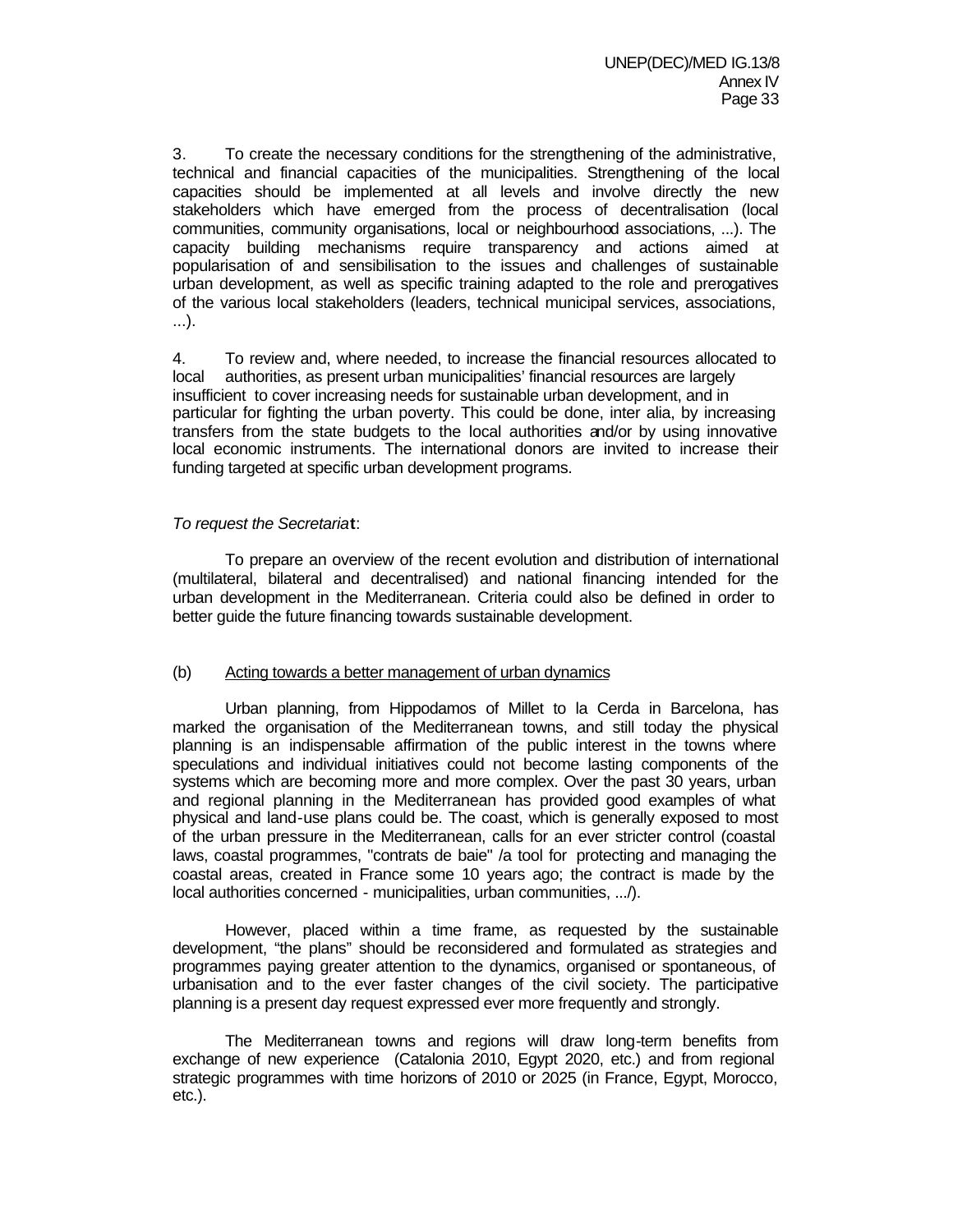3. To create the necessary conditions for the strengthening of the administrative, technical and financial capacities of the municipalities. Strengthening of the local capacities should be implemented at all levels and involve directly the new stakeholders which have emerged from the process of decentralisation (local communities, community organisations, local or neighbourhood associations, ...). The capacity building mechanisms require transparency and actions aimed at popularisation of and sensibilisation to the issues and challenges of sustainable urban development, as well as specific training adapted to the role and prerogatives of the various local stakeholders (leaders, technical municipal services, associations, ...).

4. To review and, where needed, to increase the financial resources allocated to local authorities, as present urban municipalities' financial resources are largely insufficient to cover increasing needs for sustainable urban development, and in particular for fighting the urban poverty. This could be done, inter alia, by increasing transfers from the state budgets to the local authorities and/or by using innovative local economic instruments. The international donors are invited to increase their funding targeted at specific urban development programs.

*To request the Secretariat*:

To prepare an overview of the recent evolution and distribution of international (multilateral, bilateral and decentralised) and national financing intended for the urban development in the Mediterranean. Criteria could also be defined in order to better guide the future financing towards sustainable development.

(b) Acting towards a better management of urban dynamics

Urban planning, from Hippodamos of Millet to la Cerda in Barcelona, has marked the organisation of the Mediterranean towns, and still today the physical planning is an indispensable affirmation of the public interest in the towns where speculations and individual initiatives could not become lasting components of the systems which are becoming more and more complex. Over the past 30 years, urban and regional planning in the Mediterranean has provided good examples of what physical and land-use plans could be. The coast, which is generally exposed to most of the urban pressure in the Mediterranean, calls for an ever stricter control (coastal laws, coastal programmes, "contrats de baie" /a tool for protecting and managing the coastal areas, created in France some 10 years ago; the contract is made by the local authorities concerned - municipalities, urban communities, .../).

However, placed within a time frame, as requested by the sustainable development, "the plans" should be reconsidered and formulated as strategies and programmes paying greater attention to the dynamics, organised or spontaneous, of urbanisation and to the ever faster changes of the civil society. The participative planning is a present day request expressed ever more frequently and strongly.

The Mediterranean towns and regions will draw long-term benefits from exchange of new experience (Catalonia 2010, Egypt 2020, etc.) and from regional strategic programmes with time horizons of 2010 or 2025 (in France, Egypt, Morocco, etc.).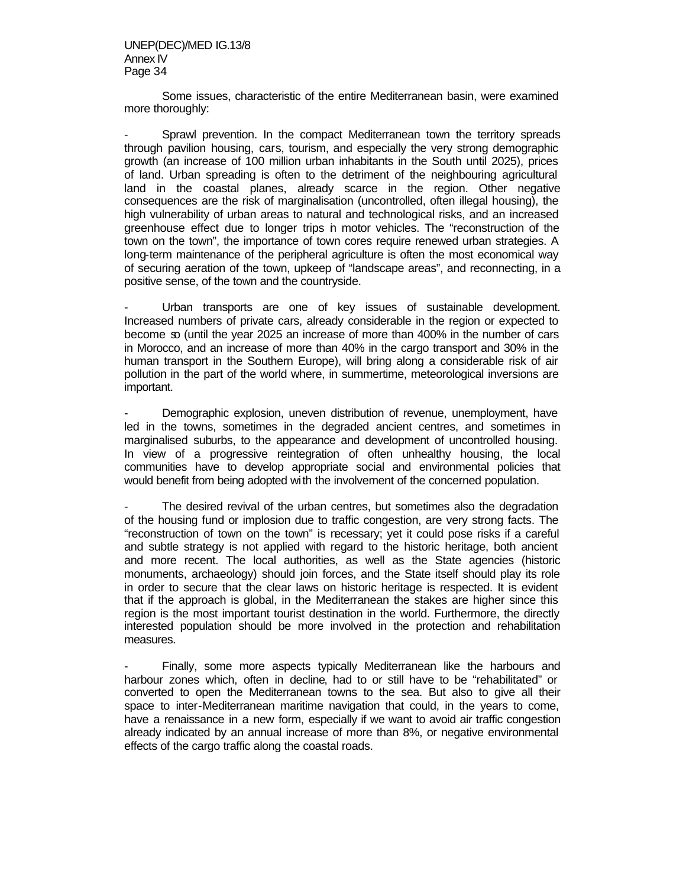Some issues, characteristic of the entire Mediterranean basin, were examined more thoroughly:

- Sprawl prevention. In the compact Mediterranean town the territory spreads through pavilion housing, cars, tourism, and especially the very strong demographic growth (an increase of 100 million urban inhabitants in the South until 2025), prices of land. Urban spreading is often to the detriment of the neighbouring agricultural land in the coastal planes, already scarce in the region. Other negative consequences are the risk of marginalisation (uncontrolled, often illegal housing), the high vulnerability of urban areas to natural and technological risks, and an increased greenhouse effect due to longer trips in motor vehicles. The "reconstruction of the town on the town", the importance of town cores require renewed urban strategies. A long-term maintenance of the peripheral agriculture is often the most economical way of securing aeration of the town, upkeep of "landscape areas", and reconnecting, in a positive sense, of the town and the countryside.

- Urban transports are one of key issues of sustainable development. Increased numbers of private cars, already considerable in the region or expected to become so (until the year 2025 an increase of more than 400% in the number of cars in Morocco, and an increase of more than 40% in the cargo transport and 30% in the human transport in the Southern Europe), will bring along a considerable risk of air pollution in the part of the world where, in summertime, meteorological inversions are important.

- Demographic explosion, uneven distribution of revenue, unemployment, have led in the towns, sometimes in the degraded ancient centres, and sometimes in marginalised suburbs, to the appearance and development of uncontrolled housing. In view of a progressive reintegration of often unhealthy housing, the local communities have to develop appropriate social and environmental policies that would benefit from being adopted with the involvement of the concerned population.

- The desired revival of the urban centres, but sometimes also the degradation of the housing fund or implosion due to traffic congestion, are very strong facts. The "reconstruction of town on the town" is necessary; yet it could pose risks if a careful and subtle strategy is not applied with regard to the historic heritage, both ancient and more recent. The local authorities, as well as the State agencies (historic monuments, archaeology) should join forces, and the State itself should play its role in order to secure that the clear laws on historic heritage is respected. It is evident that if the approach is global, in the Mediterranean the stakes are higher since this region is the most important tourist destination in the world. Furthermore, the directly interested population should be more involved in the protection and rehabilitation measures.

- Finally, some more aspects typically Mediterranean like the harbours and harbour zones which, often in decline, had to or still have to be "rehabilitated" or converted to open the Mediterranean towns to the sea. But also to give all their space to inter-Mediterranean maritime navigation that could, in the years to come, have a renaissance in a new form, especially if we want to avoid air traffic congestion already indicated by an annual increase of more than 8%, or negative environmental effects of the cargo traffic along the coastal roads.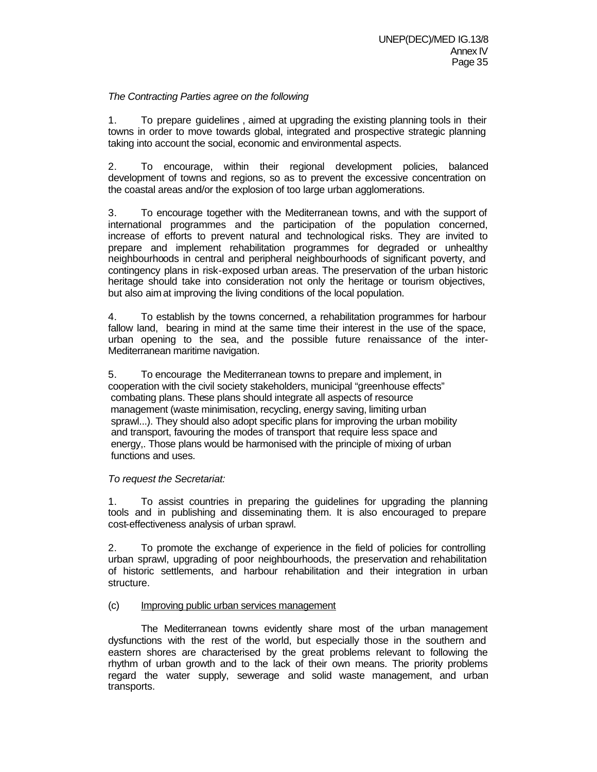*The Contracting Parties agree on the following*

1. To prepare guidelines , aimed at upgrading the existing planning tools in their towns in order to move towards global, integrated and prospective strategic planning taking into account the social, economic and environmental aspects.

2. To encourage, within their regional development policies, balanced development of towns and regions, so as to prevent the excessive concentration on the coastal areas and/or the explosion of too large urban agglomerations.

3. To encourage together with the Mediterranean towns, and with the support of international programmes and the participation of the population concerned, increase of efforts to prevent natural and technological risks. They are invited to prepare and implement rehabilitation programmes for degraded or unhealthy neighbourhoods in central and peripheral neighbourhoods of significant poverty, and contingency plans in risk-exposed urban areas. The preservation of the urban historic heritage should take into consideration not only the heritage or tourism objectives, but also aim at improving the living conditions of the local population.

4. To establish by the towns concerned, a rehabilitation programmes for harbour fallow land, bearing in mind at the same time their interest in the use of the space, urban opening to the sea, and the possible future renaissance of the inter-Mediterranean maritime navigation.

5. To encourage the Mediterranean towns to prepare and implement, in cooperation with the civil society stakeholders, municipal "greenhouse effects" combating plans. These plans should integrate all aspects of resource management (waste minimisation, recycling, energy saving, limiting urban sprawl...). They should also adopt specific plans for improving the urban mobility and transport, favouring the modes of transport that require less space and energy,. Those plans would be harmonised with the principle of mixing of urban functions and uses.

*To request the Secretariat:*

1. To assist countries in preparing the guidelines for upgrading the planning tools and in publishing and disseminating them. It is also encouraged to prepare cost-effectiveness analysis of urban sprawl.

2. To promote the exchange of experience in the field of policies for controlling urban sprawl, upgrading of poor neighbourhoods, the preservation and rehabilitation of historic settlements, and harbour rehabilitation and their integration in urban structure.

(c) Improving public urban services management

The Mediterranean towns evidently share most of the urban management dysfunctions with the rest of the world, but especially those in the southern and eastern shores are characterised by the great problems relevant to following the rhythm of urban growth and to the lack of their own means. The priority problems regard the water supply, sewerage and solid waste management, and urban transports.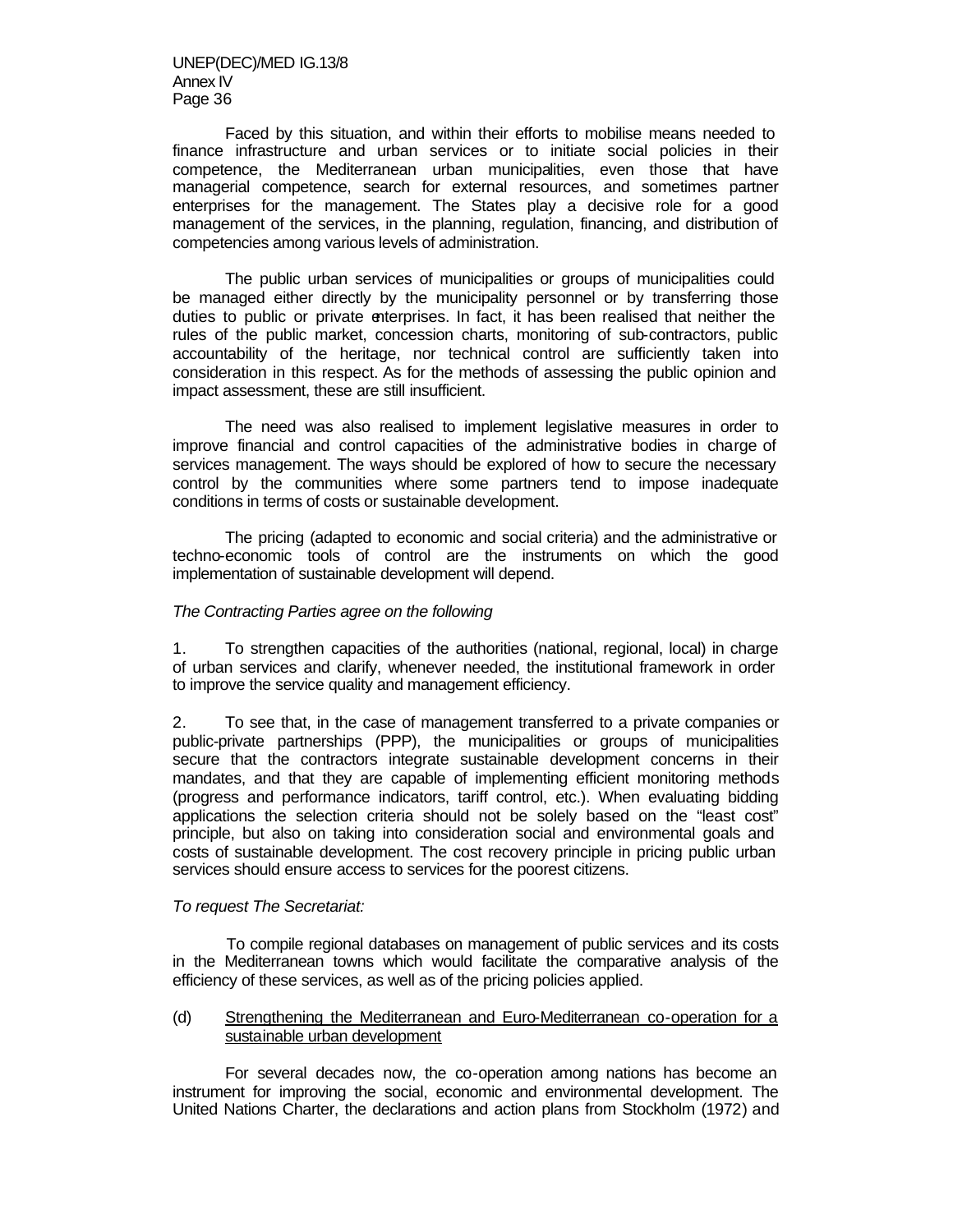Faced by this situation, and within their efforts to mobilise means needed to finance infrastructure and urban services or to initiate social policies in their competence, the Mediterranean urban municipalities, even those that have managerial competence, search for external resources, and sometimes partner enterprises for the management. The States play a decisive role for a good management of the services, in the planning, regulation, financing, and distribution of competencies among various levels of administration.

The public urban services of municipalities or groups of municipalities could be managed either directly by the municipality personnel or by transferring those duties to public or private enterprises. In fact, it has been realised that neither the rules of the public market, concession charts, monitoring of sub-contractors, public accountability of the heritage, nor technical control are sufficiently taken into consideration in this respect. As for the methods of assessing the public opinion and impact assessment, these are still insufficient.

The need was also realised to implement legislative measures in order to improve financial and control capacities of the administrative bodies in charge of services management. The ways should be explored of how to secure the necessary control by the communities where some partners tend to impose inadequate conditions in terms of costs or sustainable development.

The pricing (adapted to economic and social criteria) and the administrative or techno-economic tools of control are the instruments on which the good implementation of sustainable development will depend.

*The Contracting Parties agree on the following*

1. To strengthen capacities of the authorities (national, regional, local) in charge of urban services and clarify, whenever needed, the institutional framework in order to improve the service quality and management efficiency.

2. To see that, in the case of management transferred to a private companies or public-private partnerships (PPP), the municipalities or groups of municipalities secure that the contractors integrate sustainable development concerns in their mandates, and that they are capable of implementing efficient monitoring methods (progress and performance indicators, tariff control, etc.). When evaluating bidding applications the selection criteria should not be solely based on the "least cost" principle, but also on taking into consideration social and environmental goals and costs of sustainable development. The cost recovery principle in pricing public urban services should ensure access to services for the poorest citizens.

*To request The Secretariat:*

To compile regional databases on management of public services and its costs in the Mediterranean towns which would facilitate the comparative analysis of the efficiency of these services, as well as of the pricing policies applied.

(d) <u>Strengthening the Mediterranean and Euro-Mediterranean co-operation for a sustainable urban development</u>

For several decades now, the co-operation among nations has become an instrument for improving the social, economic and environmental development. The United Nations Charter, the declarations and action plans from Stockholm (1972) and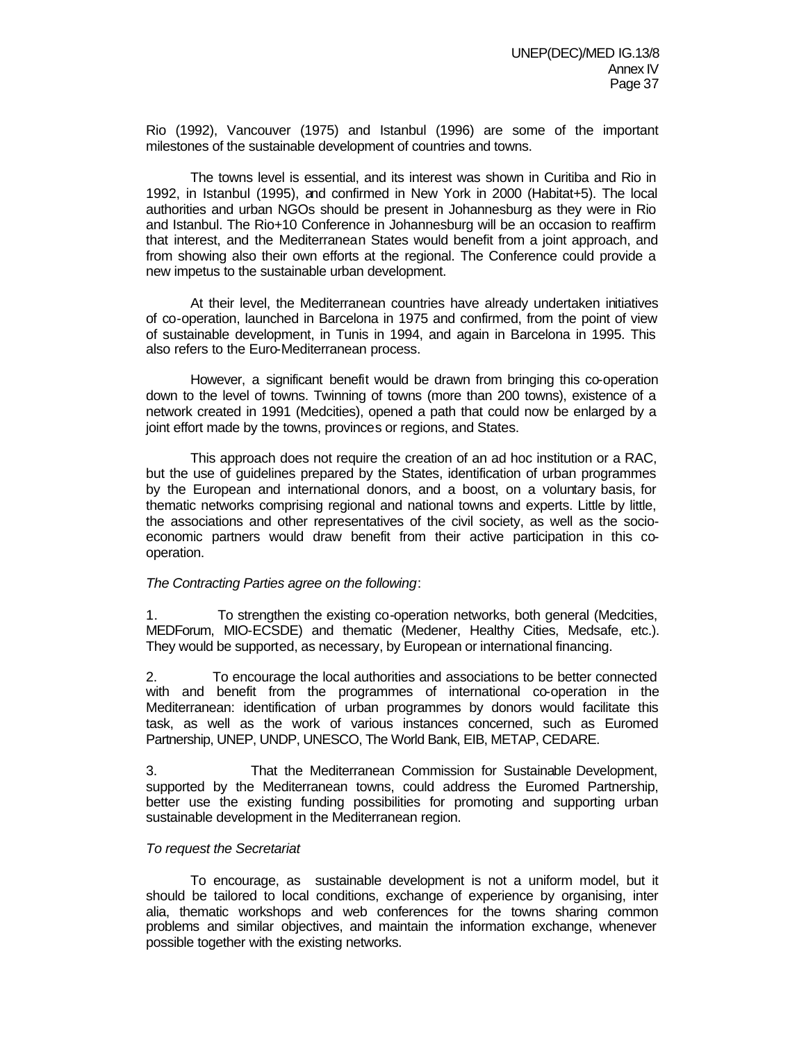Rio (1992), Vancouver (1975) and Istanbul (1996) are some of the important milestones of the sustainable development of countries and towns.

The towns level is essential, and its interest was shown in Curitiba and Rio in 1992, in Istanbul (1995), and confirmed in New York in 2000 (Habitat+5). The local authorities and urban NGOs should be present in Johannesburg as they were in Rio and Istanbul. The Rio+10 Conference in Johannesburg will be an occasion to reaffirm that interest, and the Mediterranean States would benefit from a joint approach, and from showing also their own efforts at the regional. The Conference could provide a new impetus to the sustainable urban development.

At their level, the Mediterranean countries have already undertaken initiatives of co-operation, launched in Barcelona in 1975 and confirmed, from the point of view of sustainable development, in Tunis in 1994, and again in Barcelona in 1995. This also refers to the Euro-Mediterranean process.

However, a significant benefit would be drawn from bringing this co-operation down to the level of towns. Twinning of towns (more than 200 towns), existence of a network created in 1991 (Medcities), opened a path that could now be enlarged by a joint effort made by the towns, provinces or regions, and States.

This approach does not require the creation of an ad hoc institution or a RAC, but the use of guidelines prepared by the States, identification of urban programmes by the European and international donors, and a boost, on a voluntary basis, for thematic networks comprising regional and national towns and experts. Little by little, the associations and other representatives of the civil society, as well as the socio-economic partners would draw benefit from their active participation in this co-operation.

*The Contracting Parties agree on the following*:

1. To strengthen the existing co-operation networks, both general (Medcities, MEDForum, MIO-ECSDE) and thematic (Medener, Healthy Cities, Medsafe, etc.). They would be supported, as necessary, by European or international financing.

2. To encourage the local authorities and associations to be better connected with and benefit from the programmes of international co-operation in the Mediterranean: identification of urban programmes by donors would facilitate this task, as well as the work of various instances concerned, such as Euromed Partnership, UNEP, UNDP, UNESCO, The World Bank, EIB, METAP, CEDARE.

3. That the Mediterranean Commission for Sustainable Development, supported by the Mediterranean towns, could address the Euromed Partnership, better use the existing funding possibilities for promoting and supporting urban sustainable development in the Mediterranean region.

*To request the Secretariat*

To encourage, as sustainable development is not a uniform model, but it should be tailored to local conditions, exchange of experience by organising, inter alia, thematic workshops and web conferences for the towns sharing common problems and similar objectives, and maintain the information exchange, whenever possible together with the existing networks.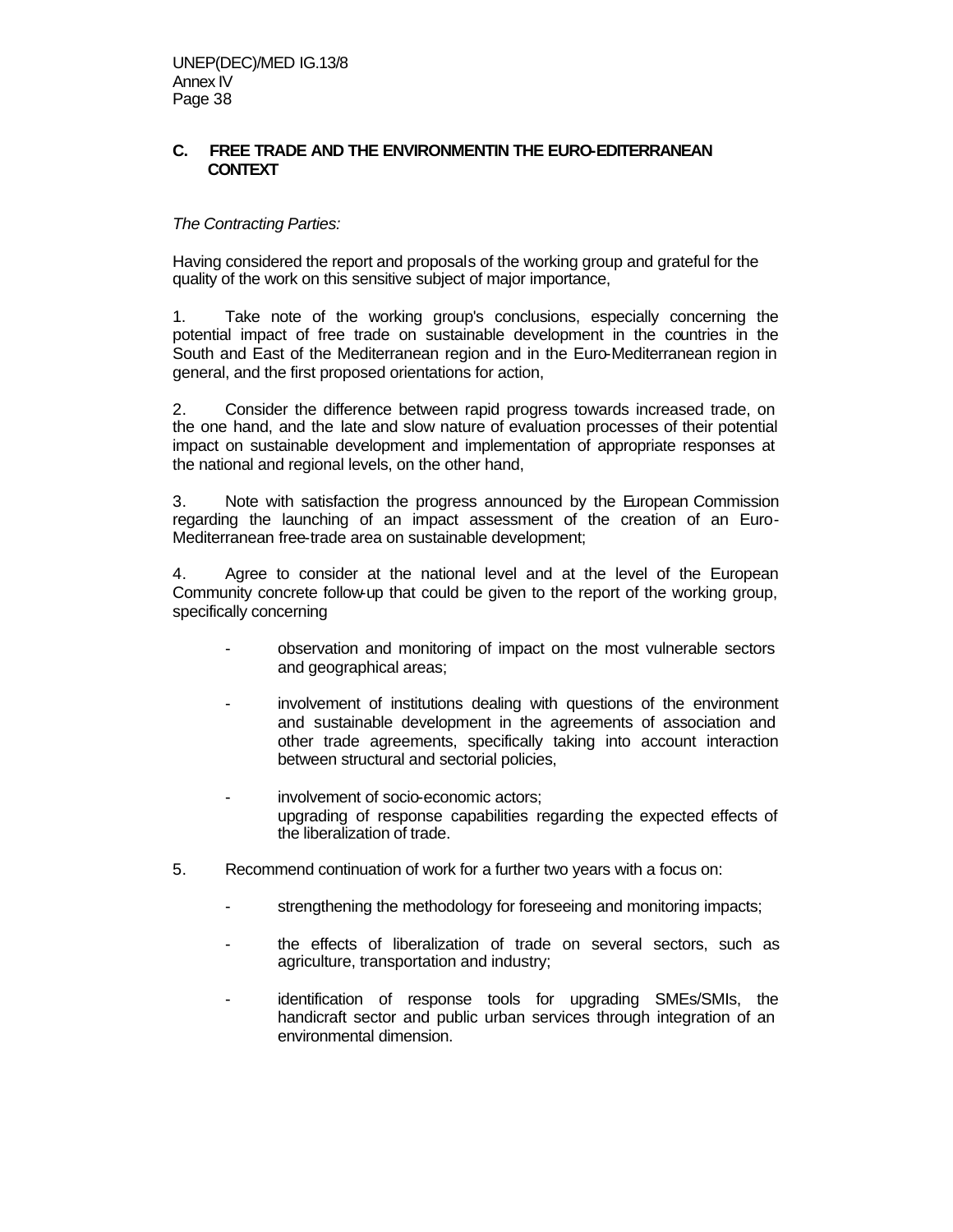## C. FREE TRADE AND THE ENVIRONMENTIN THE EURO-EDITERRANEAN CONTEXT

*The Contracting Parties:*

Having considered the report and proposals of the working group and grateful for the quality of the work on this sensitive subject of major importance,

1. Take note of the working group's conclusions, especially concerning the potential impact of free trade on sustainable development in the countries in the South and East of the Mediterranean region and in the Euro-Mediterranean region in general, and the first proposed orientations for action,

2. Consider the difference between rapid progress towards increased trade, on the one hand, and the late and slow nature of evaluation processes of their potential impact on sustainable development and implementation of appropriate responses at the national and regional levels, on the other hand,

3. Note with satisfaction the progress announced by the European Commission regarding the launching of an impact assessment of the creation of an Euro-Mediterranean free-trade area on sustainable development;

4. Agree to consider at the national level and at the level of the European Community concrete follow-up that could be given to the report of the working group, specifically concerning

   - observation and monitoring of impact on the most vulnerable sectors and geographical areas;
   - involvement of institutions dealing with questions of the environment and sustainable development in the agreements of association and other trade agreements, specifically taking into account interaction between structural and sectorial policies,
   - involvement of socio-economic actors;
     upgrading of response capabilities regarding the expected effects of the liberalization of trade.

5. Recommend continuation of work for a further two years with a focus on:

   - strengthening the methodology for foreseeing and monitoring impacts;
   - the effects of liberalization of trade on several sectors, such as agriculture, transportation and industry;
   - identification of response tools for upgrading SMEs/SMIs, the handicraft sector and public urban services through integration of an environmental dimension.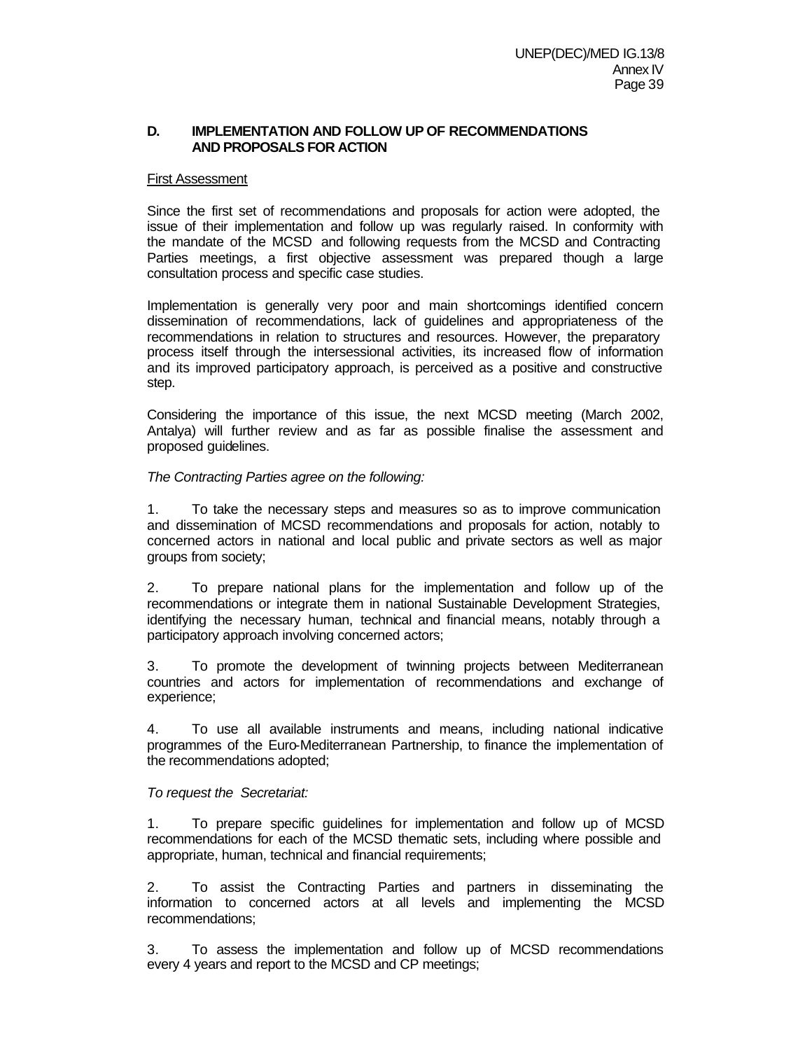## D. IMPLEMENTATION AND FOLLOW UP OF RECOMMENDATIONS AND PROPOSALS FOR ACTION

First Assessment

Since the first set of recommendations and proposals for action were adopted, the issue of their implementation and follow up was regularly raised. In conformity with the mandate of the MCSD and following requests from the MCSD and Contracting Parties meetings, a first objective assessment was prepared though a large consultation process and specific case studies.

Implementation is generally very poor and main shortcomings identified concern dissemination of recommendations, lack of guidelines and appropriateness of the recommendations in relation to structures and resources. However, the preparatory process itself through the intersessional activities, its increased flow of information and its improved participatory approach, is perceived as a positive and constructive step.

Considering the importance of this issue, the next MCSD meeting (March 2002, Antalya) will further review and as far as possible finalise the assessment and proposed guidelines.

*The Contracting Parties agree on the following:*

1. To take the necessary steps and measures so as to improve communication and dissemination of MCSD recommendations and proposals for action, notably to concerned actors in national and local public and private sectors as well as major groups from society;

2. To prepare national plans for the implementation and follow up of the recommendations or integrate them in national Sustainable Development Strategies, identifying the necessary human, technical and financial means, notably through a participatory approach involving concerned actors;

3. To promote the development of twinning projects between Mediterranean countries and actors for implementation of recommendations and exchange of experience;

4. To use all available instruments and means, including national indicative programmes of the Euro-Mediterranean Partnership, to finance the implementation of the recommendations adopted;

*To request the Secretariat:*

1. To prepare specific guidelines for implementation and follow up of MCSD recommendations for each of the MCSD thematic sets, including where possible and appropriate, human, technical and financial requirements;

2. To assist the Contracting Parties and partners in disseminating the information to concerned actors at all levels and implementing the MCSD recommendations;

3. To assess the implementation and follow up of MCSD recommendations every 4 years and report to the MCSD and CP meetings;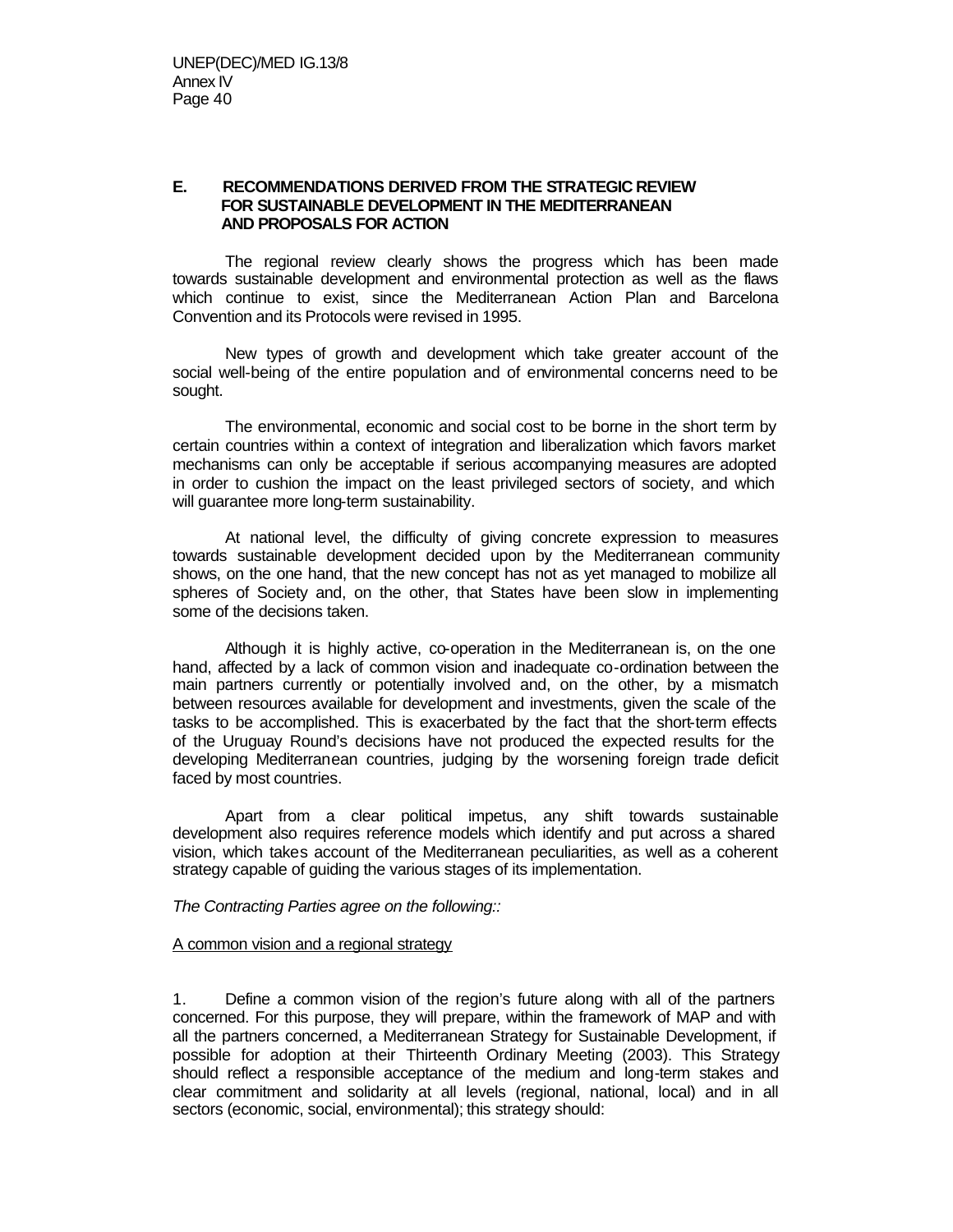## E. RECOMMENDATIONS DERIVED FROM THE STRATEGIC REVIEW FOR SUSTAINABLE DEVELOPMENT IN THE MEDITERRANEAN AND PROPOSALS FOR ACTION

The regional review clearly shows the progress which has been made towards sustainable development and environmental protection as well as the flaws which continue to exist, since the Mediterranean Action Plan and Barcelona Convention and its Protocols were revised in 1995.

New types of growth and development which take greater account of the social well-being of the entire population and of environmental concerns need to be sought.

The environmental, economic and social cost to be borne in the short term by certain countries within a context of integration and liberalization which favors market mechanisms can only be acceptable if serious accompanying measures are adopted in order to cushion the impact on the least privileged sectors of society, and which will guarantee more long-term sustainability.

At national level, the difficulty of giving concrete expression to measures towards sustainable development decided upon by the Mediterranean community shows, on the one hand, that the new concept has not as yet managed to mobilize all spheres of Society and, on the other, that States have been slow in implementing some of the decisions taken.

Although it is highly active, co-operation in the Mediterranean is, on the one hand, affected by a lack of common vision and inadequate co-ordination between the main partners currently or potentially involved and, on the other, by a mismatch between resources available for development and investments, given the scale of the tasks to be accomplished. This is exacerbated by the fact that the short-term effects of the Uruguay Round's decisions have not produced the expected results for the developing Mediterranean countries, judging by the worsening foreign trade deficit faced by most countries.

Apart from a clear political impetus, any shift towards sustainable development also requires reference models which identify and put across a shared vision, which takes account of the Mediterranean peculiarities, as well as a coherent strategy capable of guiding the various stages of its implementation.

*The Contracting Parties agree on the following::*

<u>A common vision and a regional strategy</u>

1. Define a common vision of the region's future along with all of the partners concerned. For this purpose, they will prepare, within the framework of MAP and with all the partners concerned, a Mediterranean Strategy for Sustainable Development, if possible for adoption at their Thirteenth Ordinary Meeting (2003). This Strategy should reflect a responsible acceptance of the medium and long-term stakes and clear commitment and solidarity at all levels (regional, national, local) and in all sectors (economic, social, environmental); this strategy should: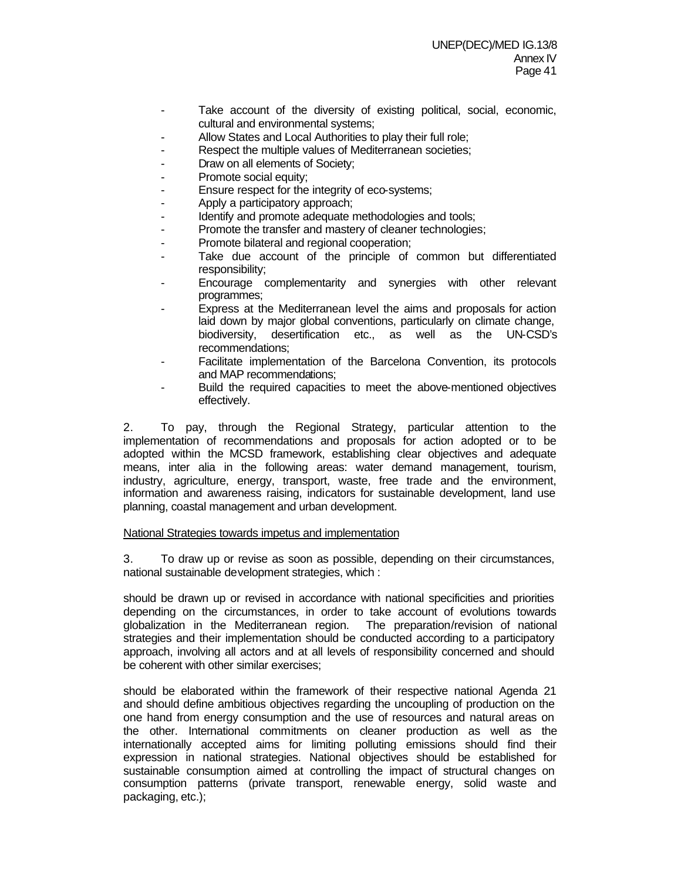- Take account of the diversity of existing political, social, economic, cultural and environmental systems;
- Allow States and Local Authorities to play their full role;
- Respect the multiple values of Mediterranean societies;
- Draw on all elements of Society;
- Promote social equity;
- Ensure respect for the integrity of eco-systems;
- Apply a participatory approach;
- Identify and promote adequate methodologies and tools;
- Promote the transfer and mastery of cleaner technologies;
- Promote bilateral and regional cooperation;
- Take due account of the principle of common but differentiated responsibility;
- Encourage complementarity and synergies with other relevant programmes;
- Express at the Mediterranean level the aims and proposals for action laid down by major global conventions, particularly on climate change, biodiversity, desertification etc., as well as the UN-CSD's recommendations;
- Facilitate implementation of the Barcelona Convention, its protocols and MAP recommendations;
- Build the required capacities to meet the above-mentioned objectives effectively.

2. To pay, through the Regional Strategy, particular attention to the implementation of recommendations and proposals for action adopted or to be adopted within the MCSD framework, establishing clear objectives and adequate means, inter alia in the following areas: water demand management, tourism, industry, agriculture, energy, transport, waste, free trade and the environment, information and awareness raising, indicators for sustainable development, land use planning, coastal management and urban development.

National Strategies towards impetus and implementation

3. To draw up or revise as soon as possible, depending on their circumstances, national sustainable development strategies, which :

should be drawn up or revised in accordance with national specificities and priorities depending on the circumstances, in order to take account of evolutions towards globalization in the Mediterranean region. The preparation/revision of national strategies and their implementation should be conducted according to a participatory approach, involving all actors and at all levels of responsibility concerned and should be coherent with other similar exercises;

should be elaborated within the framework of their respective national Agenda 21 and should define ambitious objectives regarding the uncoupling of production on the one hand from energy consumption and the use of resources and natural areas on the other. International commitments on cleaner production as well as the internationally accepted aims for limiting polluting emissions should find their expression in national strategies. National objectives should be established for sustainable consumption aimed at controlling the impact of structural changes on consumption patterns (private transport, renewable energy, solid waste and packaging, etc.);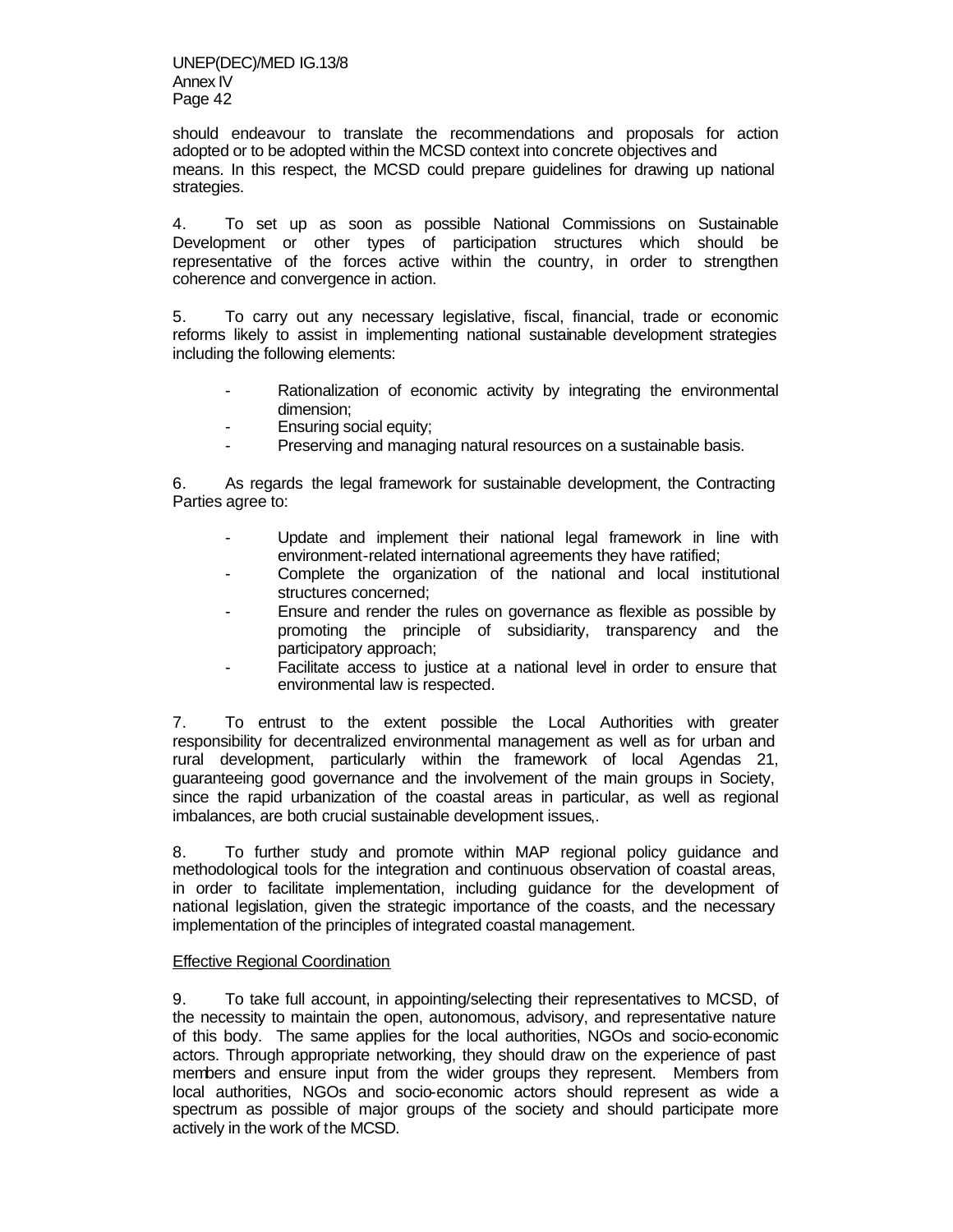should endeavour to translate the recommendations and proposals for action adopted or to be adopted within the MCSD context into concrete objectives and means. In this respect, the MCSD could prepare guidelines for drawing up national strategies.

4. To set up as soon as possible National Commissions on Sustainable Development or other types of participation structures which should be representative of the forces active within the country, in order to strengthen coherence and convergence in action.

5. To carry out any necessary legislative, fiscal, financial, trade or economic reforms likely to assist in implementing national sustainable development strategies including the following elements:

- Rationalization of economic activity by integrating the environmental dimension;
- Ensuring social equity;
- Preserving and managing natural resources on a sustainable basis.

6. As regards the legal framework for sustainable development, the Contracting Parties agree to:

- Update and implement their national legal framework in line with environment-related international agreements they have ratified;
- Complete the organization of the national and local institutional structures concerned;
- Ensure and render the rules on governance as flexible as possible by promoting the principle of subsidiarity, transparency and the participatory approach;
- Facilitate access to justice at a national level in order to ensure that environmental law is respected.

7. To entrust to the extent possible the Local Authorities with greater responsibility for decentralized environmental management as well as for urban and rural development, particularly within the framework of local Agendas 21, guaranteeing good governance and the involvement of the main groups in Society, since the rapid urbanization of the coastal areas in particular, as well as regional imbalances, are both crucial sustainable development issues,.

8. To further study and promote within MAP regional policy guidance and methodological tools for the integration and continuous observation of coastal areas, in order to facilitate implementation, including guidance for the development of national legislation, given the strategic importance of the coasts, and the necessary implementation of the principles of integrated coastal management.

Effective Regional Coordination

9. To take full account, in appointing/selecting their representatives to MCSD, of the necessity to maintain the open, autonomous, advisory, and representative nature of this body. The same applies for the local authorities, NGOs and socio-economic actors. Through appropriate networking, they should draw on the experience of past members and ensure input from the wider groups they represent. Members from local authorities, NGOs and socio-economic actors should represent as wide a spectrum as possible of major groups of the society and should participate more actively in the work of the MCSD.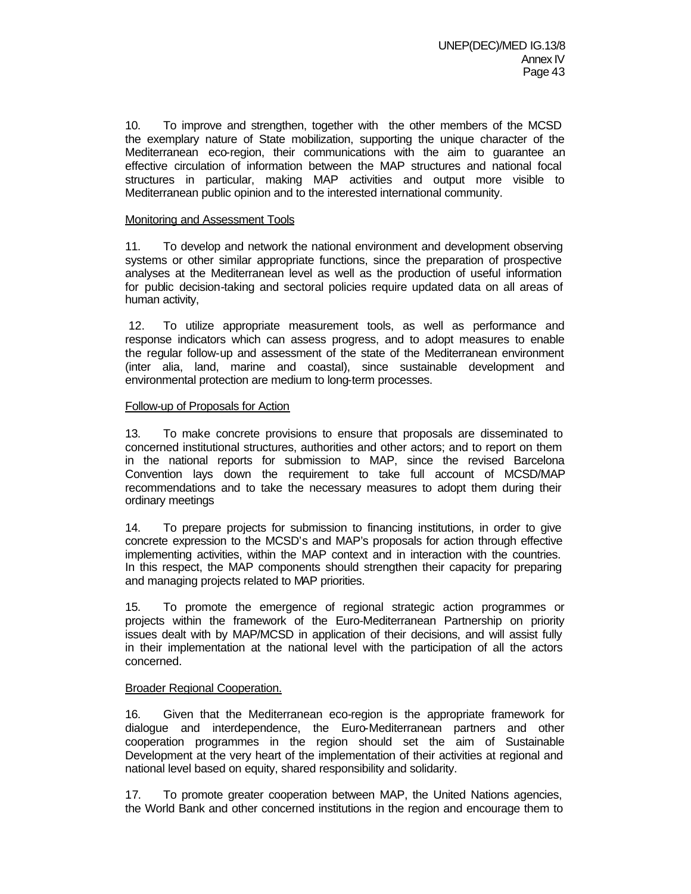10. To improve and strengthen, together with the other members of the MCSD the exemplary nature of State mobilization, supporting the unique character of the Mediterranean eco-region, their communications with the aim to guarantee an effective circulation of information between the MAP structures and national focal structures in particular, making MAP activities and output more visible to Mediterranean public opinion and to the interested international community.

Monitoring and Assessment Tools

11. To develop and network the national environment and development observing systems or other similar appropriate functions, since the preparation of prospective analyses at the Mediterranean level as well as the production of useful information for public decision-taking and sectoral policies require updated data on all areas of human activity,

12. To utilize appropriate measurement tools, as well as performance and response indicators which can assess progress, and to adopt measures to enable the regular follow-up and assessment of the state of the Mediterranean environment (inter alia, land, marine and coastal), since sustainable development and environmental protection are medium to long-term processes.

Follow-up of Proposals for Action

13. To make concrete provisions to ensure that proposals are disseminated to concerned institutional structures, authorities and other actors; and to report on them in the national reports for submission to MAP, since the revised Barcelona Convention lays down the requirement to take full account of MCSD/MAP recommendations and to take the necessary measures to adopt them during their ordinary meetings

14. To prepare projects for submission to financing institutions, in order to give concrete expression to the MCSD's and MAP's proposals for action through effective implementing activities, within the MAP context and in interaction with the countries. In this respect, the MAP components should strengthen their capacity for preparing and managing projects related to MAP priorities.

15. To promote the emergence of regional strategic action programmes or projects within the framework of the Euro-Mediterranean Partnership on priority issues dealt with by MAP/MCSD in application of their decisions, and will assist fully in their implementation at the national level with the participation of all the actors concerned.

Broader Regional Cooperation.

16. Given that the Mediterranean eco-region is the appropriate framework for dialogue and interdependence, the Euro-Mediterranean partners and other cooperation programmes in the region should set the aim of Sustainable Development at the very heart of the implementation of their activities at regional and national level based on equity, shared responsibility and solidarity.

17. To promote greater cooperation between MAP, the United Nations agencies, the World Bank and other concerned institutions in the region and encourage them to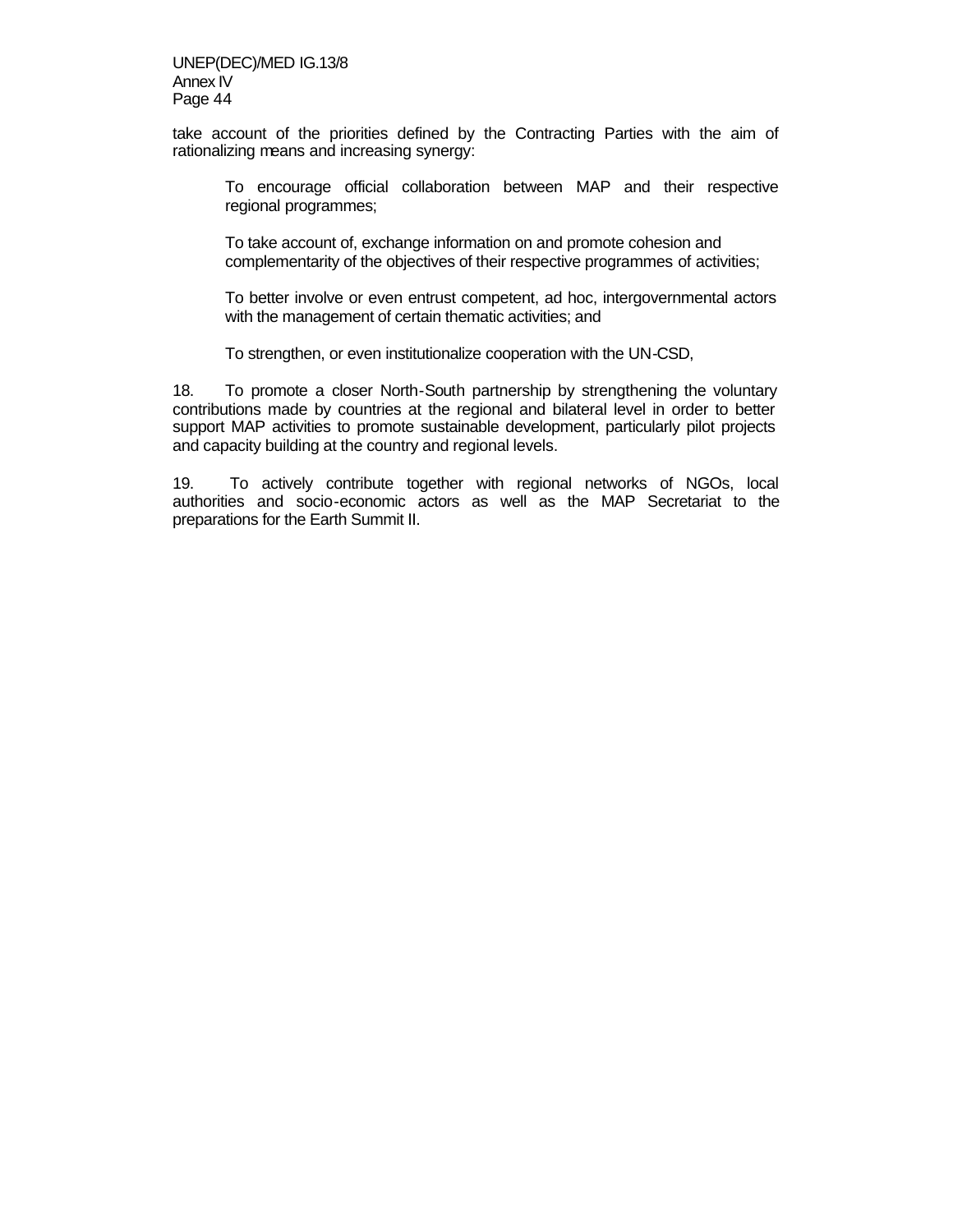take account of the priorities defined by the Contracting Parties with the aim of rationalizing means and increasing synergy:

> To encourage official collaboration between MAP and their respective regional programmes;
>
> To take account of, exchange information on and promote cohesion and complementarity of the objectives of their respective programmes of activities;
>
> To better involve or even entrust competent, ad hoc, intergovernmental actors with the management of certain thematic activities; and
>
> To strengthen, or even institutionalize cooperation with the UN-CSD,

18. To promote a closer North-South partnership by strengthening the voluntary contributions made by countries at the regional and bilateral level in order to better support MAP activities to promote sustainable development, particularly pilot projects and capacity building at the country and regional levels.

19. To actively contribute together with regional networks of NGOs, local authorities and socio-economic actors as well as the MAP Secretariat to the preparations for the Earth Summit II.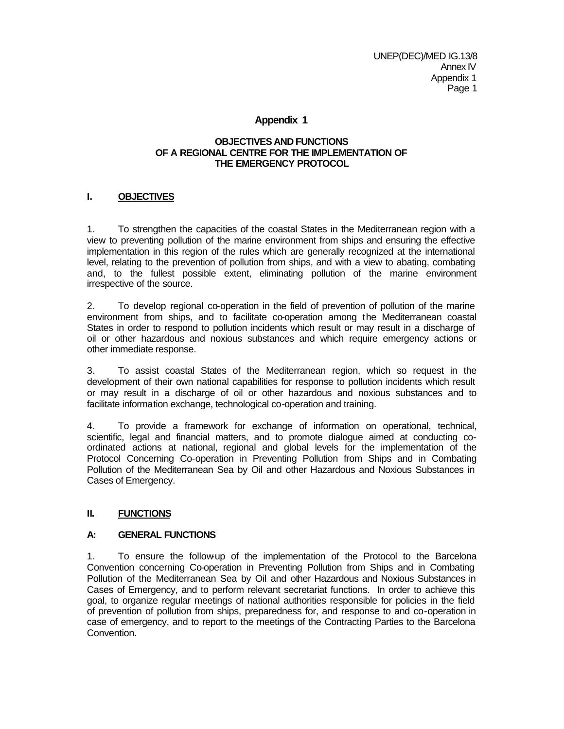## Appendix 1

### OBJECTIVES AND FUNCTIONS OF A REGIONAL CENTRE FOR THE IMPLEMENTATION OF THE EMERGENCY PROTOCOL

### I. OBJECTIVES

1. To strengthen the capacities of the coastal States in the Mediterranean region with a view to preventing pollution of the marine environment from ships and ensuring the effective implementation in this region of the rules which are generally recognized at the international level, relating to the prevention of pollution from ships, and with a view to abating, combating and, to the fullest possible extent, eliminating pollution of the marine environment irrespective of the source.

2. To develop regional co-operation in the field of prevention of pollution of the marine environment from ships, and to facilitate co-operation among the Mediterranean coastal States in order to respond to pollution incidents which result or may result in a discharge of oil or other hazardous and noxious substances and which require emergency actions or other immediate response.

3. To assist coastal States of the Mediterranean region, which so request in the development of their own national capabilities for response to pollution incidents which result or may result in a discharge of oil or other hazardous and noxious substances and to facilitate information exchange, technological co-operation and training.

4. To provide a framework for exchange of information on operational, technical, scientific, legal and financial matters, and to promote dialogue aimed at conducting co-ordinated actions at national, regional and global levels for the implementation of the Protocol Concerning Co-operation in Preventing Pollution from Ships and in Combating Pollution of the Mediterranean Sea by Oil and other Hazardous and Noxious Substances in Cases of Emergency.

### II. FUNCTIONS

#### A: GENERAL FUNCTIONS

1. To ensure the follow-up of the implementation of the Protocol to the Barcelona Convention concerning Co-operation in Preventing Pollution from Ships and in Combating Pollution of the Mediterranean Sea by Oil and other Hazardous and Noxious Substances in Cases of Emergency, and to perform relevant secretariat functions. In order to achieve this goal, to organize regular meetings of national authorities responsible for policies in the field of prevention of pollution from ships, preparedness for, and response to and co-operation in case of emergency, and to report to the meetings of the Contracting Parties to the Barcelona Convention.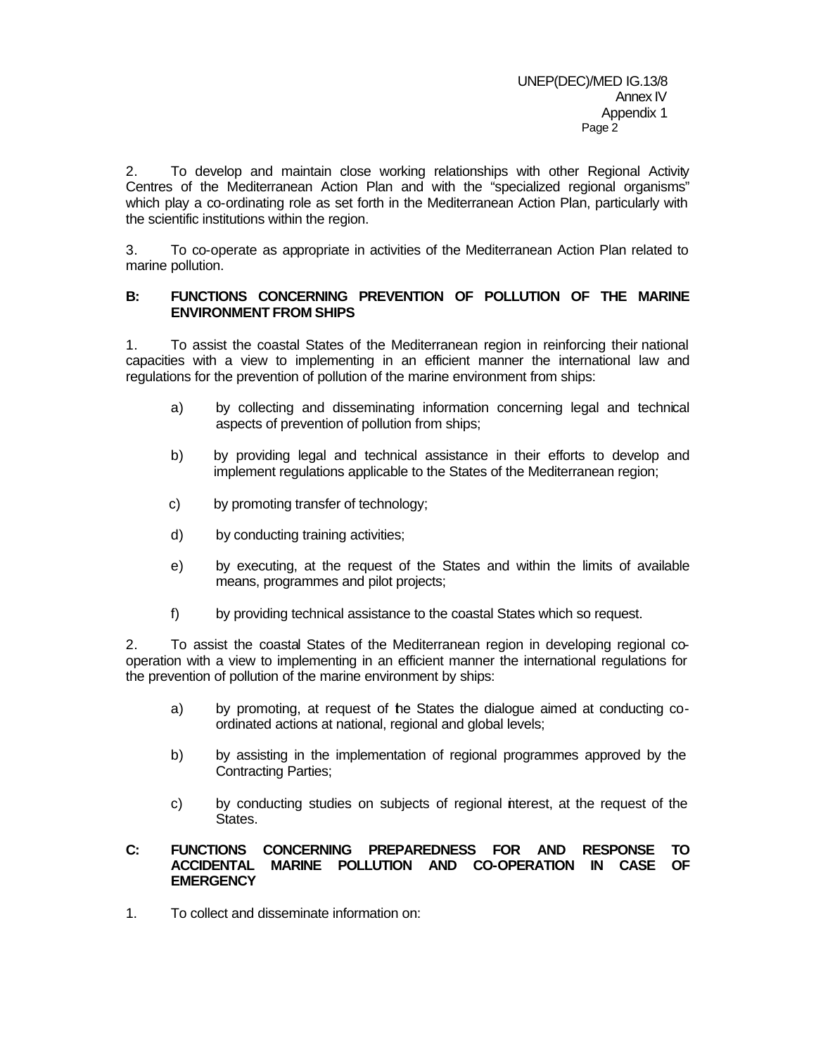2. To develop and maintain close working relationships with other Regional Activity Centres of the Mediterranean Action Plan and with the "specialized regional organisms" which play a co-ordinating role as set forth in the Mediterranean Action Plan, particularly with the scientific institutions within the region.

3. To co-operate as appropriate in activities of the Mediterranean Action Plan related to marine pollution.

**B: FUNCTIONS CONCERNING PREVENTION OF POLLUTION OF THE MARINE ENVIRONMENT FROM SHIPS**

1. To assist the coastal States of the Mediterranean region in reinforcing their national capacities with a view to implementing in an efficient manner the international law and regulations for the prevention of pollution of the marine environment from ships:

   a) by collecting and disseminating information concerning legal and technical aspects of prevention of pollution from ships;

   b) by providing legal and technical assistance in their efforts to develop and implement regulations applicable to the States of the Mediterranean region;

   c) by promoting transfer of technology;

   d) by conducting training activities;

   e) by executing, at the request of the States and within the limits of available means, programmes and pilot projects;

   f) by providing technical assistance to the coastal States which so request.

2. To assist the coastal States of the Mediterranean region in developing regional co-operation with a view to implementing in an efficient manner the international regulations for the prevention of pollution of the marine environment by ships:

   a) by promoting, at request of the States the dialogue aimed at conducting co-ordinated actions at national, regional and global levels;

   b) by assisting in the implementation of regional programmes approved by the Contracting Parties;

   c) by conducting studies on subjects of regional interest, at the request of the States.

**C: FUNCTIONS CONCERNING PREPAREDNESS FOR AND RESPONSE TO ACCIDENTAL MARINE POLLUTION AND CO-OPERATION IN CASE OF EMERGENCY**

1. To collect and disseminate information on: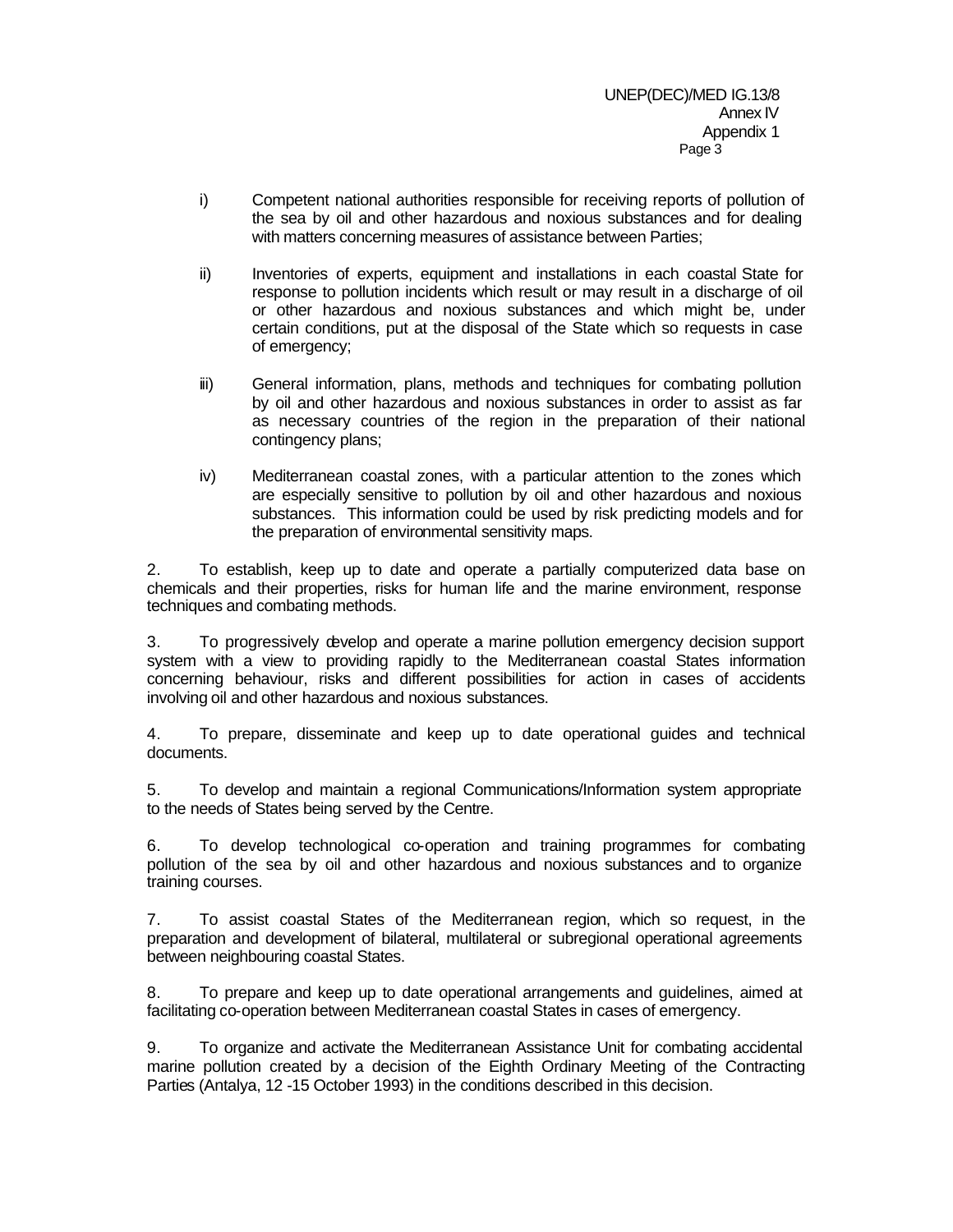i) Competent national authorities responsible for receiving reports of pollution of the sea by oil and other hazardous and noxious substances and for dealing with matters concerning measures of assistance between Parties;

ii) Inventories of experts, equipment and installations in each coastal State for response to pollution incidents which result or may result in a discharge of oil or other hazardous and noxious substances and which might be, under certain conditions, put at the disposal of the State which so requests in case of emergency;

iii) General information, plans, methods and techniques for combating pollution by oil and other hazardous and noxious substances in order to assist as far as necessary countries of the region in the preparation of their national contingency plans;

iv) Mediterranean coastal zones, with a particular attention to the zones which are especially sensitive to pollution by oil and other hazardous and noxious substances. This information could be used by risk predicting models and for the preparation of environmental sensitivity maps.

2. To establish, keep up to date and operate a partially computerized data base on chemicals and their properties, risks for human life and the marine environment, response techniques and combating methods.

3. To progressively develop and operate a marine pollution emergency decision support system with a view to providing rapidly to the Mediterranean coastal States information concerning behaviour, risks and different possibilities for action in cases of accidents involving oil and other hazardous and noxious substances.

4. To prepare, disseminate and keep up to date operational guides and technical documents.

5. To develop and maintain a regional Communications/Information system appropriate to the needs of States being served by the Centre.

6. To develop technological co-operation and training programmes for combating pollution of the sea by oil and other hazardous and noxious substances and to organize training courses.

7. To assist coastal States of the Mediterranean region, which so request, in the preparation and development of bilateral, multilateral or subregional operational agreements between neighbouring coastal States.

8. To prepare and keep up to date operational arrangements and guidelines, aimed at facilitating co-operation between Mediterranean coastal States in cases of emergency.

9. To organize and activate the Mediterranean Assistance Unit for combating accidental marine pollution created by a decision of the Eighth Ordinary Meeting of the Contracting Parties (Antalya, 12 -15 October 1993) in the conditions described in this decision.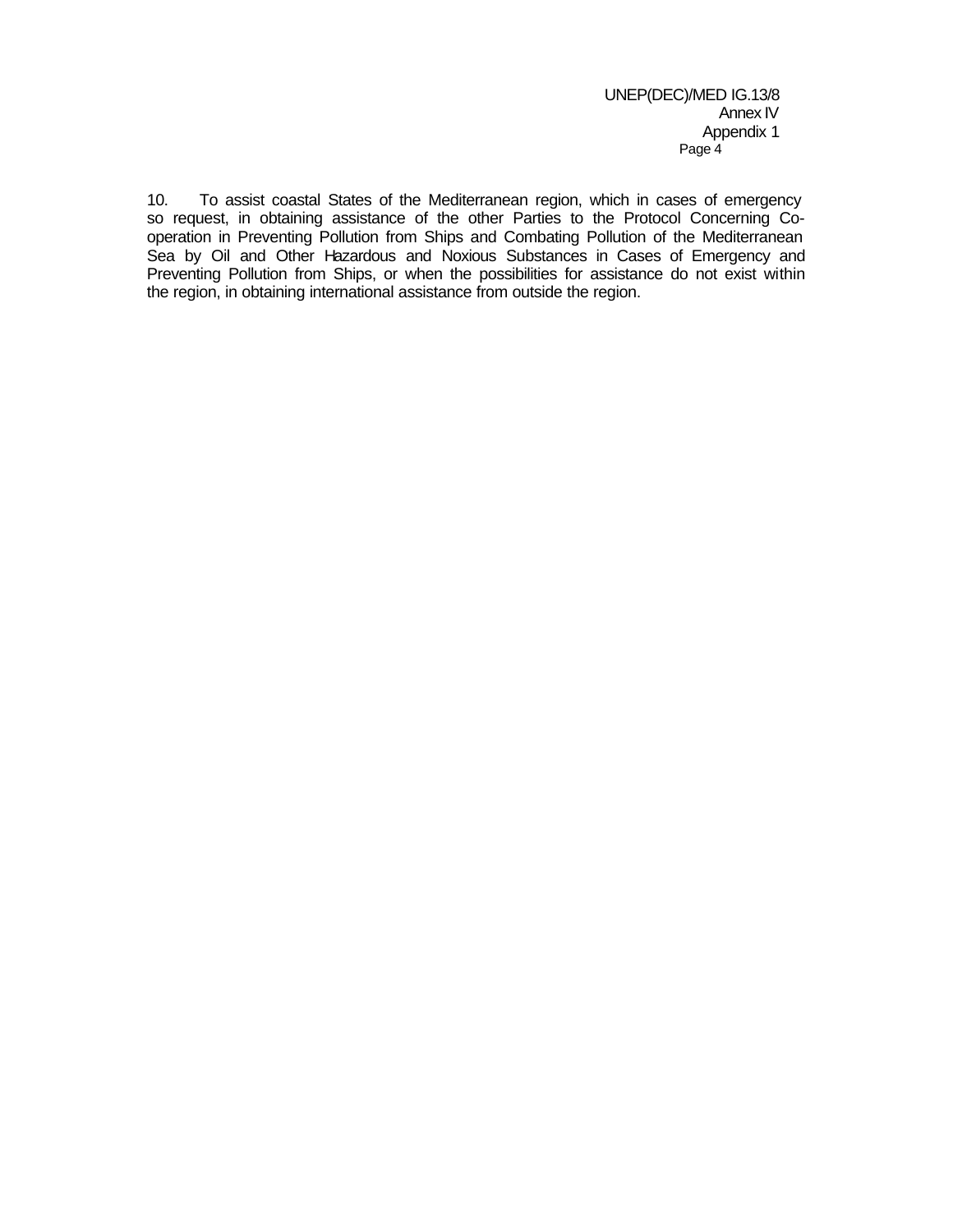10. To assist coastal States of the Mediterranean region, which in cases of emergency so request, in obtaining assistance of the other Parties to the Protocol Concerning Co-operation in Preventing Pollution from Ships and Combating Pollution of the Mediterranean Sea by Oil and Other Hazardous and Noxious Substances in Cases of Emergency and Preventing Pollution from Ships, or when the possibilities for assistance do not exist within the region, in obtaining international assistance from outside the region.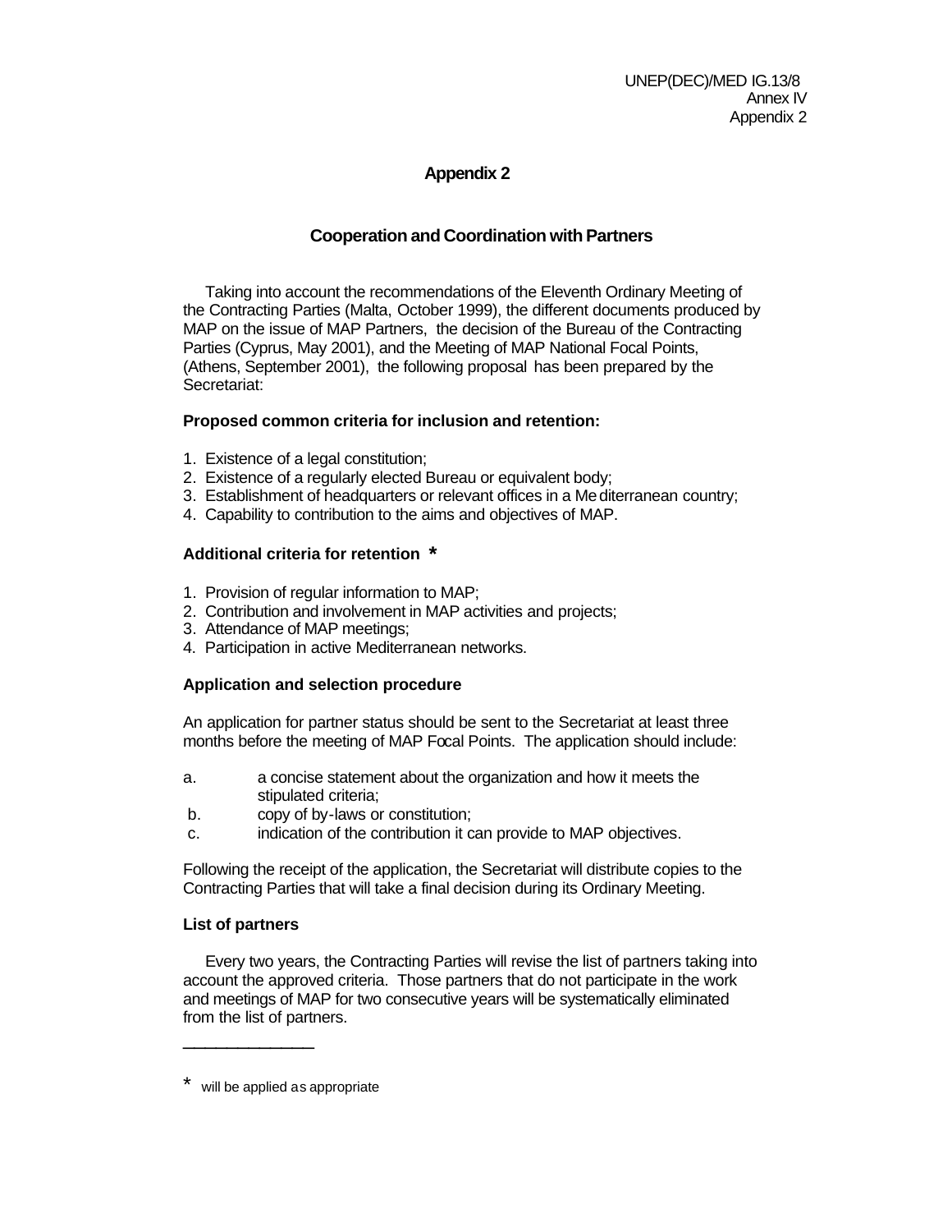## Appendix 2

### Cooperation and Coordination with Partners

Taking into account the recommendations of the Eleventh Ordinary Meeting of the Contracting Parties (Malta, October 1999), the different documents produced by MAP on the issue of MAP Partners, the decision of the Bureau of the Contracting Parties (Cyprus, May 2001), and the Meeting of MAP National Focal Points, (Athens, September 2001), the following proposal has been prepared by the Secretariat:

**Proposed common criteria for inclusion and retention:**

1. Existence of a legal constitution;
2. Existence of a regularly elected Bureau or equivalent body;
3. Establishment of headquarters or relevant offices in a Mediterranean country;
4. Capability to contribution to the aims and objectives of MAP.

**Additional criteria for retention** *

1. Provision of regular information to MAP;
2. Contribution and involvement in MAP activities and projects;
3. Attendance of MAP meetings;
4. Participation in active Mediterranean networks.

**Application and selection procedure**

An application for partner status should be sent to the Secretariat at least three months before the meeting of MAP Focal Points. The application should include:

a. a concise statement about the organization and how it meets the stipulated criteria;
b. copy of by-laws or constitution;
c. indication of the contribution it can provide to MAP objectives.

Following the receipt of the application, the Secretariat will distribute copies to the Contracting Parties that will take a final decision during its Ordinary Meeting.

**List of partners**

Every two years, the Contracting Parties will revise the list of partners taking into account the approved criteria. Those partners that do not participate in the work and meetings of MAP for two consecutive years will be systematically eliminated from the list of partners.

---

* will be applied as appropriate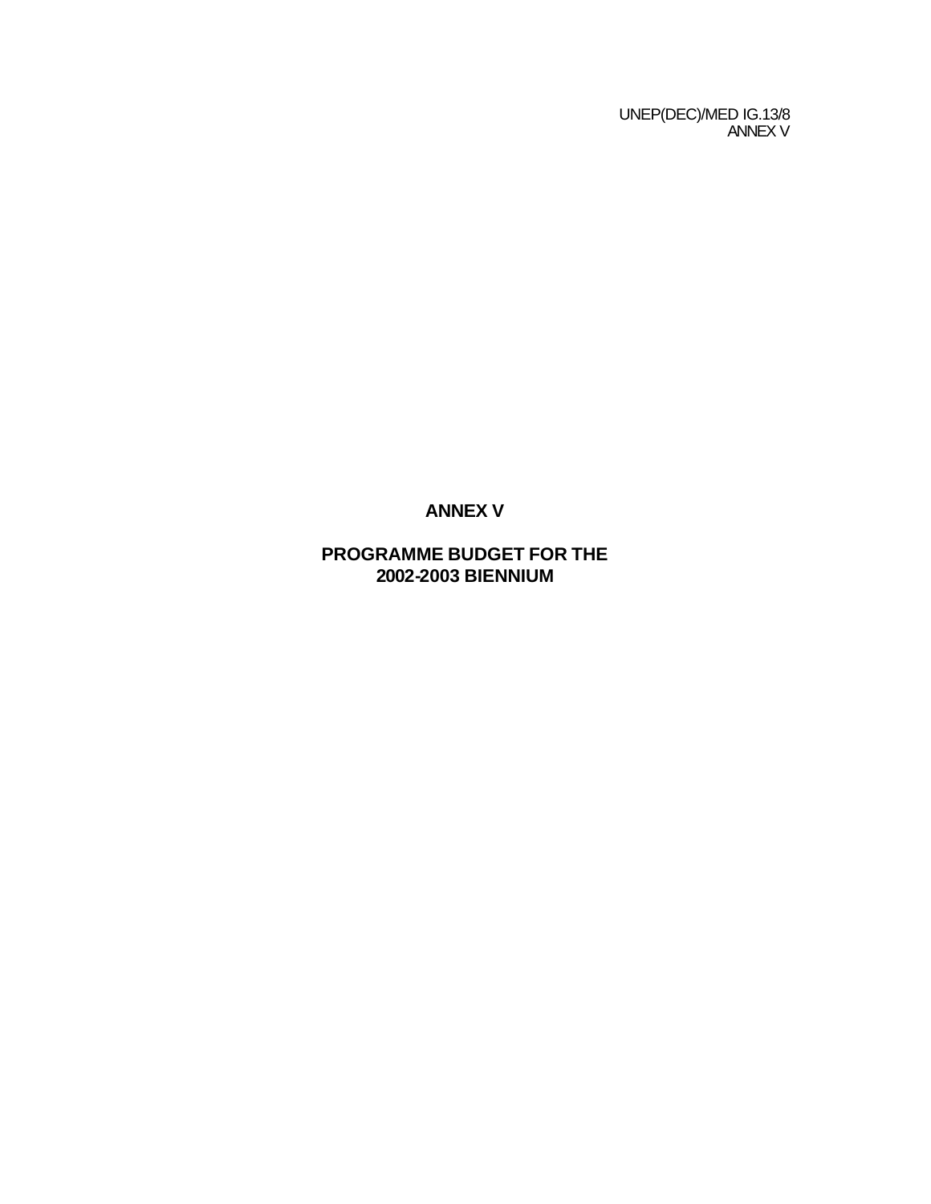# ANNEX V

## PROGRAMME BUDGET FOR THE 2002-2003 BIENNIUM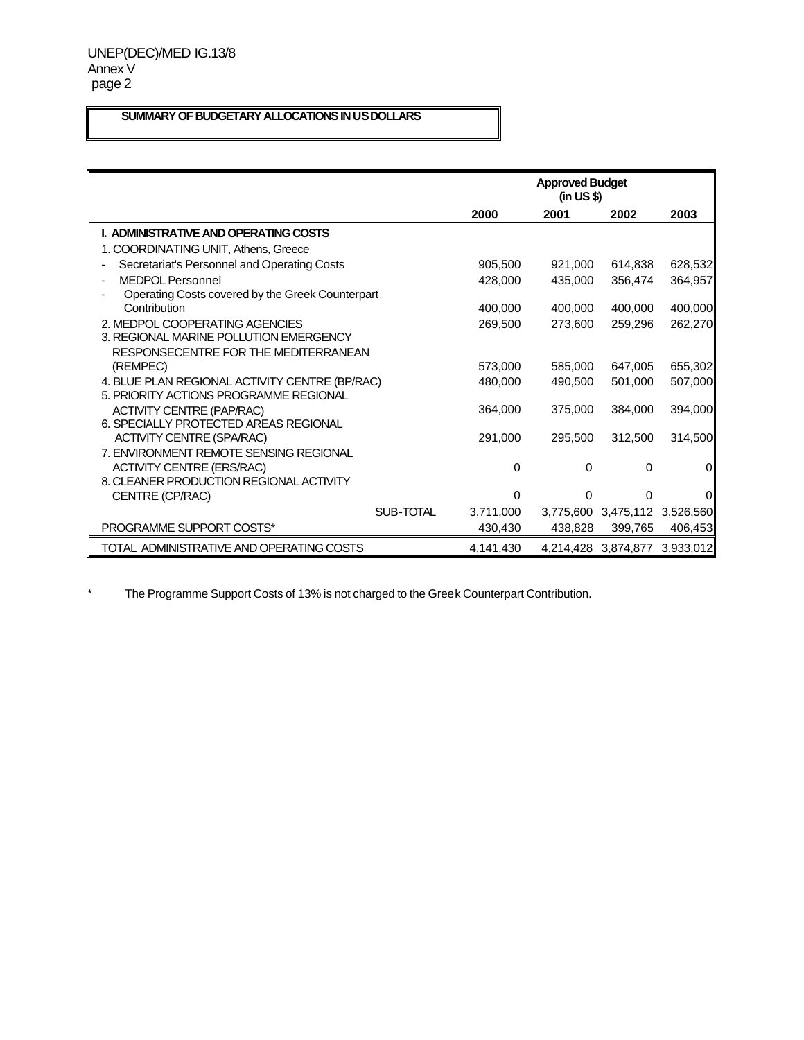**SUMMARY OF BUDGETARY ALLOCATIONS IN US DOLLARS**

| | Approved Budget (in US $) | | | |
|---|---|---|---|---|
| | **2000** | **2001** | **2002** | **2003** |
| **I. ADMINISTRATIVE AND OPERATING COSTS** | | | | |
| 1. COORDINATING UNIT, Athens, Greece | | | | |
| - Secretariat's Personnel and Operating Costs | 905,500 | 921,000 | 614,838 | 628,532 |
| - MEDPOL Personnel | 428,000 | 435,000 | 356,474 | 364,957 |
| - Operating Costs covered by the Greek Counterpart Contribution | 400,000 | 400,000 | 400,000 | 400,000 |
| 2. MEDPOL COOPERATING AGENCIES | 269,500 | 273,600 | 259,296 | 262,270 |
| 3. REGIONAL MARINE POLLUTION EMERGENCY RESPONSECENTRE FOR THE MEDITERRANEAN (REMPEC) | 573,000 | 585,000 | 647,005 | 655,302 |
| 4. BLUE PLAN REGIONAL ACTIVITY CENTRE (BP/RAC) | 480,000 | 490,500 | 501,000 | 507,000 |
| 5. PRIORITY ACTIONS PROGRAMME REGIONAL ACTIVITY CENTRE (PAP/RAC) | 364,000 | 375,000 | 384,000 | 394,000 |
| 6. SPECIALLY PROTECTED AREAS REGIONAL ACTIVITY CENTRE (SPA/RAC) | 291,000 | 295,500 | 312,500 | 314,500 |
| 7. ENVIRONMENT REMOTE SENSING REGIONAL ACTIVITY CENTRE (ERS/RAC) | 0 | 0 | 0 | 0 |
| 8. CLEANER PRODUCTION REGIONAL ACTIVITY CENTRE (CP/RAC) | 0 | 0 | 0 | 0 |
| SUB-TOTAL | 3,711,000 | 3,775,600 | 3,475,112 | 3,526,560 |
| PROGRAMME SUPPORT COSTS* | 430,430 | 438,828 | 399,765 | 406,453 |
| TOTAL ADMINISTRATIVE AND OPERATING COSTS | 4,141,430 | 4,214,428 | 3,874,877 | 3,933,012 |

\* The Programme Support Costs of 13% is not charged to the Greek Counterpart Contribution.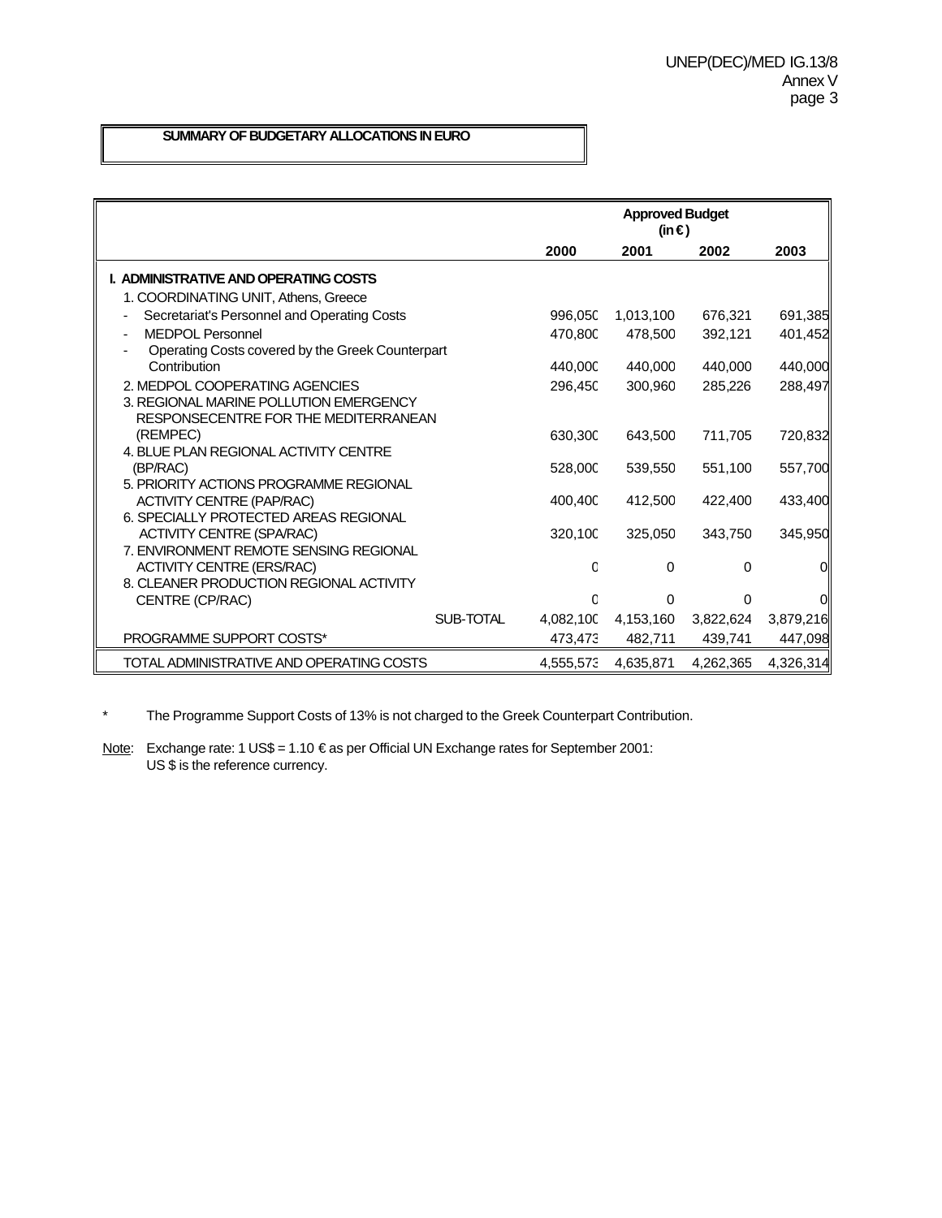**SUMMARY OF BUDGETARY ALLOCATIONS IN EURO**

| | Approved Budget (in €) | | | |
|---|---|---|---|---|
| | **2000** | **2001** | **2002** | **2003** |
| **I. ADMINISTRATIVE AND OPERATING COSTS** | | | | |
| 1. COORDINATING UNIT, Athens, Greece | | | | |
| - Secretariat's Personnel and Operating Costs | 996,050 | 1,013,100 | 676,321 | 691,385 |
| - MEDPOL Personnel | 470,800 | 478,500 | 392,121 | 401,452 |
| - Operating Costs covered by the Greek Counterpart Contribution | 440,000 | 440,000 | 440,000 | 440,000 |
| 2. MEDPOL COOPERATING AGENCIES | 296,450 | 300,960 | 285,226 | 288,497 |
| 3. REGIONAL MARINE POLLUTION EMERGENCY RESPONSECENTRE FOR THE MEDITERRANEAN (REMPEC) | 630,300 | 643,500 | 711,705 | 720,832 |
| 4. BLUE PLAN REGIONAL ACTIVITY CENTRE (BP/RAC) | 528,000 | 539,550 | 551,100 | 557,700 |
| 5. PRIORITY ACTIONS PROGRAMME REGIONAL ACTIVITY CENTRE (PAP/RAC) | 400,400 | 412,500 | 422,400 | 433,400 |
| 6. SPECIALLY PROTECTED AREAS REGIONAL ACTIVITY CENTRE (SPA/RAC) | 320,100 | 325,050 | 343,750 | 345,950 |
| 7. ENVIRONMENT REMOTE SENSING REGIONAL ACTIVITY CENTRE (ERS/RAC) | 0 | 0 | 0 | 0 |
| 8. CLEANER PRODUCTION REGIONAL ACTIVITY CENTRE (CP/RAC) | 0 | 0 | 0 | 0 |
| SUB-TOTAL | 4,082,100 | 4,153,160 | 3,822,624 | 3,879,216 |
| PROGRAMME SUPPORT COSTS* | 473,473 | 482,711 | 439,741 | 447,098 |
| TOTAL ADMINISTRATIVE AND OPERATING COSTS | 4,555,573 | 4,635,871 | 4,262,365 | 4,326,314 |

\* The Programme Support Costs of 13% is not charged to the Greek Counterpart Contribution.

Note: Exchange rate: 1 US$ = 1.10 € as per Official UN Exchange rates for September 2001: US $ is the reference currency.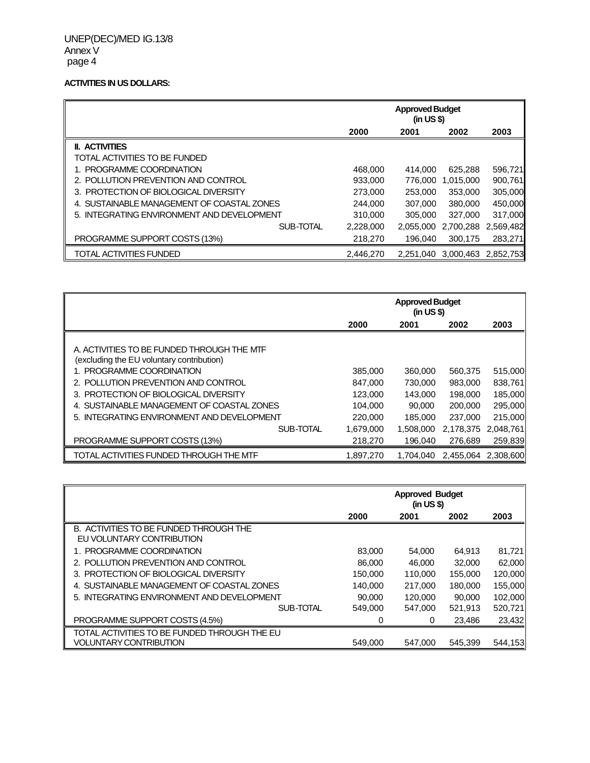**ACTIVITIES IN US DOLLARS:**

| | Approved Budget (in US $) | | | |
|---|---|---|---|---|
| | 2000 | 2001 | 2002 | 2003 |
| **II. ACTIVITIES** | | | | |
| TOTAL ACTIVITIES TO BE FUNDED | | | | |
| 1. PROGRAMME COORDINATION | 468,000 | 414,000 | 625,288 | 596,721 |
| 2. POLLUTION PREVENTION AND CONTROL | 933,000 | 776,000 | 1,015,000 | 900,761 |
| 3. PROTECTION OF BIOLOGICAL DIVERSITY | 273,000 | 253,000 | 353,000 | 305,000 |
| 4. SUSTAINABLE MANAGEMENT OF COASTAL ZONES | 244,000 | 307,000 | 380,000 | 450,000 |
| 5. INTEGRATING ENVIRONMENT AND DEVELOPMENT | 310,000 | 305,000 | 327,000 | 317,000 |
| SUB-TOTAL | 2,228,000 | 2,055,000 | 2,700,288 | 2,569,482 |
| PROGRAMME SUPPORT COSTS (13%) | 218,270 | 196,040 | 300,175 | 283,271 |
| TOTAL ACTIVITIES FUNDED | 2,446,270 | 2,251,040 | 3,000,463 | 2,852,753 |

| | Approved Budget (in US $) | | | |
|---|---|---|---|---|
| | 2000 | 2001 | 2002 | 2003 |
| A. ACTIVITIES TO BE FUNDED THROUGH THE MTF (excluding the EU voluntary contribution) | | | | |
| 1. PROGRAMME COORDINATION | 385,000 | 360,000 | 560,375 | 515,000 |
| 2. POLLUTION PREVENTION AND CONTROL | 847,000 | 730,000 | 983,000 | 838,761 |
| 3. PROTECTION OF BIOLOGICAL DIVERSITY | 123,000 | 143,000 | 198,000 | 185,000 |
| 4. SUSTAINABLE MANAGEMENT OF COASTAL ZONES | 104,000 | 90,000 | 200,000 | 295,000 |
| 5. INTEGRATING ENVIRONMENT AND DEVELOPMENT | 220,000 | 185,000 | 237,000 | 215,000 |
| SUB-TOTAL | 1,679,000 | 1,508,000 | 2,178,375 | 2,048,761 |
| PROGRAMME SUPPORT COSTS (13%) | 218,270 | 196,040 | 276,689 | 259,839 |
| TOTAL ACTIVITIES FUNDED THROUGH THE MTF | 1,897,270 | 1,704,040 | 2,455,064 | 2,308,600 |

| | Approved Budget (in US $) | | | |
|---|---|---|---|---|
| | 2000 | 2001 | 2002 | 2003 |
| B. ACTIVITIES TO BE FUNDED THROUGH THE EU VOLUNTARY CONTRIBUTION | | | | |
| 1. PROGRAMME COORDINATION | 83,000 | 54,000 | 64,913 | 81,721 |
| 2. POLLUTION PREVENTION AND CONTROL | 86,000 | 46,000 | 32,000 | 62,000 |
| 3. PROTECTION OF BIOLOGICAL DIVERSITY | 150,000 | 110,000 | 155,000 | 120,000 |
| 4. SUSTAINABLE MANAGEMENT OF COASTAL ZONES | 140,000 | 217,000 | 180,000 | 155,000 |
| 5. INTEGRATING ENVIRONMENT AND DEVELOPMENT | 90,000 | 120,000 | 90,000 | 102,000 |
| SUB-TOTAL | 549,000 | 547,000 | 521,913 | 520,721 |
| PROGRAMME SUPPORT COSTS (4.5%) | 0 | 0 | 23,486 | 23,432 |
| TOTAL ACTIVITIES TO BE FUNDED THROUGH THE EU VOLUNTARY CONTRIBUTION | 549,000 | 547,000 | 545,399 | 544,153 |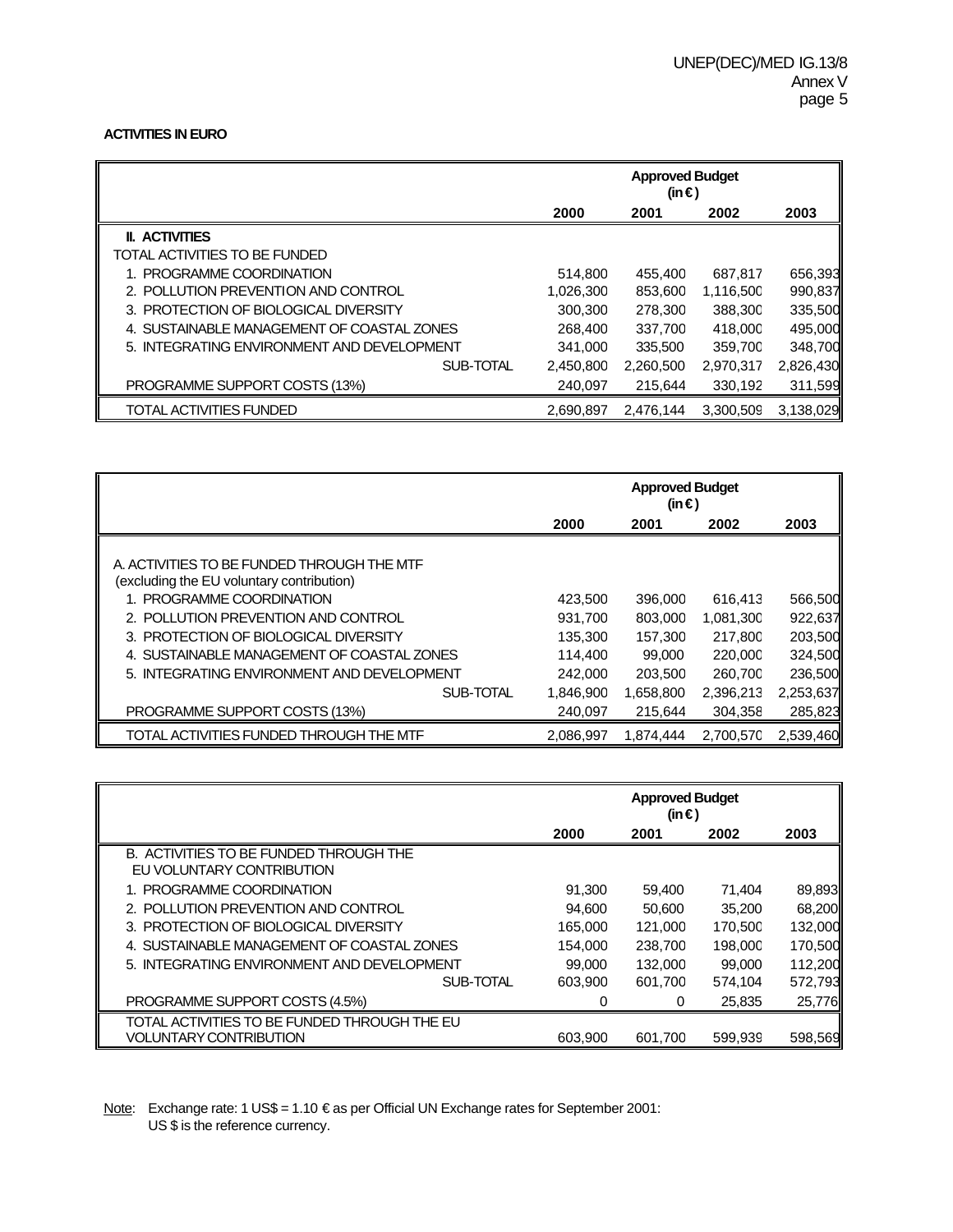**ACTIVITIES IN EURO**

| | Approved Budget (in €) | | | |
|---|---|---|---|---|
| | 2000 | 2001 | 2002 | 2003 |
| **II. ACTIVITIES** | | | | |
| TOTAL ACTIVITIES TO BE FUNDED | | | | |
| 1. PROGRAMME COORDINATION | 514,800 | 455,400 | 687,817 | 656,393 |
| 2. POLLUTION PREVENTION AND CONTROL | 1,026,300 | 853,600 | 1,116,500 | 990,837 |
| 3. PROTECTION OF BIOLOGICAL DIVERSITY | 300,300 | 278,300 | 388,300 | 335,500 |
| 4. SUSTAINABLE MANAGEMENT OF COASTAL ZONES | 268,400 | 337,700 | 418,000 | 495,000 |
| 5. INTEGRATING ENVIRONMENT AND DEVELOPMENT | 341,000 | 335,500 | 359,700 | 348,700 |
| SUB-TOTAL | 2,450,800 | 2,260,500 | 2,970,317 | 2,826,430 |
| PROGRAMME SUPPORT COSTS (13%) | 240,097 | 215,644 | 330,192 | 311,599 |
| TOTAL ACTIVITIES FUNDED | 2,690,897 | 2,476,144 | 3,300,509 | 3,138,029 |

| | Approved Budget (in €) | | | |
|---|---|---|---|---|
| | 2000 | 2001 | 2002 | 2003 |
| A. ACTIVITIES TO BE FUNDED THROUGH THE MTF (excluding the EU voluntary contribution) | | | | |
| 1. PROGRAMME COORDINATION | 423,500 | 396,000 | 616,413 | 566,500 |
| 2. POLLUTION PREVENTION AND CONTROL | 931,700 | 803,000 | 1,081,300 | 922,637 |
| 3. PROTECTION OF BIOLOGICAL DIVERSITY | 135,300 | 157,300 | 217,800 | 203,500 |
| 4. SUSTAINABLE MANAGEMENT OF COASTAL ZONES | 114,400 | 99,000 | 220,000 | 324,500 |
| 5. INTEGRATING ENVIRONMENT AND DEVELOPMENT | 242,000 | 203,500 | 260,700 | 236,500 |
| SUB-TOTAL | 1,846,900 | 1,658,800 | 2,396,213 | 2,253,637 |
| PROGRAMME SUPPORT COSTS (13%) | 240,097 | 215,644 | 304,358 | 285,823 |
| TOTAL ACTIVITIES FUNDED THROUGH THE MTF | 2,086,997 | 1,874,444 | 2,700,570 | 2,539,460 |

| | Approved Budget (in €) | | | |
|---|---|---|---|---|
| | 2000 | 2001 | 2002 | 2003 |
| B. ACTIVITIES TO BE FUNDED THROUGH THE EU VOLUNTARY CONTRIBUTION | | | | |
| 1. PROGRAMME COORDINATION | 91,300 | 59,400 | 71,404 | 89,893 |
| 2. POLLUTION PREVENTION AND CONTROL | 94,600 | 50,600 | 35,200 | 68,200 |
| 3. PROTECTION OF BIOLOGICAL DIVERSITY | 165,000 | 121,000 | 170,500 | 132,000 |
| 4. SUSTAINABLE MANAGEMENT OF COASTAL ZONES | 154,000 | 238,700 | 198,000 | 170,500 |
| 5. INTEGRATING ENVIRONMENT AND DEVELOPMENT | 99,000 | 132,000 | 99,000 | 112,200 |
| SUB-TOTAL | 603,900 | 601,700 | 574,104 | 572,793 |
| PROGRAMME SUPPORT COSTS (4.5%) | 0 | 0 | 25,835 | 25,776 |
| TOTAL ACTIVITIES TO BE FUNDED THROUGH THE EU VOLUNTARY CONTRIBUTION | 603,900 | 601,700 | 599,939 | 598,569 |

Note: Exchange rate: 1 US$ = 1.10 € as per Official UN Exchange rates for September 2001: US $ is the reference currency.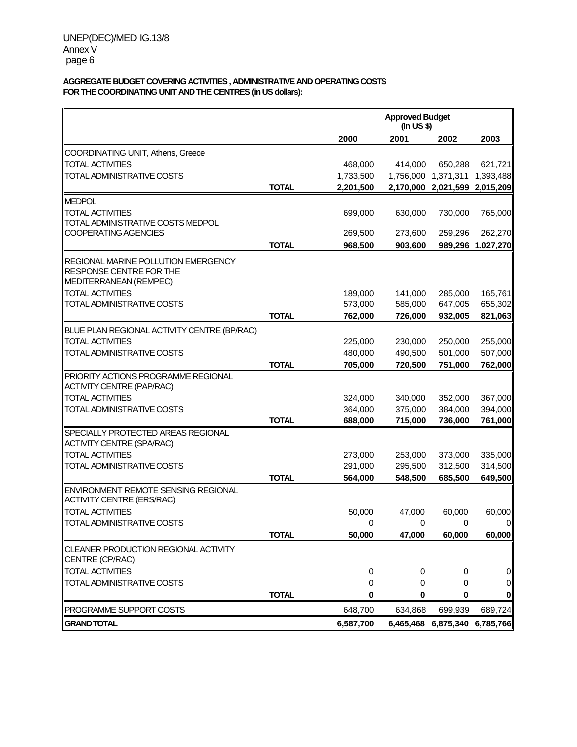**AGGREGATE BUDGET COVERING ACTIVITIES , ADMINISTRATIVE AND OPERATING COSTS FOR THE COORDINATING UNIT AND THE CENTRES (in US dollars):**

| | | Approved Budget (in US $) | | | |
|---|---|---|---|---|---|
| | | **2000** | **2001** | **2002** | **2003** |
| COORDINATING UNIT, Athens, Greece | | | | | |
| TOTAL ACTIVITIES | | 468,000 | 414,000 | 650,288 | 621,721 |
| TOTAL ADMINISTRATIVE COSTS | | 1,733,500 | 1,756,000 | 1,371,311 | 1,393,488 |
| | **TOTAL** | **2,201,500** | **2,170,000** | **2,021,599** | **2,015,209** |
| MEDPOL | | | | | |
| TOTAL ACTIVITIES | | 699,000 | 630,000 | 730,000 | 765,000 |
| TOTAL ADMINISTRATIVE COSTS MEDPOL COOPERATING AGENCIES | | 269,500 | 273,600 | 259,296 | 262,270 |
| | **TOTAL** | **968,500** | **903,600** | **989,296** | **1,027,270** |
| REGIONAL MARINE POLLUTION EMERGENCY RESPONSE CENTRE FOR THE MEDITERRANEAN (REMPEC) | | | | | |
| TOTAL ACTIVITIES | | 189,000 | 141,000 | 285,000 | 165,761 |
| TOTAL ADMINISTRATIVE COSTS | | 573,000 | 585,000 | 647,005 | 655,302 |
| | **TOTAL** | **762,000** | **726,000** | **932,005** | **821,063** |
| BLUE PLAN REGIONAL ACTIVITY CENTRE (BP/RAC) | | | | | |
| TOTAL ACTIVITIES | | 225,000 | 230,000 | 250,000 | 255,000 |
| TOTAL ADMINISTRATIVE COSTS | | 480,000 | 490,500 | 501,000 | 507,000 |
| | **TOTAL** | **705,000** | **720,500** | **751,000** | **762,000** |
| PRIORITY ACTIONS PROGRAMME REGIONAL ACTIVITY CENTRE (PAP/RAC) | | | | | |
| TOTAL ACTIVITIES | | 324,000 | 340,000 | 352,000 | 367,000 |
| TOTAL ADMINISTRATIVE COSTS | | 364,000 | 375,000 | 384,000 | 394,000 |
| | **TOTAL** | **688,000** | **715,000** | **736,000** | **761,000** |
| SPECIALLY PROTECTED AREAS REGIONAL ACTIVITY CENTRE (SPA/RAC) | | | | | |
| TOTAL ACTIVITIES | | 273,000 | 253,000 | 373,000 | 335,000 |
| TOTAL ADMINISTRATIVE COSTS | | 291,000 | 295,500 | 312,500 | 314,500 |
| | **TOTAL** | **564,000** | **548,500** | **685,500** | **649,500** |
| ENVIRONMENT REMOTE SENSING REGIONAL ACTIVITY CENTRE (ERS/RAC) | | | | | |
| TOTAL ACTIVITIES | | 50,000 | 47,000 | 60,000 | 60,000 |
| TOTAL ADMINISTRATIVE COSTS | | 0 | 0 | 0 | 0 |
| | **TOTAL** | **50,000** | **47,000** | **60,000** | **60,000** |
| CLEANER PRODUCTION REGIONAL ACTIVITY CENTRE (CP/RAC) | | | | | |
| TOTAL ACTIVITIES | | 0 | 0 | 0 | 0 |
| TOTAL ADMINISTRATIVE COSTS | | 0 | 0 | 0 | 0 |
| | **TOTAL** | **0** | **0** | **0** | **0** |
| PROGRAMME SUPPORT COSTS | | 648,700 | 634,868 | 699,939 | 689,724 |
| **GRAND TOTAL** | | **6,587,700** | **6,465,468** | **6,875,340** | **6,785,766** |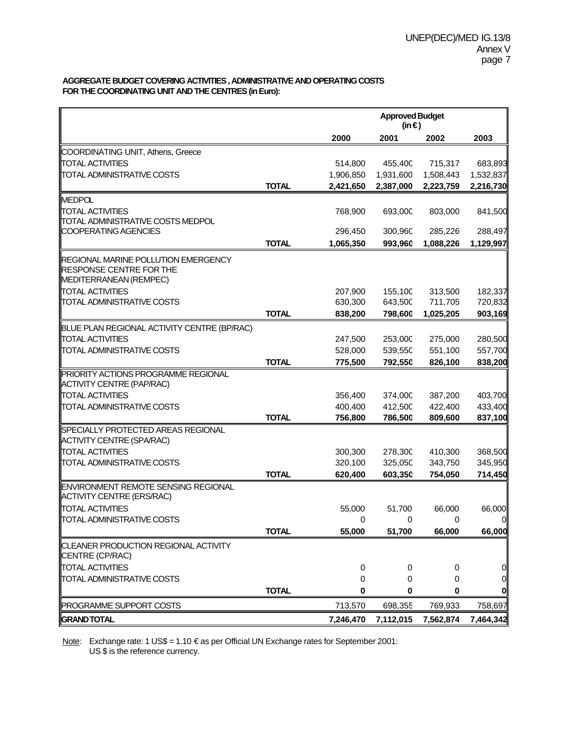**AGGREGATE BUDGET COVERING ACTIVITIES , ADMINISTRATIVE AND OPERATING COSTS FOR THE COORDINATING UNIT AND THE CENTRES (in Euro):**

| | | Approved Budget (in €) | | | |
|---|---|---|---|---|---|
| | | 2000 | 2001 | 2002 | 2003 |
| COORDINATING UNIT, Athens, Greece | | | | | |
| TOTAL ACTIVITIES | | 514,800 | 455,400 | 715,317 | 683,893 |
| TOTAL ADMINISTRATIVE COSTS | | 1,906,850 | 1,931,600 | 1,508,443 | 1,532,837 |
| | **TOTAL** | **2,421,650** | **2,387,000** | **2,223,759** | **2,216,730** |
| MEDPOL | | | | | |
| TOTAL ACTIVITIES | | 768,900 | 693,000 | 803,000 | 841,500 |
| TOTAL ADMINISTRATIVE COSTS MEDPOL COOPERATING AGENCIES | | 296,450 | 300,960 | 285,226 | 288,497 |
| | **TOTAL** | **1,065,350** | **993,960** | **1,088,226** | **1,129,997** |
| REGIONAL MARINE POLLUTION EMERGENCY RESPONSE CENTRE FOR THE MEDITERRANEAN (REMPEC) | | | | | |
| TOTAL ACTIVITIES | | 207,900 | 155,100 | 313,500 | 182,337 |
| TOTAL ADMINISTRATIVE COSTS | | 630,300 | 643,500 | 711,705 | 720,832 |
| | **TOTAL** | **838,200** | **798,600** | **1,025,205** | **903,169** |
| BLUE PLAN REGIONAL ACTIVITY CENTRE (BP/RAC) | | | | | |
| TOTAL ACTIVITIES | | 247,500 | 253,000 | 275,000 | 280,500 |
| TOTAL ADMINISTRATIVE COSTS | | 528,000 | 539,550 | 551,100 | 557,700 |
| | **TOTAL** | **775,500** | **792,550** | **826,100** | **838,200** |
| PRIORITY ACTIONS PROGRAMME REGIONAL ACTIVITY CENTRE (PAP/RAC) | | | | | |
| TOTAL ACTIVITIES | | 356,400 | 374,000 | 387,200 | 403,700 |
| TOTAL ADMINISTRATIVE COSTS | | 400,400 | 412,500 | 422,400 | 433,400 |
| | **TOTAL** | **756,800** | **786,500** | **809,600** | **837,100** |
| SPECIALLY PROTECTED AREAS REGIONAL ACTIVITY CENTRE (SPA/RAC) | | | | | |
| TOTAL ACTIVITIES | | 300,300 | 278,300 | 410,300 | 368,500 |
| TOTAL ADMINISTRATIVE COSTS | | 320,100 | 325,050 | 343,750 | 345,950 |
| | **TOTAL** | **620,400** | **603,350** | **754,050** | **714,450** |
| ENVIRONMENT REMOTE SENSING REGIONAL ACTIVITY CENTRE (ERS/RAC) | | | | | |
| TOTAL ACTIVITIES | | 55,000 | 51,700 | 66,000 | 66,000 |
| TOTAL ADMINISTRATIVE COSTS | | 0 | 0 | 0 | 0 |
| | **TOTAL** | **55,000** | **51,700** | **66,000** | **66,000** |
| CLEANER PRODUCTION REGIONAL ACTIVITY CENTRE (CP/RAC) | | | | | |
| TOTAL ACTIVITIES | | 0 | 0 | 0 | 0 |
| TOTAL ADMINISTRATIVE COSTS | | 0 | 0 | 0 | 0 |
| | **TOTAL** | **0** | **0** | **0** | **0** |
| PROGRAMME SUPPORT COSTS | | 713,570 | 698,355 | 769,933 | 758,697 |
| **GRAND TOTAL** | | **7,246,470** | **7,112,015** | **7,562,874** | **7,464,342** |

Note: Exchange rate: 1 US$ = 1.10 € as per Official UN Exchange rates for September 2001: US $ is the reference currency.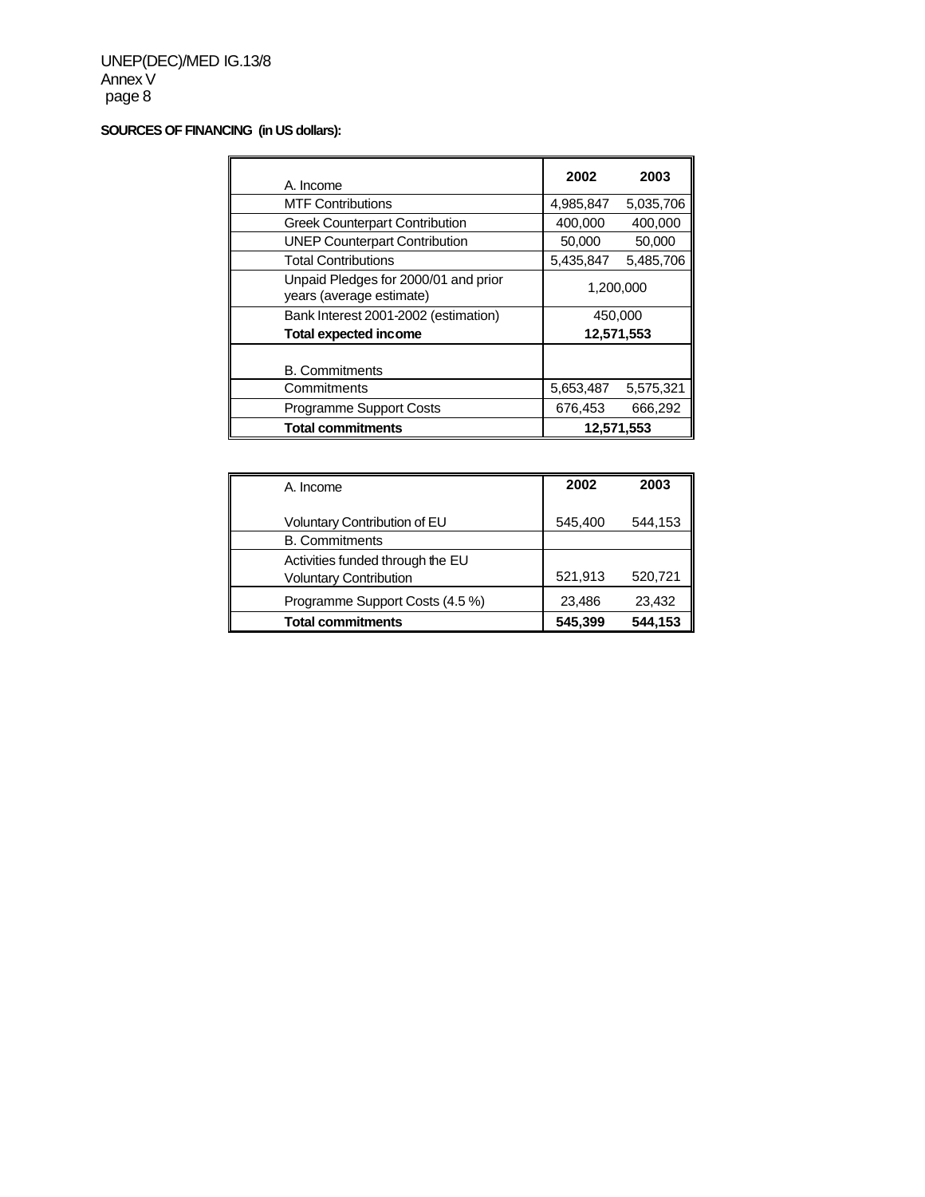**SOURCES OF FINANCING (in US dollars):**

| A. Income | 2002 | 2003 |
|---|---|---|
| MTF Contributions | 4,985,847 | 5,035,706 |
| Greek Counterpart Contribution | 400,000 | 400,000 |
| UNEP Counterpart Contribution | 50,000 | 50,000 |
| Total Contributions | 5,435,847 | 5,485,706 |
| Unpaid Pledges for 2000/01 and prior years (average estimate) | 1,200,000 | |
| Bank Interest 2001-2002 (estimation) | 450,000 | |
| **Total expected income** | **12,571,553** | |
| B. Commitments | | |
| Commitments | 5,653,487 | 5,575,321 |
| Programme Support Costs | 676,453 | 666,292 |
| **Total commitments** | **12,571,553** | |

| A. Income | 2002 | 2003 |
|---|---|---|
| Voluntary Contribution of EU | 545,400 | 544,153 |
| B. Commitments | | |
| Activities funded through the EU Voluntary Contribution | 521,913 | 520,721 |
| Programme Support Costs (4.5 %) | 23,486 | 23,432 |
| **Total commitments** | **545,399** | **544,153** |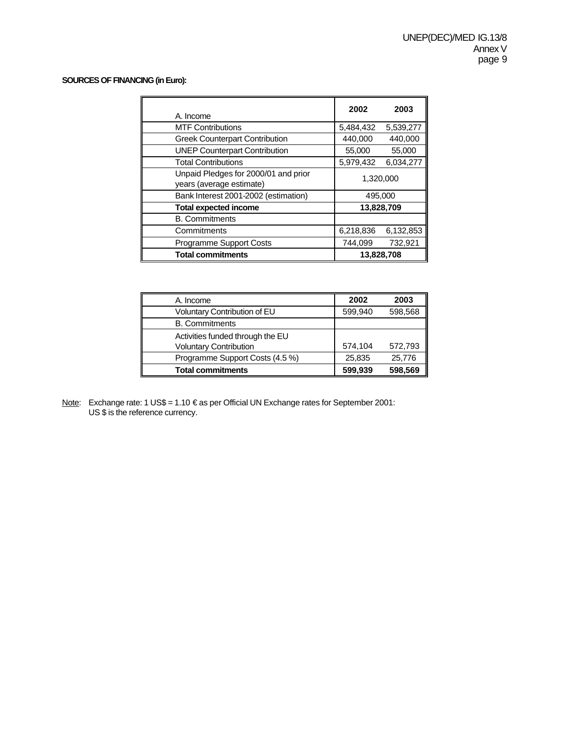**SOURCES OF FINANCING (in Euro):**

| A. Income | 2002 | 2003 |
|---|---|---|
| MTF Contributions | 5,484,432 | 5,539,277 |
| Greek Counterpart Contribution | 440,000 | 440,000 |
| UNEP Counterpart Contribution | 55,000 | 55,000 |
| Total Contributions | 5,979,432 | 6,034,277 |
| Unpaid Pledges for 2000/01 and prior years (average estimate) | 1,320,000 | |
| Bank Interest 2001-2002 (estimation) | 495,000 | |
| **Total expected income** | **13,828,709** | |
| B. Commitments | | |
| Commitments | 6,218,836 | 6,132,853 |
| Programme Support Costs | 744,099 | 732,921 |
| **Total commitments** | **13,828,708** | |

| A. Income | 2002 | 2003 |
|---|---|---|
| Voluntary Contribution of EU | 599,940 | 598,568 |
| B. Commitments | | |
| Activities funded through the EU Voluntary Contribution | 574,104 | 572,793 |
| Programme Support Costs (4.5 %) | 25,835 | 25,776 |
| **Total commitments** | **599,939** | **598,569** |

Note: Exchange rate: 1 US$ = 1.10 € as per Official UN Exchange rates for September 2001: US $ is the reference currency.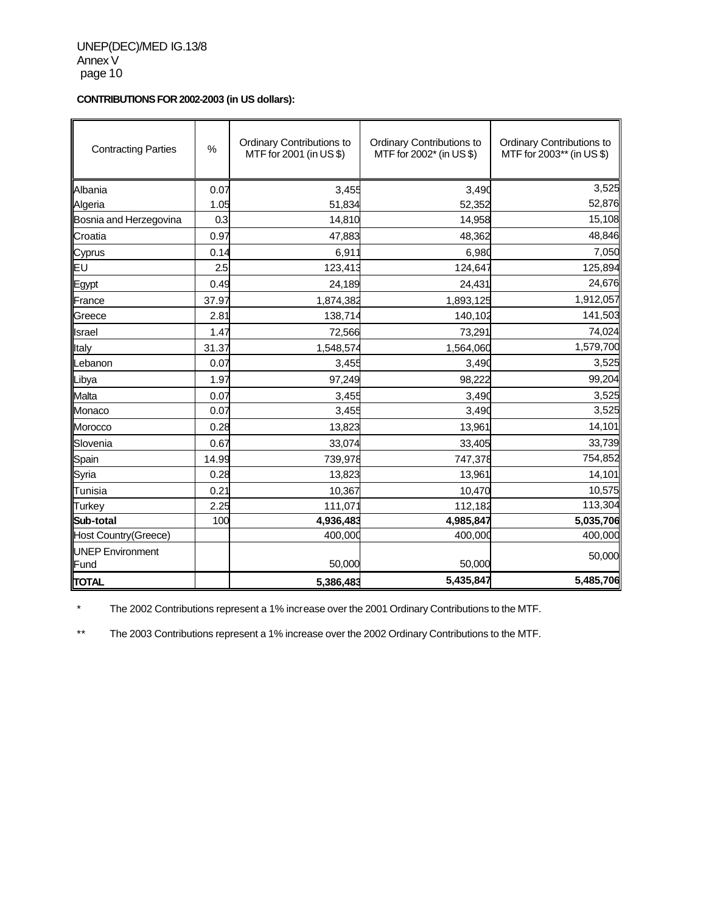**CONTRIBUTIONS FOR 2002-2003 (in US dollars):**

| Contracting Parties | % | Ordinary Contributions to MTF for 2001 (in US $) | Ordinary Contributions to MTF for 2002* (in US $) | Ordinary Contributions to MTF for 2003** (in US $) |
|---|---|---|---|---|
| Albania | 0.07 | 3,455 | 3,490 | 3,525 |
| Algeria | 1.05 | 51,834 | 52,352 | 52,876 |
| Bosnia and Herzegovina | 0.3 | 14,810 | 14,958 | 15,108 |
| Croatia | 0.97 | 47,883 | 48,362 | 48,846 |
| Cyprus | 0.14 | 6,911 | 6,980 | 7,050 |
| EU | 2.5 | 123,413 | 124,647 | 125,894 |
| Egypt | 0.49 | 24,189 | 24,431 | 24,676 |
| France | 37.97 | 1,874,382 | 1,893,125 | 1,912,057 |
| Greece | 2.81 | 138,714 | 140,102 | 141,503 |
| Israel | 1.47 | 72,566 | 73,291 | 74,024 |
| Italy | 31.37 | 1,548,574 | 1,564,060 | 1,579,700 |
| Lebanon | 0.07 | 3,455 | 3,490 | 3,525 |
| Libya | 1.97 | 97,249 | 98,222 | 99,204 |
| Malta | 0.07 | 3,455 | 3,490 | 3,525 |
| Monaco | 0.07 | 3,455 | 3,490 | 3,525 |
| Morocco | 0.28 | 13,823 | 13,961 | 14,101 |
| Slovenia | 0.67 | 33,074 | 33,405 | 33,739 |
| Spain | 14.99 | 739,978 | 747,378 | 754,852 |
| Syria | 0.28 | 13,823 | 13,961 | 14,101 |
| Tunisia | 0.21 | 10,367 | 10,470 | 10,575 |
| Turkey | 2.25 | 111,071 | 112,182 | 113,304 |
| **Sub-total** | 100 | **4,936,483** | **4,985,847** | **5,035,706** |
| Host Country(Greece) | | 400,000 | 400,000 | 400,000 |
| UNEP Environment Fund | | 50,000 | 50,000 | 50,000 |
| **TOTAL** | | **5,386,483** | **5,435,847** | **5,485,706** |

\* The 2002 Contributions represent a 1% increase over the 2001 Ordinary Contributions to the MTF.

\*\* The 2003 Contributions represent a 1% increase over the 2002 Ordinary Contributions to the MTF.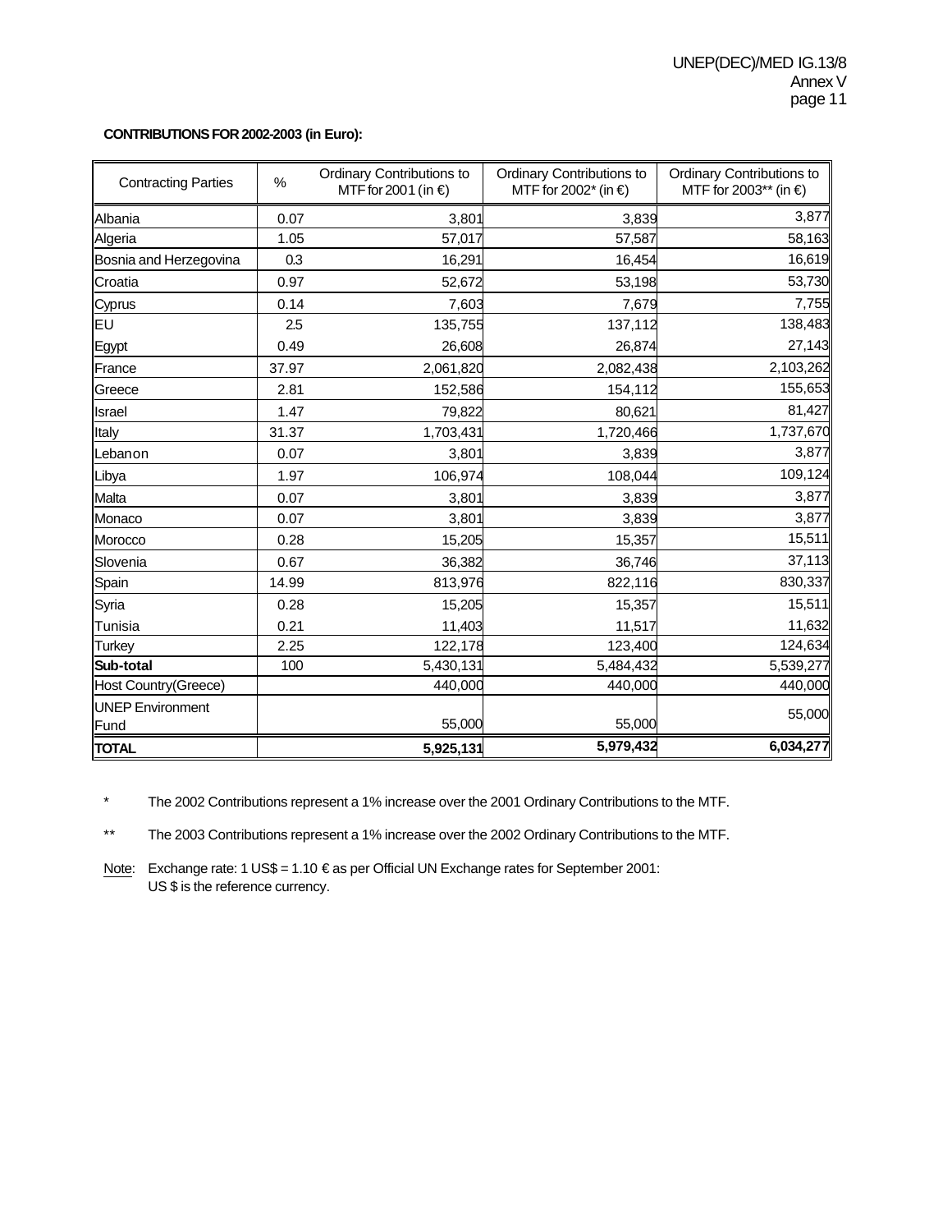**CONTRIBUTIONS FOR 2002-2003 (in Euro):**

| Contracting Parties | % | Ordinary Contributions to MTF for 2001 (in €) | Ordinary Contributions to MTF for 2002* (in €) | Ordinary Contributions to MTF for 2003** (in €) |
|---|---|---|---|---|
| Albania | 0.07 | 3,801 | 3,839 | 3,877 |
| Algeria | 1.05 | 57,017 | 57,587 | 58,163 |
| Bosnia and Herzegovina | 0.3 | 16,291 | 16,454 | 16,619 |
| Croatia | 0.97 | 52,672 | 53,198 | 53,730 |
| Cyprus | 0.14 | 7,603 | 7,679 | 7,755 |
| EU | 2.5 | 135,755 | 137,112 | 138,483 |
| Egypt | 0.49 | 26,608 | 26,874 | 27,143 |
| France | 37.97 | 2,061,820 | 2,082,438 | 2,103,262 |
| Greece | 2.81 | 152,586 | 154,112 | 155,653 |
| Israel | 1.47 | 79,822 | 80,621 | 81,427 |
| Italy | 31.37 | 1,703,431 | 1,720,466 | 1,737,670 |
| Lebanon | 0.07 | 3,801 | 3,839 | 3,877 |
| Libya | 1.97 | 106,974 | 108,044 | 109,124 |
| Malta | 0.07 | 3,801 | 3,839 | 3,877 |
| Monaco | 0.07 | 3,801 | 3,839 | 3,877 |
| Morocco | 0.28 | 15,205 | 15,357 | 15,511 |
| Slovenia | 0.67 | 36,382 | 36,746 | 37,113 |
| Spain | 14.99 | 813,976 | 822,116 | 830,337 |
| Syria | 0.28 | 15,205 | 15,357 | 15,511 |
| Tunisia | 0.21 | 11,403 | 11,517 | 11,632 |
| Turkey | 2.25 | 122,178 | 123,400 | 124,634 |
| **Sub-total** | 100 | 5,430,131 | 5,484,432 | 5,539,277 |
| Host Country(Greece) | | 440,000 | 440,000 | 440,000 |
| UNEP Environment Fund | | 55,000 | 55,000 | 55,000 |
| **TOTAL** | | **5,925,131** | **5,979,432** | **6,034,277** |

\* The 2002 Contributions represent a 1% increase over the 2001 Ordinary Contributions to the MTF.

\*\* The 2003 Contributions represent a 1% increase over the 2002 Ordinary Contributions to the MTF.

Note: Exchange rate: 1 US$ = 1.10 € as per Official UN Exchange rates for September 2001: US $ is the reference currency.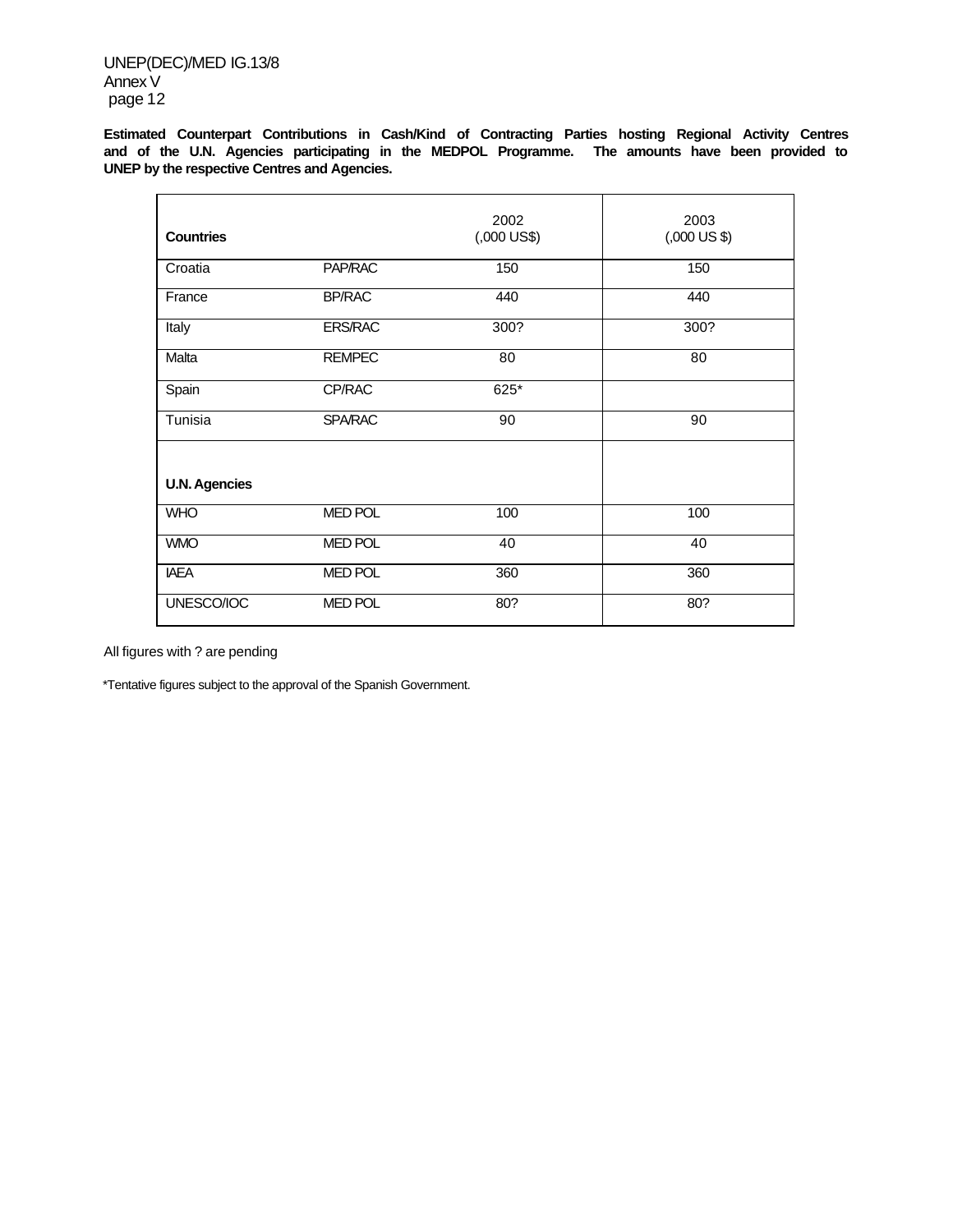**Estimated Counterpart Contributions in Cash/Kind of Contracting Parties hosting Regional Activity Centres and of the U.N. Agencies participating in the MEDPOL Programme. The amounts have been provided to UNEP by the respective Centres and Agencies.**

| **Countries** | | 2002 (,000 US$) | 2003 (,000 US $) |
|---|---|---|---|
| Croatia | PAP/RAC | 150 | 150 |
| France | BP/RAC | 440 | 440 |
| Italy | ERS/RAC | 300? | 300? |
| Malta | REMPEC | 80 | 80 |
| Spain | CP/RAC | 625* | |
| Tunisia | SPA/RAC | 90 | 90 |
| **U.N. Agencies** | | | |
| WHO | MED POL | 100 | 100 |
| WMO | MED POL | 40 | 40 |
| IAEA | MED POL | 360 | 360 |
| UNESCO/IOC | MED POL | 80? | 80? |

All figures with ? are pending

*Tentative figures subject to the approval of the Spanish Government.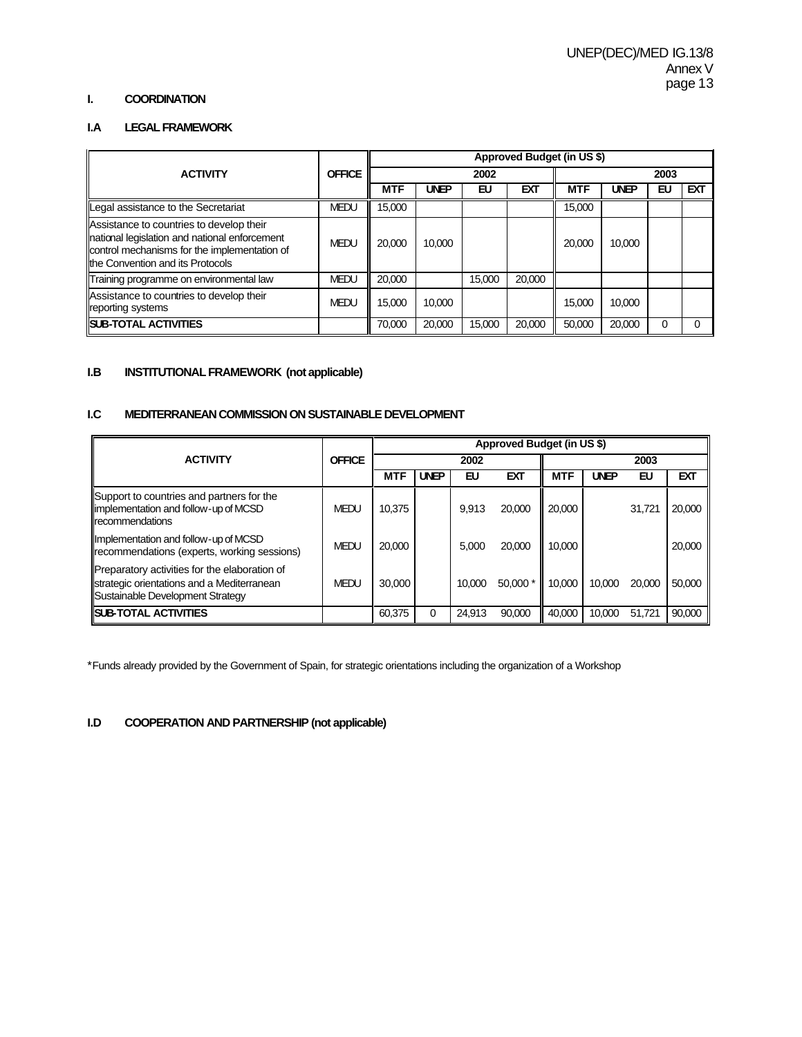# I. COORDINATION

## I.A LEGAL FRAMEWORK

| ACTIVITY | OFFICE | Approved Budget (in US $) | | | | | | | |
|---|---|---|---|---|---|---|---|---|---|
| | | 2002 | | | | 2003 | | | |
| | | MTF | UNEP | EU | EXT | MTF | UNEP | EU | EXT |
| Legal assistance to the Secretariat | MEDU | 15,000 | | | | 15,000 | | | |
| Assistance to countries to develop their national legislation and national enforcement control mechanisms for the implementation of the Convention and its Protocols | MEDU | 20,000 | 10,000 | | | 20,000 | 10,000 | | |
| Training programme on environmental law | MEDU | 20,000 | | 15,000 | 20,000 | | | | |
| Assistance to countries to develop their reporting systems | MEDU | 15,000 | 10,000 | | | 15,000 | 10,000 | | |
| **SUB-TOTAL ACTIVITIES** | | 70,000 | 20,000 | 15,000 | 20,000 | 50,000 | 20,000 | 0 | 0 |

## I.B INSTITUTIONAL FRAMEWORK (not applicable)

## I.C MEDITERRANEAN COMMISSION ON SUSTAINABLE DEVELOPMENT

| ACTIVITY | OFFICE | Approved Budget (in US $) | | | | | | | |
|---|---|---|---|---|---|---|---|---|---|
| | | 2002 | | | | 2003 | | | |
| | | MTF | UNEP | EU | EXT | MTF | UNEP | EU | EXT |
| Support to countries and partners for the implementation and follow-up of MCSD recommendations | MEDU | 10,375 | | 9,913 | 20,000 | 20,000 | | 31,721 | 20,000 |
| Implementation and follow-up of MCSD recommendations (experts, working sessions) | MEDU | 20,000 | | 5,000 | 20,000 | 10,000 | | | 20,000 |
| Preparatory activities for the elaboration of strategic orientations and a Mediterranean Sustainable Development Strategy | MEDU | 30,000 | | 10,000 | 50,000 * | 10,000 | 10,000 | 20,000 | 50,000 |
| **SUB-TOTAL ACTIVITIES** | | 60,375 | 0 | 24,913 | 90,000 | 40,000 | 10,000 | 51,721 | 90,000 |

*Funds already provided by the Government of Spain, for strategic orientations including the organization of a Workshop

## I.D COOPERATION AND PARTNERSHIP (not applicable)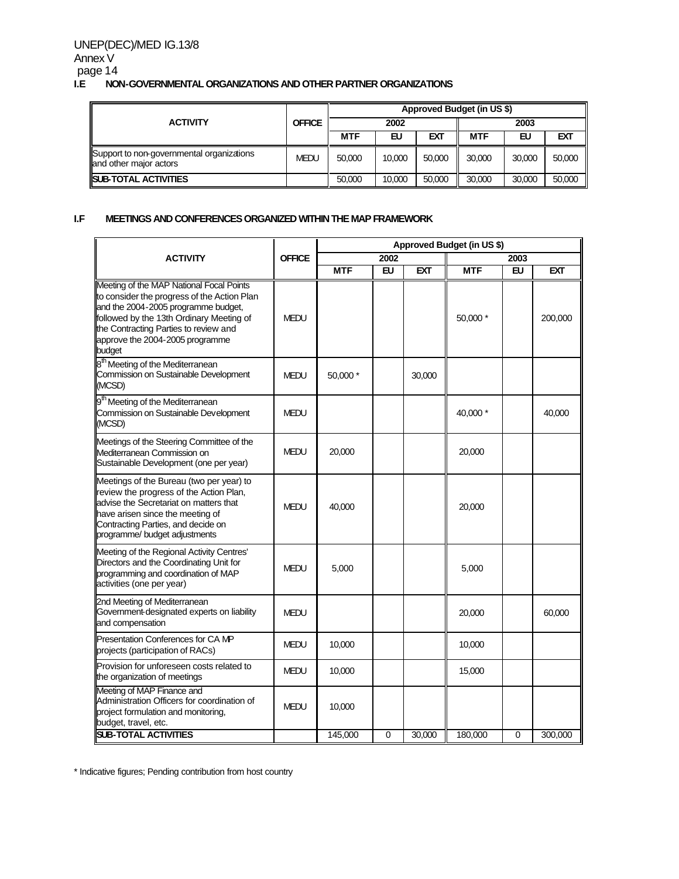### I.E NON-GOVERNMENTAL ORGANIZATIONS AND OTHER PARTNER ORGANIZATIONS

| ACTIVITY | OFFICE | Approved Budget (in US $) | | | | | |
|---|---|---|---|---|---|---|---|
| | | 2002 | | | 2003 | | |
| | | MTF | EU | EXT | MTF | EU | EXT |
| Support to non-governmental organizations and other major actors | MEDU | 50,000 | 10,000 | 50,000 | 30,000 | 30,000 | 50,000 |
| **SUB-TOTAL ACTIVITIES** | | 50,000 | 10,000 | 50,000 | 30,000 | 30,000 | 50,000 |

### I.F MEETINGS AND CONFERENCES ORGANIZED WITHIN THE MAP FRAMEWORK

| ACTIVITY | OFFICE | Approved Budget (in US $) | | | | | |
|---|---|---|---|---|---|---|---|
| | | 2002 | | | 2003 | | |
| | | MTF | EU | EXT | MTF | EU | EXT |
| Meeting of the MAP National Focal Points to consider the progress of the Action Plan and the 2004-2005 programme budget, followed by the 13th Ordinary Meeting of the Contracting Parties to review and approve the 2004-2005 programme budget | MEDU | | | | 50,000 * | | 200,000 |
| 8th Meeting of the Mediterranean Commission on Sustainable Development (MCSD) | MEDU | 50,000 * | | 30,000 | | | |
| 9th Meeting of the Mediterranean Commission on Sustainable Development (MCSD) | MEDU | | | | 40,000 * | | 40,000 |
| Meetings of the Steering Committee of the Mediterranean Commission on Sustainable Development (one per year) | MEDU | 20,000 | | | 20,000 | | |
| Meetings of the Bureau (two per year) to review the progress of the Action Plan, advise the Secretariat on matters that have arisen since the meeting of Contracting Parties, and decide on programme/ budget adjustments | MEDU | 40,000 | | | 20,000 | | |
| Meeting of the Regional Activity Centres' Directors and the Coordinating Unit for programming and coordination of MAP activities (one per year) | MEDU | 5,000 | | | 5,000 | | |
| 2nd Meeting of Mediterranean Government-designated experts on liability and compensation | MEDU | | | | 20,000 | | 60,000 |
| Presentation Conferences for CAMP projects (participation of RACs) | MEDU | 10,000 | | | 10,000 | | |
| Provision for unforeseen costs related to the organization of meetings | MEDU | 10,000 | | | 15,000 | | |
| Meeting of MAP Finance and Administration Officers for coordination of project formulation and monitoring, budget, travel, etc. | MEDU | 10,000 | | | | | |
| **SUB-TOTAL ACTIVITIES** | | 145,000 | 0 | 30,000 | 180,000 | 0 | 300,000 |

\* Indicative figures; Pending contribution from host country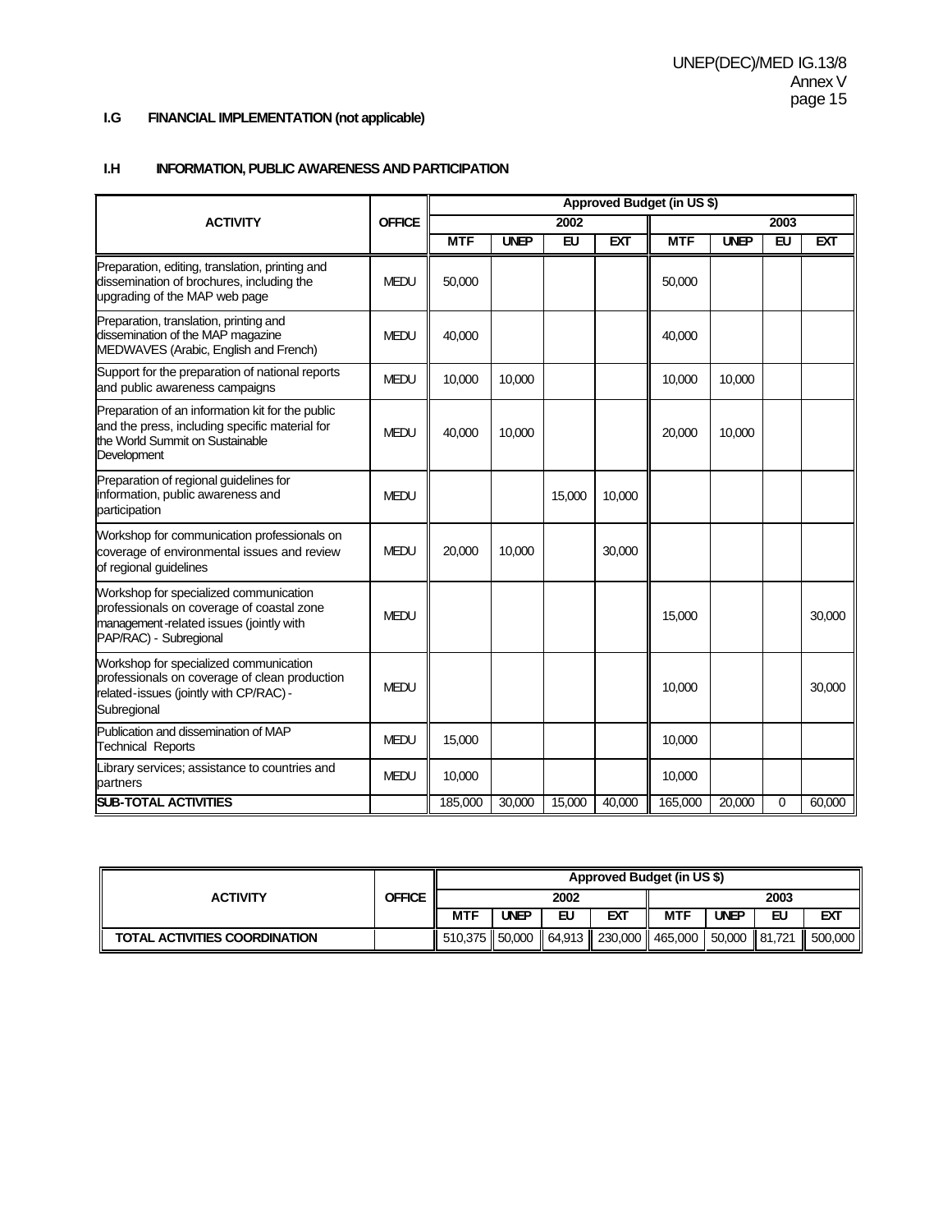**I.G FINANCIAL IMPLEMENTATION (not applicable)**

**I.H INFORMATION, PUBLIC AWARENESS AND PARTICIPATION**

| ACTIVITY | OFFICE | Approved Budget (in US $) | | | | | | | |
|---|---|---|---|---|---|---|---|---|---|
| | | 2002 | | | | 2003 | | | |
| | | MTF | UNEP | EU | EXT | MTF | UNEP | EU | EXT |
| Preparation, editing, translation, printing and dissemination of brochures, including the upgrading of the MAP web page | MEDU | 50,000 | | | | 50,000 | | | |
| Preparation, translation, printing and dissemination of the MAP magazine MEDWAVES (Arabic, English and French) | MEDU | 40,000 | | | | 40,000 | | | |
| Support for the preparation of national reports and public awareness campaigns | MEDU | 10,000 | 10,000 | | | 10,000 | 10,000 | | |
| Preparation of an information kit for the public and the press, including specific material for the World Summit on Sustainable Development | MEDU | 40,000 | 10,000 | | | 20,000 | 10,000 | | |
| Preparation of regional guidelines for information, public awareness and participation | MEDU | | | 15,000 | 10,000 | | | | |
| Workshop for communication professionals on coverage of environmental issues and review of regional guidelines | MEDU | 20,000 | 10,000 | | 30,000 | | | | |
| Workshop for specialized communication professionals on coverage of coastal zone management-related issues (jointly with PAP/RAC) - Subregional | MEDU | | | | | 15,000 | | | 30,000 |
| Workshop for specialized communication professionals on coverage of clean production related-issues (jointly with CP/RAC) - Subregional | MEDU | | | | | 10,000 | | | 30,000 |
| Publication and dissemination of MAP Technical Reports | MEDU | 15,000 | | | | 10,000 | | | |
| Library services; assistance to countries and partners | MEDU | 10,000 | | | | 10,000 | | | |
| **SUB-TOTAL ACTIVITIES** | | 185,000 | 30,000 | 15,000 | 40,000 | 165,000 | 20,000 | 0 | 60,000 |

| ACTIVITY | OFFICE | Approved Budget (in US $) | | | | | | | |
|---|---|---|---|---|---|---|---|---|---|
| | | 2002 | | | | 2003 | | | |
| | | MTF | UNEP | EU | EXT | MTF | UNEP | EU | EXT |
| **TOTAL ACTIVITIES COORDINATION** | | 510,375 | 50,000 | 64,913 | 230,000 | 465,000 | 50,000 | 81,721 | 500,000 |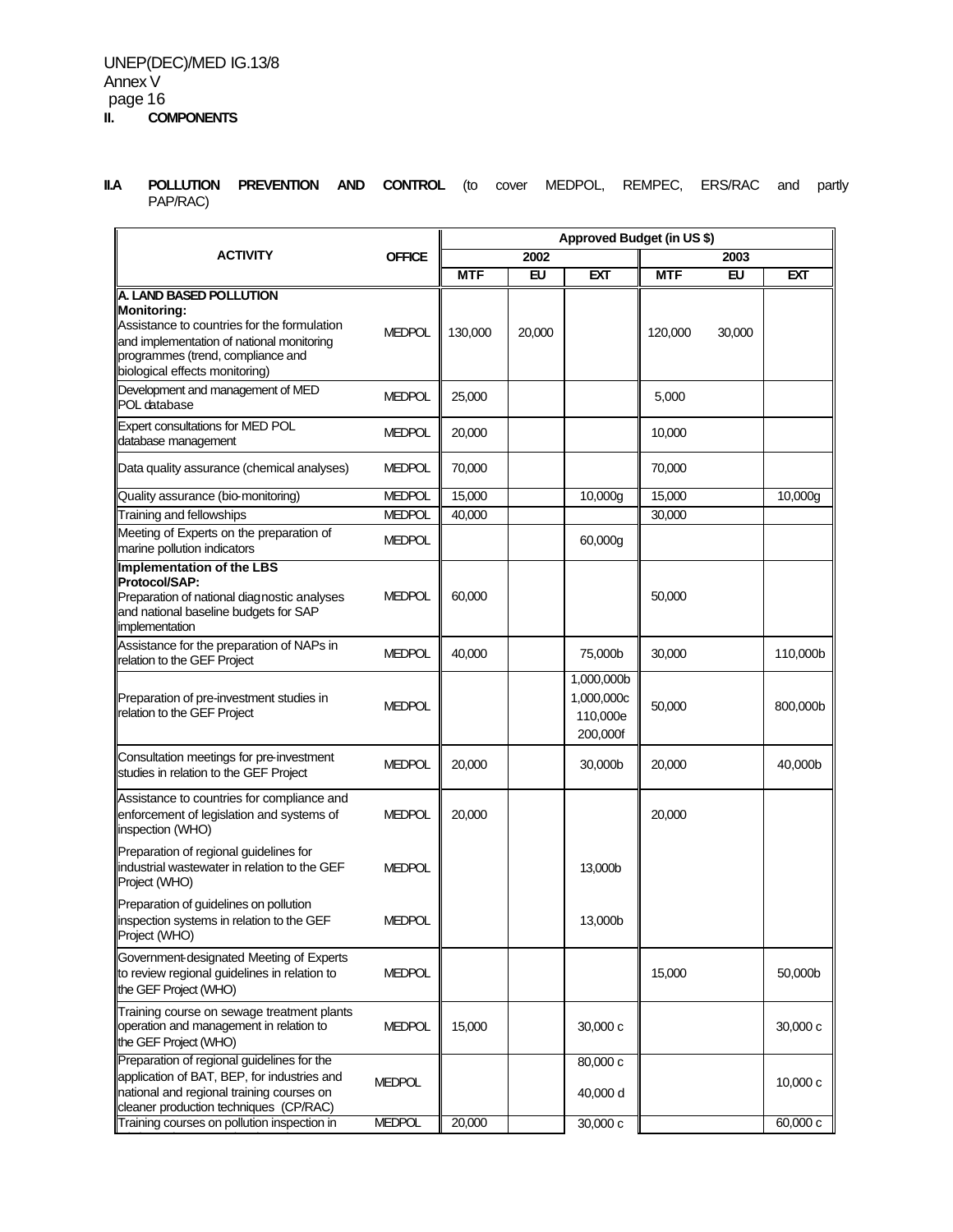## II. COMPONENTS

**II.A POLLUTION PREVENTION AND CONTROL** (to cover MEDPOL, REMPEC, ERS/RAC and partly PAP/RAC)

| ACTIVITY | OFFICE | Approved Budget (in US $) | | | | | |
|---|---|---|---|---|---|---|---|
| | | 2002 | | | 2003 | | |
| | | MTF | EU | EXT | MTF | EU | EXT |
| **A. LAND BASED POLLUTION** **Monitoring:** Assistance to countries for the formulation and implementation of national monitoring programmes (trend, compliance and biological effects monitoring) | MEDPOL | 130,000 | 20,000 | | 120,000 | 30,000 | |
| Development and management of MED POL database | MEDPOL | 25,000 | | | 5,000 | | |
| Expert consultations for MED POL database management | MEDPOL | 20,000 | | | 10,000 | | |
| Data quality assurance (chemical analyses) | MEDPOL | 70,000 | | | 70,000 | | |
| Quality assurance (bio-monitoring) | MEDPOL | 15,000 | | 10,000g | 15,000 | | 10,000g |
| Training and fellowships | MEDPOL | 40,000 | | | 30,000 | | |
| Meeting of Experts on the preparation of marine pollution indicators | MEDPOL | | | 60,000g | | | |
| **Implementation of the LBS Protocol/SAP:** Preparation of national diagnostic analyses and national baseline budgets for SAP implementation | MEDPOL | 60,000 | | | 50,000 | | |
| Assistance for the preparation of NAPs in relation to the GEF Project | MEDPOL | 40,000 | | 75,000b | 30,000 | | 110,000b |
| Preparation of pre-investment studies in relation to the GEF Project | MEDPOL | | | 1,000,000b 1,000,000c 110,000e 200,000f | 50,000 | | 800,000b |
| Consultation meetings for pre-investment studies in relation to the GEF Project | MEDPOL | 20,000 | | 30,000b | 20,000 | | 40,000b |
| Assistance to countries for compliance and enforcement of legislation and systems of inspection (WHO) | MEDPOL | 20,000 | | | 20,000 | | |
| Preparation of regional guidelines for industrial wastewater in relation to the GEF Project (WHO) | MEDPOL | | | 13,000b | | | |
| Preparation of guidelines on pollution inspection systems in relation to the GEF Project (WHO) | MEDPOL | | | 13,000b | | | |
| Government-designated Meeting of Experts to review regional guidelines in relation to the GEF Project (WHO) | MEDPOL | | | | 15,000 | | 50,000b |
| Training course on sewage treatment plants operation and management in relation to the GEF Project (WHO) | MEDPOL | 15,000 | | 30,000 c | | | 30,000 c |
| Preparation of regional guidelines for the application of BAT, BEP, for industries and national and regional training courses on cleaner production techniques (CP/RAC) | MEDPOL | | | 80,000 c 40,000 d | | | 10,000 c |
| Training courses on pollution inspection in | MEDPOL | 20,000 | | 30,000 c | | | 60,000 c |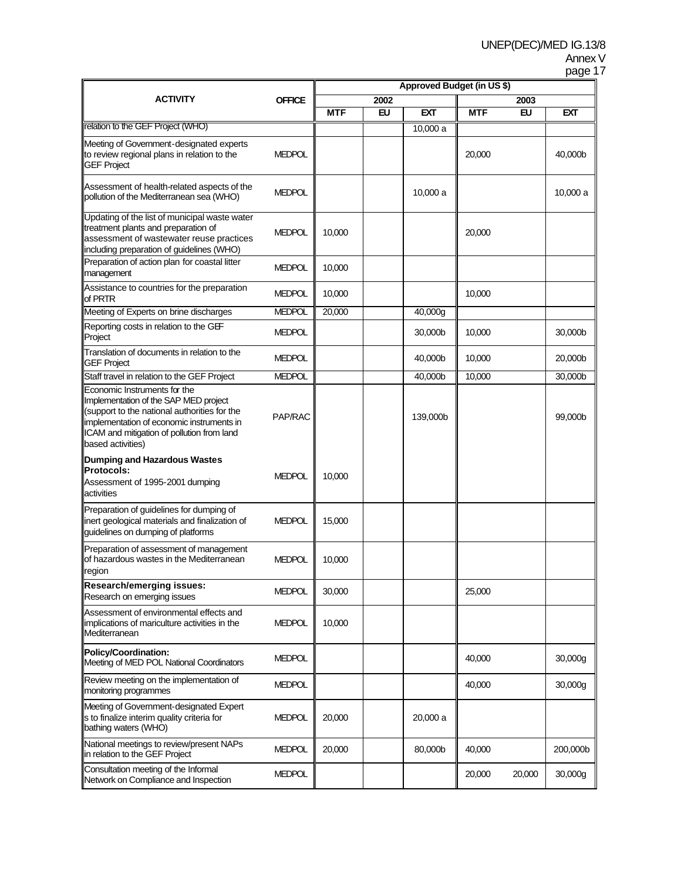| ACTIVITY | OFFICE | Approved Budget (in US $) | | | | | |
|---|---|---|---|---|---|---|---|
| | | 2002 | | | 2003 | | |
| | | MTF | EU | EXT | MTF | EU | EXT |
| relation to the GEF Project (WHO) | | | | 10,000 a | | | |
| Meeting of Government-designated experts to review regional plans in relation to the GEF Project | MEDPOL | | | | 20,000 | | 40,000b |
| Assessment of health-related aspects of the pollution of the Mediterranean sea (WHO) | MEDPOL | | | 10,000 a | | | 10,000 a |
| Updating of the list of municipal waste water treatment plants and preparation of assessment of wastewater reuse practices including preparation of guidelines (WHO) | MEDPOL | 10,000 | | | 20,000 | | |
| Preparation of action plan for coastal litter management | MEDPOL | 10,000 | | | | | |
| Assistance to countries for the preparation of PRTR | MEDPOL | 10,000 | | | 10,000 | | |
| Meeting of Experts on brine discharges | MEDPOL | 20,000 | | 40,000g | | | |
| Reporting costs in relation to the GEF Project | MEDPOL | | | 30,000b | 10,000 | | 30,000b |
| Translation of documents in relation to the GEF Project | MEDPOL | | | 40,000b | 10,000 | | 20,000b |
| Staff travel in relation to the GEF Project | MEDPOL | | | 40,000b | 10,000 | | 30,000b |
| Economic Instruments for the Implementation of the SAP MED project (support to the national authorities for the implementation of economic instruments in ICAM and mitigation of pollution from land based activities) | PAP/RAC | | | 139,000b | | | 99,000b |
| **Dumping and Hazardous Wastes Protocols:** Assessment of 1995-2001 dumping activities | MEDPOL | 10,000 | | | | | |
| Preparation of guidelines for dumping of inert geological materials and finalization of guidelines on dumping of platforms | MEDPOL | 15,000 | | | | | |
| Preparation of assessment of management of hazardous wastes in the Mediterranean region | MEDPOL | 10,000 | | | | | |
| **Research/emerging issues:** Research on emerging issues | MEDPOL | 30,000 | | | 25,000 | | |
| Assessment of environmental effects and implications of mariculture activities in the Mediterranean | MEDPOL | 10,000 | | | | | |
| **Policy/Coordination:** Meeting of MED POL National Coordinators | MEDPOL | | | | 40,000 | | 30,000g |
| Review meeting on the implementation of monitoring programmes | MEDPOL | | | | 40,000 | | 30,000g |
| Meeting of Government-designated Expert s to finalize interim quality criteria for bathing waters (WHO) | MEDPOL | 20,000 | | 20,000 a | | | |
| National meetings to review/present NAPs in relation to the GEF Project | MEDPOL | 20,000 | | 80,000b | 40,000 | | 200,000b |
| Consultation meeting of the Informal Network on Compliance and Inspection | MEDPOL | | | | 20,000 | 20,000 | 30,000g |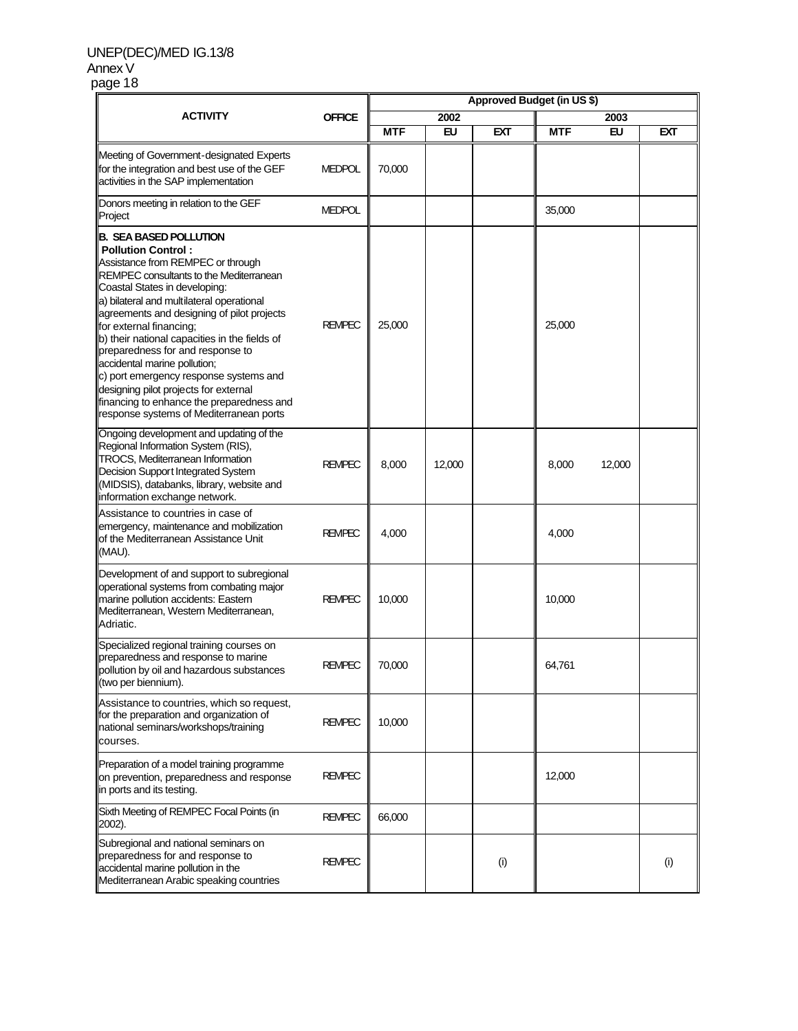| ACTIVITY | OFFICE | Approved Budget (in US $) | | | | | |
|---|---|---|---|---|---|---|---|
| | | 2002 | | | 2003 | | |
| | | MTF | EU | EXT | MTF | EU | EXT |
| Meeting of Government-designated Experts for the integration and best use of the GEF activities in the SAP implementation | MEDPOL | 70,000 | | | | | |
| Donors meeting in relation to the GEF Project | MEDPOL | | | | 35,000 | | |
| **B. SEA BASED POLLUTION** **Pollution Control :** Assistance from REMPEC or through REMPEC consultants to the Mediterranean Coastal States in developing: a) bilateral and multilateral operational agreements and designing of pilot projects for external financing; b) their national capacities in the fields of preparedness for and response to accidental marine pollution; c) port emergency response systems and designing pilot projects for external financing to enhance the preparedness and response systems of Mediterranean ports | REMPEC | 25,000 | | | 25,000 | | |
| Ongoing development and updating of the Regional Information System (RIS), TROCS, Mediterranean Information Decision Support Integrated System (MIDSIS), databanks, library, website and information exchange network. | REMPEC | 8,000 | 12,000 | | 8,000 | 12,000 | |
| Assistance to countries in case of emergency, maintenance and mobilization of the Mediterranean Assistance Unit (MAU). | REMPEC | 4,000 | | | 4,000 | | |
| Development of and support to subregional operational systems from combating major marine pollution accidents: Eastern Mediterranean, Western Mediterranean, Adriatic. | REMPEC | 10,000 | | | 10,000 | | |
| Specialized regional training courses on preparedness and response to marine pollution by oil and hazardous substances (two per biennium). | REMPEC | 70,000 | | | 64,761 | | |
| Assistance to countries, which so request, for the preparation and organization of national seminars/workshops/training courses. | REMPEC | 10,000 | | | | | |
| Preparation of a model training programme on prevention, preparedness and response in ports and its testing. | REMPEC | | | | 12,000 | | |
| Sixth Meeting of REMPEC Focal Points (in 2002). | REMPEC | 66,000 | | | | | |
| Subregional and national seminars on preparedness for and response to accidental marine pollution in the Mediterranean Arabic speaking countries | REMPEC | | | (i) | | | (i) |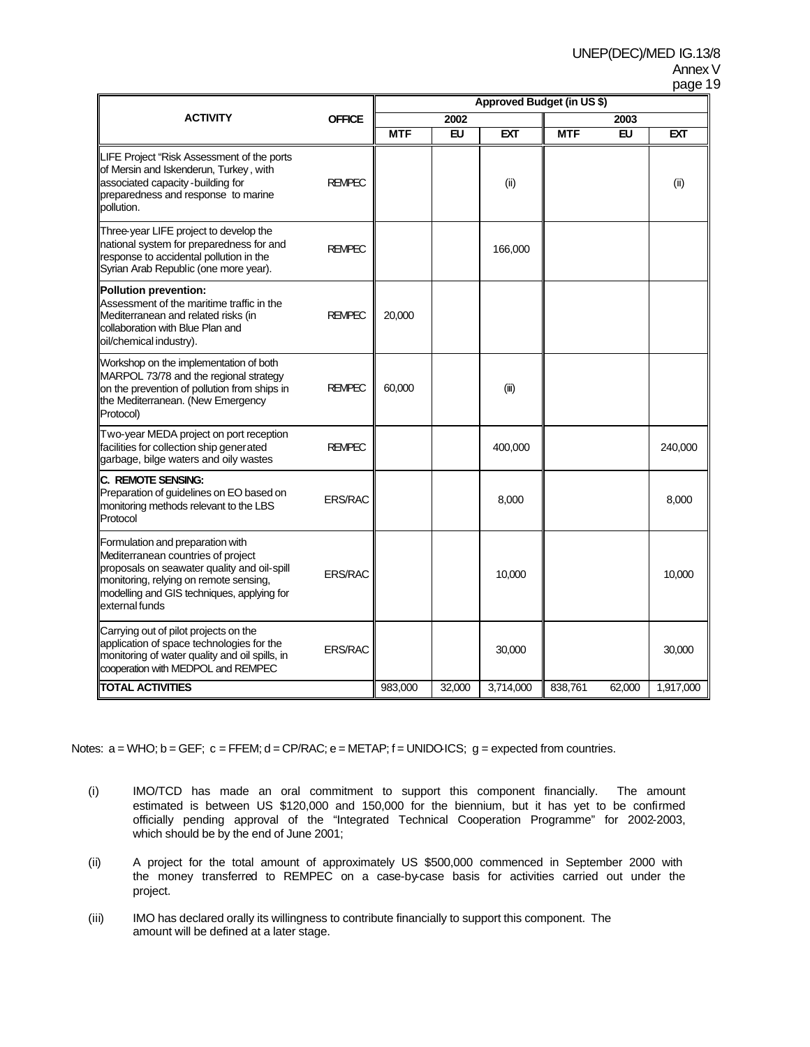| ACTIVITY | OFFICE | Approved Budget (in US $) | | | | | |
|---|---|---|---|---|---|---|---|
| | | 2002 | | | 2003 | | |
| | | MTF | EU | EXT | MTF | EU | EXT |
| LIFE Project "Risk Assessment of the ports of Mersin and Iskenderun, Turkey, with associated capacity-building for preparedness and response to marine pollution. | REMPEC | | | (ii) | | | (ii) |
| Three-year LIFE project to develop the national system for preparedness for and response to accidental pollution in the Syrian Arab Republic (one more year). | REMPEC | | | 166,000 | | | |
| **Pollution prevention:** Assessment of the maritime traffic in the Mediterranean and related risks (in collaboration with Blue Plan and oil/chemical industry). | REMPEC | 20,000 | | | | | |
| Workshop on the implementation of both MARPOL 73/78 and the regional strategy on the prevention of pollution from ships in the Mediterranean. (New Emergency Protocol) | REMPEC | 60,000 | | (iii) | | | |
| Two-year MEDA project on port reception facilities for collection ship generated garbage, bilge waters and oily wastes | REMPEC | | | 400,000 | | | 240,000 |
| **C. REMOTE SENSING:** Preparation of guidelines on EO based on monitoring methods relevant to the LBS Protocol | ERS/RAC | | | 8,000 | | | 8,000 |
| Formulation and preparation with Mediterranean countries of project proposals on seawater quality and oil-spill monitoring, relying on remote sensing, modelling and GIS techniques, applying for external funds | ERS/RAC | | | 10,000 | | | 10,000 |
| Carrying out of pilot projects on the application of space technologies for the monitoring of water quality and oil spills, in cooperation with MEDPOL and REMPEC | ERS/RAC | | | 30,000 | | | 30,000 |
| **TOTAL ACTIVITIES** | | 983,000 | 32,000 | 3,714,000 | 838,761 | 62,000 | 1,917,000 |

Notes: a = WHO; b = GEF; c = FFEM; d = CP/RAC; e = METAP; f = UNIDO-ICS; g = expected from countries.

(i) IMO/TCD has made an oral commitment to support this component financially. The amount estimated is between US $120,000 and 150,000 for the biennium, but it has yet to be confirmed officially pending approval of the "Integrated Technical Cooperation Programme" for 2002-2003, which should be by the end of June 2001;

(ii) A project for the total amount of approximately US $500,000 commenced in September 2000 with the money transferred to REMPEC on a case-by-case basis for activities carried out under the project.

(iii) IMO has declared orally its willingness to contribute financially to support this component. The amount will be defined at a later stage.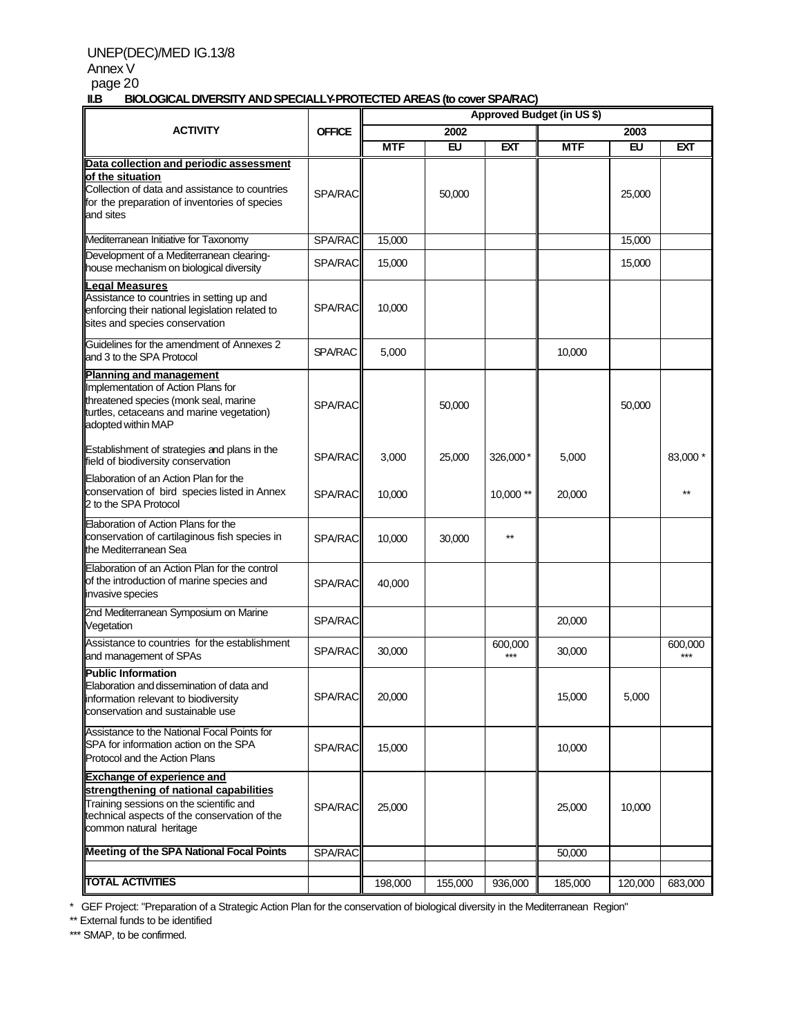## II.B BIOLOGICAL DIVERSITY AND SPECIALLY-PROTECTED AREAS (to cover SPA/RAC)

| ACTIVITY | OFFICE | Approved Budget (in US $) | | | | | |
|---|---|---|---|---|---|---|---|
| | | 2002 | | | 2003 | | |
| | | MTF | EU | EXT | MTF | EU | EXT |
| **Data collection and periodic assessment of the situation** Collection of data and assistance to countries for the preparation of inventories of species and sites | SPA/RAC | | 50,000 | | | 25,000 | |
| Mediterranean Initiative for Taxonomy | SPA/RAC | 15,000 | | | | 15,000 | |
| Development of a Mediterranean clearing-house mechanism on biological diversity | SPA/RAC | 15,000 | | | | 15,000 | |
| **Legal Measures** Assistance to countries in setting up and enforcing their national legislation related to sites and species conservation | SPA/RAC | 10,000 | | | | | |
| Guidelines for the amendment of Annexes 2 and 3 to the SPA Protocol | SPA/RAC | 5,000 | | | 10,000 | | |
| **Planning and management** Implementation of Action Plans for threatened species (monk seal, marine turtles, cetaceans and marine vegetation) adopted within MAP | SPA/RAC | | 50,000 | | | 50,000 | |
| Establishment of strategies and plans in the field of biodiversity conservation | SPA/RAC | 3,000 | 25,000 | 326,000 * | 5,000 | | 83,000 * |
| Elaboration of an Action Plan for the conservation of bird species listed in Annex 2 to the SPA Protocol | SPA/RAC | 10,000 | | 10,000 ** | 20,000 | | ** |
| Elaboration of Action Plans for the conservation of cartilaginous fish species in the Mediterranean Sea | SPA/RAC | 10,000 | 30,000 | ** | | | |
| Elaboration of an Action Plan for the control of the introduction of marine species and invasive species | SPA/RAC | 40,000 | | | | | |
| 2nd Mediterranean Symposium on Marine Vegetation | SPA/RAC | | | | 20,000 | | |
| Assistance to countries for the establishment and management of SPAs | SPA/RAC | 30,000 | | 600,000 *** | 30,000 | | 600,000 *** |
| **Public Information** Elaboration and dissemination of data and information relevant to biodiversity conservation and sustainable use | SPA/RAC | 20,000 | | | 15,000 | 5,000 | |
| Assistance to the National Focal Points for SPA for information action on the SPA Protocol and the Action Plans | SPA/RAC | 15,000 | | | 10,000 | | |
| **Exchange of experience and strengthening of national capabilities** Training sessions on the scientific and technical aspects of the conservation of the common natural heritage | SPA/RAC | 25,000 | | | 25,000 | 10,000 | |
| **Meeting of the SPA National Focal Points** | SPA/RAC | | | | 50,000 | | |
| **TOTAL ACTIVITIES** | | 198,000 | 155,000 | 936,000 | 185,000 | 120,000 | 683,000 |

\* GEF Project: "Preparation of a Strategic Action Plan for the conservation of biological diversity in the Mediterranean Region"

** External funds to be identified

*** SMAP, to be confirmed.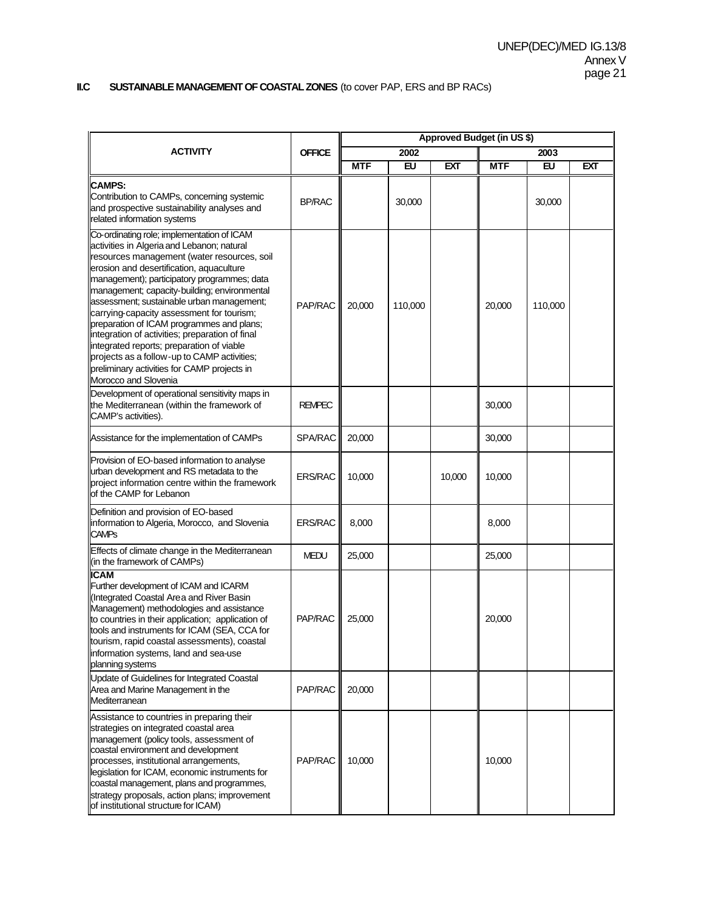**II.C SUSTAINABLE MANAGEMENT OF COASTAL ZONES** (to cover PAP, ERS and BP RACs)

| ACTIVITY | OFFICE | Approved Budget (in US $) | | | | | |
|---|---|---|---|---|---|---|---|
| | | 2002 | | | 2003 | | |
| | | MTF | EU | EXT | MTF | EU | EXT |
| **CAMPS:** Contribution to CAMPs, concerning systemic and prospective sustainability analyses and related information systems | BP/RAC | | 30,000 | | | 30,000 | |
| Co-ordinating role; implementation of ICAM activities in Algeria and Lebanon; natural resources management (water resources, soil erosion and desertification, aquaculture management); participatory programmes; data management; capacity-building; environmental assessment; sustainable urban management; carrying-capacity assessment for tourism; preparation of ICAM programmes and plans; integration of activities; preparation of final integrated reports; preparation of viable projects as a follow-up to CAMP activities; preliminary activities for CAMP projects in Morocco and Slovenia | PAP/RAC | 20,000 | 110,000 | | 20,000 | 110,000 | |
| Development of operational sensitivity maps in the Mediterranean (within the framework of CAMP's activities). | REMPEC | | | | 30,000 | | |
| Assistance for the implementation of CAMPs | SPA/RAC | 20,000 | | | 30,000 | | |
| Provision of EO-based information to analyse urban development and RS metadata to the project information centre within the framework of the CAMP for Lebanon | ERS/RAC | 10,000 | | 10,000 | 10,000 | | |
| Definition and provision of EO-based information to Algeria, Morocco, and Slovenia CAMPs | ERS/RAC | 8,000 | | | 8,000 | | |
| Effects of climate change in the Mediterranean (in the framework of CAMPs) | MEDU | 25,000 | | | 25,000 | | |
| **ICAM** Further development of ICAM and ICARM (Integrated Coastal Area and River Basin Management) methodologies and assistance to countries in their application; application of tools and instruments for ICAM (SEA, CCA for tourism, rapid coastal assessments), coastal information systems, land and sea-use planning systems | PAP/RAC | 25,000 | | | 20,000 | | |
| Update of Guidelines for Integrated Coastal Area and Marine Management in the Mediterranean | PAP/RAC | 20,000 | | | | | |
| Assistance to countries in preparing their strategies on integrated coastal area management (policy tools, assessment of coastal environment and development processes, institutional arrangements, legislation for ICAM, economic instruments for coastal management, plans and programmes, strategy proposals, action plans; improvement of institutional structure for ICAM) | PAP/RAC | 10,000 | | | 10,000 | | |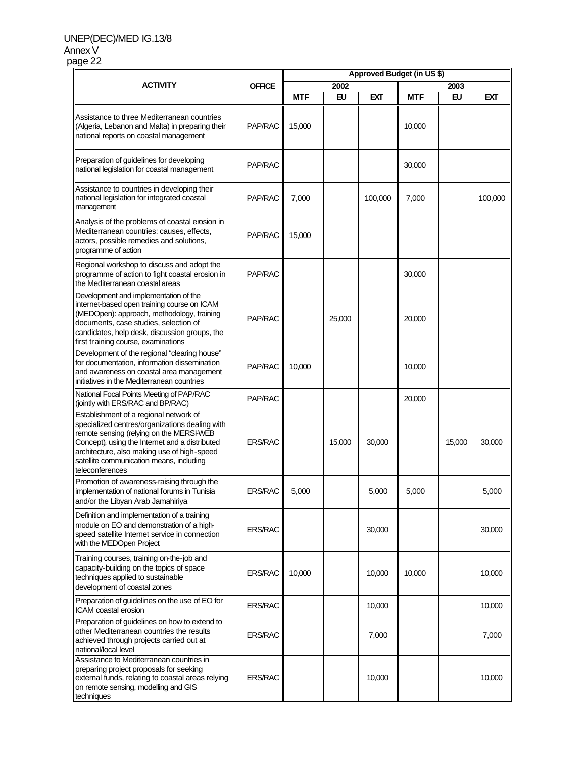| ACTIVITY | OFFICE | Approved Budget (in US $) | | | | | |
|---|---|---|---|---|---|---|---|
| | | 2002 | | | 2003 | | |
| | | MTF | EU | EXT | MTF | EU | EXT |
| Assistance to three Mediterranean countries (Algeria, Lebanon and Malta) in preparing their national reports on coastal management | PAP/RAC | 15,000 | | | 10,000 | | |
| Preparation of guidelines for developing national legislation for coastal management | PAP/RAC | | | | 30,000 | | |
| Assistance to countries in developing their national legislation for integrated coastal management | PAP/RAC | 7,000 | | 100,000 | 7,000 | | 100,000 |
| Analysis of the problems of coastal erosion in Mediterranean countries: causes, effects, actors, possible remedies and solutions, programme of action | PAP/RAC | 15,000 | | | | | |
| Regional workshop to discuss and adopt the programme of action to fight coastal erosion in the Mediterranean coastal areas | PAP/RAC | | | | 30,000 | | |
| Development and implementation of the internet-based open training course on ICAM (MEDOpen): approach, methodology, training documents, case studies, selection of candidates, help desk, discussion groups, the first training course, examinations | PAP/RAC | | 25,000 | | 20,000 | | |
| Development of the regional "clearing house" for documentation, information dissemination and awareness on coastal area management initiatives in the Mediterranean countries | PAP/RAC | 10,000 | | | 10,000 | | |
| National Focal Points Meeting of PAP/RAC (jointly with ERS/RAC and BP/RAC) | PAP/RAC | | | | 20,000 | | |
| Establishment of a regional network of specialized centres/organizations dealing with remote sensing (relying on the MERSI-WEB Concept), using the Internet and a distributed architecture, also making use of high-speed satellite communication means, including teleconferences | ERS/RAC | | 15,000 | 30,000 | | 15,000 | 30,000 |
| Promotion of awareness-raising through the implementation of national forums in Tunisia and/or the Libyan Arab Jamahiriya | ERS/RAC | 5,000 | | 5,000 | 5,000 | | 5,000 |
| Definition and implementation of a training module on EO and demonstration of a high-speed satellite Internet service in connection with the MEDOpen Project | ERS/RAC | | | 30,000 | | | 30,000 |
| Training courses, training on-the-job and capacity-building on the topics of space techniques applied to sustainable development of coastal zones | ERS/RAC | 10,000 | | 10,000 | 10,000 | | 10,000 |
| Preparation of guidelines on the use of EO for ICAM coastal erosion | ERS/RAC | | | 10,000 | | | 10,000 |
| Preparation of guidelines on how to extend to other Mediterranean countries the results achieved through projects carried out at national/local level | ERS/RAC | | | 7,000 | | | 7,000 |
| Assistance to Mediterranean countries in preparing project proposals for seeking external funds, relating to coastal areas relying on remote sensing, modelling and GIS techniques | ERS/RAC | | | 10,000 | | | 10,000 |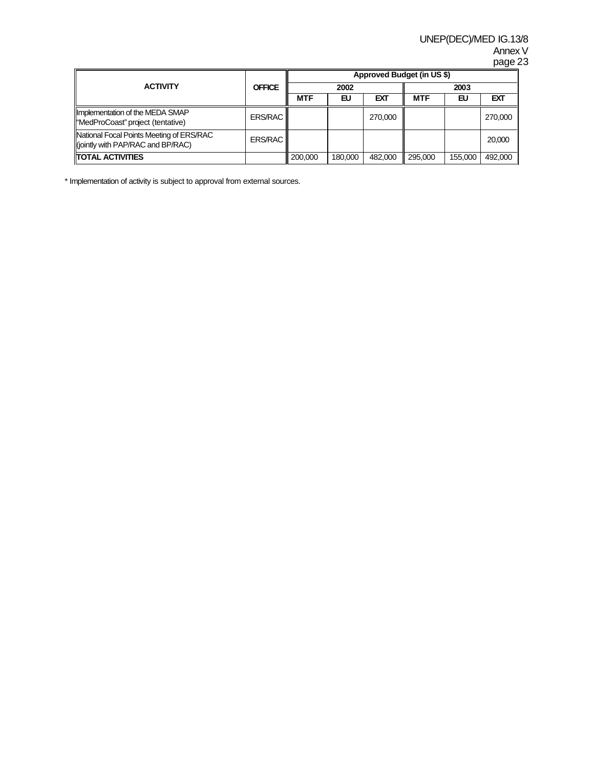| ACTIVITY | OFFICE | Approved Budget (in US $) | | | | | |
|---|---|---|---|---|---|---|---|
| | | 2002 | | | 2003 | | |
| | | MTF | EU | EXT | MTF | EU | EXT |
| Implementation of the MEDA SMAP "MedProCoast" project (tentative) | ERS/RAC | | | 270,000 | | | 270,000 |
| National Focal Points Meeting of ERS/RAC (jointly with PAP/RAC and BP/RAC) | ERS/RAC | | | | | | 20,000 |
| **TOTAL ACTIVITIES** | | 200,000 | 180,000 | 482,000 | 295,000 | 155,000 | 492,000 |

* Implementation of activity is subject to approval from external sources.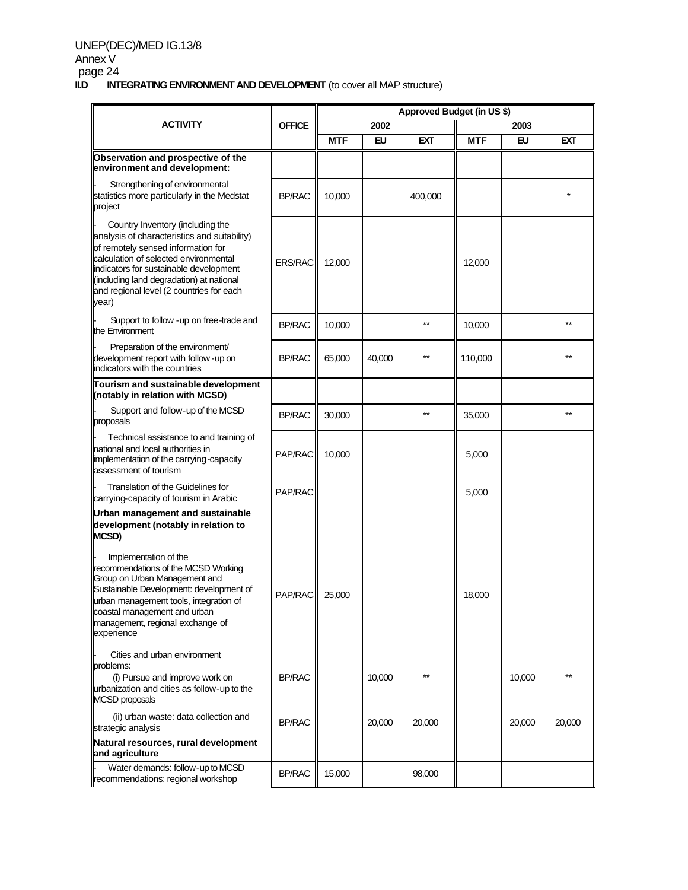**II.D INTEGRATING ENVIRONMENT AND DEVELOPMENT** (to cover all MAP structure)

| ACTIVITY | OFFICE | Approved Budget (in US $) | | | | | |
|---|---|---|---|---|---|---|---|
| | | 2002 | | | 2003 | | |
| | | MTF | EU | EXT | MTF | EU | EXT |
| **Observation and prospective of the environment and development:** | | | | | | | |
| - Strengthening of environmental statistics more particularly in the Medstat project | BP/RAC | 10,000 | | 400,000 | | | * |
| - Country Inventory (including the analysis of characteristics and suitability) of remotely sensed information for calculation of selected environmental indicators for sustainable development (including land degradation) at national and regional level (2 countries for each year) | ERS/RAC | 12,000 | | | 12,000 | | |
| - Support to follow-up on free-trade and the Environment | BP/RAC | 10,000 | | ** | 10,000 | | ** |
| - Preparation of the environment/ development report with follow-up on indicators with the countries | BP/RAC | 65,000 | 40,000 | ** | 110,000 | | ** |
| **Tourism and sustainable development (notably in relation with MCSD)** | | | | | | | |
| - Support and follow-up of the MCSD proposals | BP/RAC | 30,000 | | ** | 35,000 | | ** |
| - Technical assistance to and training of national and local authorities in implementation of the carrying-capacity assessment of tourism | PAP/RAC | 10,000 | | | 5,000 | | |
| - Translation of the Guidelines for carrying-capacity of tourism in Arabic | PAP/RAC | | | | 5,000 | | |
| **Urban management and sustainable development (notably in relation to MCSD)** | | | | | | | |
| - Implementation of the recommendations of the MCSD Working Group on Urban Management and Sustainable Development: development of urban management tools, integration of coastal management and urban management, regional exchange of experience | PAP/RAC | 25,000 | | | 18,000 | | |
| - Cities and urban environment problems: (i) Pursue and improve work on urbanization and cities as follow-up to the MCSD proposals | BP/RAC | | 10,000 | ** | | 10,000 | ** |
| (ii) urban waste: data collection and strategic analysis | BP/RAC | | 20,000 | 20,000 | | 20,000 | 20,000 |
| **Natural resources, rural development and agriculture** | | | | | | | |
| - Water demands: follow-up to MCSD recommendations; regional workshop | BP/RAC | 15,000 | | 98,000 | | | |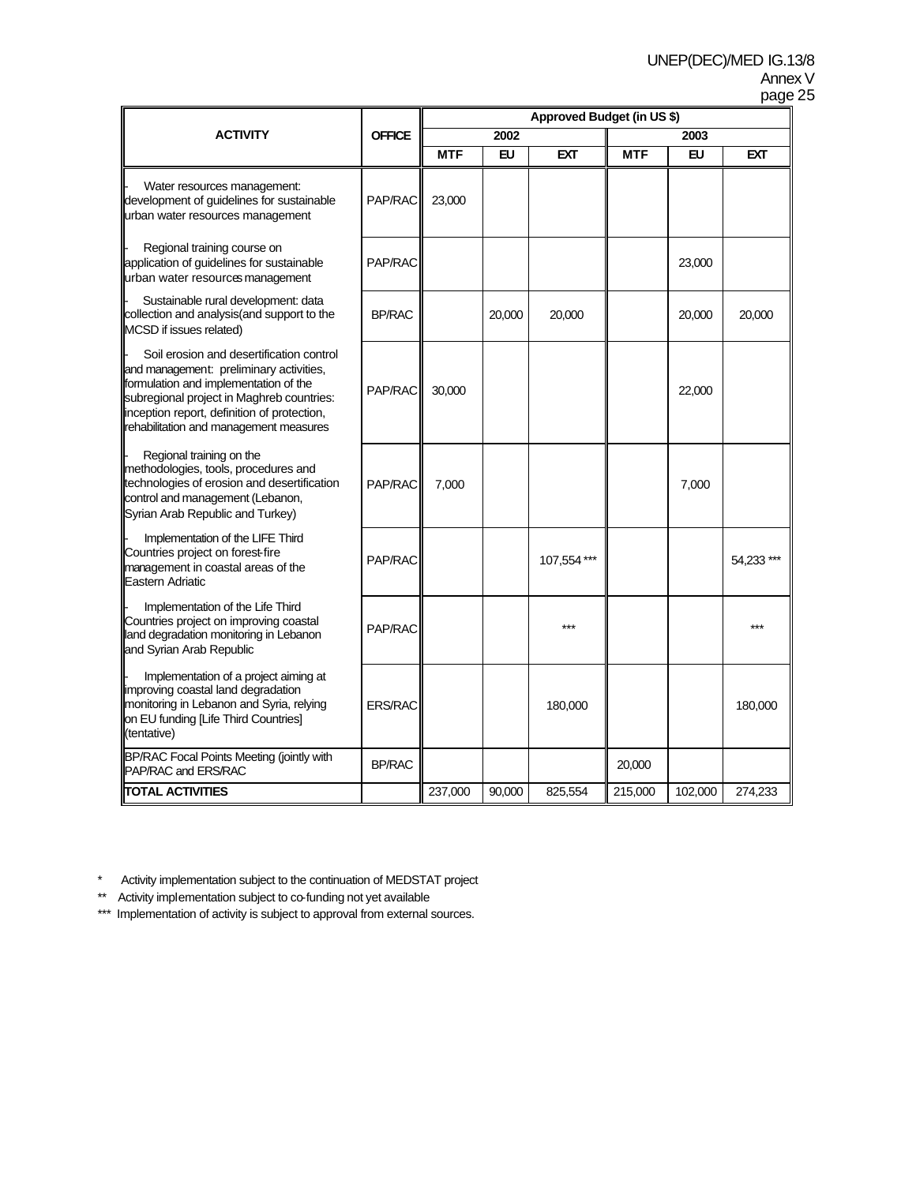| ACTIVITY | OFFICE | Approved Budget (in US $) | | | | | |
|---|---|---|---|---|---|---|---|
| | | 2002 | | | 2003 | | |
| | | MTF | EU | EXT | MTF | EU | EXT |
| - Water resources management: development of guidelines for sustainable urban water resources management | PAP/RAC | 23,000 | | | | | |
| - Regional training course on application of guidelines for sustainable urban water resources management | PAP/RAC | | | | | 23,000 | |
| - Sustainable rural development: data collection and analysis(and support to the MCSD if issues related) | BP/RAC | | 20,000 | 20,000 | | 20,000 | 20,000 |
| - Soil erosion and desertification control and management: preliminary activities, formulation and implementation of the subregional project in Maghreb countries: inception report, definition of protection, rehabilitation and management measures | PAP/RAC | 30,000 | | | | 22,000 | |
| - Regional training on the methodologies, tools, procedures and technologies of erosion and desertification control and management (Lebanon, Syrian Arab Republic and Turkey) | PAP/RAC | 7,000 | | | | 7,000 | |
| - Implementation of the LIFE Third Countries project on forest-fire management in coastal areas of the Eastern Adriatic | PAP/RAC | | | 107,554 *** | | | 54,233 *** |
| - Implementation of the Life Third Countries project on improving coastal land degradation monitoring in Lebanon and Syrian Arab Republic | PAP/RAC | | | *** | | | *** |
| - Implementation of a project aiming at improving coastal land degradation monitoring in Lebanon and Syria, relying on EU funding [Life Third Countries] (tentative) | ERS/RAC | | | 180,000 | | | 180,000 |
| BP/RAC Focal Points Meeting (jointly with PAP/RAC and ERS/RAC | BP/RAC | | | | 20,000 | | |
| **TOTAL ACTIVITIES** | | 237,000 | 90,000 | 825,554 | 215,000 | 102,000 | 274,233 |

\* Activity implementation subject to the continuation of MEDSTAT project

** Activity implementation subject to co-funding not yet available

*** Implementation of activity is subject to approval from external sources.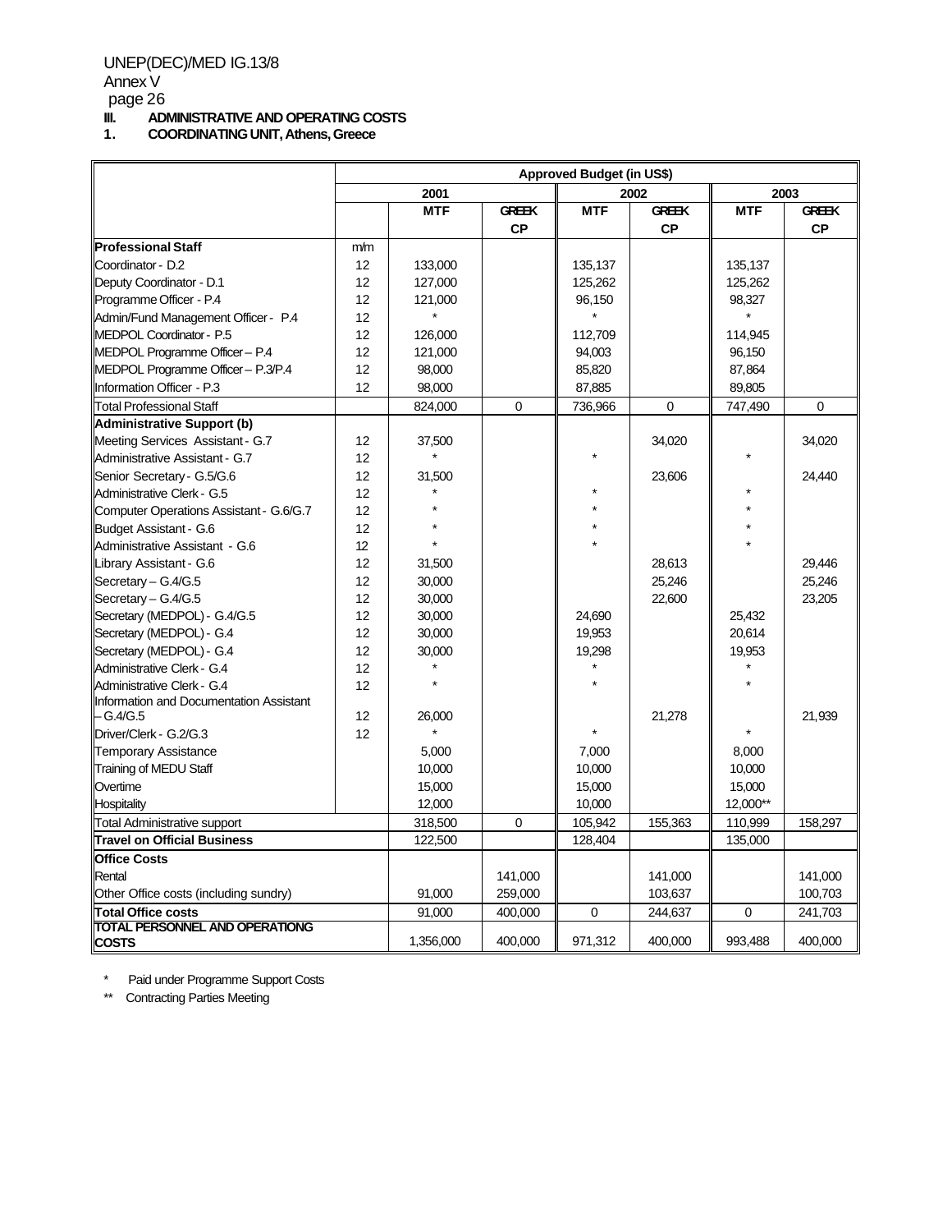## III. ADMINISTRATIVE AND OPERATING COSTS

### 1. COORDINATING UNIT, Athens, Greece

| | Approved Budget (in US$) | | | | | | |
|---|---|---|---|---|---|---|---|
| | | 2001 | | 2002 | | 2003 | |
| | | MTF | GREEK CP | MTF | GREEK CP | MTF | GREEK CP |
| **Professional Staff** | m/m | | | | | | |
| Coordinator - D.2 | 12 | 133,000 | | 135,137 | | 135,137 | |
| Deputy Coordinator - D.1 | 12 | 127,000 | | 125,262 | | 125,262 | |
| Programme Officer - P.4 | 12 | 121,000 | | 96,150 | | 98,327 | |
| Admin/Fund Management Officer - P.4 | 12 | * | | * | | * | |
| MEDPOL Coordinator - P.5 | 12 | 126,000 | | 112,709 | | 114,945 | |
| MEDPOL Programme Officer – P.4 | 12 | 121,000 | | 94,003 | | 96,150 | |
| MEDPOL Programme Officer – P.3/P.4 | 12 | 98,000 | | 85,820 | | 87,864 | |
| Information Officer - P.3 | 12 | 98,000 | | 87,885 | | 89,805 | |
| Total Professional Staff | | 824,000 | 0 | 736,966 | 0 | 747,490 | 0 |
| **Administrative Support (b)** | | | | | | | |
| Meeting Services Assistant - G.7 | 12 | 37,500 | | | 34,020 | | 34,020 |
| Administrative Assistant - G.7 | 12 | * | | * | | * | |
| Senior Secretary - G.5/G.6 | 12 | 31,500 | | | 23,606 | | 24,440 |
| Administrative Clerk - G.5 | 12 | * | | * | | * | |
| Computer Operations Assistant - G.6/G.7 | 12 | * | | * | | * | |
| Budget Assistant - G.6 | 12 | * | | * | | * | |
| Administrative Assistant - G.6 | 12 | * | | * | | * | |
| Library Assistant - G.6 | 12 | 31,500 | | | 28,613 | | 29,446 |
| Secretary – G.4/G.5 | 12 | 30,000 | | | 25,246 | | 25,246 |
| Secretary – G.4/G.5 | 12 | 30,000 | | | 22,600 | | 23,205 |
| Secretary (MEDPOL) - G.4/G.5 | 12 | 30,000 | | 24,690 | | 25,432 | |
| Secretary (MEDPOL) - G.4 | 12 | 30,000 | | 19,953 | | 20,614 | |
| Secretary (MEDPOL) - G.4 | 12 | 30,000 | | 19,298 | | 19,953 | |
| Administrative Clerk - G.4 | 12 | * | | * | | * | |
| Administrative Clerk - G.4 | 12 | * | | * | | * | |
| Information and Documentation Assistant – G.4/G.5 | 12 | 26,000 | | | 21,278 | | 21,939 |
| Driver/Clerk - G.2/G.3 | 12 | * | | * | | * | |
| Temporary Assistance | | 5,000 | | 7,000 | | 8,000 | |
| Training of MEDU Staff | | 10,000 | | 10,000 | | 10,000 | |
| Overtime | | 15,000 | | 15,000 | | 15,000 | |
| Hospitality | | 12,000 | | 10,000 | | 12,000** | |
| Total Administrative support | | 318,500 | 0 | 105,942 | 155,363 | 110,999 | 158,297 |
| **Travel on Official Business** | | 122,500 | | 128,404 | | 135,000 | |
| **Office Costs** | | | | | | | |
| Rental | | | 141,000 | | 141,000 | | 141,000 |
| Other Office costs (including sundry) | | 91,000 | 259,000 | | 103,637 | | 100,703 |
| **Total Office costs** | | 91,000 | 400,000 | 0 | 244,637 | 0 | 241,703 |
| **TOTAL PERSONNEL AND OPERATIONG COSTS** | | 1,356,000 | 400,000 | 971,312 | 400,000 | 993,488 | 400,000 |

\* Paid under Programme Support Costs

\*\* Contracting Parties Meeting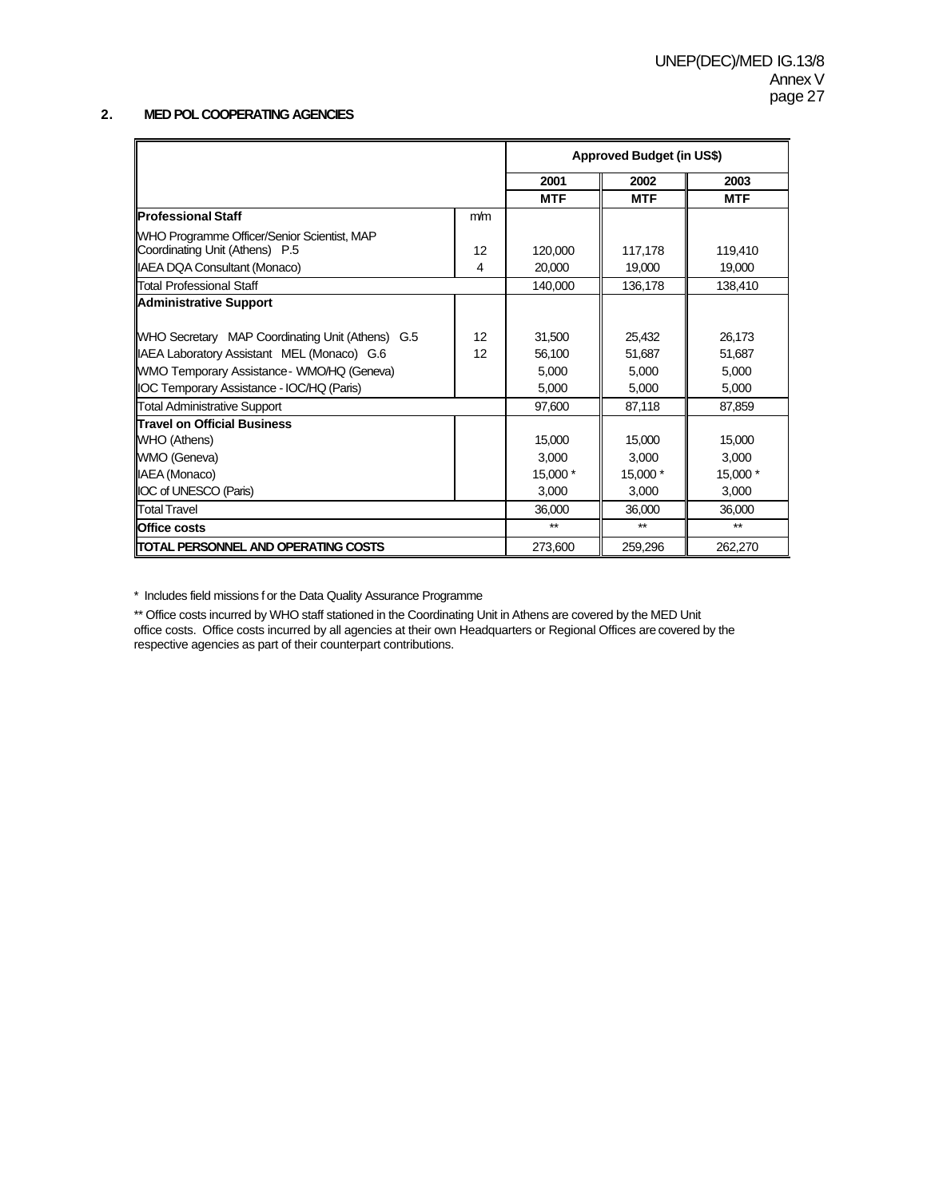## 2. MED POL COOPERATING AGENCIES

| | | Approved Budget (in US$) | | |
|---|---|---|---|---|
| | | 2001 | 2002 | 2003 |
| | | MTF | MTF | MTF |
| **Professional Staff** | m/m | | | |
| WHO Programme Officer/Senior Scientist, MAP Coordinating Unit (Athens) P.5 | 12 | 120,000 | 117,178 | 119,410 |
| IAEA DQA Consultant (Monaco) | 4 | 20,000 | 19,000 | 19,000 |
| Total Professional Staff | | 140,000 | 136,178 | 138,410 |
| **Administrative Support** | | | | |
| WHO Secretary MAP Coordinating Unit (Athens) G.5 | 12 | 31,500 | 25,432 | 26,173 |
| IAEA Laboratory Assistant MEL (Monaco) G.6 | 12 | 56,100 | 51,687 | 51,687 |
| WMO Temporary Assistance - WMO/HQ (Geneva) | | 5,000 | 5,000 | 5,000 |
| IOC Temporary Assistance - IOC/HQ (Paris) | | 5,000 | 5,000 | 5,000 |
| Total Administrative Support | | 97,600 | 87,118 | 87,859 |
| **Travel on Official Business** | | | | |
| WHO (Athens) | | 15,000 | 15,000 | 15,000 |
| WMO (Geneva) | | 3,000 | 3,000 | 3,000 |
| IAEA (Monaco) | | 15,000 * | 15,000 * | 15,000 * |
| IOC of UNESCO (Paris) | | 3,000 | 3,000 | 3,000 |
| Total Travel | | 36,000 | 36,000 | 36,000 |
| **Office costs** | | ** | ** | ** |
| **TOTAL PERSONNEL AND OPERATING COSTS** | | 273,600 | 259,296 | 262,270 |

\* Includes field missions for the Data Quality Assurance Programme

\** Office costs incurred by WHO staff stationed in the Coordinating Unit in Athens are covered by the MED Unit office costs. Office costs incurred by all agencies at their own Headquarters or Regional Offices are covered by the respective agencies as part of their counterpart contributions.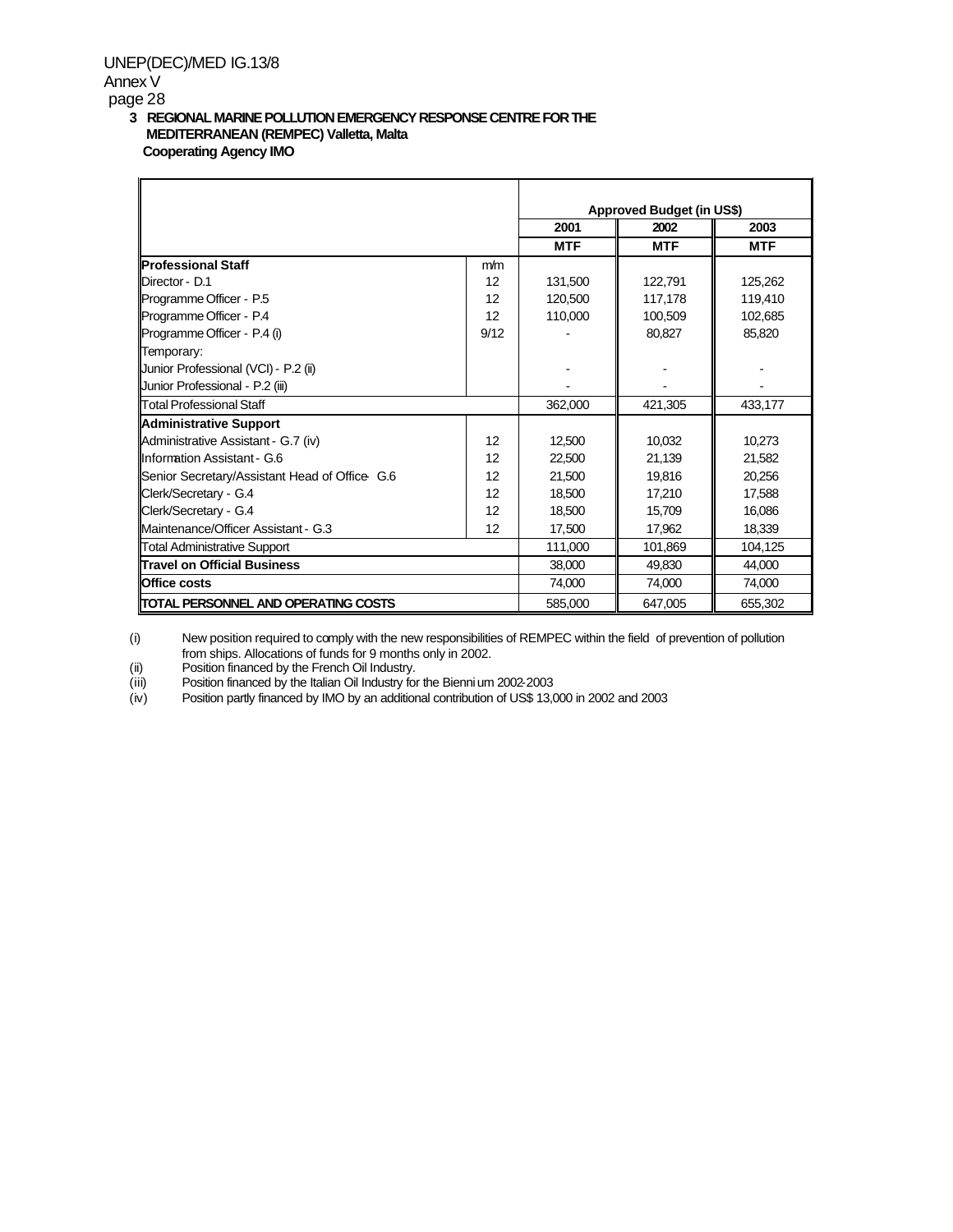**3 REGIONAL MARINE POLLUTION EMERGENCY RESPONSE CENTRE FOR THE MEDITERRANEAN (REMPEC) Valletta, Malta**
**Cooperating Agency IMO**

| | | Approved Budget (in US$) | | |
|---|---|---|---|---|
| | | 2001 | 2002 | 2003 |
| | | MTF | MTF | MTF |
| **Professional Staff** | m/m | | | |
| Director - D.1 | 12 | 131,500 | 122,791 | 125,262 |
| Programme Officer - P.5 | 12 | 120,500 | 117,178 | 119,410 |
| Programme Officer - P.4 | 12 | 110,000 | 100,509 | 102,685 |
| Programme Officer - P.4 (i) | 9/12 | - | 80,827 | 85,820 |
| Temporary: | | | | |
| Junior Professional (VCI) - P.2 (ii) | | - | - | - |
| Junior Professional - P.2 (iii) | | - | - | - |
| Total Professional Staff | | 362,000 | 421,305 | 433,177 |
| **Administrative Support** | | | | |
| Administrative Assistant - G.7 (iv) | 12 | 12,500 | 10,032 | 10,273 |
| Information Assistant - G.6 | 12 | 22,500 | 21,139 | 21,582 |
| Senior Secretary/Assistant Head of Office G.6 | 12 | 21,500 | 19,816 | 20,256 |
| Clerk/Secretary - G.4 | 12 | 18,500 | 17,210 | 17,588 |
| Clerk/Secretary - G.4 | 12 | 18,500 | 15,709 | 16,086 |
| Maintenance/Officer Assistant - G.3 | 12 | 17,500 | 17,962 | 18,339 |
| Total Administrative Support | | 111,000 | 101,869 | 104,125 |
| **Travel on Official Business** | | 38,000 | 49,830 | 44,000 |
| **Office costs** | | 74,000 | 74,000 | 74,000 |
| **TOTAL PERSONNEL AND OPERATING COSTS** | | 585,000 | 647,005 | 655,302 |

(i) New position required to comply with the new responsibilities of REMPEC within the field of prevention of pollution from ships. Allocations of funds for 9 months only in 2002.
(ii) Position financed by the French Oil Industry.
(iii) Position financed by the Italian Oil Industry for the Biennium 2002-2003
(iv) Position partly financed by IMO by an additional contribution of US$ 13,000 in 2002 and 2003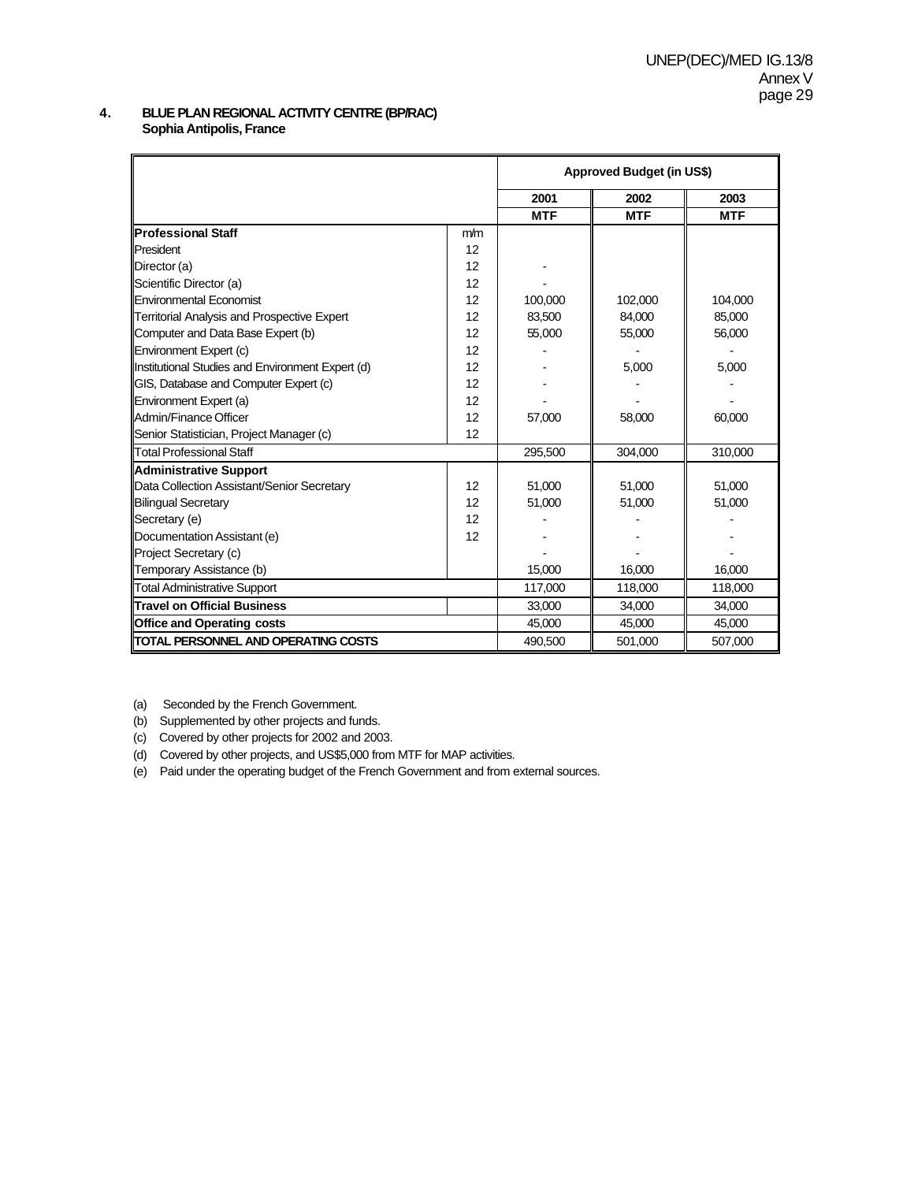**4. BLUE PLAN REGIONAL ACTIVITY CENTRE (BP/RAC)**
**Sophia Antipolis, France**

| | | Approved Budget (in US$) | | |
|---|---|---|---|---|
| | | 2001 | 2002 | 2003 |
| | | MTF | MTF | MTF |
| **Professional Staff** | m/m | | | |
| President | 12 | | | |
| Director (a) | 12 | - | | |
| Scientific Director (a) | 12 | - | | |
| Environmental Economist | 12 | 100,000 | 102,000 | 104,000 |
| Territorial Analysis and Prospective Expert | 12 | 83,500 | 84,000 | 85,000 |
| Computer and Data Base Expert (b) | 12 | 55,000 | 55,000 | 56,000 |
| Environment Expert (c) | 12 | - | - | - |
| Institutional Studies and Environment Expert (d) | 12 | - | 5,000 | 5,000 |
| GIS, Database and Computer Expert (c) | 12 | - | - | - |
| Environment Expert (a) | 12 | - | - | - |
| Admin/Finance Officer | 12 | 57,000 | 58,000 | 60,000 |
| Senior Statistician, Project Manager (c) | 12 | | | |
| Total Professional Staff | | 295,500 | 304,000 | 310,000 |
| **Administrative Support** | | | | |
| Data Collection Assistant/Senior Secretary | 12 | 51,000 | 51,000 | 51,000 |
| Bilingual Secretary | 12 | 51,000 | 51,000 | 51,000 |
| Secretary (e) | 12 | - | - | - |
| Documentation Assistant (e) | 12 | - | - | - |
| Project Secretary (c) | | - | - | - |
| Temporary Assistance (b) | | 15,000 | 16,000 | 16,000 |
| Total Administrative Support | | 117,000 | 118,000 | 118,000 |
| **Travel on Official Business** | | 33,000 | 34,000 | 34,000 |
| **Office and Operating costs** | | 45,000 | 45,000 | 45,000 |
| **TOTAL PERSONNEL AND OPERATING COSTS** | | 490,500 | 501,000 | 507,000 |

(a) Seconded by the French Government.

(b) Supplemented by other projects and funds.

(c) Covered by other projects for 2002 and 2003.

(d) Covered by other projects, and US$5,000 from MTF for MAP activities.

(e) Paid under the operating budget of the French Government and from external sources.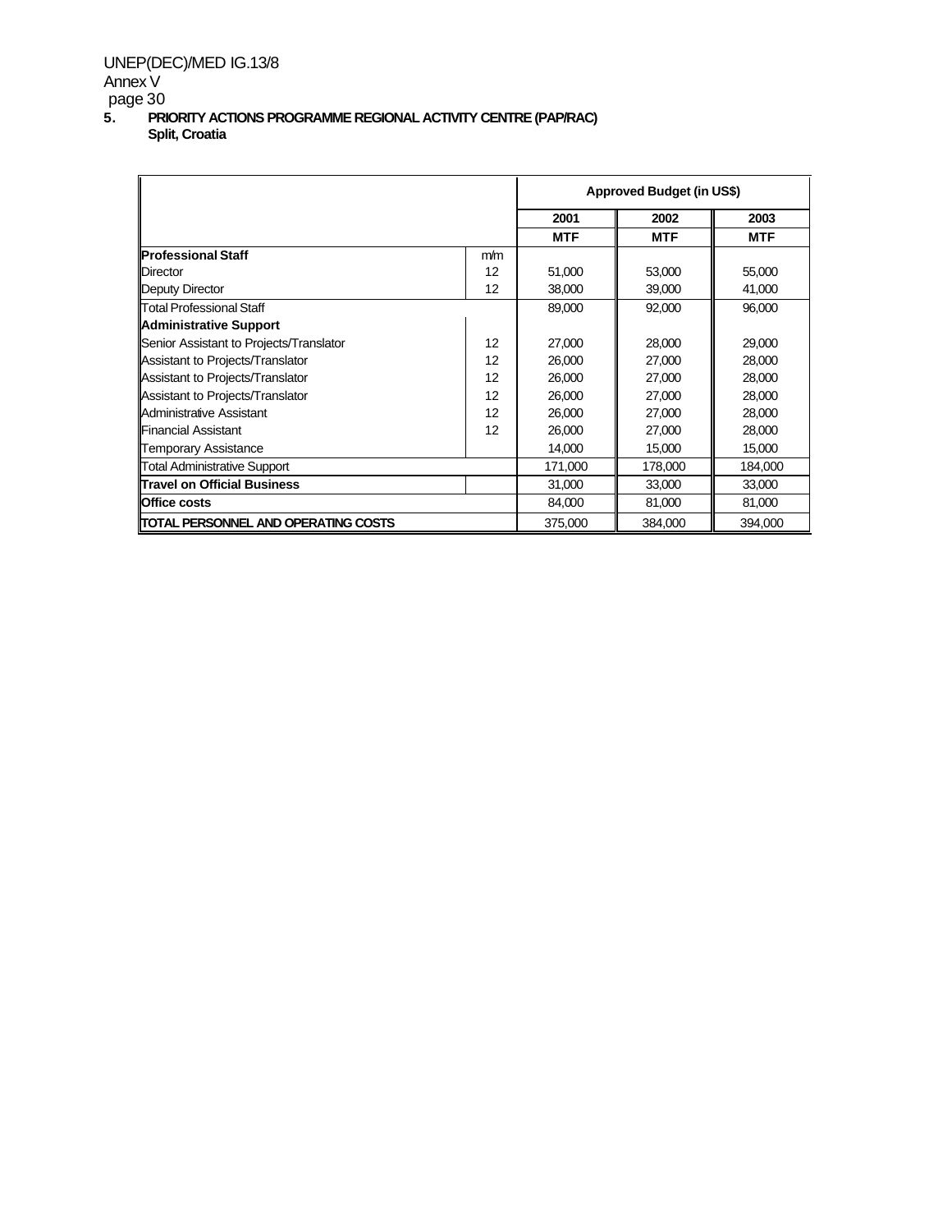## 5. PRIORITY ACTIONS PROGRAMME REGIONAL ACTIVITY CENTRE (PAP/RAC)
**Split, Croatia**

| | | Approved Budget (in US$) | | |
|---|---|---|---|---|
| | | **2001** | **2002** | **2003** |
| | | **MTF** | **MTF** | **MTF** |
| **Professional Staff** | m/m | | | |
| Director | 12 | 51,000 | 53,000 | 55,000 |
| Deputy Director | 12 | 38,000 | 39,000 | 41,000 |
| Total Professional Staff | | 89,000 | 92,000 | 96,000 |
| **Administrative Support** | | | | |
| Senior Assistant to Projects/Translator | 12 | 27,000 | 28,000 | 29,000 |
| Assistant to Projects/Translator | 12 | 26,000 | 27,000 | 28,000 |
| Assistant to Projects/Translator | 12 | 26,000 | 27,000 | 28,000 |
| Assistant to Projects/Translator | 12 | 26,000 | 27,000 | 28,000 |
| Administrative Assistant | 12 | 26,000 | 27,000 | 28,000 |
| Financial Assistant | 12 | 26,000 | 27,000 | 28,000 |
| Temporary Assistance | | 14,000 | 15,000 | 15,000 |
| Total Administrative Support | | 171,000 | 178,000 | 184,000 |
| **Travel on Official Business** | | 31,000 | 33,000 | 33,000 |
| **Office costs** | | 84,000 | 81,000 | 81,000 |
| **TOTAL PERSONNEL AND OPERATING COSTS** | | 375,000 | 384,000 | 394,000 |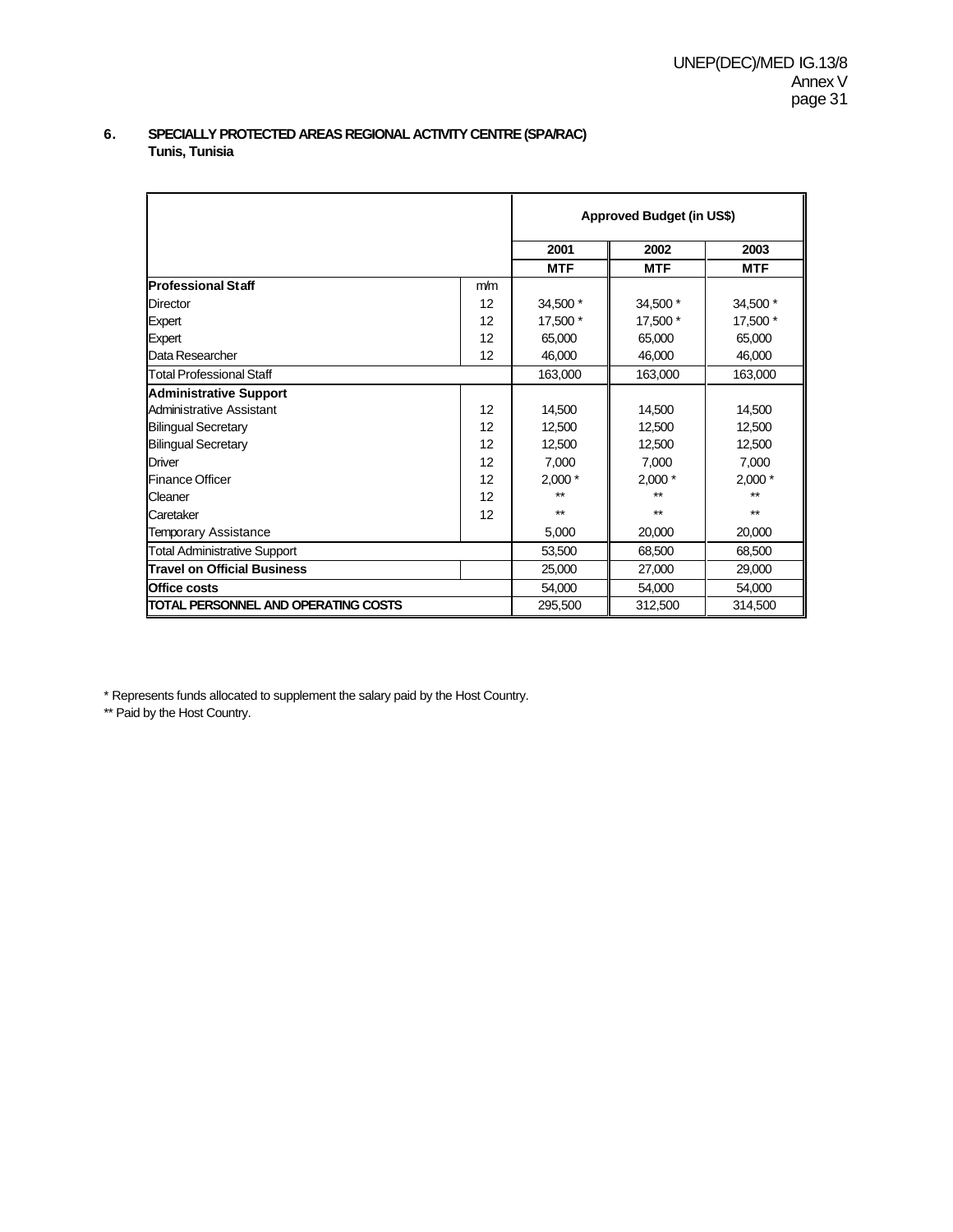## 6. SPECIALLY PROTECTED AREAS REGIONAL ACTIVITY CENTRE (SPA/RAC)
**Tunis, Tunisia**

| | | Approved Budget (in US$) | | |
|---|---|---|---|---|
| | | 2001 | 2002 | 2003 |
| | | MTF | MTF | MTF |
| **Professional Staff** | m/m | | | |
| Director | 12 | 34,500 * | 34,500 * | 34,500 * |
| Expert | 12 | 17,500 * | 17,500 * | 17,500 * |
| Expert | 12 | 65,000 | 65,000 | 65,000 |
| Data Researcher | 12 | 46,000 | 46,000 | 46,000 |
| Total Professional Staff | | 163,000 | 163,000 | 163,000 |
| **Administrative Support** | | | | |
| Administrative Assistant | 12 | 14,500 | 14,500 | 14,500 |
| Bilingual Secretary | 12 | 12,500 | 12,500 | 12,500 |
| Bilingual Secretary | 12 | 12,500 | 12,500 | 12,500 |
| Driver | 12 | 7,000 | 7,000 | 7,000 |
| Finance Officer | 12 | 2,000 * | 2,000 * | 2,000 * |
| Cleaner | 12 | ** | ** | ** |
| Caretaker | 12 | ** | ** | ** |
| Temporary Assistance | | 5,000 | 20,000 | 20,000 |
| Total Administrative Support | | 53,500 | 68,500 | 68,500 |
| **Travel on Official Business** | | 25,000 | 27,000 | 29,000 |
| **Office costs** | | 54,000 | 54,000 | 54,000 |
| **TOTAL PERSONNEL AND OPERATING COSTS** | | 295,500 | 312,500 | 314,500 |

* Represents funds allocated to supplement the salary paid by the Host Country.

** Paid by the Host Country.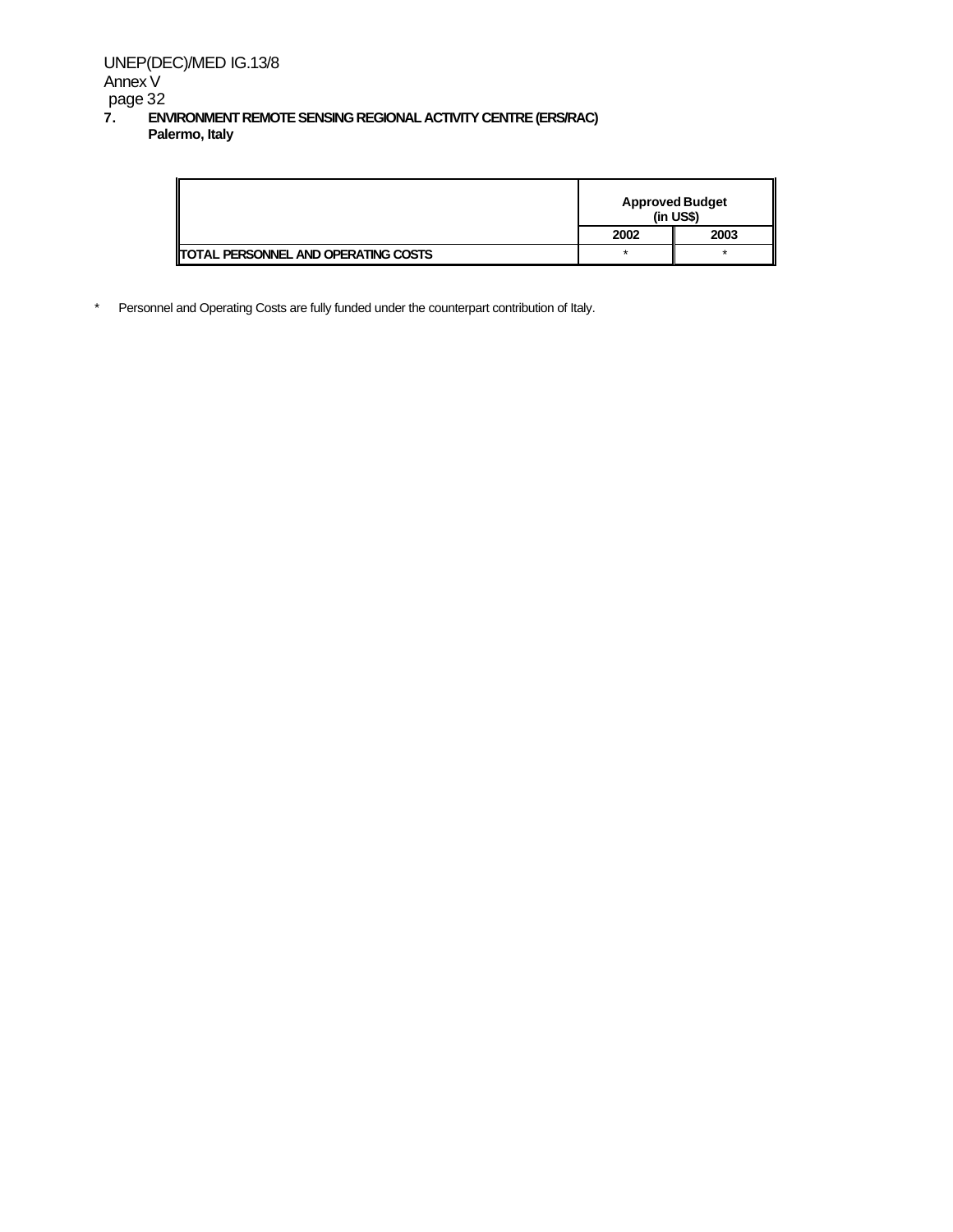## 7. ENVIRONMENT REMOTE SENSING REGIONAL ACTIVITY CENTRE (ERS/RAC)
**Palermo, Italy**

| | Approved Budget (in US$) | |
|---|---|---|
| | 2002 | 2003 |
| TOTAL PERSONNEL AND OPERATING COSTS | * | * |

\* Personnel and Operating Costs are fully funded under the counterpart contribution of Italy.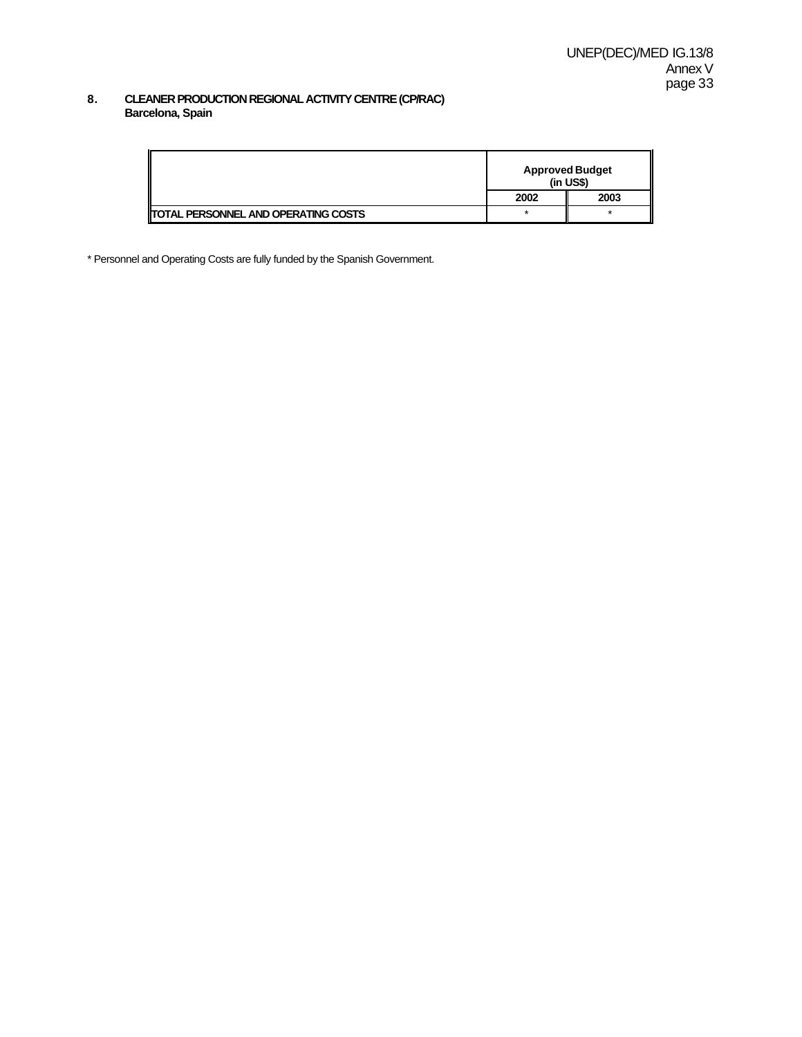**8. CLEANER PRODUCTION REGIONAL ACTIVITY CENTRE (CP/RAC)**
**Barcelona, Spain**

| | Approved Budget (in US$) | |
|---|---|---|
| | **2002** | **2003** |
| **TOTAL PERSONNEL AND OPERATING COSTS** | * | * |

* Personnel and Operating Costs are fully funded by the Spanish Government.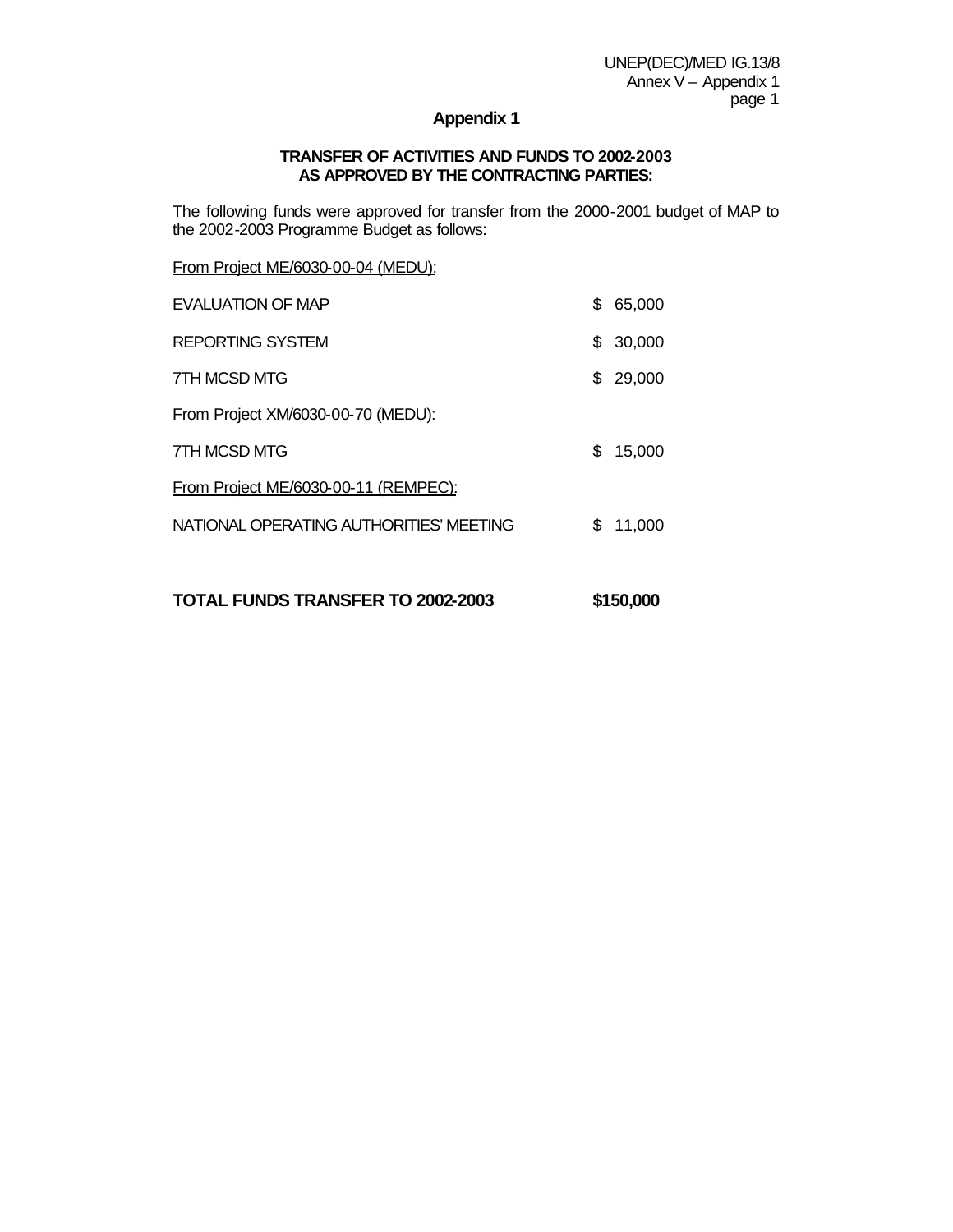# Appendix 1

**TRANSFER OF ACTIVITIES AND FUNDS TO 2002-2003**
**AS APPROVED BY THE CONTRACTING PARTIES:**

The following funds were approved for transfer from the 2000-2001 budget of MAP to the 2002-2003 Programme Budget as follows:

From Project ME/6030-00-04 (MEDU):

| | |
|---|---|
| EVALUATION OF MAP | \$ 65,000 |
| REPORTING SYSTEM | \$ 30,000 |
| 7TH MCSD MTG | \$ 29,000 |

From Project XM/6030-00-70 (MEDU):

| | |
|---|---|
| 7TH MCSD MTG | \$ 15,000 |

From Project ME/6030-00-11 (REMPEC):

| | |
|---|---|
| NATIONAL OPERATING AUTHORITIES' MEETING | \$ 11,000 |

**TOTAL FUNDS TRANSFER TO 2002-2003 \$150,000**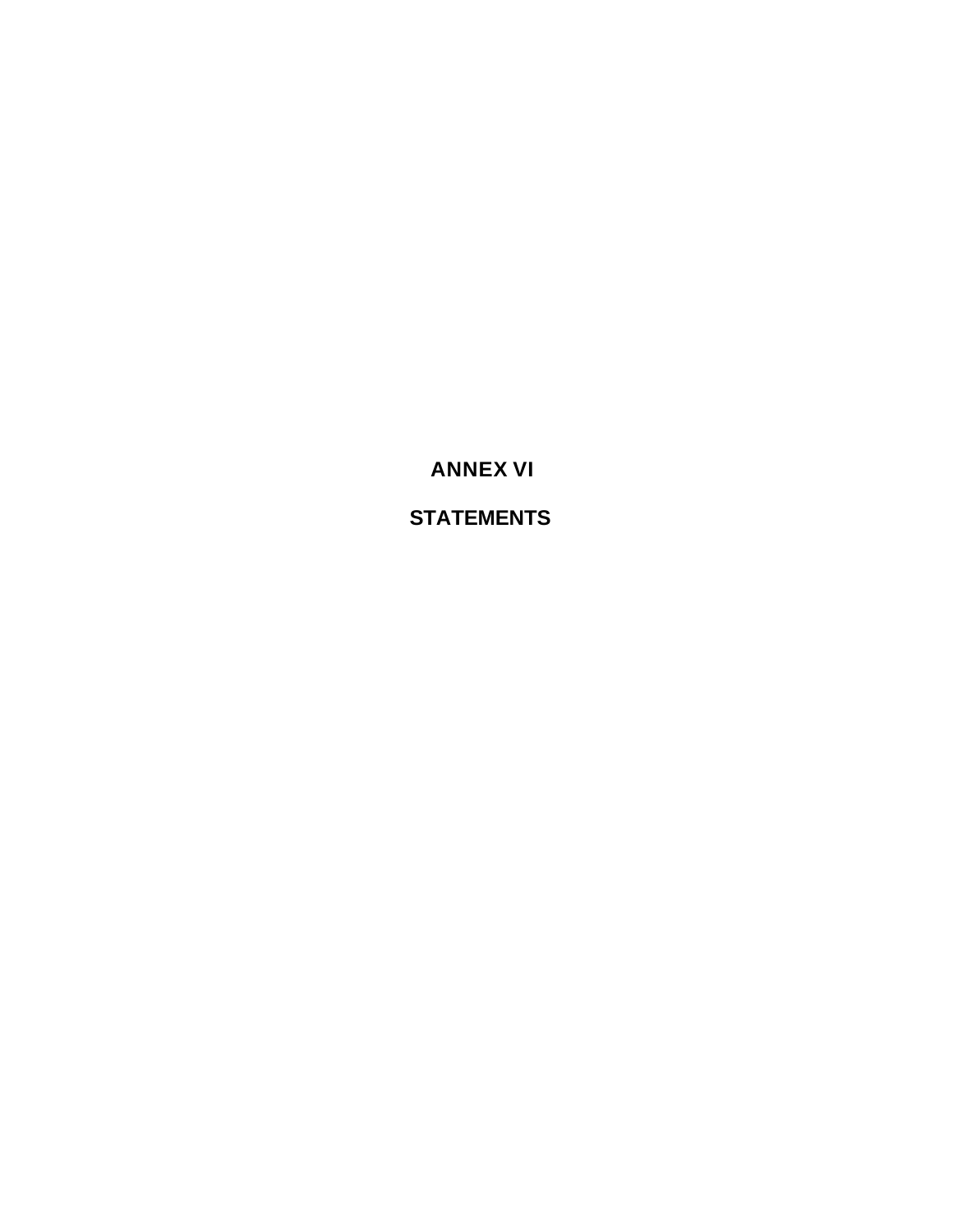# ANNEX VI

# STATEMENTS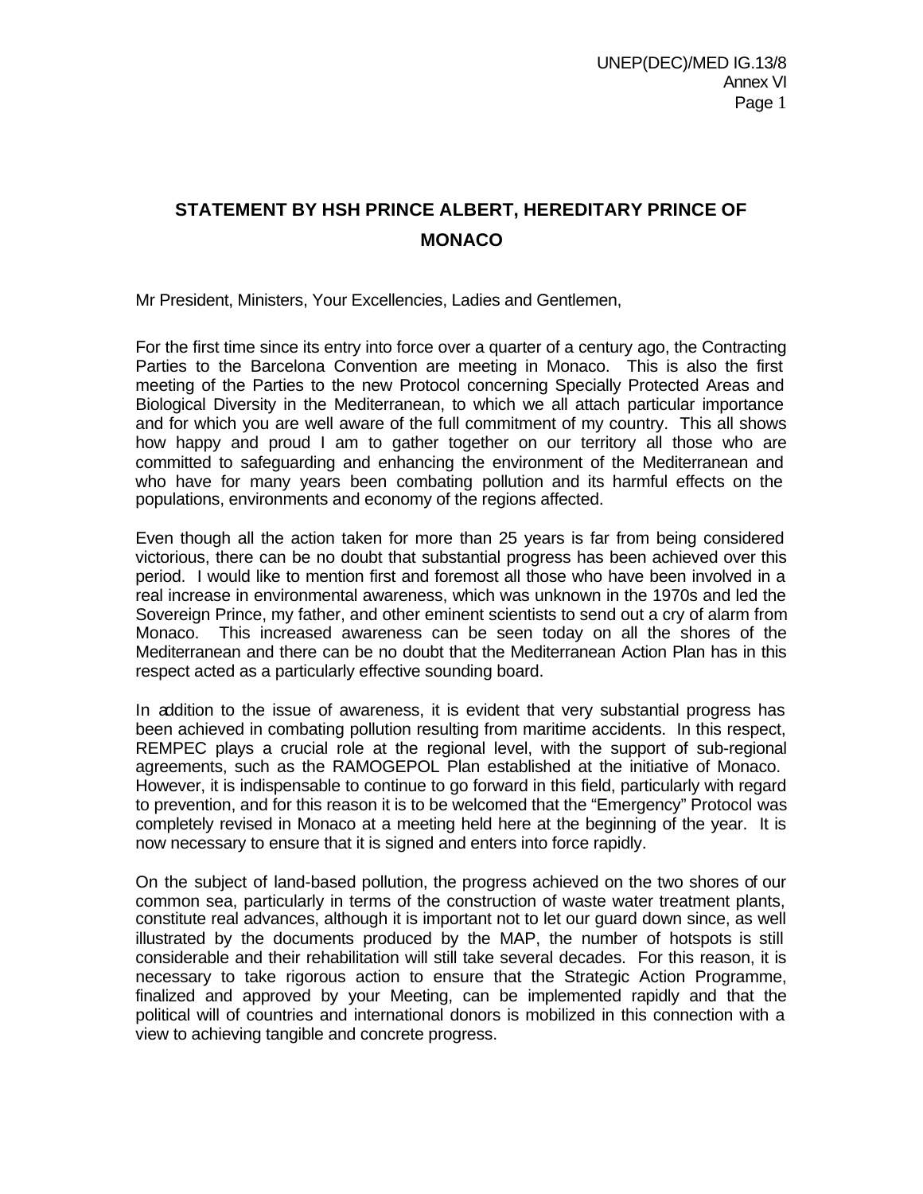# STATEMENT BY HSH PRINCE ALBERT, HEREDITARY PRINCE OF MONACO

Mr President, Ministers, Your Excellencies, Ladies and Gentlemen,

For the first time since its entry into force over a quarter of a century ago, the Contracting Parties to the Barcelona Convention are meeting in Monaco. This is also the first meeting of the Parties to the new Protocol concerning Specially Protected Areas and Biological Diversity in the Mediterranean, to which we all attach particular importance and for which you are well aware of the full commitment of my country. This all shows how happy and proud I am to gather together on our territory all those who are committed to safeguarding and enhancing the environment of the Mediterranean and who have for many years been combating pollution and its harmful effects on the populations, environments and economy of the regions affected.

Even though all the action taken for more than 25 years is far from being considered victorious, there can be no doubt that substantial progress has been achieved over this period. I would like to mention first and foremost all those who have been involved in a real increase in environmental awareness, which was unknown in the 1970s and led the Sovereign Prince, my father, and other eminent scientists to send out a cry of alarm from Monaco. This increased awareness can be seen today on all the shores of the Mediterranean and there can be no doubt that the Mediterranean Action Plan has in this respect acted as a particularly effective sounding board.

In addition to the issue of awareness, it is evident that very substantial progress has been achieved in combating pollution resulting from maritime accidents. In this respect, REMPEC plays a crucial role at the regional level, with the support of sub-regional agreements, such as the RAMOGEPOL Plan established at the initiative of Monaco. However, it is indispensable to continue to go forward in this field, particularly with regard to prevention, and for this reason it is to be welcomed that the "Emergency" Protocol was completely revised in Monaco at a meeting held here at the beginning of the year. It is now necessary to ensure that it is signed and enters into force rapidly.

On the subject of land-based pollution, the progress achieved on the two shores of our common sea, particularly in terms of the construction of waste water treatment plants, constitute real advances, although it is important not to let our guard down since, as well illustrated by the documents produced by the MAP, the number of hotspots is still considerable and their rehabilitation will still take several decades. For this reason, it is necessary to take rigorous action to ensure that the Strategic Action Programme, finalized and approved by your Meeting, can be implemented rapidly and that the political will of countries and international donors is mobilized in this connection with a view to achieving tangible and concrete progress.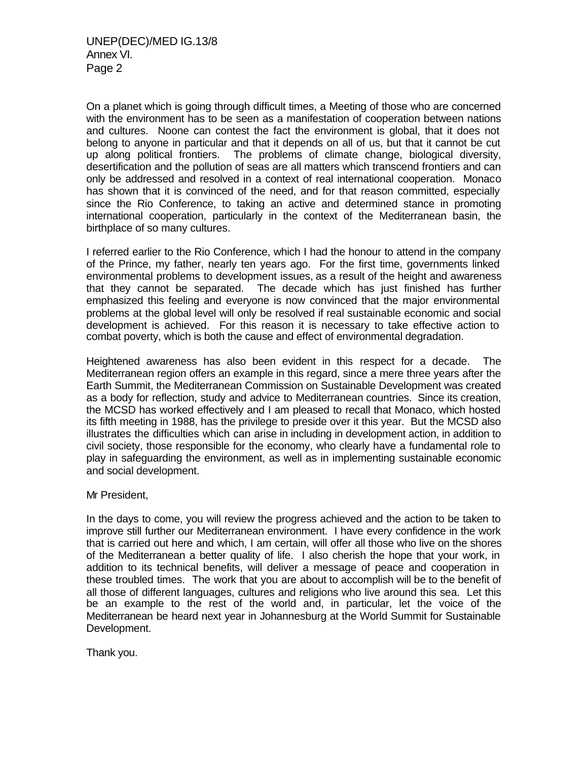On a planet which is going through difficult times, a Meeting of those who are concerned with the environment has to be seen as a manifestation of cooperation between nations and cultures. Noone can contest the fact the environment is global, that it does not belong to anyone in particular and that it depends on all of us, but that it cannot be cut up along political frontiers. The problems of climate change, biological diversity, desertification and the pollution of seas are all matters which transcend frontiers and can only be addressed and resolved in a context of real international cooperation. Monaco has shown that it is convinced of the need, and for that reason committed, especially since the Rio Conference, to taking an active and determined stance in promoting international cooperation, particularly in the context of the Mediterranean basin, the birthplace of so many cultures.

I referred earlier to the Rio Conference, which I had the honour to attend in the company of the Prince, my father, nearly ten years ago. For the first time, governments linked environmental problems to development issues, as a result of the height and awareness that they cannot be separated. The decade which has just finished has further emphasized this feeling and everyone is now convinced that the major environmental problems at the global level will only be resolved if real sustainable economic and social development is achieved. For this reason it is necessary to take effective action to combat poverty, which is both the cause and effect of environmental degradation.

Heightened awareness has also been evident in this respect for a decade. The Mediterranean region offers an example in this regard, since a mere three years after the Earth Summit, the Mediterranean Commission on Sustainable Development was created as a body for reflection, study and advice to Mediterranean countries. Since its creation, the MCSD has worked effectively and I am pleased to recall that Monaco, which hosted its fifth meeting in 1988, has the privilege to preside over it this year. But the MCSD also illustrates the difficulties which can arise in including in development action, in addition to civil society, those responsible for the economy, who clearly have a fundamental role to play in safeguarding the environment, as well as in implementing sustainable economic and social development.

Mr President,

In the days to come, you will review the progress achieved and the action to be taken to improve still further our Mediterranean environment. I have every confidence in the work that is carried out here and which, I am certain, will offer all those who live on the shores of the Mediterranean a better quality of life. I also cherish the hope that your work, in addition to its technical benefits, will deliver a message of peace and cooperation in these troubled times. The work that you are about to accomplish will be to the benefit of all those of different languages, cultures and religions who live around this sea. Let this be an example to the rest of the world and, in particular, let the voice of the Mediterranean be heard next year in Johannesburg at the World Summit for Sustainable Development.

Thank you.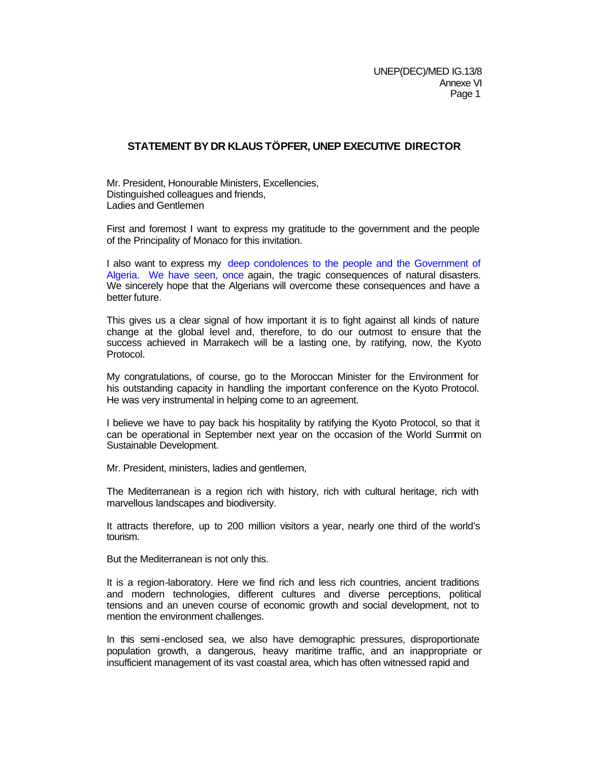## STATEMENT BY DR KLAUS TÖPFER, UNEP EXECUTIVE DIRECTOR

Mr. President, Honourable Ministers, Excellencies,
Distinguished colleagues and friends,
Ladies and Gentlemen

First and foremost I want to express my gratitude to the government and the people of the Principality of Monaco for this invitation.

I also want to express my deep condolences to the people and the Government of Algeria. We have seen, once again, the tragic consequences of natural disasters. We sincerely hope that the Algerians will overcome these consequences and have a better future.

This gives us a clear signal of how important it is to fight against all kinds of nature change at the global level and, therefore, to do our outmost to ensure that the success achieved in Marrakech will be a lasting one, by ratifying, now, the Kyoto Protocol.

My congratulations, of course, go to the Moroccan Minister for the Environment for his outstanding capacity in handling the important conference on the Kyoto Protocol. He was very instrumental in helping come to an agreement.

I believe we have to pay back his hospitality by ratifying the Kyoto Protocol, so that it can be operational in September next year on the occasion of the World Summit on Sustainable Development.

Mr. President, ministers, ladies and gentlemen,

The Mediterranean is a region rich with history, rich with cultural heritage, rich with marvellous landscapes and biodiversity.

It attracts therefore, up to 200 million visitors a year, nearly one third of the world's tourism.

But the Mediterranean is not only this.

It is a region-laboratory. Here we find rich and less rich countries, ancient traditions and modern technologies, different cultures and diverse perceptions, political tensions and an uneven course of economic growth and social development, not to mention the environment challenges.

In this semi-enclosed sea, we also have demographic pressures, disproportionate population growth, a dangerous, heavy maritime traffic, and an inappropriate or insufficient management of its vast coastal area, which has often witnessed rapid and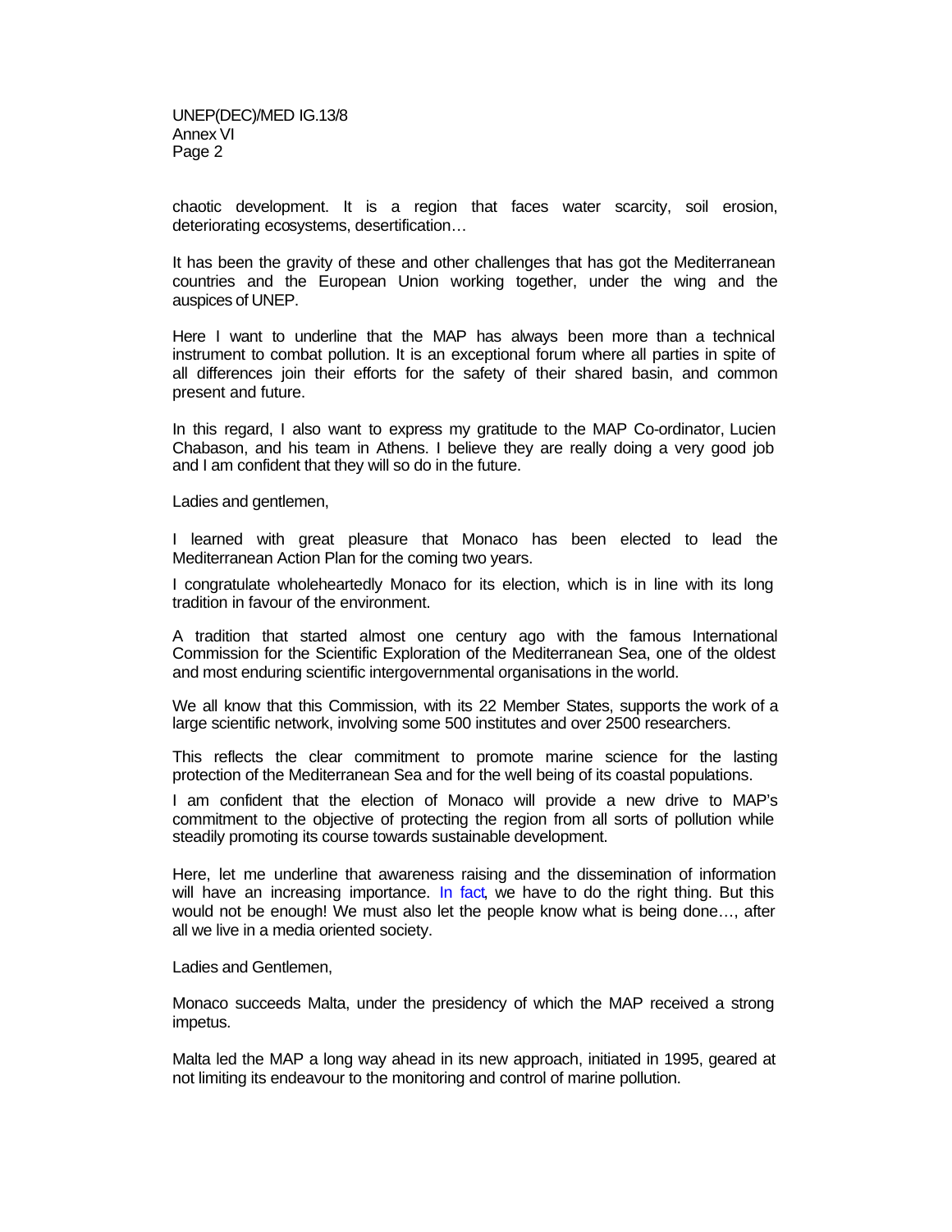chaotic development. It is a region that faces water scarcity, soil erosion, deteriorating ecosystems, desertification…

It has been the gravity of these and other challenges that has got the Mediterranean countries and the European Union working together, under the wing and the auspices of UNEP.

Here I want to underline that the MAP has always been more than a technical instrument to combat pollution. It is an exceptional forum where all parties in spite of all differences join their efforts for the safety of their shared basin, and common present and future.

In this regard, I also want to express my gratitude to the MAP Co-ordinator, Lucien Chabason, and his team in Athens. I believe they are really doing a very good job and I am confident that they will so do in the future.

Ladies and gentlemen,

I learned with great pleasure that Monaco has been elected to lead the Mediterranean Action Plan for the coming two years.

I congratulate wholeheartedly Monaco for its election, which is in line with its long tradition in favour of the environment.

A tradition that started almost one century ago with the famous International Commission for the Scientific Exploration of the Mediterranean Sea, one of the oldest and most enduring scientific intergovernmental organisations in the world.

We all know that this Commission, with its 22 Member States, supports the work of a large scientific network, involving some 500 institutes and over 2500 researchers.

This reflects the clear commitment to promote marine science for the lasting protection of the Mediterranean Sea and for the well being of its coastal populations.

I am confident that the election of Monaco will provide a new drive to MAP's commitment to the objective of protecting the region from all sorts of pollution while steadily promoting its course towards sustainable development.

Here, let me underline that awareness raising and the dissemination of information will have an increasing importance. In fact, we have to do the right thing. But this would not be enough! We must also let the people know what is being done…, after all we live in a media oriented society.

Ladies and Gentlemen,

Monaco succeeds Malta, under the presidency of which the MAP received a strong impetus.

Malta led the MAP a long way ahead in its new approach, initiated in 1995, geared at not limiting its endeavour to the monitoring and control of marine pollution.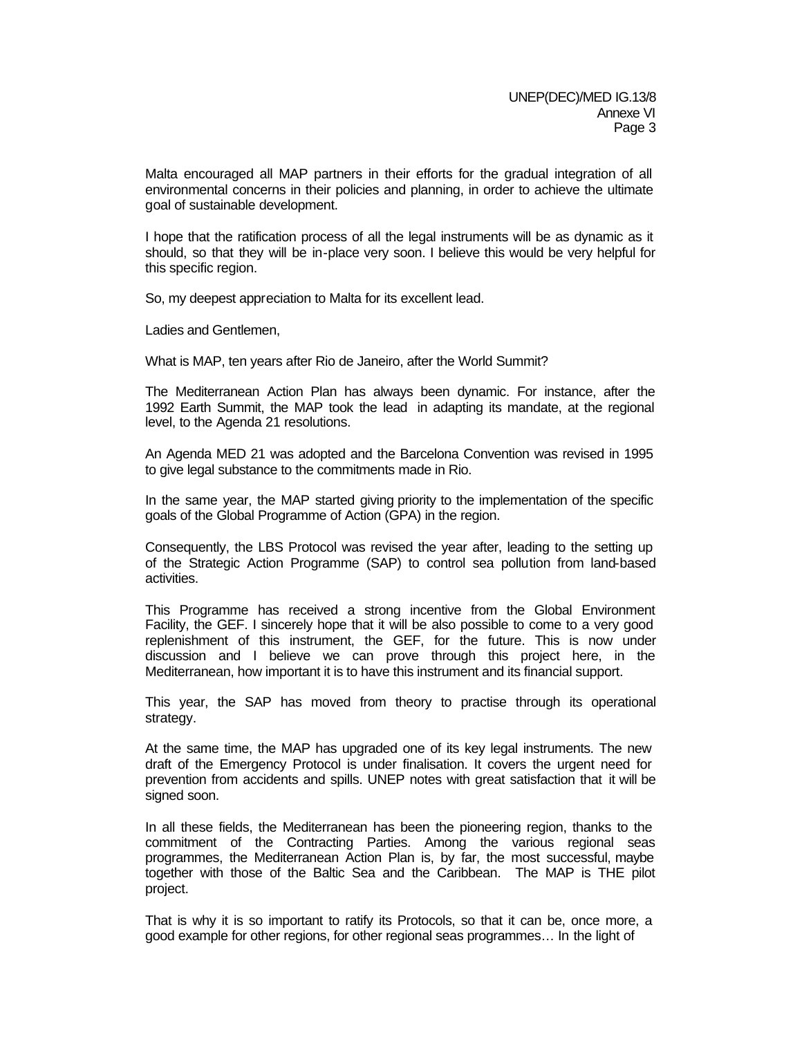Malta encouraged all MAP partners in their efforts for the gradual integration of all environmental concerns in their policies and planning, in order to achieve the ultimate goal of sustainable development.

I hope that the ratification process of all the legal instruments will be as dynamic as it should, so that they will be in-place very soon. I believe this would be very helpful for this specific region.

So, my deepest appreciation to Malta for its excellent lead.

Ladies and Gentlemen,

What is MAP, ten years after Rio de Janeiro, after the World Summit?

The Mediterranean Action Plan has always been dynamic. For instance, after the 1992 Earth Summit, the MAP took the lead in adapting its mandate, at the regional level, to the Agenda 21 resolutions.

An Agenda MED 21 was adopted and the Barcelona Convention was revised in 1995 to give legal substance to the commitments made in Rio.

In the same year, the MAP started giving priority to the implementation of the specific goals of the Global Programme of Action (GPA) in the region.

Consequently, the LBS Protocol was revised the year after, leading to the setting up of the Strategic Action Programme (SAP) to control sea pollution from land-based activities.

This Programme has received a strong incentive from the Global Environment Facility, the GEF. I sincerely hope that it will be also possible to come to a very good replenishment of this instrument, the GEF, for the future. This is now under discussion and I believe we can prove through this project here, in the Mediterranean, how important it is to have this instrument and its financial support.

This year, the SAP has moved from theory to practise through its operational strategy.

At the same time, the MAP has upgraded one of its key legal instruments. The new draft of the Emergency Protocol is under finalisation. It covers the urgent need for prevention from accidents and spills. UNEP notes with great satisfaction that it will be signed soon.

In all these fields, the Mediterranean has been the pioneering region, thanks to the commitment of the Contracting Parties. Among the various regional seas programmes, the Mediterranean Action Plan is, by far, the most successful, maybe together with those of the Baltic Sea and the Caribbean. The MAP is THE pilot project.

That is why it is so important to ratify its Protocols, so that it can be, once more, a good example for other regions, for other regional seas programmes… In the light of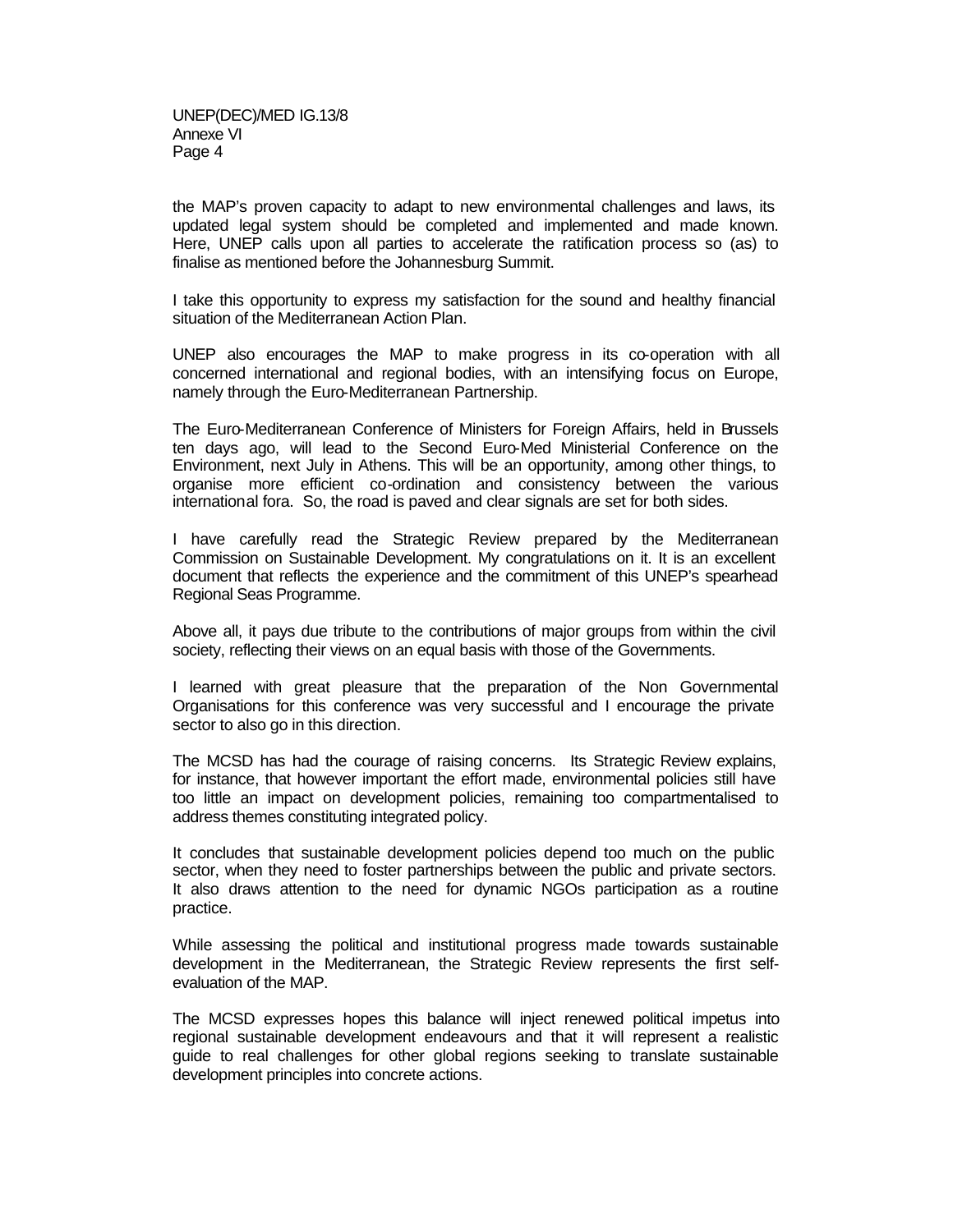the MAP's proven capacity to adapt to new environmental challenges and laws, its updated legal system should be completed and implemented and made known. Here, UNEP calls upon all parties to accelerate the ratification process so (as) to finalise as mentioned before the Johannesburg Summit.

I take this opportunity to express my satisfaction for the sound and healthy financial situation of the Mediterranean Action Plan.

UNEP also encourages the MAP to make progress in its co-operation with all concerned international and regional bodies, with an intensifying focus on Europe, namely through the Euro-Mediterranean Partnership.

The Euro-Mediterranean Conference of Ministers for Foreign Affairs, held in Brussels ten days ago, will lead to the Second Euro-Med Ministerial Conference on the Environment, next July in Athens. This will be an opportunity, among other things, to organise more efficient co-ordination and consistency between the various international fora. So, the road is paved and clear signals are set for both sides.

I have carefully read the Strategic Review prepared by the Mediterranean Commission on Sustainable Development. My congratulations on it. It is an excellent document that reflects the experience and the commitment of this UNEP's spearhead Regional Seas Programme.

Above all, it pays due tribute to the contributions of major groups from within the civil society, reflecting their views on an equal basis with those of the Governments.

I learned with great pleasure that the preparation of the Non Governmental Organisations for this conference was very successful and I encourage the private sector to also go in this direction.

The MCSD has had the courage of raising concerns. Its Strategic Review explains, for instance, that however important the effort made, environmental policies still have too little an impact on development policies, remaining too compartmentalised to address themes constituting integrated policy.

It concludes that sustainable development policies depend too much on the public sector, when they need to foster partnerships between the public and private sectors. It also draws attention to the need for dynamic NGOs participation as a routine practice.

While assessing the political and institutional progress made towards sustainable development in the Mediterranean, the Strategic Review represents the first self-evaluation of the MAP.

The MCSD expresses hopes this balance will inject renewed political impetus into regional sustainable development endeavours and that it will represent a realistic guide to real challenges for other global regions seeking to translate sustainable development principles into concrete actions.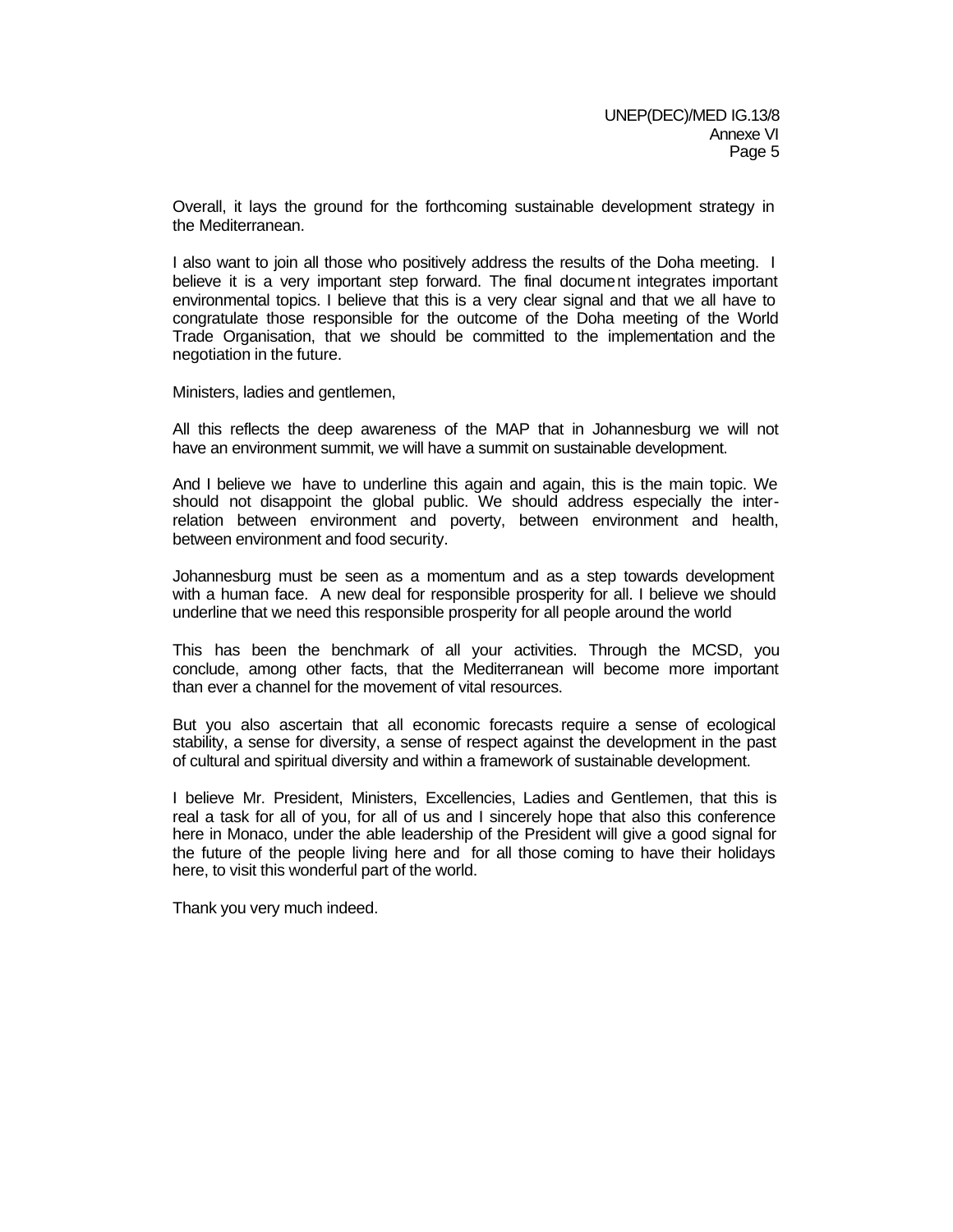Overall, it lays the ground for the forthcoming sustainable development strategy in the Mediterranean.

I also want to join all those who positively address the results of the Doha meeting. I believe it is a very important step forward. The final document integrates important environmental topics. I believe that this is a very clear signal and that we all have to congratulate those responsible for the outcome of the Doha meeting of the World Trade Organisation, that we should be committed to the implementation and the negotiation in the future.

Ministers, ladies and gentlemen,

All this reflects the deep awareness of the MAP that in Johannesburg we will not have an environment summit, we will have a summit on sustainable development.

And I believe we have to underline this again and again, this is the main topic. We should not disappoint the global public. We should address especially the inter-relation between environment and poverty, between environment and health, between environment and food security.

Johannesburg must be seen as a momentum and as a step towards development with a human face. A new deal for responsible prosperity for all. I believe we should underline that we need this responsible prosperity for all people around the world

This has been the benchmark of all your activities. Through the MCSD, you conclude, among other facts, that the Mediterranean will become more important than ever a channel for the movement of vital resources.

But you also ascertain that all economic forecasts require a sense of ecological stability, a sense for diversity, a sense of respect against the development in the past of cultural and spiritual diversity and within a framework of sustainable development.

I believe Mr. President, Ministers, Excellencies, Ladies and Gentlemen, that this is real a task for all of you, for all of us and I sincerely hope that also this conference here in Monaco, under the able leadership of the President will give a good signal for the future of the people living here and for all those coming to have their holidays here, to visit this wonderful part of the world.

Thank you very much indeed.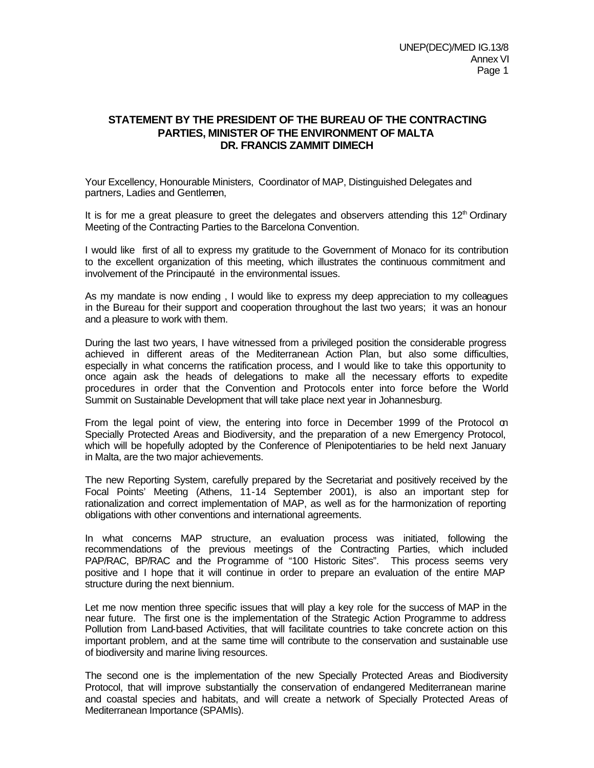**STATEMENT BY THE PRESIDENT OF THE BUREAU OF THE CONTRACTING PARTIES, MINISTER OF THE ENVIRONMENT OF MALTA DR. FRANCIS ZAMMIT DIMECH**

Your Excellency, Honourable Ministers, Coordinator of MAP, Distinguished Delegates and partners, Ladies and Gentlemen,

It is for me a great pleasure to greet the delegates and observers attending this 12th Ordinary Meeting of the Contracting Parties to the Barcelona Convention.

I would like first of all to express my gratitude to the Government of Monaco for its contribution to the excellent organization of this meeting, which illustrates the continuous commitment and involvement of the Principauté in the environmental issues.

As my mandate is now ending , I would like to express my deep appreciation to my colleagues in the Bureau for their support and cooperation throughout the last two years; it was an honour and a pleasure to work with them.

During the last two years, I have witnessed from a privileged position the considerable progress achieved in different areas of the Mediterranean Action Plan, but also some difficulties, especially in what concerns the ratification process, and I would like to take this opportunity to once again ask the heads of delegations to make all the necessary efforts to expedite procedures in order that the Convention and Protocols enter into force before the World Summit on Sustainable Development that will take place next year in Johannesburg.

From the legal point of view, the entering into force in December 1999 of the Protocol on Specially Protected Areas and Biodiversity, and the preparation of a new Emergency Protocol, which will be hopefully adopted by the Conference of Plenipotentiaries to be held next January in Malta, are the two major achievements.

The new Reporting System, carefully prepared by the Secretariat and positively received by the Focal Points' Meeting (Athens, 11-14 September 2001), is also an important step for rationalization and correct implementation of MAP, as well as for the harmonization of reporting obligations with other conventions and international agreements.

In what concerns MAP structure, an evaluation process was initiated, following the recommendations of the previous meetings of the Contracting Parties, which included PAP/RAC, BP/RAC and the Programme of "100 Historic Sites". This process seems very positive and I hope that it will continue in order to prepare an evaluation of the entire MAP structure during the next biennium.

Let me now mention three specific issues that will play a key role for the success of MAP in the near future. The first one is the implementation of the Strategic Action Programme to address Pollution from Land-based Activities, that will facilitate countries to take concrete action on this important problem, and at the same time will contribute to the conservation and sustainable use of biodiversity and marine living resources.

The second one is the implementation of the new Specially Protected Areas and Biodiversity Protocol, that will improve substantially the conservation of endangered Mediterranean marine and coastal species and habitats, and will create a network of Specially Protected Areas of Mediterranean Importance (SPAMIs).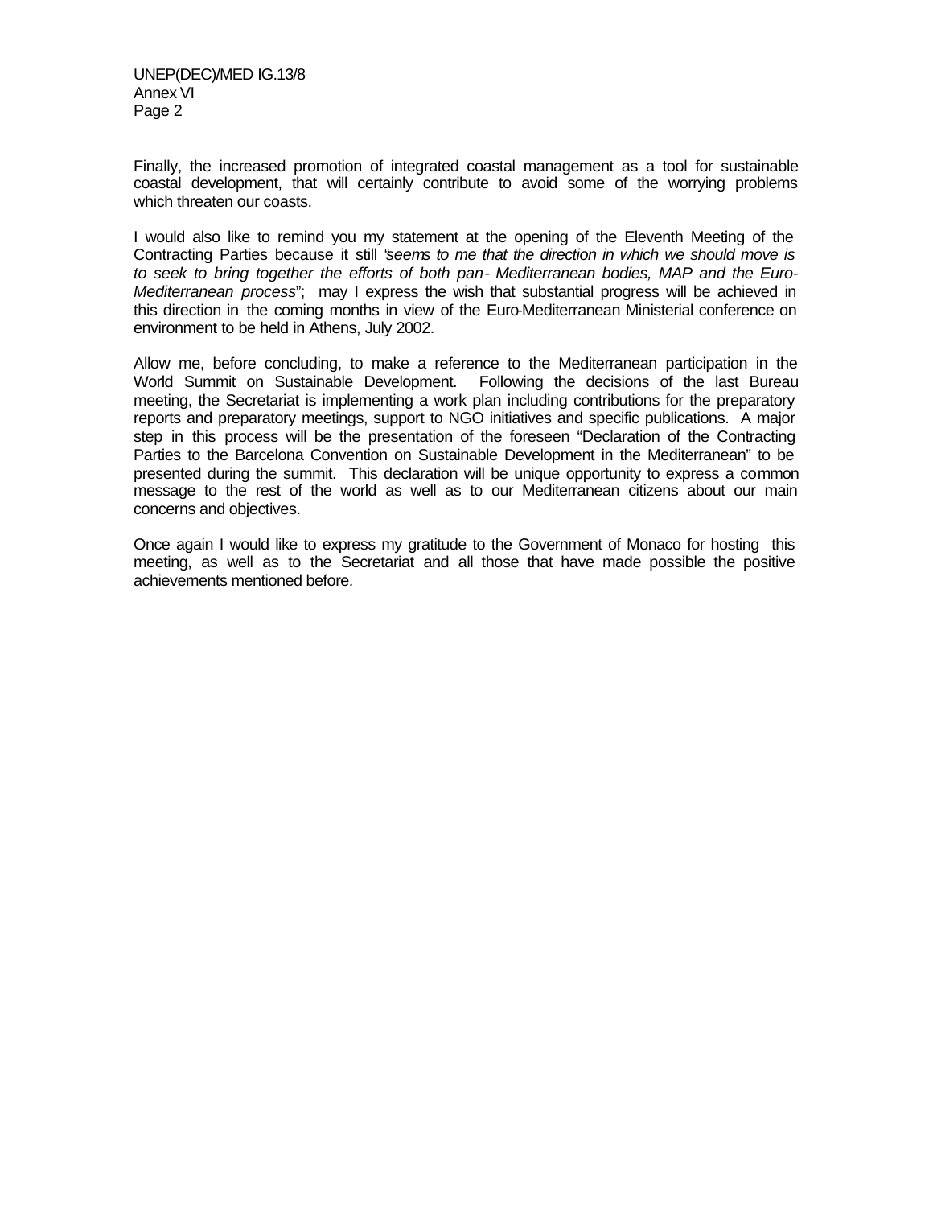Finally, the increased promotion of integrated coastal management as a tool for sustainable coastal development, that will certainly contribute to avoid some of the worrying problems which threaten our coasts.

I would also like to remind you my statement at the opening of the Eleventh Meeting of the Contracting Parties because it still "*seems to me that the direction in which we should move is to seek to bring together the efforts of both pan- Mediterranean bodies, MAP and the Euro-Mediterranean process*"; may I express the wish that substantial progress will be achieved in this direction in the coming months in view of the Euro-Mediterranean Ministerial conference on environment to be held in Athens, July 2002.

Allow me, before concluding, to make a reference to the Mediterranean participation in the World Summit on Sustainable Development. Following the decisions of the last Bureau meeting, the Secretariat is implementing a work plan including contributions for the preparatory reports and preparatory meetings, support to NGO initiatives and specific publications. A major step in this process will be the presentation of the foreseen "Declaration of the Contracting Parties to the Barcelona Convention on Sustainable Development in the Mediterranean" to be presented during the summit. This declaration will be unique opportunity to express a common message to the rest of the world as well as to our Mediterranean citizens about our main concerns and objectives.

Once again I would like to express my gratitude to the Government of Monaco for hosting this meeting, as well as to the Secretariat and all those that have made possible the positive achievements mentioned before.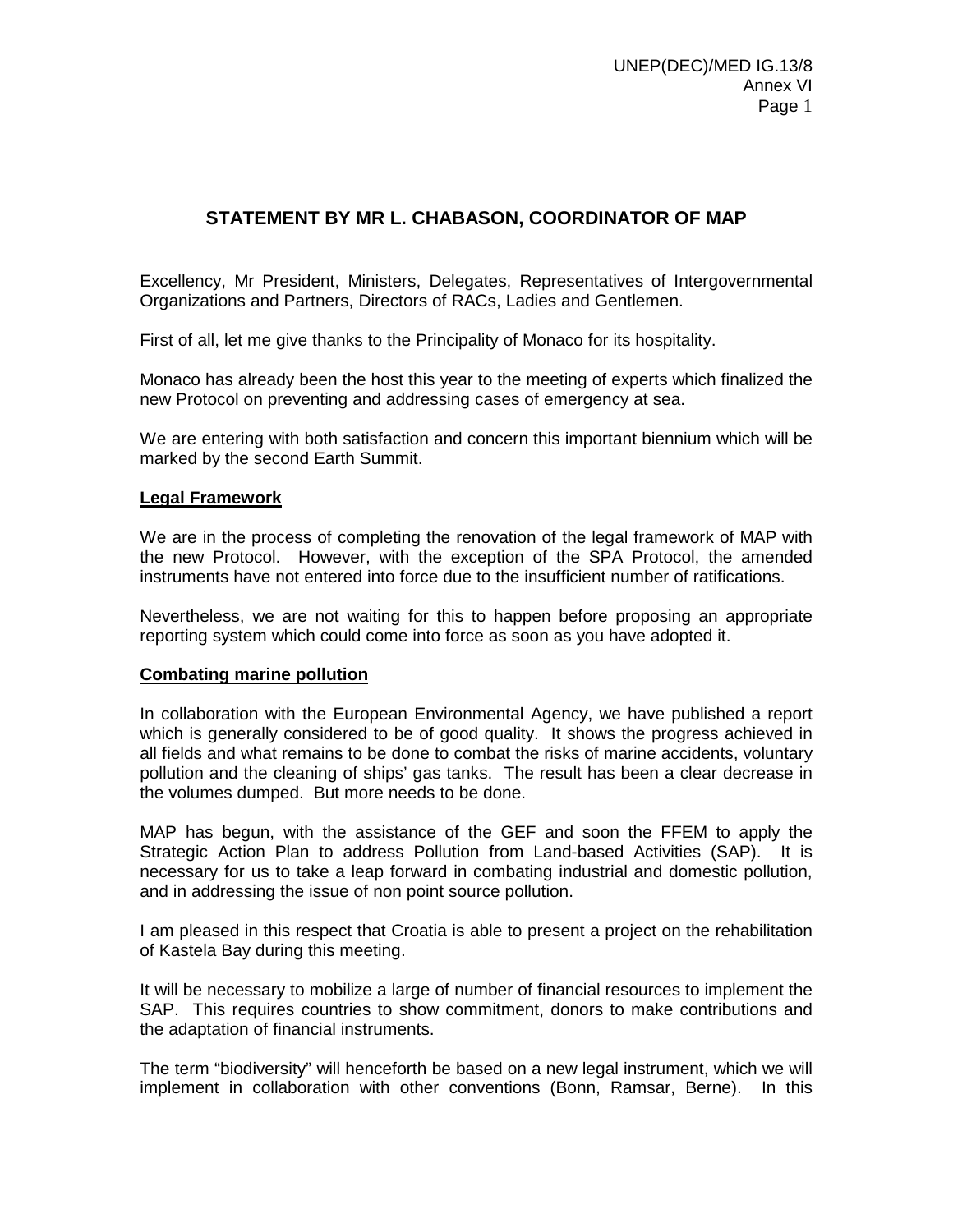## STATEMENT BY MR L. CHABASON, COORDINATOR OF MAP

Excellency, Mr President, Ministers, Delegates, Representatives of Intergovernmental Organizations and Partners, Directors of RACs, Ladies and Gentlemen.

First of all, let me give thanks to the Principality of Monaco for its hospitality.

Monaco has already been the host this year to the meeting of experts which finalized the new Protocol on preventing and addressing cases of emergency at sea.

We are entering with both satisfaction and concern this important biennium which will be marked by the second Earth Summit.

**Legal Framework**

We are in the process of completing the renovation of the legal framework of MAP with the new Protocol. However, with the exception of the SPA Protocol, the amended instruments have not entered into force due to the insufficient number of ratifications.

Nevertheless, we are not waiting for this to happen before proposing an appropriate reporting system which could come into force as soon as you have adopted it.

**Combating marine pollution**

In collaboration with the European Environmental Agency, we have published a report which is generally considered to be of good quality. It shows the progress achieved in all fields and what remains to be done to combat the risks of marine accidents, voluntary pollution and the cleaning of ships' gas tanks. The result has been a clear decrease in the volumes dumped. But more needs to be done.

MAP has begun, with the assistance of the GEF and soon the FFEM to apply the Strategic Action Plan to address Pollution from Land-based Activities (SAP). It is necessary for us to take a leap forward in combating industrial and domestic pollution, and in addressing the issue of non point source pollution.

I am pleased in this respect that Croatia is able to present a project on the rehabilitation of Kastela Bay during this meeting.

It will be necessary to mobilize a large of number of financial resources to implement the SAP. This requires countries to show commitment, donors to make contributions and the adaptation of financial instruments.

The term "biodiversity" will henceforth be based on a new legal instrument, which we will implement in collaboration with other conventions (Bonn, Ramsar, Berne). In this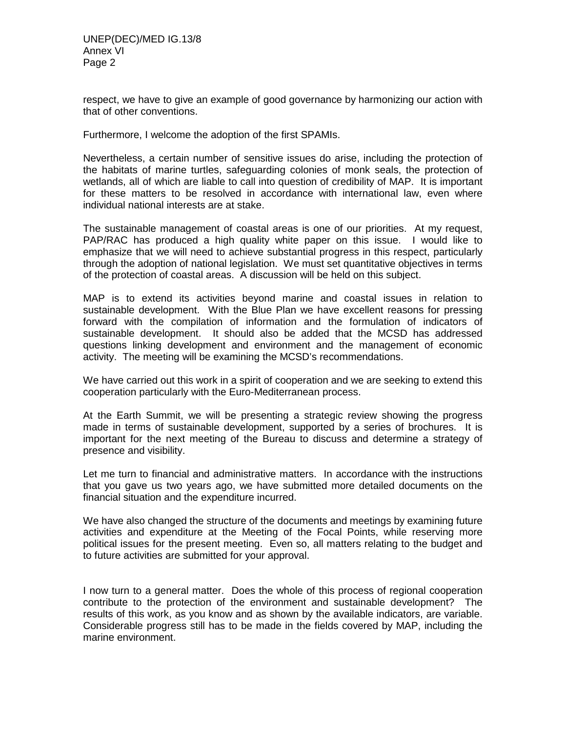respect, we have to give an example of good governance by harmonizing our action with that of other conventions.

Furthermore, I welcome the adoption of the first SPAMIs.

Nevertheless, a certain number of sensitive issues do arise, including the protection of the habitats of marine turtles, safeguarding colonies of monk seals, the protection of wetlands, all of which are liable to call into question of credibility of MAP. It is important for these matters to be resolved in accordance with international law, even where individual national interests are at stake.

The sustainable management of coastal areas is one of our priorities. At my request, PAP/RAC has produced a high quality white paper on this issue. I would like to emphasize that we will need to achieve substantial progress in this respect, particularly through the adoption of national legislation. We must set quantitative objectives in terms of the protection of coastal areas. A discussion will be held on this subject.

MAP is to extend its activities beyond marine and coastal issues in relation to sustainable development. With the Blue Plan we have excellent reasons for pressing forward with the compilation of information and the formulation of indicators of sustainable development. It should also be added that the MCSD has addressed questions linking development and environment and the management of economic activity. The meeting will be examining the MCSD's recommendations.

We have carried out this work in a spirit of cooperation and we are seeking to extend this cooperation particularly with the Euro-Mediterranean process.

At the Earth Summit, we will be presenting a strategic review showing the progress made in terms of sustainable development, supported by a series of brochures. It is important for the next meeting of the Bureau to discuss and determine a strategy of presence and visibility.

Let me turn to financial and administrative matters. In accordance with the instructions that you gave us two years ago, we have submitted more detailed documents on the financial situation and the expenditure incurred.

We have also changed the structure of the documents and meetings by examining future activities and expenditure at the Meeting of the Focal Points, while reserving more political issues for the present meeting. Even so, all matters relating to the budget and to future activities are submitted for your approval.

I now turn to a general matter. Does the whole of this process of regional cooperation contribute to the protection of the environment and sustainable development? The results of this work, as you know and as shown by the available indicators, are variable. Considerable progress still has to be made in the fields covered by MAP, including the marine environment.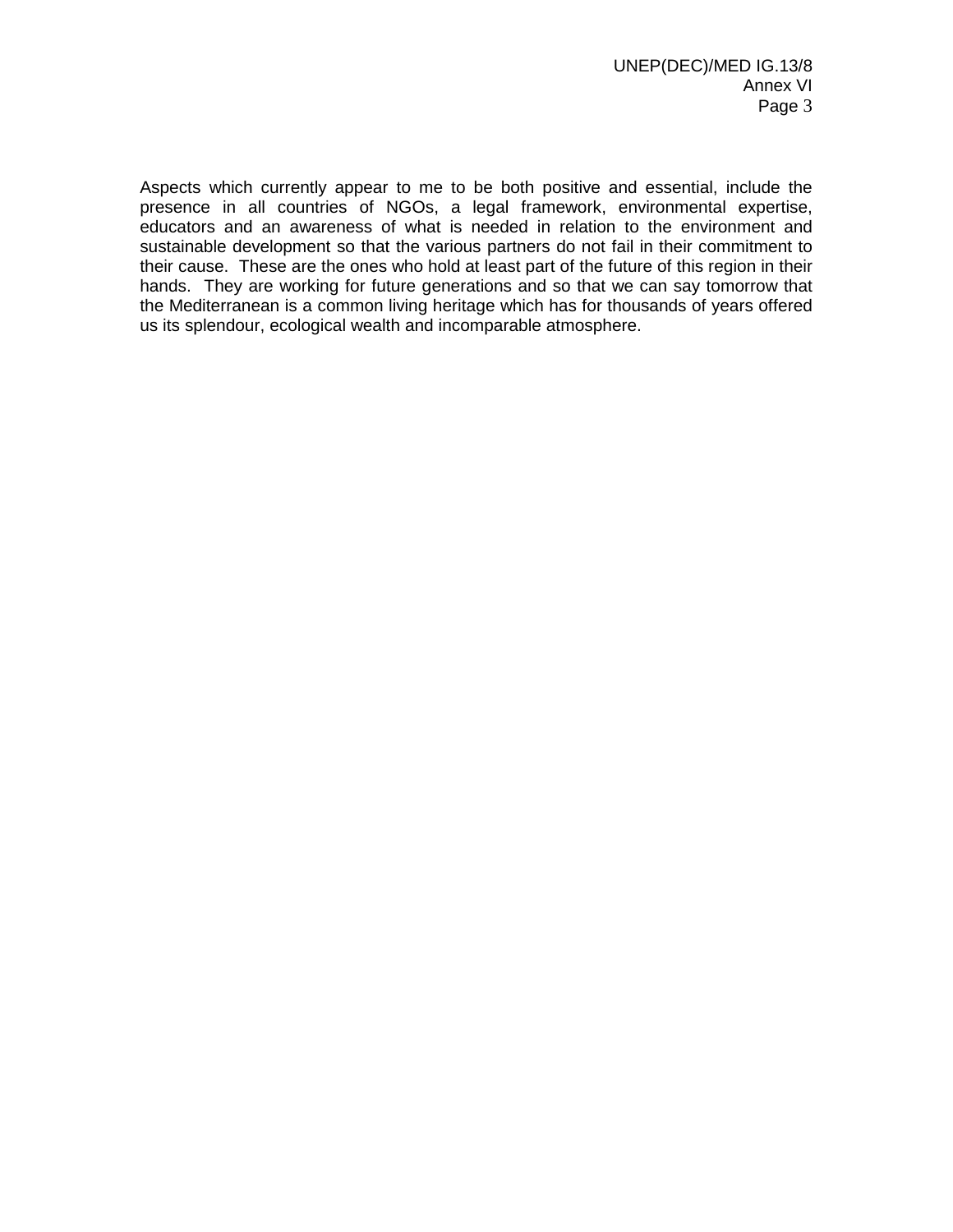Aspects which currently appear to me to be both positive and essential, include the presence in all countries of NGOs, a legal framework, environmental expertise, educators and an awareness of what is needed in relation to the environment and sustainable development so that the various partners do not fail in their commitment to their cause. These are the ones who hold at least part of the future of this region in their hands. They are working for future generations and so that we can say tomorrow that the Mediterranean is a common living heritage which has for thousands of years offered us its splendour, ecological wealth and incomparable atmosphere.